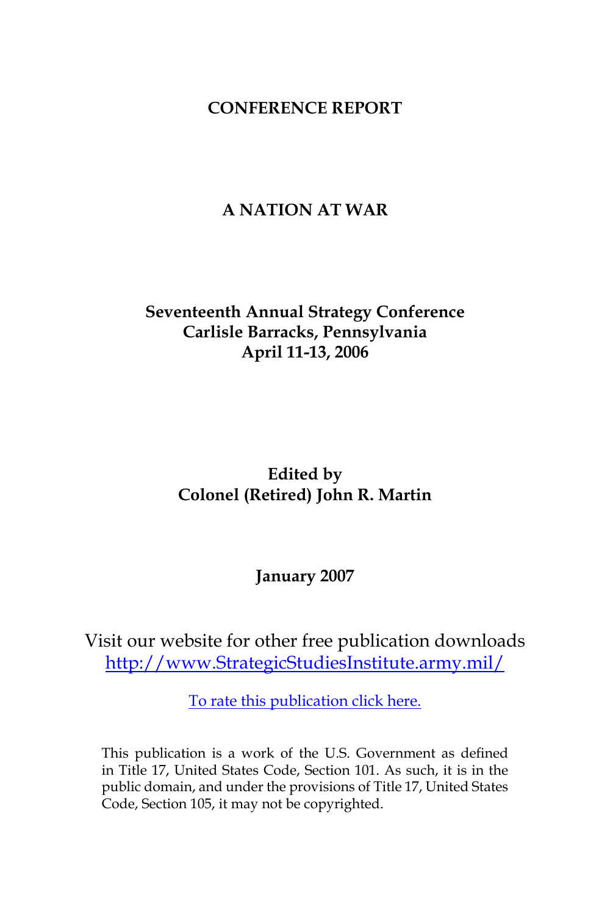**CONFERENCE REPORT**

# A NATION AT WAR

**Seventeenth Annual Strategy Conference**
**Carlisle Barracks, Pennsylvania**
**April 11-13, 2006**

**Edited by**
**Colonel (Retired) John R. Martin**

**January 2007**

Visit our website for other free publication downloads
[http://www.StrategicStudiesInstitute.army.mil/](http://www.StrategicStudiesInstitute.army.mil/)

To rate this publication click here.

This publication is a work of the U.S. Government as defined in Title 17, United States Code, Section 101. As such, it is in the public domain, and under the provisions of Title 17, United States Code, Section 105, it may not be copyrighted.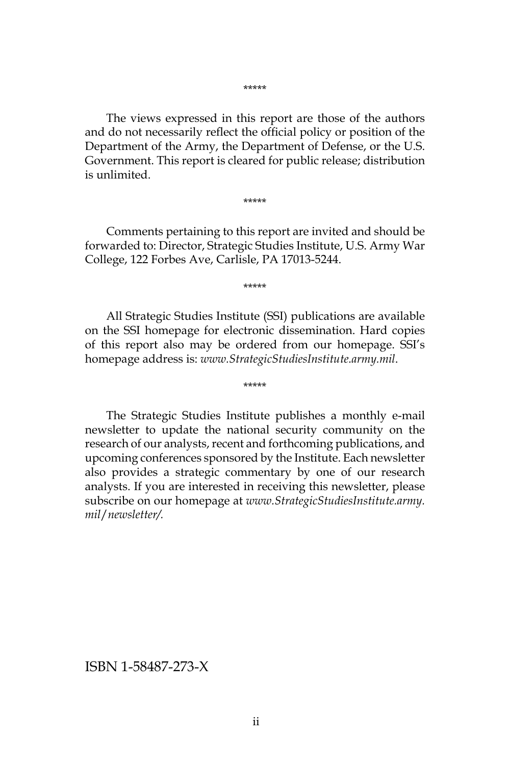*****

The views expressed in this report are those of the authors and do not necessarily reflect the official policy or position of the Department of the Army, the Department of Defense, or the U.S. Government. This report is cleared for public release; distribution is unlimited.

*****

Comments pertaining to this report are invited and should be forwarded to: Director, Strategic Studies Institute, U.S. Army War College, 122 Forbes Ave, Carlisle, PA 17013-5244.

*****

All Strategic Studies Institute (SSI) publications are available on the SSI homepage for electronic dissemination. Hard copies of this report also may be ordered from our homepage. SSI's homepage address is: *www.StrategicStudiesInstitute.army.mil*.

*****

The Strategic Studies Institute publishes a monthly e-mail newsletter to update the national security community on the research of our analysts, recent and forthcoming publications, and upcoming conferences sponsored by the Institute. Each newsletter also provides a strategic commentary by one of our research analysts. If you are interested in receiving this newsletter, please subscribe on our homepage at *www.StrategicStudiesInstitute.army.mil/newsletter/.*

ISBN 1-58487-273-X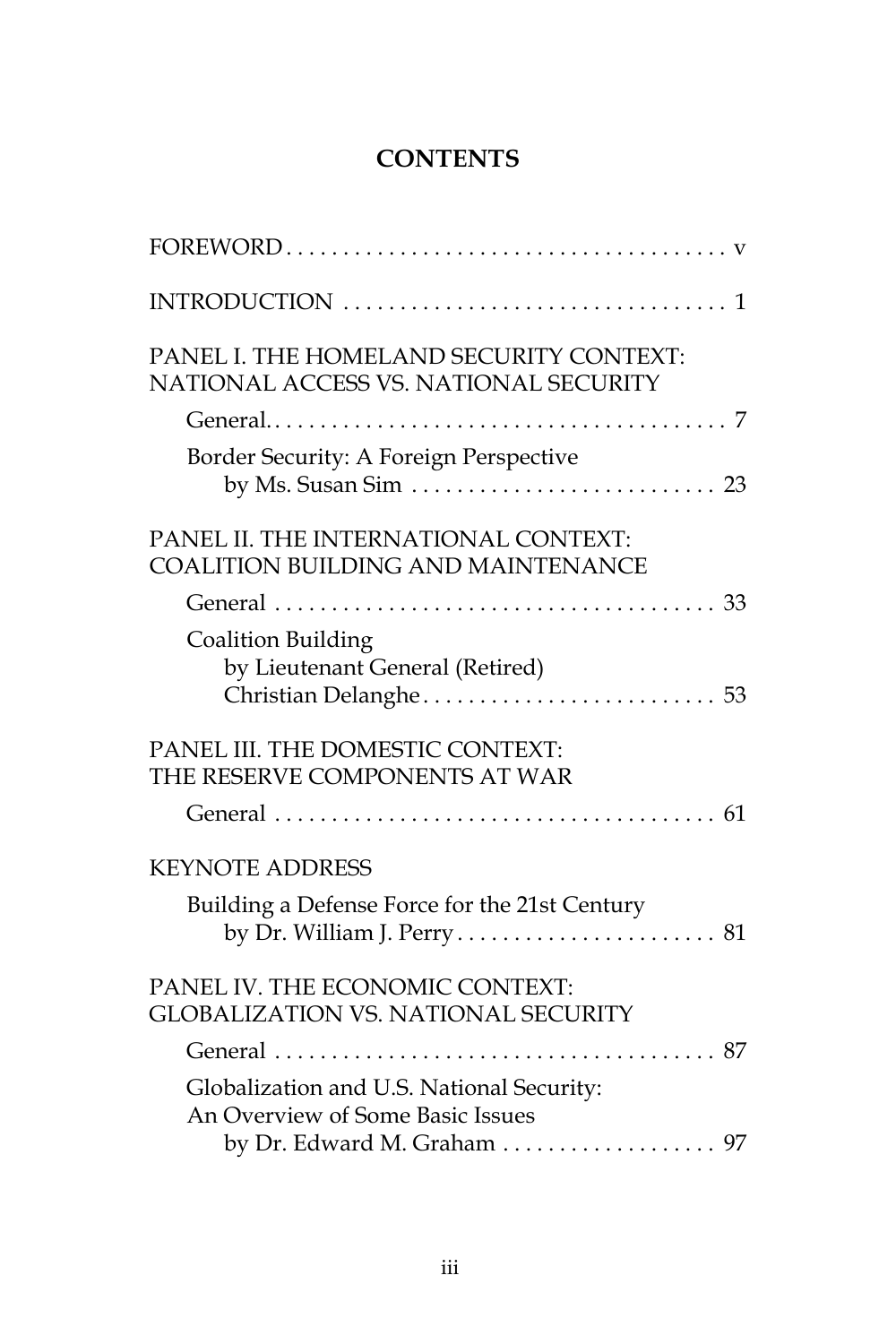# CONTENTS

FOREWORD . . . . . . . . . . v

INTRODUCTION . . . . . . . . . . 1

PANEL I. THE HOMELAND SECURITY CONTEXT: NATIONAL ACCESS VS. NATIONAL SECURITY

- General. . . . . . . . . . 7
- Border Security: A Foreign Perspective by Ms. Susan Sim . . . . . . . . . . 23

PANEL II. THE INTERNATIONAL CONTEXT: COALITION BUILDING AND MAINTENANCE

- General . . . . . . . . . . 33
- Coalition Building by Lieutenant General (Retired) Christian Delanghe . . . . . . . . . . 53

PANEL III. THE DOMESTIC CONTEXT: THE RESERVE COMPONENTS AT WAR

- General . . . . . . . . . . 61

KEYNOTE ADDRESS

- Building a Defense Force for the 21st Century by Dr. William J. Perry . . . . . . . . . . 81

PANEL IV. THE ECONOMIC CONTEXT: GLOBALIZATION VS. NATIONAL SECURITY

- General . . . . . . . . . . 87
- Globalization and U.S. National Security: An Overview of Some Basic Issues by Dr. Edward M. Graham . . . . . . . . . . 97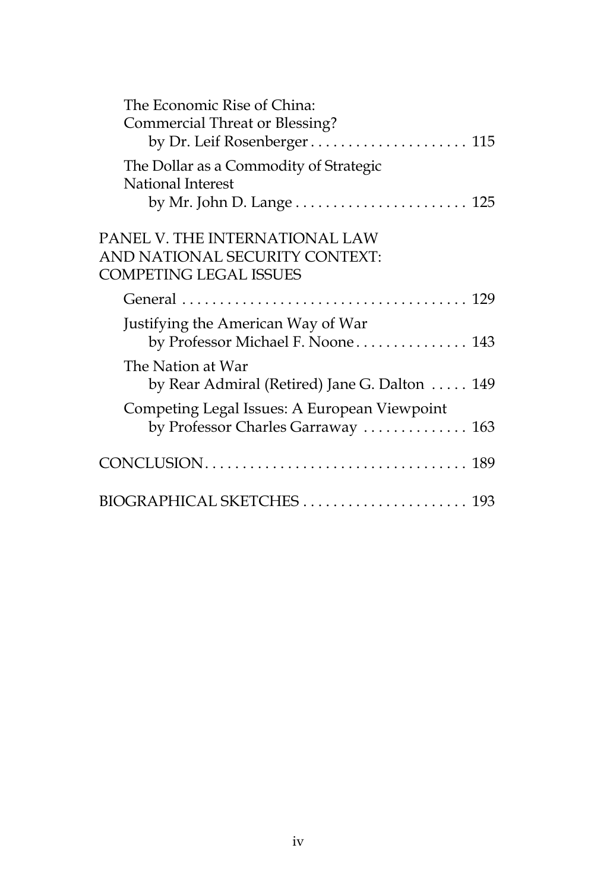The Economic Rise of China: Commercial Threat or Blessing?
by Dr. Leif Rosenberger . . . . . . . . . . . . . . . . . . . . . 115

The Dollar as a Commodity of Strategic National Interest
by Mr. John D. Lange . . . . . . . . . . . . . . . . . . . . . . . 125

PANEL V. THE INTERNATIONAL LAW AND NATIONAL SECURITY CONTEXT: COMPETING LEGAL ISSUES

General . . . . . . . . . . . . . . . . . . . . . . . . . . . . . . . . . . . . . . 129

Justifying the American Way of War
by Professor Michael F. Noone . . . . . . . . . . . . . . . 143

The Nation at War
by Rear Admiral (Retired) Jane G. Dalton . . . . . 149

Competing Legal Issues: A European Viewpoint
by Professor Charles Garraway . . . . . . . . . . . . . . 163

CONCLUSION . . . . . . . . . . . . . . . . . . . . . . . . . . . . . . . . . . . 189

BIOGRAPHICAL SKETCHES . . . . . . . . . . . . . . . . . . . . . . 193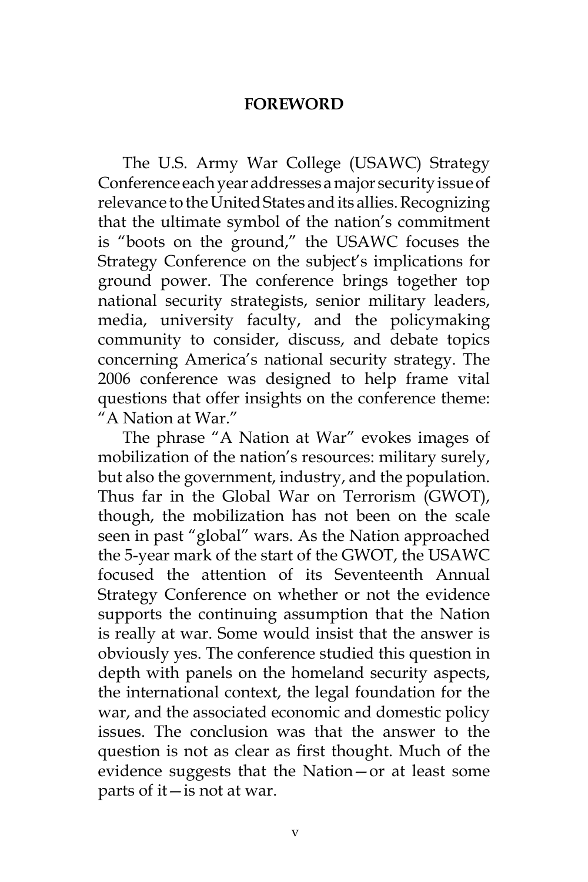## FOREWORD

The U.S. Army War College (USAWC) Strategy Conference each year addresses a major security issue of relevance to the United States and its allies. Recognizing that the ultimate symbol of the nation's commitment is "boots on the ground," the USAWC focuses the Strategy Conference on the subject's implications for ground power. The conference brings together top national security strategists, senior military leaders, media, university faculty, and the policymaking community to consider, discuss, and debate topics concerning America's national security strategy. The 2006 conference was designed to help frame vital questions that offer insights on the conference theme: "A Nation at War."

The phrase "A Nation at War" evokes images of mobilization of the nation's resources: military surely, but also the government, industry, and the population. Thus far in the Global War on Terrorism (GWOT), though, the mobilization has not been on the scale seen in past "global" wars. As the Nation approached the 5-year mark of the start of the GWOT, the USAWC focused the attention of its Seventeenth Annual Strategy Conference on whether or not the evidence supports the continuing assumption that the Nation is really at war. Some would insist that the answer is obviously yes. The conference studied this question in depth with panels on the homeland security aspects, the international context, the legal foundation for the war, and the associated economic and domestic policy issues. The conclusion was that the answer to the question is not as clear as first thought. Much of the evidence suggests that the Nation—or at least some parts of it—is not at war.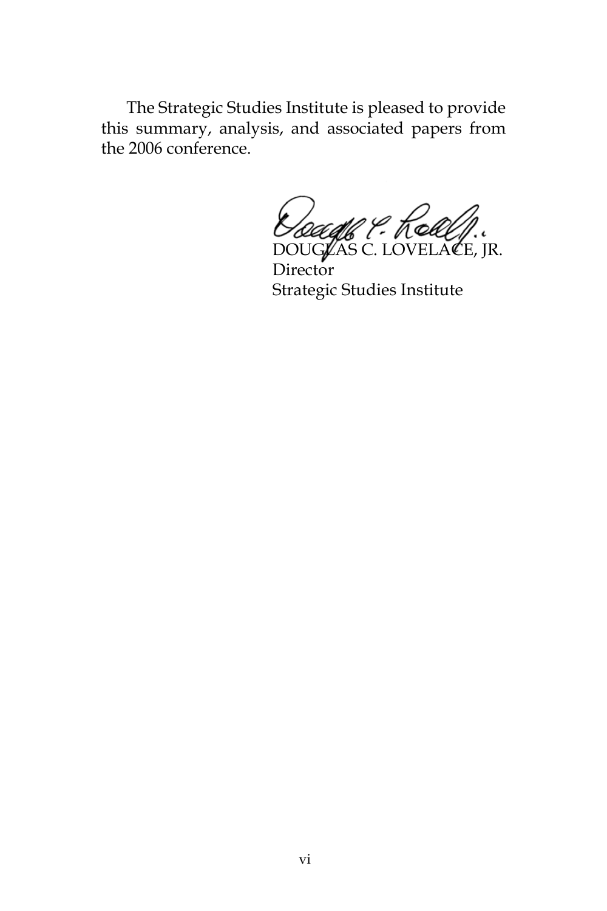The Strategic Studies Institute is pleased to provide this summary, analysis, and associated papers from the 2006 conference.

DOUGLAS C. LOVELACE, JR.
Director
Strategic Studies Institute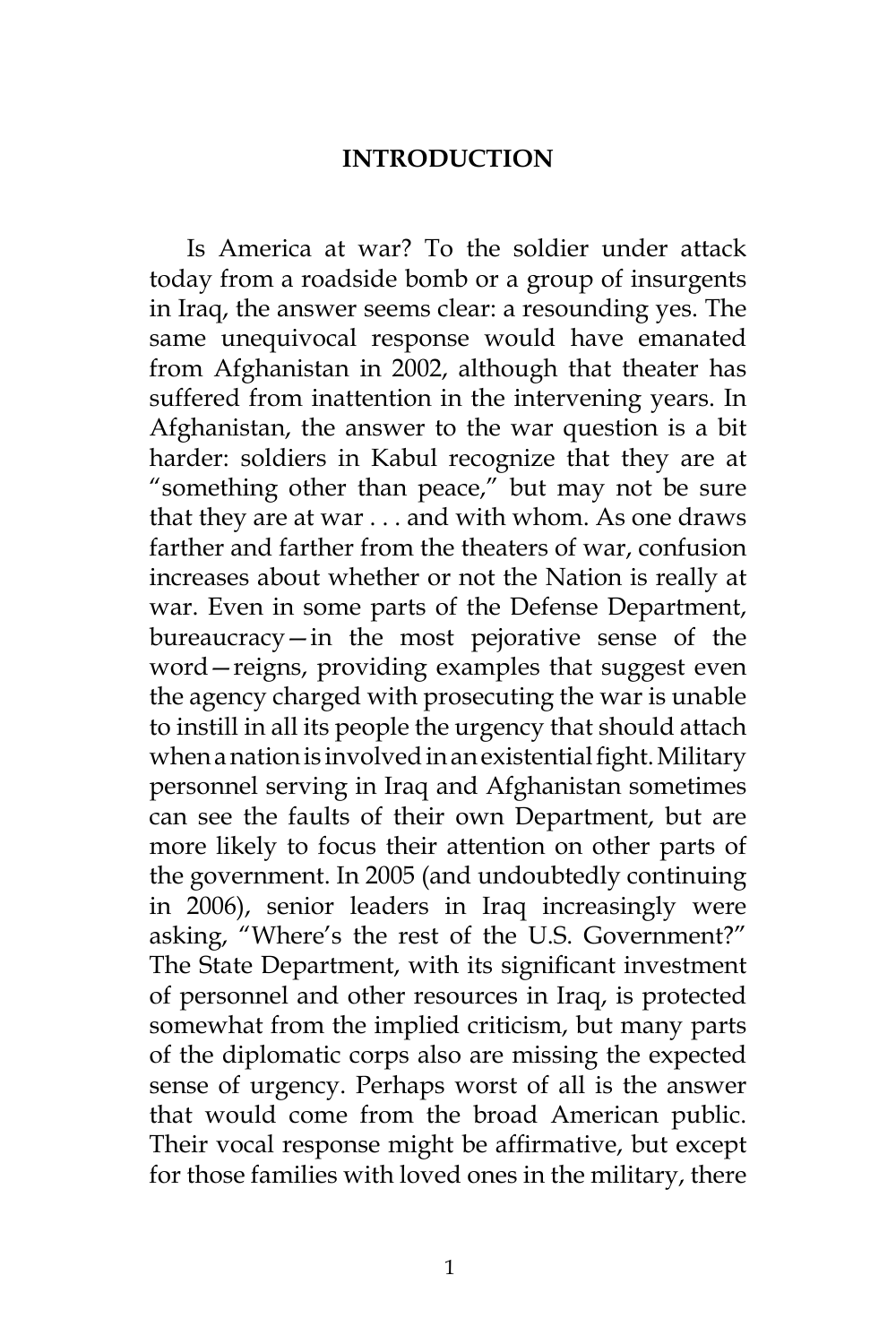# INTRODUCTION

Is America at war? To the soldier under attack today from a roadside bomb or a group of insurgents in Iraq, the answer seems clear: a resounding yes. The same unequivocal response would have emanated from Afghanistan in 2002, although that theater has suffered from inattention in the intervening years. In Afghanistan, the answer to the war question is a bit harder: soldiers in Kabul recognize that they are at "something other than peace," but may not be sure that they are at war . . . and with whom. As one draws farther and farther from the theaters of war, confusion increases about whether or not the Nation is really at war. Even in some parts of the Defense Department, bureaucracy—in the most pejorative sense of the word—reigns, providing examples that suggest even the agency charged with prosecuting the war is unable to instill in all its people the urgency that should attach when a nation is involved in an existential fight. Military personnel serving in Iraq and Afghanistan sometimes can see the faults of their own Department, but are more likely to focus their attention on other parts of the government. In 2005 (and undoubtedly continuing in 2006), senior leaders in Iraq increasingly were asking, "Where's the rest of the U.S. Government?" The State Department, with its significant investment of personnel and other resources in Iraq, is protected somewhat from the implied criticism, but many parts of the diplomatic corps also are missing the expected sense of urgency. Perhaps worst of all is the answer that would come from the broad American public. Their vocal response might be affirmative, but except for those families with loved ones in the military, there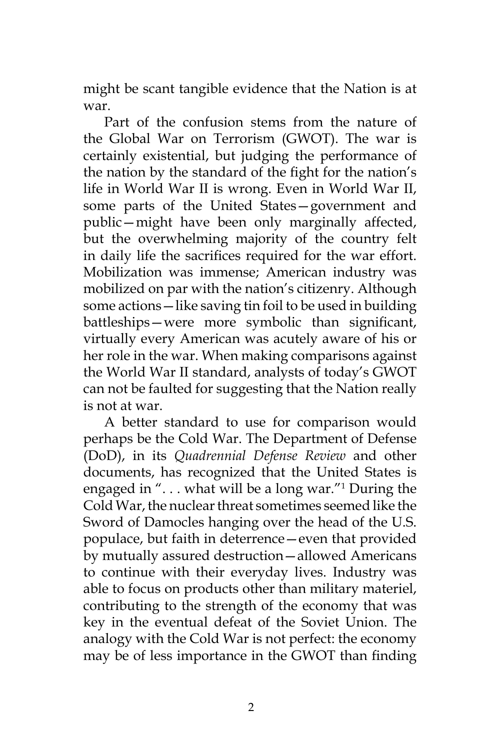might be scant tangible evidence that the Nation is at war.

Part of the confusion stems from the nature of the Global War on Terrorism (GWOT). The war is certainly existential, but judging the performance of the nation by the standard of the fight for the nation's life in World War II is wrong. Even in World War II, some parts of the United States—government and public—might have been only marginally affected, but the overwhelming majority of the country felt in daily life the sacrifices required for the war effort. Mobilization was immense; American industry was mobilized on par with the nation's citizenry. Although some actions—like saving tin foil to be used in building battleships—were more symbolic than significant, virtually every American was acutely aware of his or her role in the war. When making comparisons against the World War II standard, analysts of today's GWOT can not be faulted for suggesting that the Nation really is not at war.

A better standard to use for comparison would perhaps be the Cold War. The Department of Defense (DoD), in its *Quadrennial Defense Review* and other documents, has recognized that the United States is engaged in ". . . what will be a long war."[1] During the Cold War, the nuclear threat sometimes seemed like the Sword of Damocles hanging over the head of the U.S. populace, but faith in deterrence—even that provided by mutually assured destruction—allowed Americans to continue with their everyday lives. Industry was able to focus on products other than military materiel, contributing to the strength of the economy that was key in the eventual defeat of the Soviet Union. The analogy with the Cold War is not perfect: the economy may be of less importance in the GWOT than finding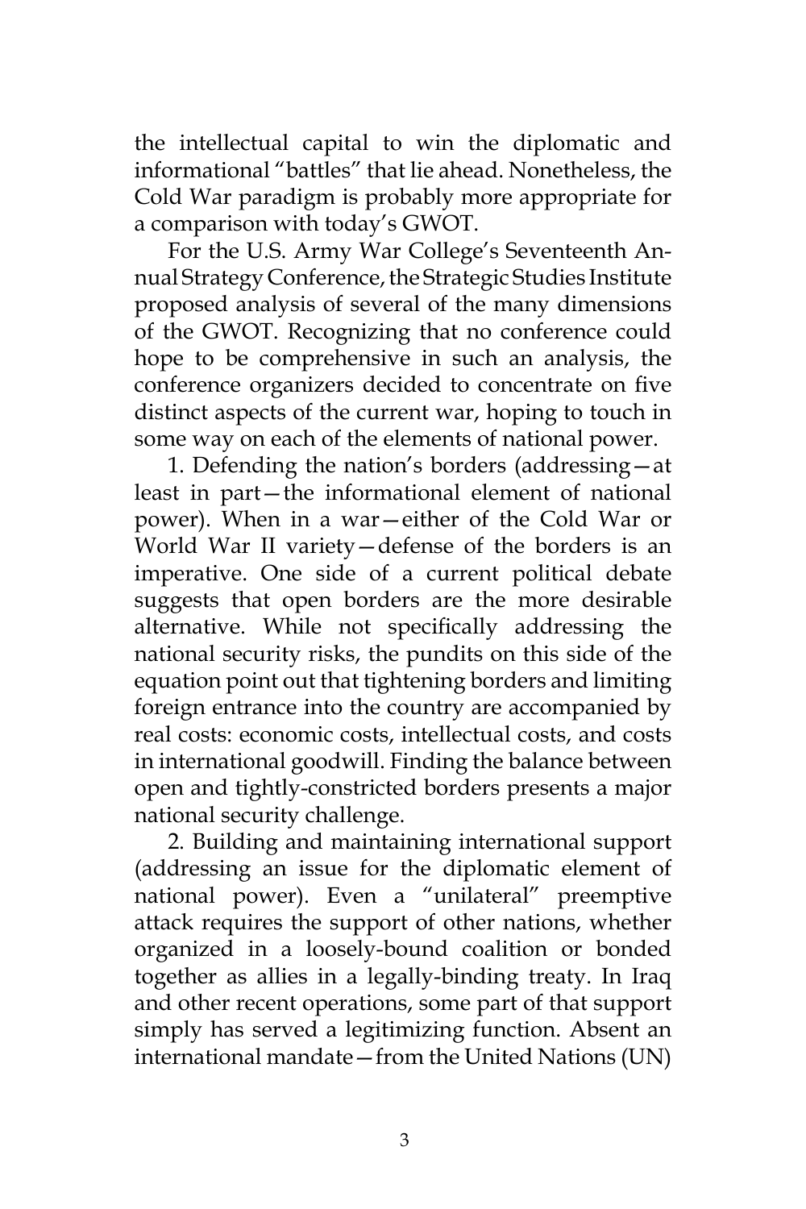the intellectual capital to win the diplomatic and informational "battles" that lie ahead. Nonetheless, the Cold War paradigm is probably more appropriate for a comparison with today's GWOT.

For the U.S. Army War College's Seventeenth Annual Strategy Conference, the Strategic Studies Institute proposed analysis of several of the many dimensions of the GWOT. Recognizing that no conference could hope to be comprehensive in such an analysis, the conference organizers decided to concentrate on five distinct aspects of the current war, hoping to touch in some way on each of the elements of national power.

1. Defending the nation's borders (addressing—at least in part—the informational element of national power). When in a war—either of the Cold War or World War II variety—defense of the borders is an imperative. One side of a current political debate suggests that open borders are the more desirable alternative. While not specifically addressing the national security risks, the pundits on this side of the equation point out that tightening borders and limiting foreign entrance into the country are accompanied by real costs: economic costs, intellectual costs, and costs in international goodwill. Finding the balance between open and tightly-constricted borders presents a major national security challenge.

2. Building and maintaining international support (addressing an issue for the diplomatic element of national power). Even a "unilateral" preemptive attack requires the support of other nations, whether organized in a loosely-bound coalition or bonded together as allies in a legally-binding treaty. In Iraq and other recent operations, some part of that support simply has served a legitimizing function. Absent an international mandate—from the United Nations (UN)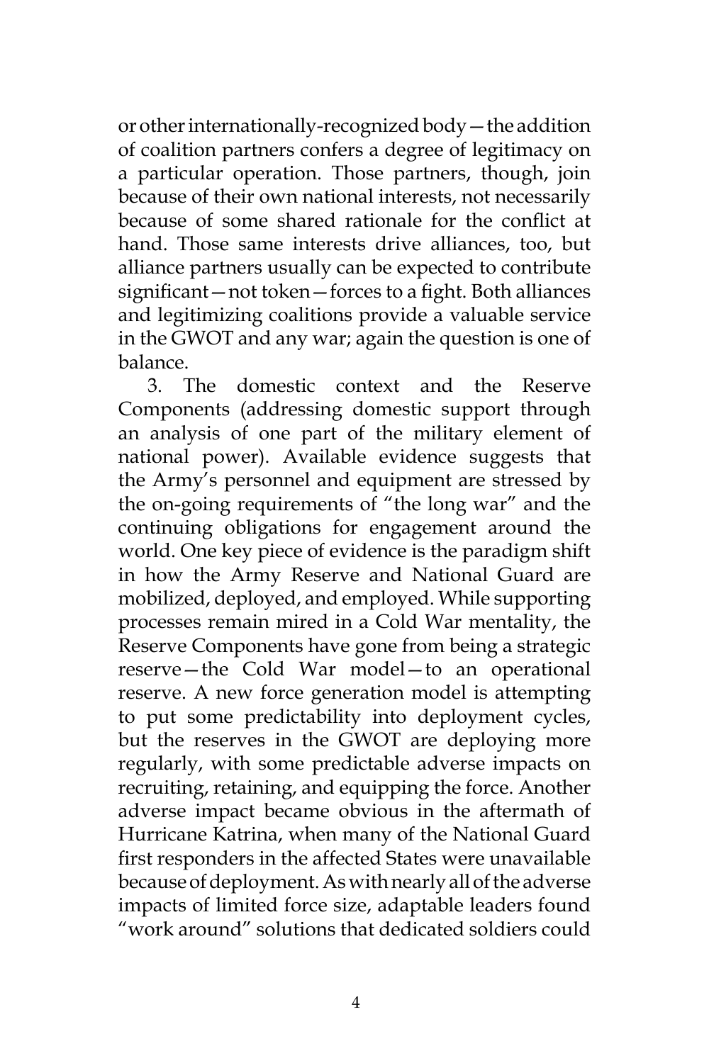or other internationally-recognized body—the addition of coalition partners confers a degree of legitimacy on a particular operation. Those partners, though, join because of their own national interests, not necessarily because of some shared rationale for the conflict at hand. Those same interests drive alliances, too, but alliance partners usually can be expected to contribute significant—not token—forces to a fight. Both alliances and legitimizing coalitions provide a valuable service in the GWOT and any war; again the question is one of balance.

3. The domestic context and the Reserve Components (addressing domestic support through an analysis of one part of the military element of national power). Available evidence suggests that the Army's personnel and equipment are stressed by the on-going requirements of "the long war" and the continuing obligations for engagement around the world. One key piece of evidence is the paradigm shift in how the Army Reserve and National Guard are mobilized, deployed, and employed. While supporting processes remain mired in a Cold War mentality, the Reserve Components have gone from being a strategic reserve—the Cold War model—to an operational reserve. A new force generation model is attempting to put some predictability into deployment cycles, but the reserves in the GWOT are deploying more regularly, with some predictable adverse impacts on recruiting, retaining, and equipping the force. Another adverse impact became obvious in the aftermath of Hurricane Katrina, when many of the National Guard first responders in the affected States were unavailable because of deployment. As with nearly all of the adverse impacts of limited force size, adaptable leaders found "work around" solutions that dedicated soldiers could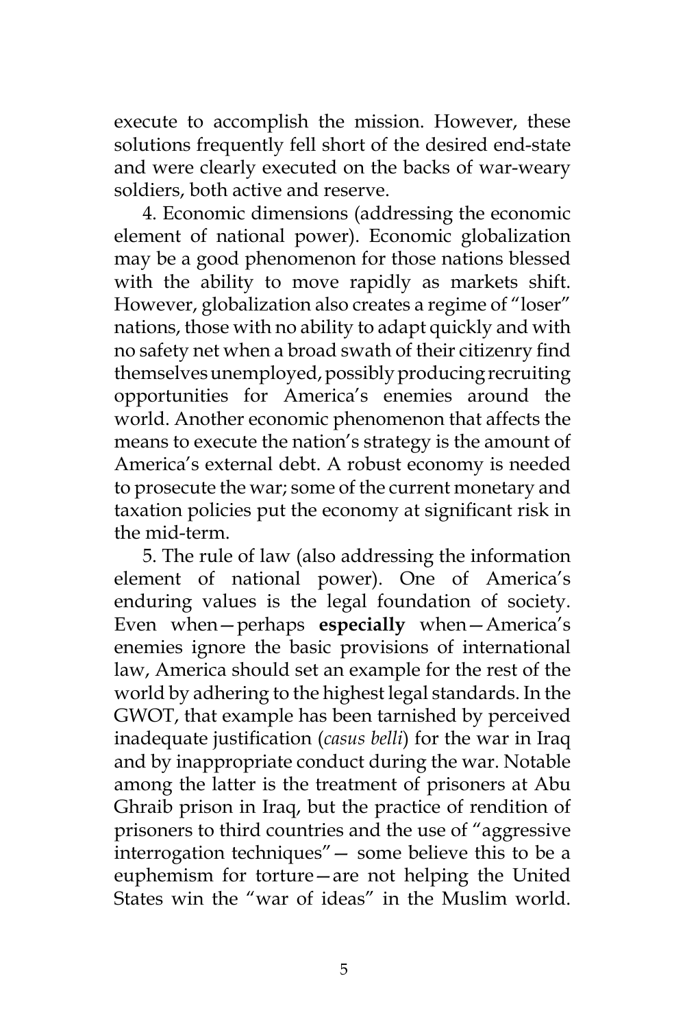execute to accomplish the mission. However, these solutions frequently fell short of the desired end-state and were clearly executed on the backs of war-weary soldiers, both active and reserve.

4. Economic dimensions (addressing the economic element of national power). Economic globalization may be a good phenomenon for those nations blessed with the ability to move rapidly as markets shift. However, globalization also creates a regime of "loser" nations, those with no ability to adapt quickly and with no safety net when a broad swath of their citizenry find themselves unemployed, possibly producing recruiting opportunities for America's enemies around the world. Another economic phenomenon that affects the means to execute the nation's strategy is the amount of America's external debt. A robust economy is needed to prosecute the war; some of the current monetary and taxation policies put the economy at significant risk in the mid-term.

5. The rule of law (also addressing the information element of national power). One of America's enduring values is the legal foundation of society. Even when—perhaps **especially** when—America's enemies ignore the basic provisions of international law, America should set an example for the rest of the world by adhering to the highest legal standards. In the GWOT, that example has been tarnished by perceived inadequate justification (*casus belli*) for the war in Iraq and by inappropriate conduct during the war. Notable among the latter is the treatment of prisoners at Abu Ghraib prison in Iraq, but the practice of rendition of prisoners to third countries and the use of "aggressive interrogation techniques"— some believe this to be a euphemism for torture—are not helping the United States win the "war of ideas" in the Muslim world.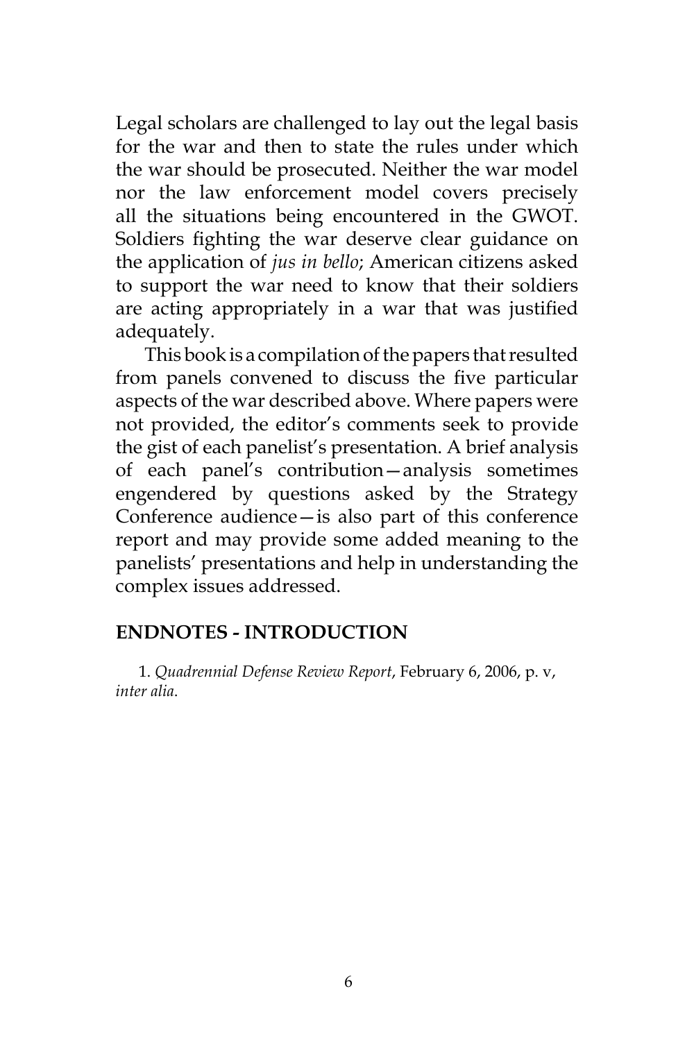Legal scholars are challenged to lay out the legal basis for the war and then to state the rules under which the war should be prosecuted. Neither the war model nor the law enforcement model covers precisely all the situations being encountered in the GWOT. Soldiers fighting the war deserve clear guidance on the application of *jus in bello*; American citizens asked to support the war need to know that their soldiers are acting appropriately in a war that was justified adequately.

This book is a compilation of the papers that resulted from panels convened to discuss the five particular aspects of the war described above. Where papers were not provided, the editor's comments seek to provide the gist of each panelist's presentation. A brief analysis of each panel's contribution—analysis sometimes engendered by questions asked by the Strategy Conference audience—is also part of this conference report and may provide some added meaning to the panelists' presentations and help in understanding the complex issues addressed.

## ENDNOTES - INTRODUCTION

1. *Quadrennial Defense Review Report*, February 6, 2006, p. v, *inter alia*.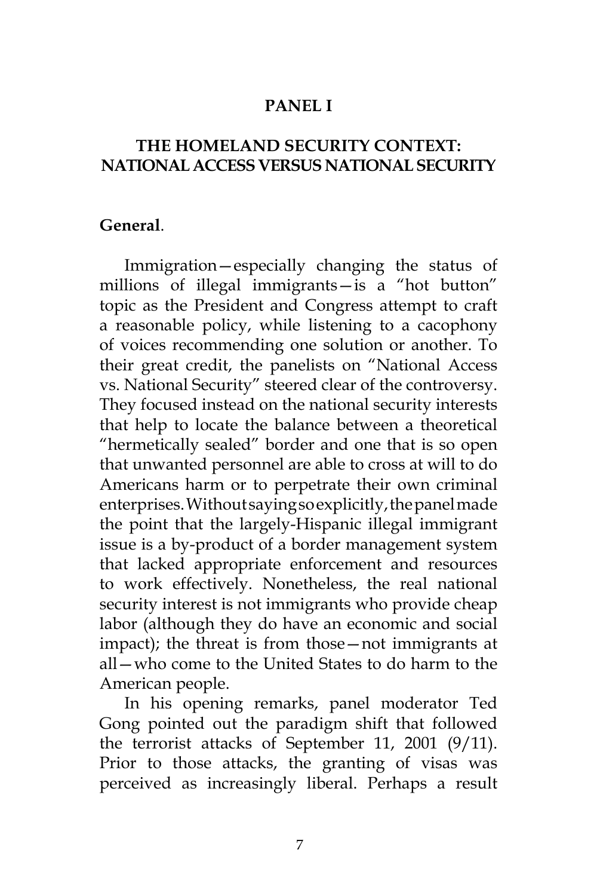# PANEL I

## THE HOMELAND SECURITY CONTEXT: NATIONAL ACCESS VERSUS NATIONAL SECURITY

**General**.

Immigration—especially changing the status of millions of illegal immigrants—is a "hot button" topic as the President and Congress attempt to craft a reasonable policy, while listening to a cacophony of voices recommending one solution or another. To their great credit, the panelists on "National Access vs. National Security" steered clear of the controversy. They focused instead on the national security interests that help to locate the balance between a theoretical "hermetically sealed" border and one that is so open that unwanted personnel are able to cross at will to do Americans harm or to perpetrate their own criminal enterprises. Without saying so explicitly, the panel made the point that the largely-Hispanic illegal immigrant issue is a by-product of a border management system that lacked appropriate enforcement and resources to work effectively. Nonetheless, the real national security interest is not immigrants who provide cheap labor (although they do have an economic and social impact); the threat is from those—not immigrants at all—who come to the United States to do harm to the American people.

In his opening remarks, panel moderator Ted Gong pointed out the paradigm shift that followed the terrorist attacks of September 11, 2001 (9/11). Prior to those attacks, the granting of visas was perceived as increasingly liberal. Perhaps a result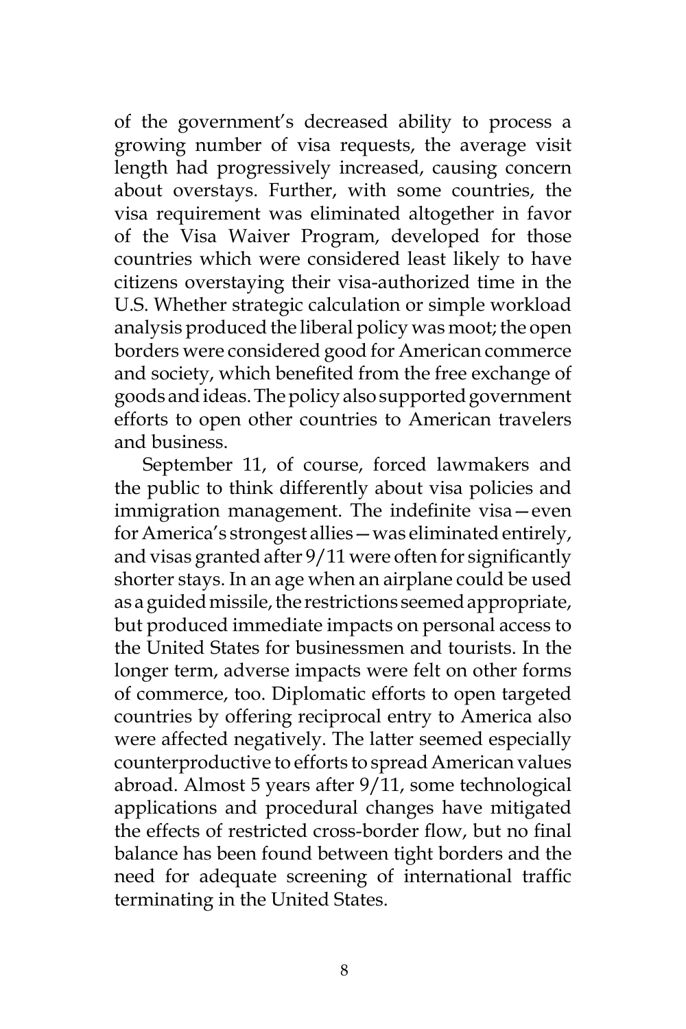of the government's decreased ability to process a growing number of visa requests, the average visit length had progressively increased, causing concern about overstays. Further, with some countries, the visa requirement was eliminated altogether in favor of the Visa Waiver Program, developed for those countries which were considered least likely to have citizens overstaying their visa-authorized time in the U.S. Whether strategic calculation or simple workload analysis produced the liberal policy was moot; the open borders were considered good for American commerce and society, which benefited from the free exchange of goods and ideas. The policy also supported government efforts to open other countries to American travelers and business.

September 11, of course, forced lawmakers and the public to think differently about visa policies and immigration management. The indefinite visa—even for America's strongest allies—was eliminated entirely, and visas granted after 9/11 were often for significantly shorter stays. In an age when an airplane could be used as a guided missile, the restrictions seemed appropriate, but produced immediate impacts on personal access to the United States for businessmen and tourists. In the longer term, adverse impacts were felt on other forms of commerce, too. Diplomatic efforts to open targeted countries by offering reciprocal entry to America also were affected negatively. The latter seemed especially counterproductive to efforts to spread American values abroad. Almost 5 years after 9/11, some technological applications and procedural changes have mitigated the effects of restricted cross-border flow, but no final balance has been found between tight borders and the need for adequate screening of international traffic terminating in the United States.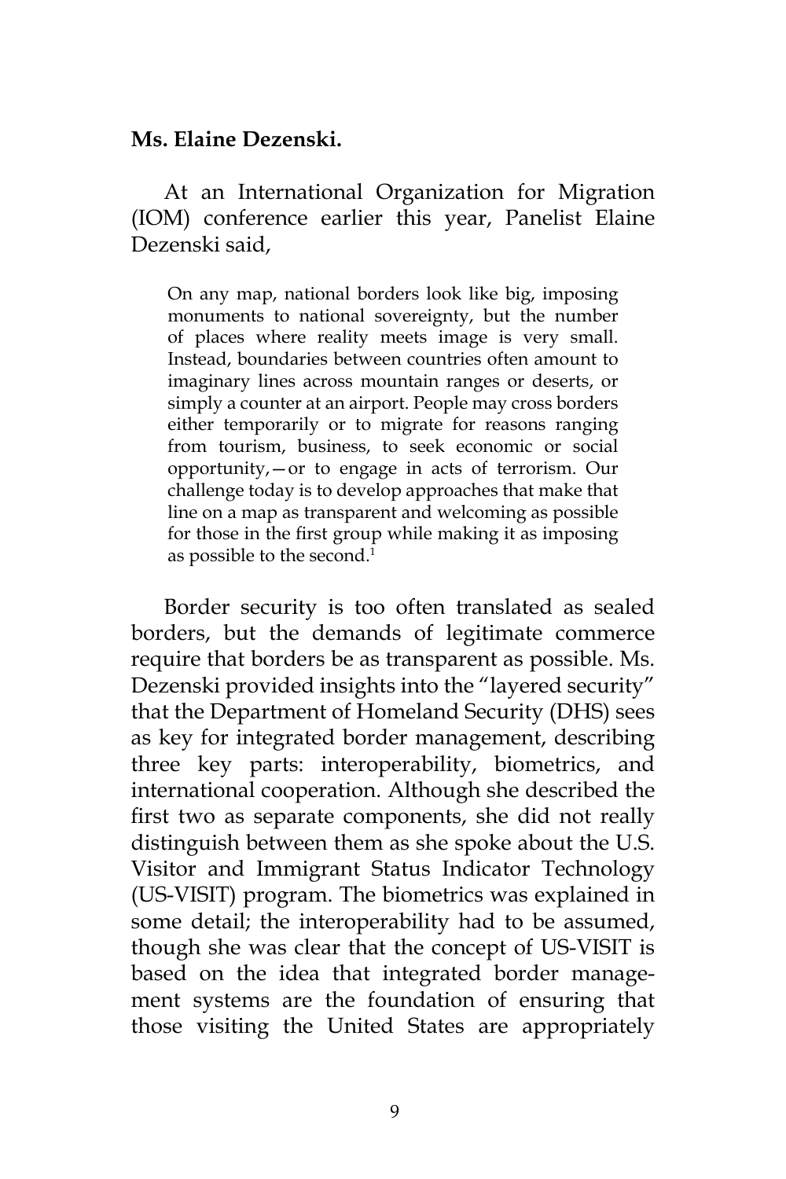**Ms. Elaine Dezenski.**

At an International Organization for Migration (IOM) conference earlier this year, Panelist Elaine Dezenski said,

> On any map, national borders look like big, imposing monuments to national sovereignty, but the number of places where reality meets image is very small. Instead, boundaries between countries often amount to imaginary lines across mountain ranges or deserts, or simply a counter at an airport. People may cross borders either temporarily or to migrate for reasons ranging from tourism, business, to seek economic or social opportunity,—or to engage in acts of terrorism. Our challenge today is to develop approaches that make that line on a map as transparent and welcoming as possible for those in the first group while making it as imposing as possible to the second.[1]

Border security is too often translated as sealed borders, but the demands of legitimate commerce require that borders be as transparent as possible. Ms. Dezenski provided insights into the "layered security" that the Department of Homeland Security (DHS) sees as key for integrated border management, describing three key parts: interoperability, biometrics, and international cooperation. Although she described the first two as separate components, she did not really distinguish between them as she spoke about the U.S. Visitor and Immigrant Status Indicator Technology (US-VISIT) program. The biometrics was explained in some detail; the interoperability had to be assumed, though she was clear that the concept of US-VISIT is based on the idea that integrated border management systems are the foundation of ensuring that those visiting the United States are appropriately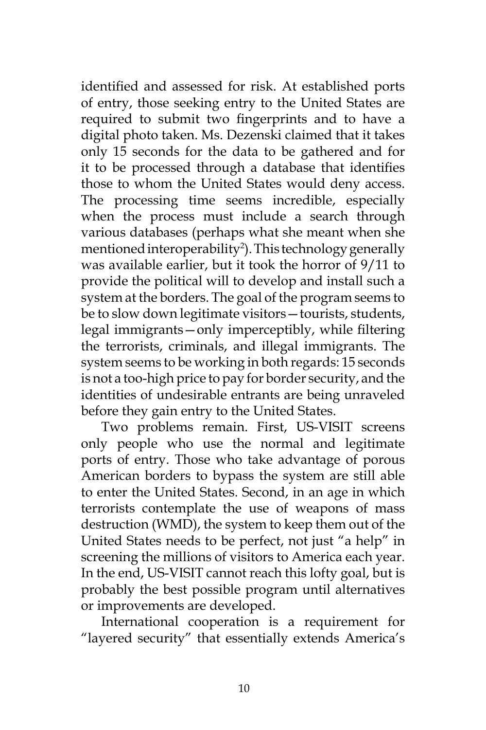identified and assessed for risk. At established ports of entry, those seeking entry to the United States are required to submit two fingerprints and to have a digital photo taken. Ms. Dezenski claimed that it takes only 15 seconds for the data to be gathered and for it to be processed through a database that identifies those to whom the United States would deny access. The processing time seems incredible, especially when the process must include a search through various databases (perhaps what she meant when she mentioned interoperability[2]). This technology generally was available earlier, but it took the horror of 9/11 to provide the political will to develop and install such a system at the borders. The goal of the program seems to be to slow down legitimate visitors—tourists, students, legal immigrants—only imperceptibly, while filtering the terrorists, criminals, and illegal immigrants. The system seems to be working in both regards: 15 seconds is not a too-high price to pay for border security, and the identities of undesirable entrants are being unraveled before they gain entry to the United States.

Two problems remain. First, US-VISIT screens only people who use the normal and legitimate ports of entry. Those who take advantage of porous American borders to bypass the system are still able to enter the United States. Second, in an age in which terrorists contemplate the use of weapons of mass destruction (WMD), the system to keep them out of the United States needs to be perfect, not just "a help" in screening the millions of visitors to America each year. In the end, US-VISIT cannot reach this lofty goal, but is probably the best possible program until alternatives or improvements are developed.

International cooperation is a requirement for "layered security" that essentially extends America's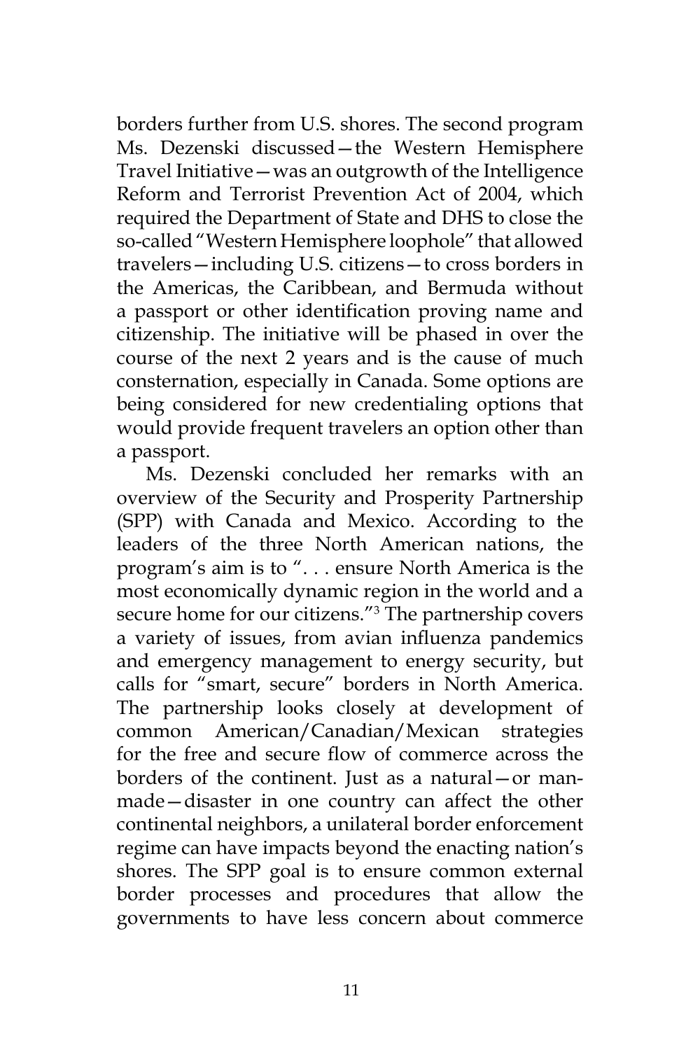borders further from U.S. shores. The second program Ms. Dezenski discussed—the Western Hemisphere Travel Initiative—was an outgrowth of the Intelligence Reform and Terrorist Prevention Act of 2004, which required the Department of State and DHS to close the so-called "Western Hemisphere loophole" that allowed travelers—including U.S. citizens—to cross borders in the Americas, the Caribbean, and Bermuda without a passport or other identification proving name and citizenship. The initiative will be phased in over the course of the next 2 years and is the cause of much consternation, especially in Canada. Some options are being considered for new credentialing options that would provide frequent travelers an option other than a passport.

Ms. Dezenski concluded her remarks with an overview of the Security and Prosperity Partnership (SPP) with Canada and Mexico. According to the leaders of the three North American nations, the program's aim is to ". . . ensure North America is the most economically dynamic region in the world and a secure home for our citizens."[3] The partnership covers a variety of issues, from avian influenza pandemics and emergency management to energy security, but calls for "smart, secure" borders in North America. The partnership looks closely at development of common American/Canadian/Mexican strategies for the free and secure flow of commerce across the borders of the continent. Just as a natural—or man-made—disaster in one country can affect the other continental neighbors, a unilateral border enforcement regime can have impacts beyond the enacting nation's shores. The SPP goal is to ensure common external border processes and procedures that allow the governments to have less concern about commerce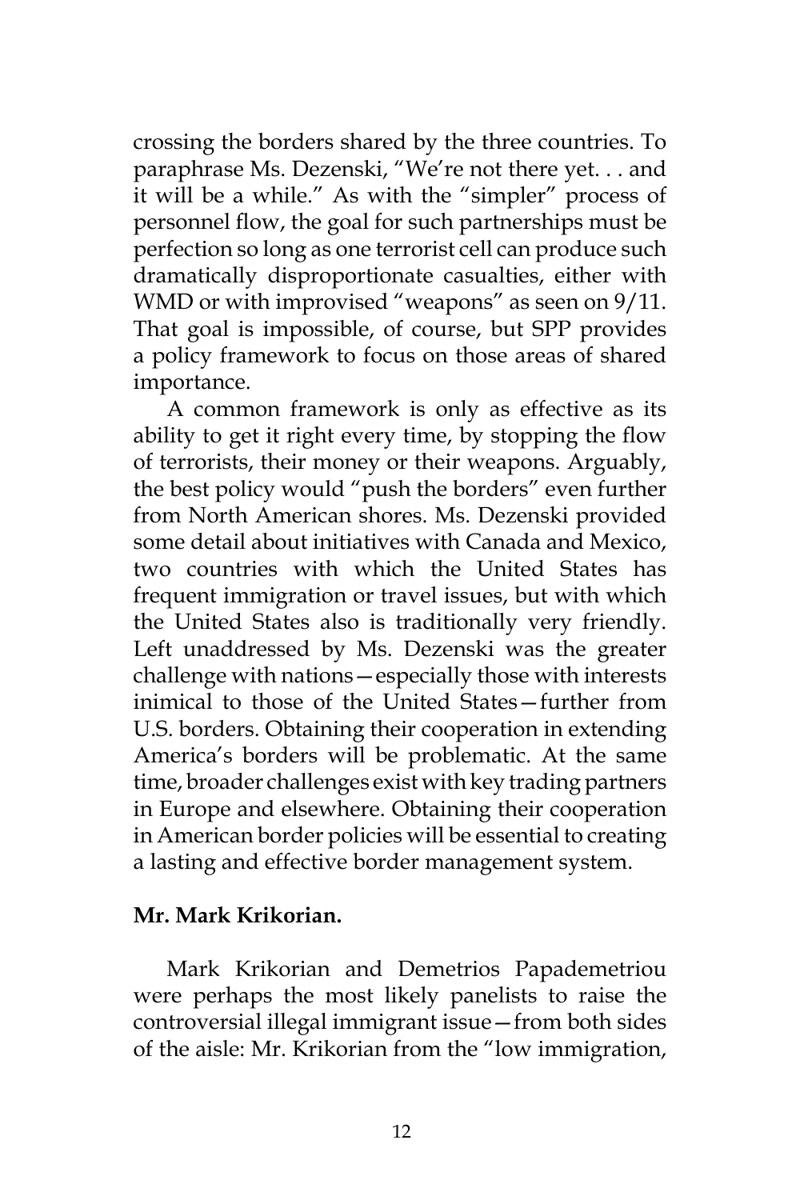crossing the borders shared by the three countries. To paraphrase Ms. Dezenski, "We're not there yet. . . and it will be a while." As with the "simpler" process of personnel flow, the goal for such partnerships must be perfection so long as one terrorist cell can produce such dramatically disproportionate casualties, either with WMD or with improvised "weapons" as seen on 9/11. That goal is impossible, of course, but SPP provides a policy framework to focus on those areas of shared importance.

A common framework is only as effective as its ability to get it right every time, by stopping the flow of terrorists, their money or their weapons. Arguably, the best policy would "push the borders" even further from North American shores. Ms. Dezenski provided some detail about initiatives with Canada and Mexico, two countries with which the United States has frequent immigration or travel issues, but with which the United States also is traditionally very friendly. Left unaddressed by Ms. Dezenski was the greater challenge with nations—especially those with interests inimical to those of the United States—further from U.S. borders. Obtaining their cooperation in extending America's borders will be problematic. At the same time, broader challenges exist with key trading partners in Europe and elsewhere. Obtaining their cooperation in American border policies will be essential to creating a lasting and effective border management system.

**Mr. Mark Krikorian.**

Mark Krikorian and Demetrios Papademetriou were perhaps the most likely panelists to raise the controversial illegal immigrant issue—from both sides of the aisle: Mr. Krikorian from the "low immigration,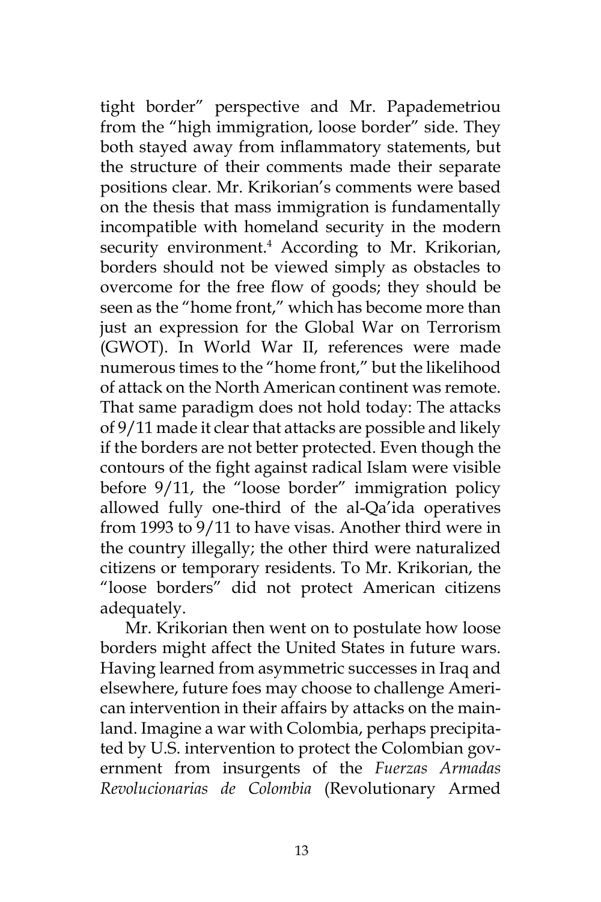tight border" perspective and Mr. Papademetriou from the "high immigration, loose border" side. They both stayed away from inflammatory statements, but the structure of their comments made their separate positions clear. Mr. Krikorian's comments were based on the thesis that mass immigration is fundamentally incompatible with homeland security in the modern security environment.[4] According to Mr. Krikorian, borders should not be viewed simply as obstacles to overcome for the free flow of goods; they should be seen as the "home front," which has become more than just an expression for the Global War on Terrorism (GWOT). In World War II, references were made numerous times to the "home front," but the likelihood of attack on the North American continent was remote. That same paradigm does not hold today: The attacks of 9/11 made it clear that attacks are possible and likely if the borders are not better protected. Even though the contours of the fight against radical Islam were visible before 9/11, the "loose border" immigration policy allowed fully one-third of the al-Qa'ida operatives from 1993 to 9/11 to have visas. Another third were in the country illegally; the other third were naturalized citizens or temporary residents. To Mr. Krikorian, the "loose borders" did not protect American citizens adequately.

Mr. Krikorian then went on to postulate how loose borders might affect the United States in future wars. Having learned from asymmetric successes in Iraq and elsewhere, future foes may choose to challenge American intervention in their affairs by attacks on the mainland. Imagine a war with Colombia, perhaps precipitated by U.S. intervention to protect the Colombian government from insurgents of the *Fuerzas Armadas Revolucionarias de Colombia* (Revolutionary Armed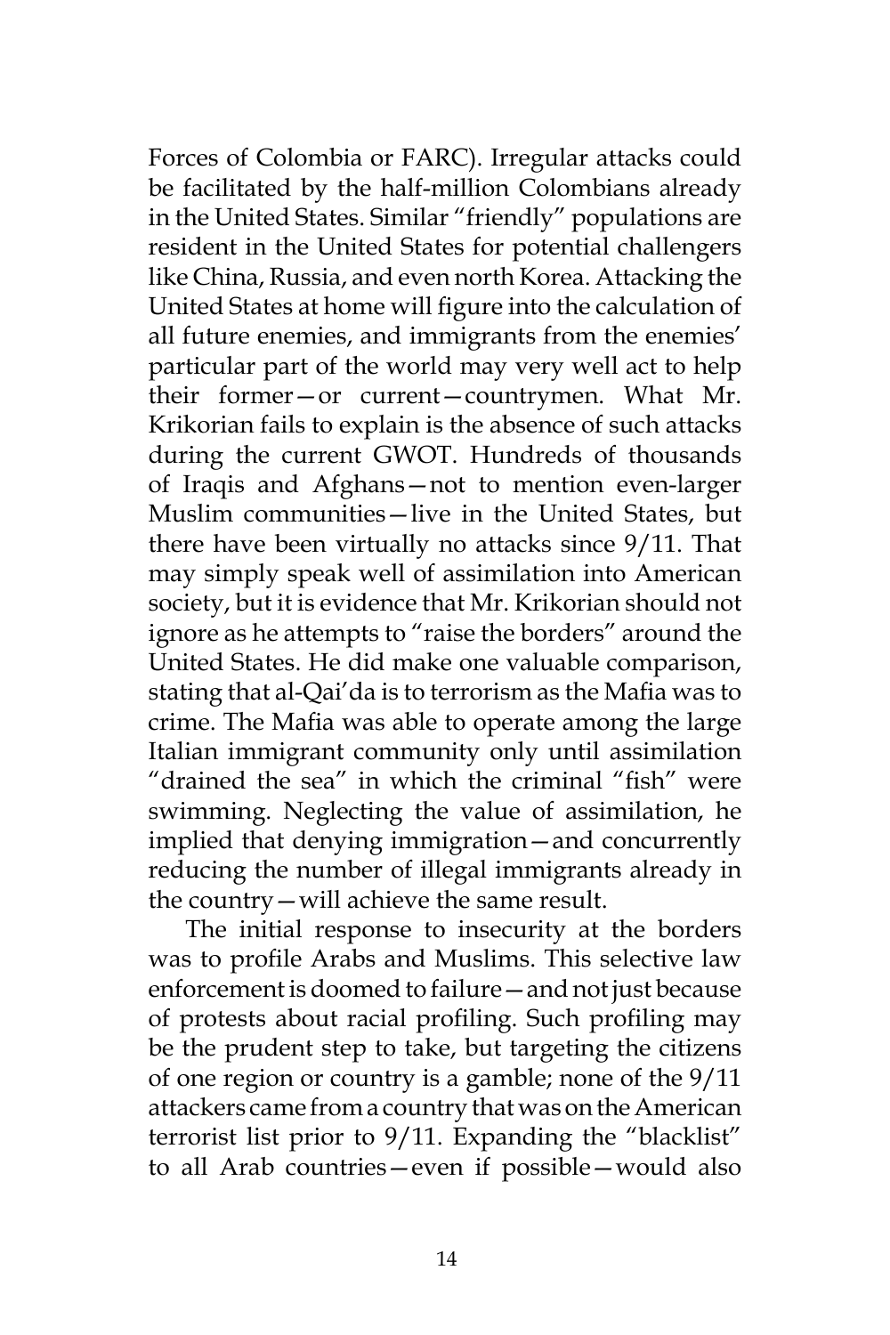Forces of Colombia or FARC). Irregular attacks could be facilitated by the half-million Colombians already in the United States. Similar "friendly" populations are resident in the United States for potential challengers like China, Russia, and even north Korea. Attacking the United States at home will figure into the calculation of all future enemies, and immigrants from the enemies' particular part of the world may very well act to help their former—or current—countrymen. What Mr. Krikorian fails to explain is the absence of such attacks during the current GWOT. Hundreds of thousands of Iraqis and Afghans—not to mention even-larger Muslim communities—live in the United States, but there have been virtually no attacks since 9/11. That may simply speak well of assimilation into American society, but it is evidence that Mr. Krikorian should not ignore as he attempts to "raise the borders" around the United States. He did make one valuable comparison, stating that al-Qai'da is to terrorism as the Mafia was to crime. The Mafia was able to operate among the large Italian immigrant community only until assimilation "drained the sea" in which the criminal "fish" were swimming. Neglecting the value of assimilation, he implied that denying immigration—and concurrently reducing the number of illegal immigrants already in the country—will achieve the same result.

The initial response to insecurity at the borders was to profile Arabs and Muslims. This selective law enforcement is doomed to failure—and not just because of protests about racial profiling. Such profiling may be the prudent step to take, but targeting the citizens of one region or country is a gamble; none of the 9/11 attackers came from a country that was on the American terrorist list prior to 9/11. Expanding the "blacklist" to all Arab countries—even if possible—would also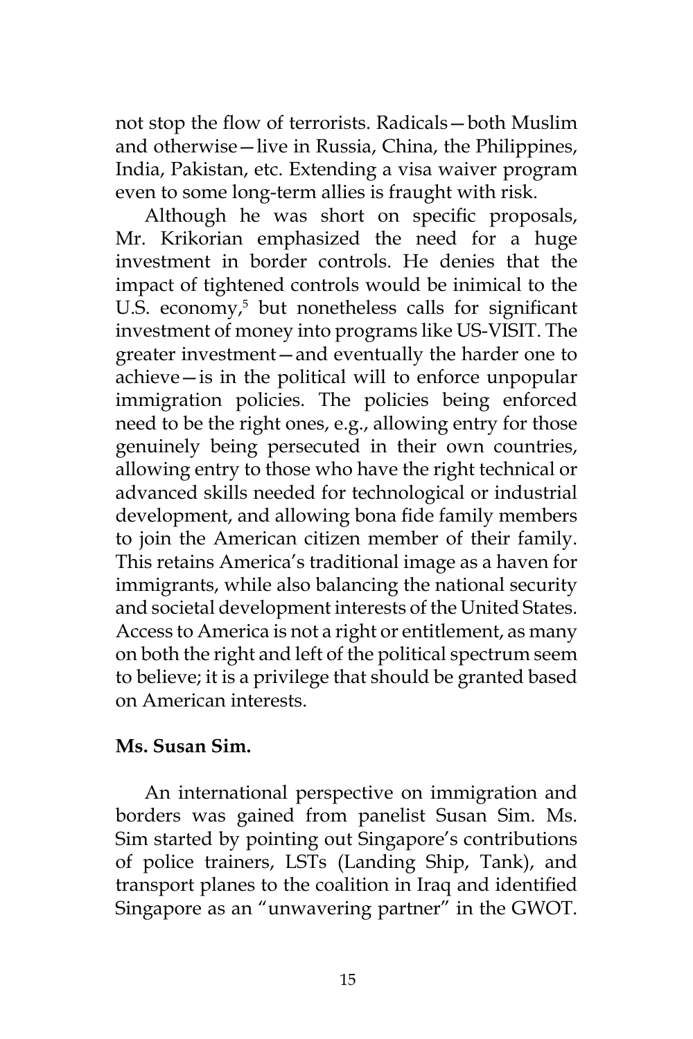not stop the flow of terrorists. Radicals—both Muslim and otherwise—live in Russia, China, the Philippines, India, Pakistan, etc. Extending a visa waiver program even to some long-term allies is fraught with risk.

Although he was short on specific proposals, Mr. Krikorian emphasized the need for a huge investment in border controls. He denies that the impact of tightened controls would be inimical to the U.S. economy,[5] but nonetheless calls for significant investment of money into programs like US-VISIT. The greater investment—and eventually the harder one to achieve—is in the political will to enforce unpopular immigration policies. The policies being enforced need to be the right ones, e.g., allowing entry for those genuinely being persecuted in their own countries, allowing entry to those who have the right technical or advanced skills needed for technological or industrial development, and allowing bona fide family members to join the American citizen member of their family. This retains America's traditional image as a haven for immigrants, while also balancing the national security and societal development interests of the United States. Access to America is not a right or entitlement, as many on both the right and left of the political spectrum seem to believe; it is a privilege that should be granted based on American interests.

**Ms. Susan Sim.**

An international perspective on immigration and borders was gained from panelist Susan Sim. Ms. Sim started by pointing out Singapore's contributions of police trainers, LSTs (Landing Ship, Tank), and transport planes to the coalition in Iraq and identified Singapore as an "unwavering partner" in the GWOT.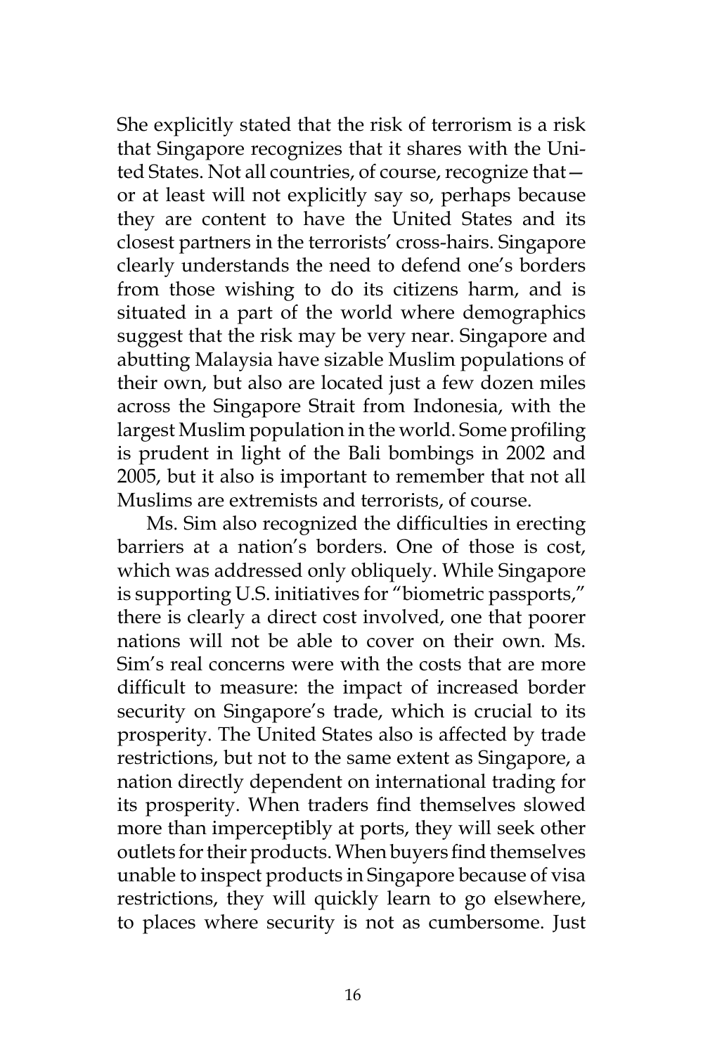She explicitly stated that the risk of terrorism is a risk that Singapore recognizes that it shares with the United States. Not all countries, of course, recognize that—or at least will not explicitly say so, perhaps because they are content to have the United States and its closest partners in the terrorists' cross-hairs. Singapore clearly understands the need to defend one's borders from those wishing to do its citizens harm, and is situated in a part of the world where demographics suggest that the risk may be very near. Singapore and abutting Malaysia have sizable Muslim populations of their own, but also are located just a few dozen miles across the Singapore Strait from Indonesia, with the largest Muslim population in the world. Some profiling is prudent in light of the Bali bombings in 2002 and 2005, but it also is important to remember that not all Muslims are extremists and terrorists, of course.

Ms. Sim also recognized the difficulties in erecting barriers at a nation's borders. One of those is cost, which was addressed only obliquely. While Singapore is supporting U.S. initiatives for "biometric passports," there is clearly a direct cost involved, one that poorer nations will not be able to cover on their own. Ms. Sim's real concerns were with the costs that are more difficult to measure: the impact of increased border security on Singapore's trade, which is crucial to its prosperity. The United States also is affected by trade restrictions, but not to the same extent as Singapore, a nation directly dependent on international trading for its prosperity. When traders find themselves slowed more than imperceptibly at ports, they will seek other outlets for their products. When buyers find themselves unable to inspect products in Singapore because of visa restrictions, they will quickly learn to go elsewhere, to places where security is not as cumbersome. Just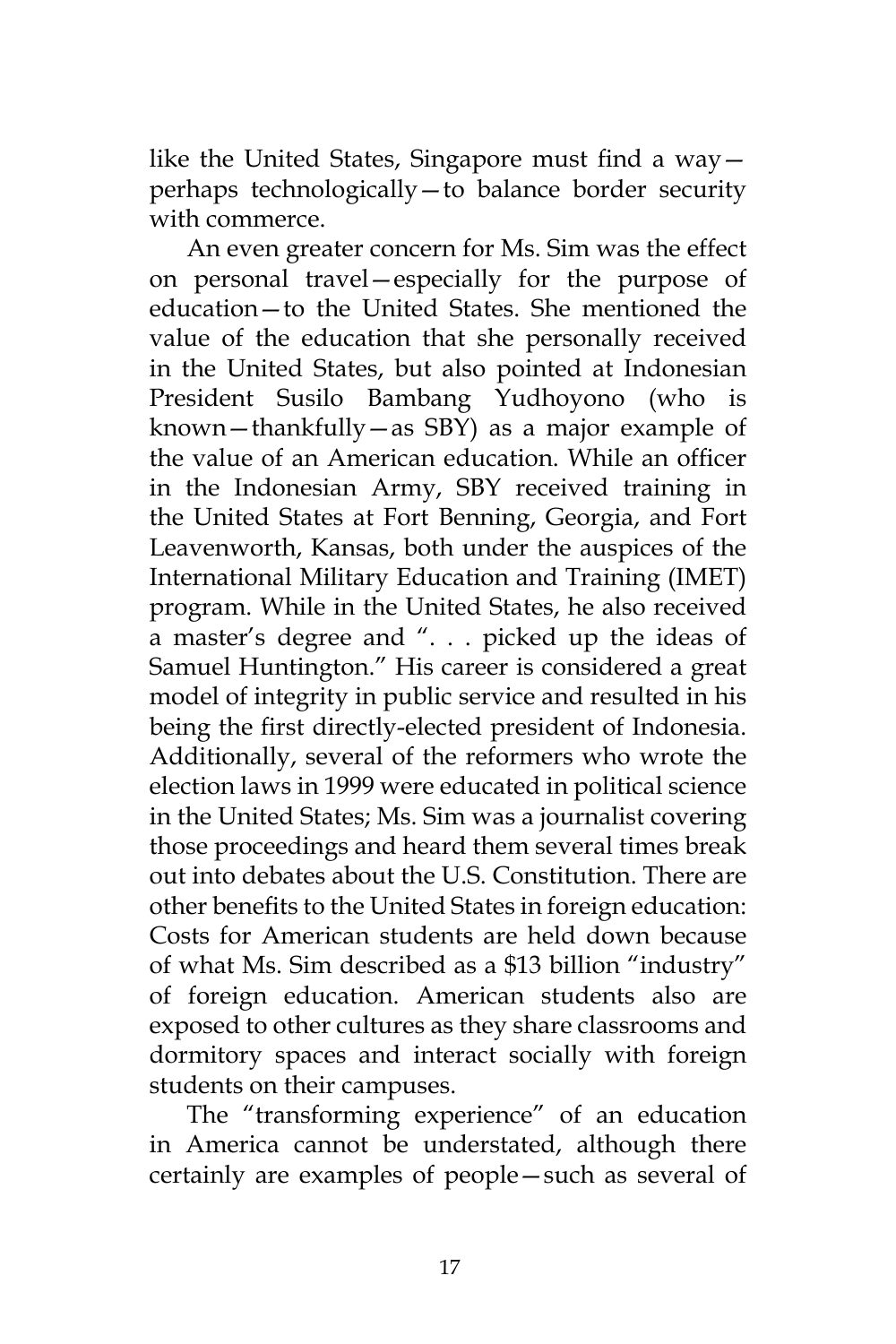like the United States, Singapore must find a way—perhaps technologically—to balance border security with commerce.

An even greater concern for Ms. Sim was the effect on personal travel—especially for the purpose of education—to the United States. She mentioned the value of the education that she personally received in the United States, but also pointed at Indonesian President Susilo Bambang Yudhoyono (who is known—thankfully—as SBY) as a major example of the value of an American education. While an officer in the Indonesian Army, SBY received training in the United States at Fort Benning, Georgia, and Fort Leavenworth, Kansas, both under the auspices of the International Military Education and Training (IMET) program. While in the United States, he also received a master's degree and ". . . picked up the ideas of Samuel Huntington." His career is considered a great model of integrity in public service and resulted in his being the first directly-elected president of Indonesia. Additionally, several of the reformers who wrote the election laws in 1999 were educated in political science in the United States; Ms. Sim was a journalist covering those proceedings and heard them several times break out into debates about the U.S. Constitution. There are other benefits to the United States in foreign education: Costs for American students are held down because of what Ms. Sim described as a $13 billion "industry" of foreign education. American students also are exposed to other cultures as they share classrooms and dormitory spaces and interact socially with foreign students on their campuses.

The "transforming experience" of an education in America cannot be understated, although there certainly are examples of people—such as several of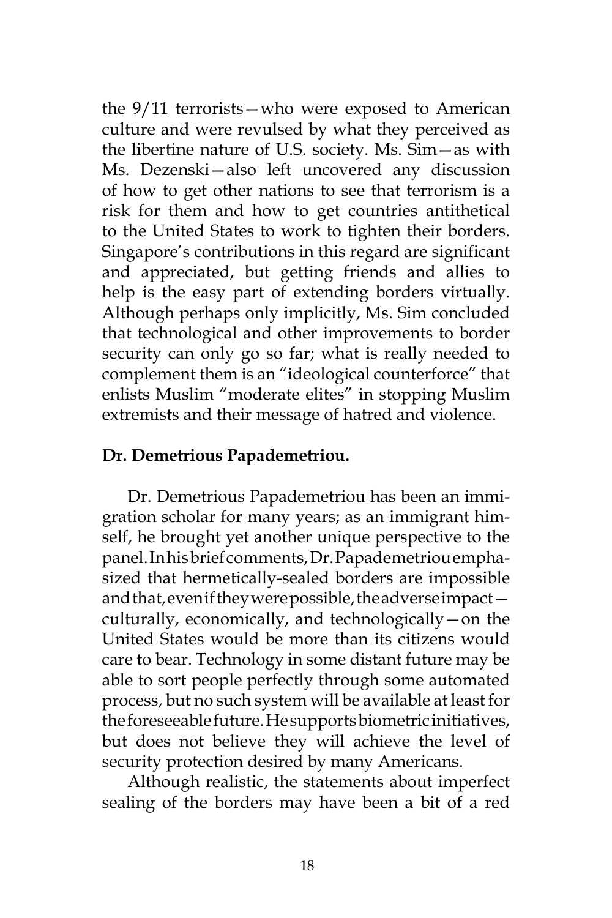the 9/11 terrorists—who were exposed to American culture and were revulsed by what they perceived as the libertine nature of U.S. society. Ms. Sim—as with Ms. Dezenski—also left uncovered any discussion of how to get other nations to see that terrorism is a risk for them and how to get countries antithetical to the United States to work to tighten their borders. Singapore's contributions in this regard are significant and appreciated, but getting friends and allies to help is the easy part of extending borders virtually. Although perhaps only implicitly, Ms. Sim concluded that technological and other improvements to border security can only go so far; what is really needed to complement them is an "ideological counterforce" that enlists Muslim "moderate elites" in stopping Muslim extremists and their message of hatred and violence.

**Dr. Demetrious Papademetriou.**

Dr. Demetrious Papademetriou has been an immigration scholar for many years; as an immigrant himself, he brought yet another unique perspective to the panel. In his brief comments, Dr. Papademetriou emphasized that hermetically-sealed borders are impossible and that, even if they were possible, the adverse impact—culturally, economically, and technologically—on the United States would be more than its citizens would care to bear. Technology in some distant future may be able to sort people perfectly through some automated process, but no such system will be available at least for the foreseeable future. He supports biometric initiatives, but does not believe they will achieve the level of security protection desired by many Americans.

Although realistic, the statements about imperfect sealing of the borders may have been a bit of a red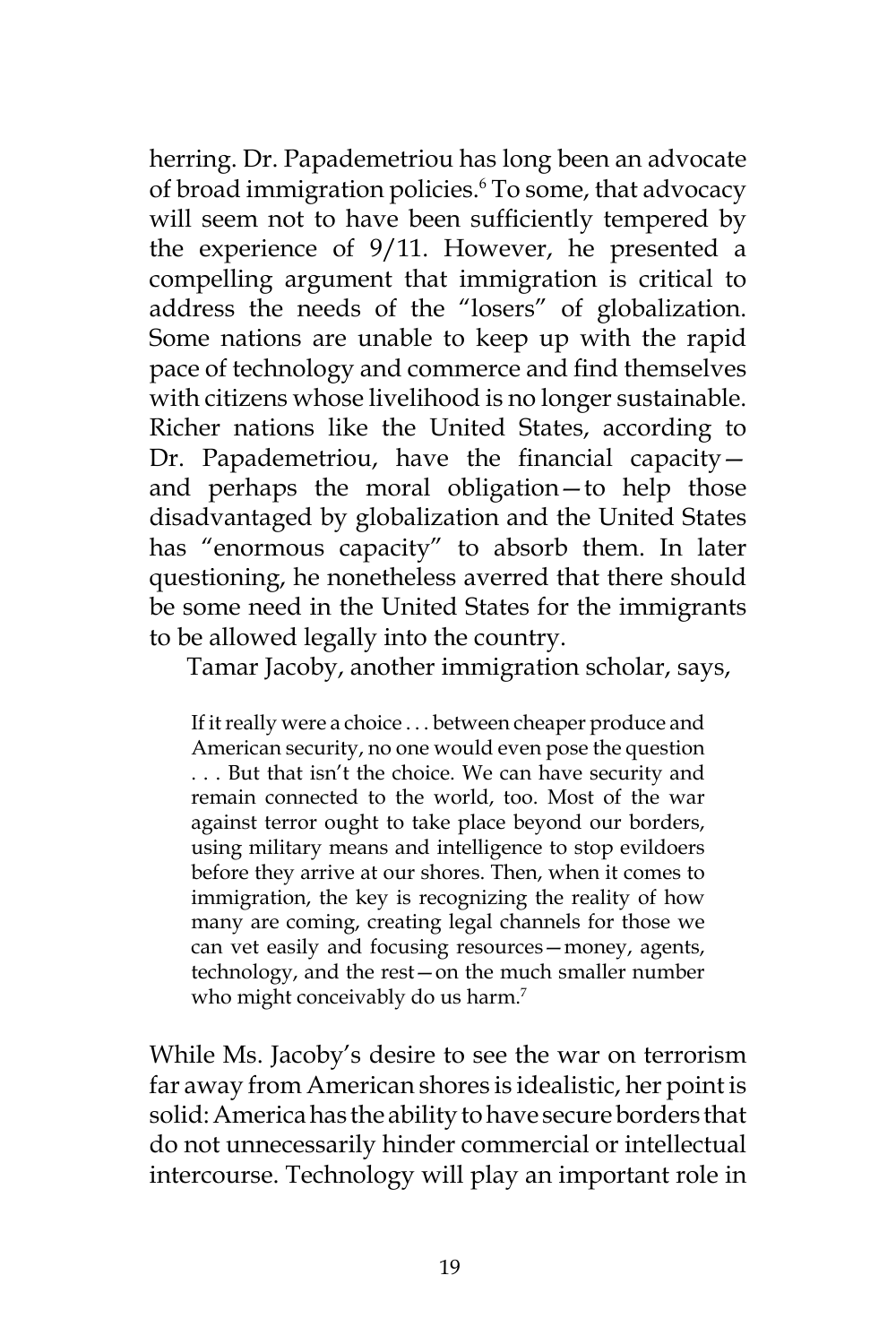herring. Dr. Papademetriou has long been an advocate of broad immigration policies.[6] To some, that advocacy will seem not to have been sufficiently tempered by the experience of 9/11. However, he presented a compelling argument that immigration is critical to address the needs of the "losers" of globalization. Some nations are unable to keep up with the rapid pace of technology and commerce and find themselves with citizens whose livelihood is no longer sustainable. Richer nations like the United States, according to Dr. Papademetriou, have the financial capacity—and perhaps the moral obligation—to help those disadvantaged by globalization and the United States has "enormous capacity" to absorb them. In later questioning, he nonetheless averred that there should be some need in the United States for the immigrants to be allowed legally into the country.

Tamar Jacoby, another immigration scholar, says,

> If it really were a choice . . . between cheaper produce and American security, no one would even pose the question . . . But that isn't the choice. We can have security and remain connected to the world, too. Most of the war against terror ought to take place beyond our borders, using military means and intelligence to stop evildoers before they arrive at our shores. Then, when it comes to immigration, the key is recognizing the reality of how many are coming, creating legal channels for those we can vet easily and focusing resources—money, agents, technology, and the rest—on the much smaller number who might conceivably do us harm.[7]

While Ms. Jacoby's desire to see the war on terrorism far away from American shores is idealistic, her point is solid: America has the ability to have secure borders that do not unnecessarily hinder commercial or intellectual intercourse. Technology will play an important role in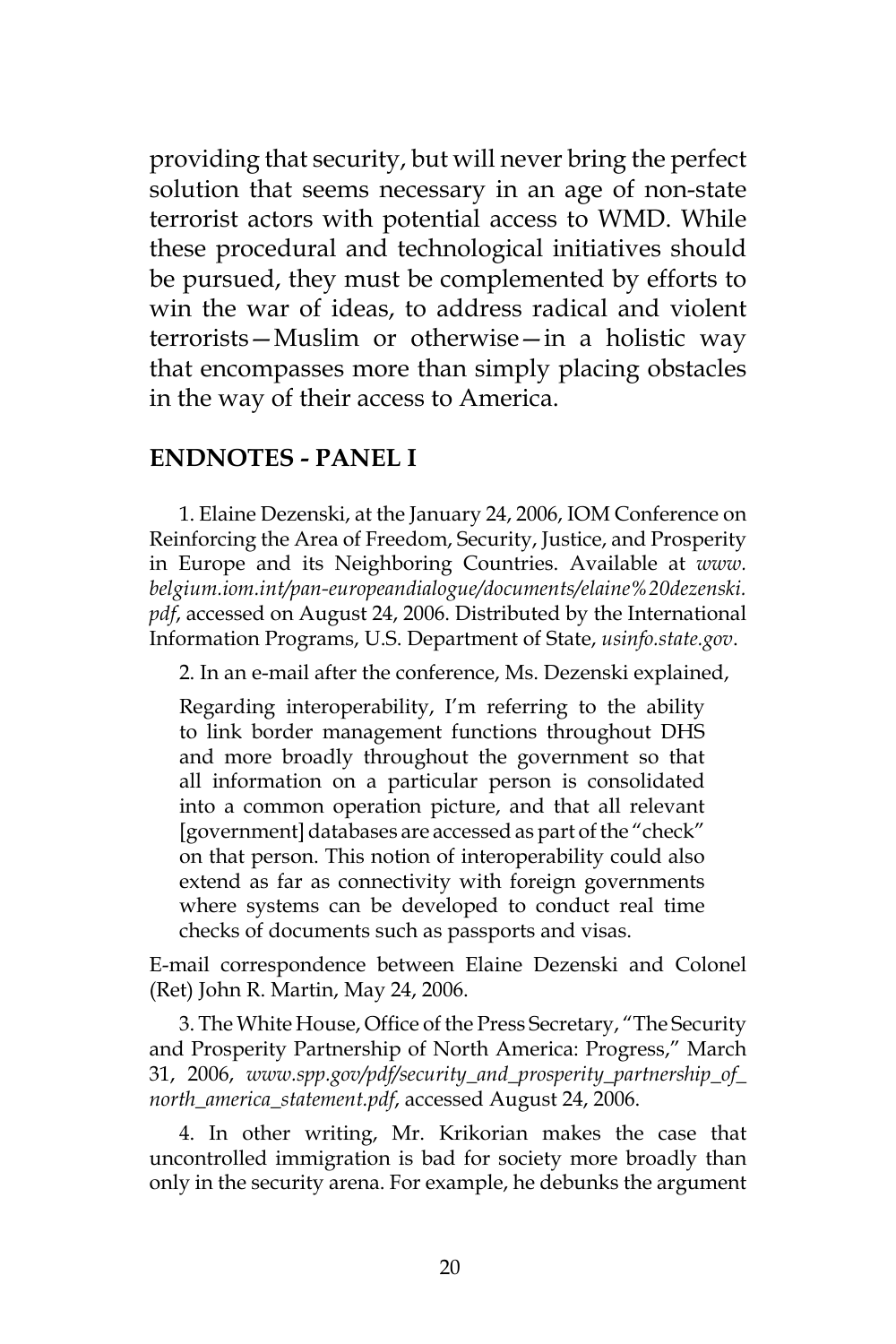providing that security, but will never bring the perfect solution that seems necessary in an age of non-state terrorist actors with potential access to WMD. While these procedural and technological initiatives should be pursued, they must be complemented by efforts to win the war of ideas, to address radical and violent terrorists—Muslim or otherwise—in a holistic way that encompasses more than simply placing obstacles in the way of their access to America.

## ENDNOTES - PANEL I

1. Elaine Dezenski, at the January 24, 2006, IOM Conference on Reinforcing the Area of Freedom, Security, Justice, and Prosperity in Europe and its Neighboring Countries. Available at *www.belgium.iom.int/pan-europeandialogue/documents/elaine%20dezenski.pdf*, accessed on August 24, 2006. Distributed by the International Information Programs, U.S. Department of State, *usinfo.state.gov*.

2. In an e-mail after the conference, Ms. Dezenski explained,

> Regarding interoperability, I'm referring to the ability to link border management functions throughout DHS and more broadly throughout the government so that all information on a particular person is consolidated into a common operation picture, and that all relevant [government] databases are accessed as part of the "check" on that person. This notion of interoperability could also extend as far as connectivity with foreign governments where systems can be developed to conduct real time checks of documents such as passports and visas.

E-mail correspondence between Elaine Dezenski and Colonel (Ret) John R. Martin, May 24, 2006.

3. The White House, Office of the Press Secretary, "The Security and Prosperity Partnership of North America: Progress," March 31, 2006, *www.spp.gov/pdf/security_and_prosperity_partnership_of_north_america_statement.pdf*, accessed August 24, 2006.

4. In other writing, Mr. Krikorian makes the case that uncontrolled immigration is bad for society more broadly than only in the security arena. For example, he debunks the argument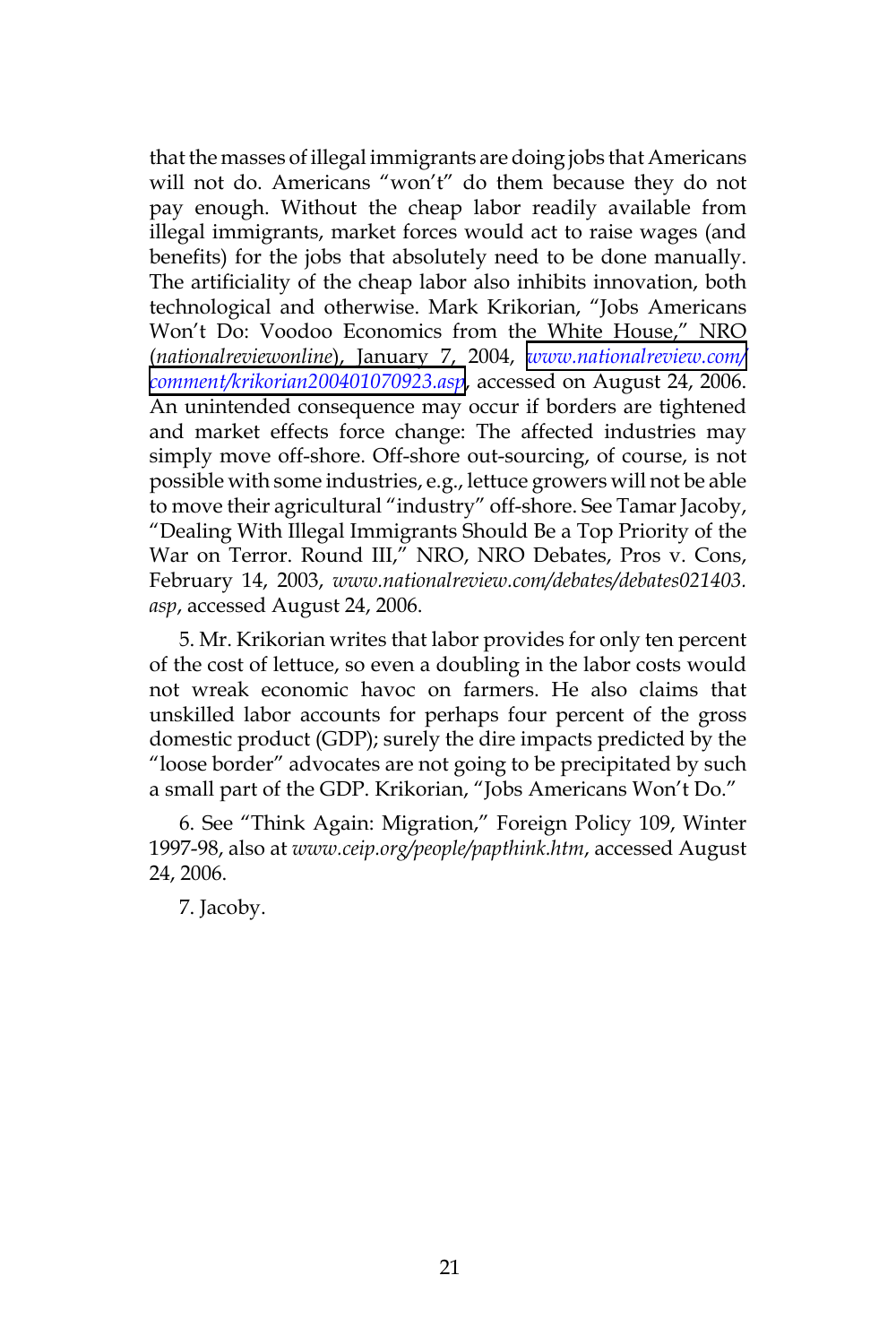that the masses of illegal immigrants are doing jobs that Americans will not do. Americans "won't" do them because they do not pay enough. Without the cheap labor readily available from illegal immigrants, market forces would act to raise wages (and benefits) for the jobs that absolutely need to be done manually. The artificiality of the cheap labor also inhibits innovation, both technological and otherwise. Mark Krikorian, "Jobs Americans Won't Do: Voodoo Economics from the White House," NRO (*nationalreviewonline*), January 7, 2004, *www.nationalreview.com/comment/krikorian200401070923.asp*, accessed on August 24, 2006. An unintended consequence may occur if borders are tightened and market effects force change: The affected industries may simply move off-shore. Off-shore out-sourcing, of course, is not possible with some industries, e.g., lettuce growers will not be able to move their agricultural "industry" off-shore. See Tamar Jacoby, "Dealing With Illegal Immigrants Should Be a Top Priority of the War on Terror. Round III," NRO, NRO Debates, Pros v. Cons, February 14, 2003, *www.nationalreview.com/debates/debates021403.asp*, accessed August 24, 2006.

5. Mr. Krikorian writes that labor provides for only ten percent of the cost of lettuce, so even a doubling in the labor costs would not wreak economic havoc on farmers. He also claims that unskilled labor accounts for perhaps four percent of the gross domestic product (GDP); surely the dire impacts predicted by the "loose border" advocates are not going to be precipitated by such a small part of the GDP. Krikorian, "Jobs Americans Won't Do."

6. See "Think Again: Migration," Foreign Policy 109, Winter 1997-98, also at *www.ceip.org/people/papthink.htm*, accessed August 24, 2006.

7. Jacoby.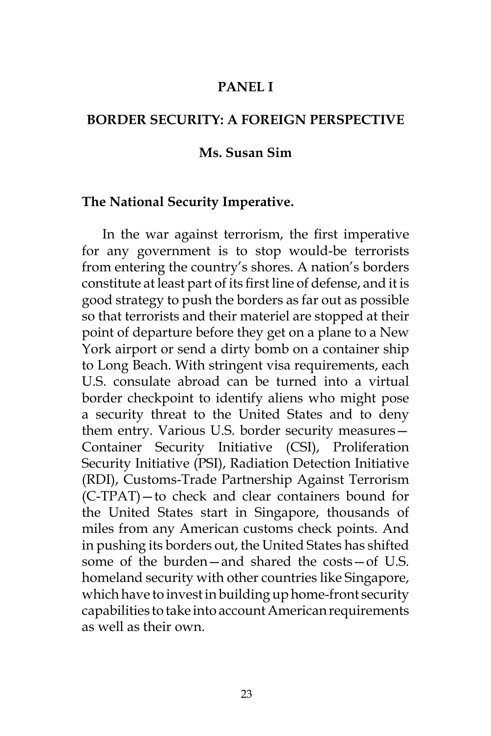# PANEL I

## BORDER SECURITY: A FOREIGN PERSPECTIVE

### Ms. Susan Sim

**The National Security Imperative.**

In the war against terrorism, the first imperative for any government is to stop would-be terrorists from entering the country's shores. A nation's borders constitute at least part of its first line of defense, and it is good strategy to push the borders as far out as possible so that terrorists and their materiel are stopped at their point of departure before they get on a plane to a New York airport or send a dirty bomb on a container ship to Long Beach. With stringent visa requirements, each U.S. consulate abroad can be turned into a virtual border checkpoint to identify aliens who might pose a security threat to the United States and to deny them entry. Various U.S. border security measures—Container Security Initiative (CSI), Proliferation Security Initiative (PSI), Radiation Detection Initiative (RDI), Customs-Trade Partnership Against Terrorism (C-TPAT)—to check and clear containers bound for the United States start in Singapore, thousands of miles from any American customs check points. And in pushing its borders out, the United States has shifted some of the burden—and shared the costs—of U.S. homeland security with other countries like Singapore, which have to invest in building up home-front security capabilities to take into account American requirements as well as their own.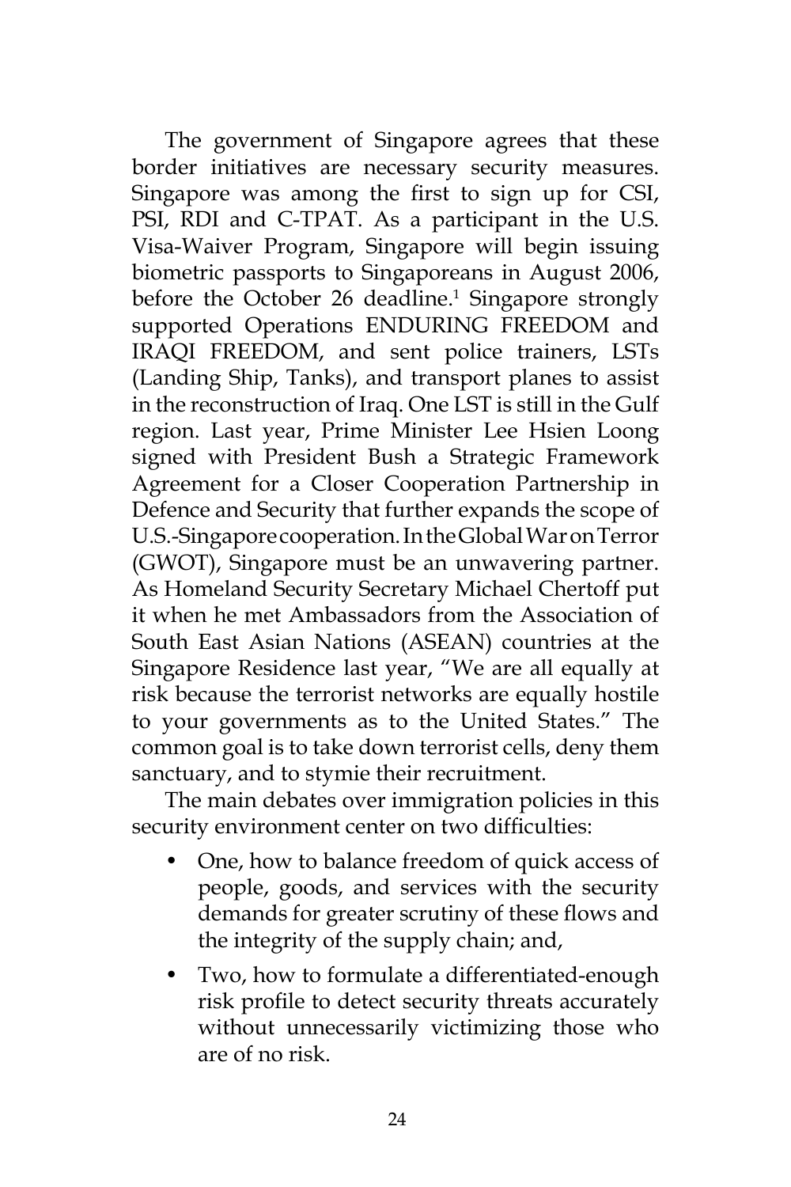The government of Singapore agrees that these border initiatives are necessary security measures. Singapore was among the first to sign up for CSI, PSI, RDI and C-TPAT. As a participant in the U.S. Visa-Waiver Program, Singapore will begin issuing biometric passports to Singaporeans in August 2006, before the October 26 deadline.[1] Singapore strongly supported Operations ENDURING FREEDOM and IRAQI FREEDOM, and sent police trainers, LSTs (Landing Ship, Tanks), and transport planes to assist in the reconstruction of Iraq. One LST is still in the Gulf region. Last year, Prime Minister Lee Hsien Loong signed with President Bush a Strategic Framework Agreement for a Closer Cooperation Partnership in Defence and Security that further expands the scope of U.S.-Singapore cooperation. In the Global War on Terror (GWOT), Singapore must be an unwavering partner. As Homeland Security Secretary Michael Chertoff put it when he met Ambassadors from the Association of South East Asian Nations (ASEAN) countries at the Singapore Residence last year, "We are all equally at risk because the terrorist networks are equally hostile to your governments as to the United States." The common goal is to take down terrorist cells, deny them sanctuary, and to stymie their recruitment.

The main debates over immigration policies in this security environment center on two difficulties:

- One, how to balance freedom of quick access of people, goods, and services with the security demands for greater scrutiny of these flows and the integrity of the supply chain; and,
- Two, how to formulate a differentiated-enough risk profile to detect security threats accurately without unnecessarily victimizing those who are of no risk.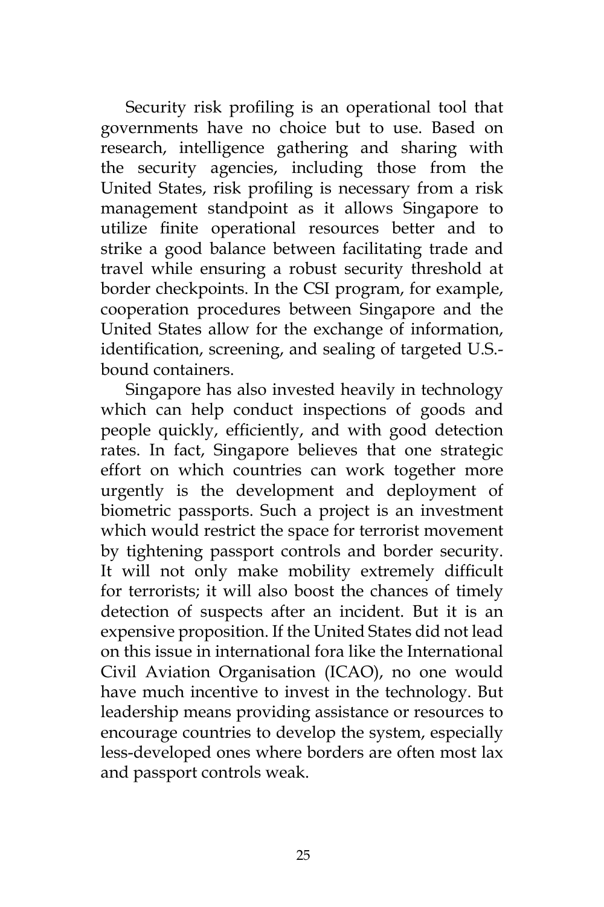Security risk profiling is an operational tool that governments have no choice but to use. Based on research, intelligence gathering and sharing with the security agencies, including those from the United States, risk profiling is necessary from a risk management standpoint as it allows Singapore to utilize finite operational resources better and to strike a good balance between facilitating trade and travel while ensuring a robust security threshold at border checkpoints. In the CSI program, for example, cooperation procedures between Singapore and the United States allow for the exchange of information, identification, screening, and sealing of targeted U.S.-bound containers.

Singapore has also invested heavily in technology which can help conduct inspections of goods and people quickly, efficiently, and with good detection rates. In fact, Singapore believes that one strategic effort on which countries can work together more urgently is the development and deployment of biometric passports. Such a project is an investment which would restrict the space for terrorist movement by tightening passport controls and border security. It will not only make mobility extremely difficult for terrorists; it will also boost the chances of timely detection of suspects after an incident. But it is an expensive proposition. If the United States did not lead on this issue in international fora like the International Civil Aviation Organisation (ICAO), no one would have much incentive to invest in the technology. But leadership means providing assistance or resources to encourage countries to develop the system, especially less-developed ones where borders are often most lax and passport controls weak.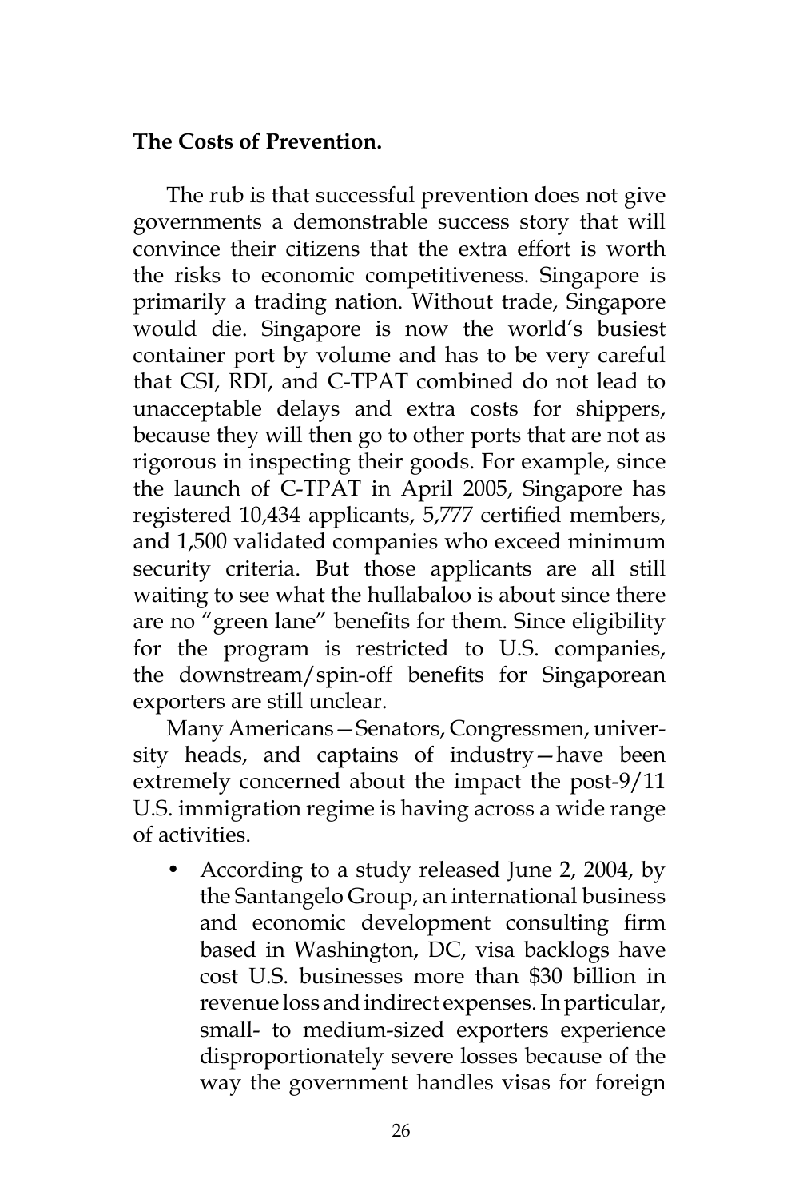**The Costs of Prevention.**

The rub is that successful prevention does not give governments a demonstrable success story that will convince their citizens that the extra effort is worth the risks to economic competitiveness. Singapore is primarily a trading nation. Without trade, Singapore would die. Singapore is now the world's busiest container port by volume and has to be very careful that CSI, RDI, and C-TPAT combined do not lead to unacceptable delays and extra costs for shippers, because they will then go to other ports that are not as rigorous in inspecting their goods. For example, since the launch of C-TPAT in April 2005, Singapore has registered 10,434 applicants, 5,777 certified members, and 1,500 validated companies who exceed minimum security criteria. But those applicants are all still waiting to see what the hullabaloo is about since there are no "green lane" benefits for them. Since eligibility for the program is restricted to U.S. companies, the downstream/spin-off benefits for Singaporean exporters are still unclear.

Many Americans—Senators, Congressmen, university heads, and captains of industry—have been extremely concerned about the impact the post-9/11 U.S. immigration regime is having across a wide range of activities.

- According to a study released June 2, 2004, by the Santangelo Group, an international business and economic development consulting firm based in Washington, DC, visa backlogs have cost U.S. businesses more than $30 billion in revenue loss and indirect expenses. In particular, small- to medium-sized exporters experience disproportionately severe losses because of the way the government handles visas for foreign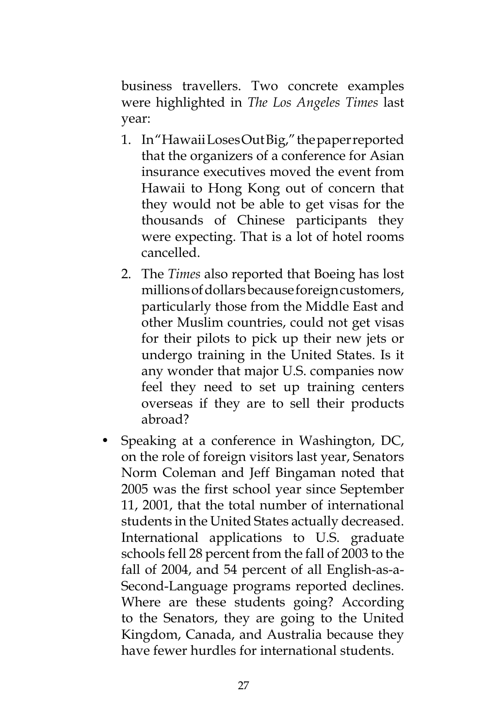business travellers. Two concrete examples were highlighted in *The Los Angeles Times* last year:

1. In "Hawaii Loses Out Big," the paper reported that the organizers of a conference for Asian insurance executives moved the event from Hawaii to Hong Kong out of concern that they would not be able to get visas for the thousands of Chinese participants they were expecting. That is a lot of hotel rooms cancelled.
2. The *Times* also reported that Boeing has lost millions of dollars because foreign customers, particularly those from the Middle East and other Muslim countries, could not get visas for their pilots to pick up their new jets or undergo training in the United States. Is it any wonder that major U.S. companies now feel they need to set up training centers overseas if they are to sell their products abroad?

- Speaking at a conference in Washington, DC, on the role of foreign visitors last year, Senators Norm Coleman and Jeff Bingaman noted that 2005 was the first school year since September 11, 2001, that the total number of international students in the United States actually decreased. International applications to U.S. graduate schools fell 28 percent from the fall of 2003 to the fall of 2004, and 54 percent of all English-as-a-Second-Language programs reported declines. Where are these students going? According to the Senators, they are going to the United Kingdom, Canada, and Australia because they have fewer hurdles for international students.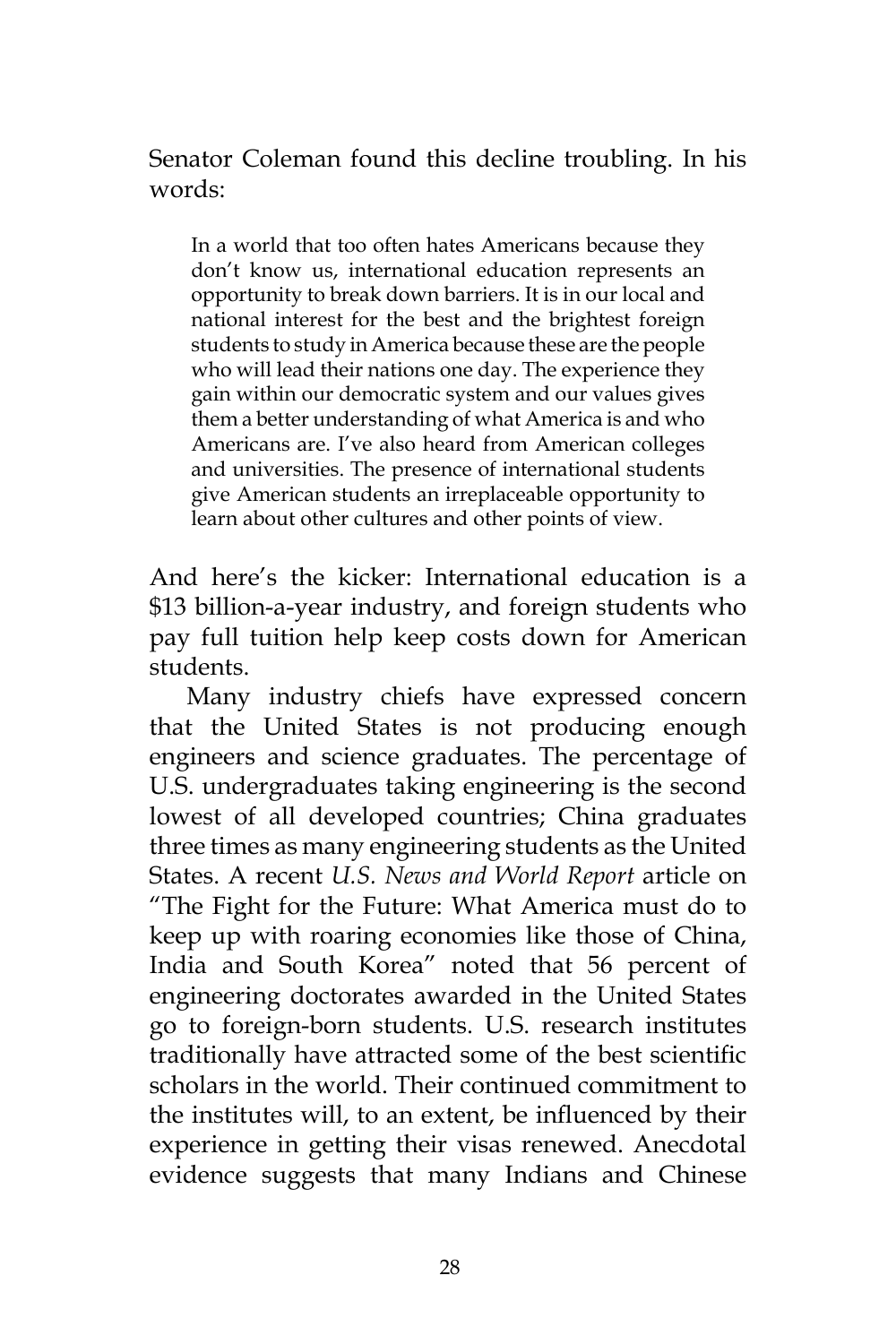Senator Coleman found this decline troubling. In his words:

> In a world that too often hates Americans because they don't know us, international education represents an opportunity to break down barriers. It is in our local and national interest for the best and the brightest foreign students to study in America because these are the people who will lead their nations one day. The experience they gain within our democratic system and our values gives them a better understanding of what America is and who Americans are. I've also heard from American colleges and universities. The presence of international students give American students an irreplaceable opportunity to learn about other cultures and other points of view.

And here's the kicker: International education is a $13 billion-a-year industry, and foreign students who pay full tuition help keep costs down for American students.

Many industry chiefs have expressed concern that the United States is not producing enough engineers and science graduates. The percentage of U.S. undergraduates taking engineering is the second lowest of all developed countries; China graduates three times as many engineering students as the United States. A recent *U.S. News and World Report* article on "The Fight for the Future: What America must do to keep up with roaring economies like those of China, India and South Korea" noted that 56 percent of engineering doctorates awarded in the United States go to foreign-born students. U.S. research institutes traditionally have attracted some of the best scientific scholars in the world. Their continued commitment to the institutes will, to an extent, be influenced by their experience in getting their visas renewed. Anecdotal evidence suggests that many Indians and Chinese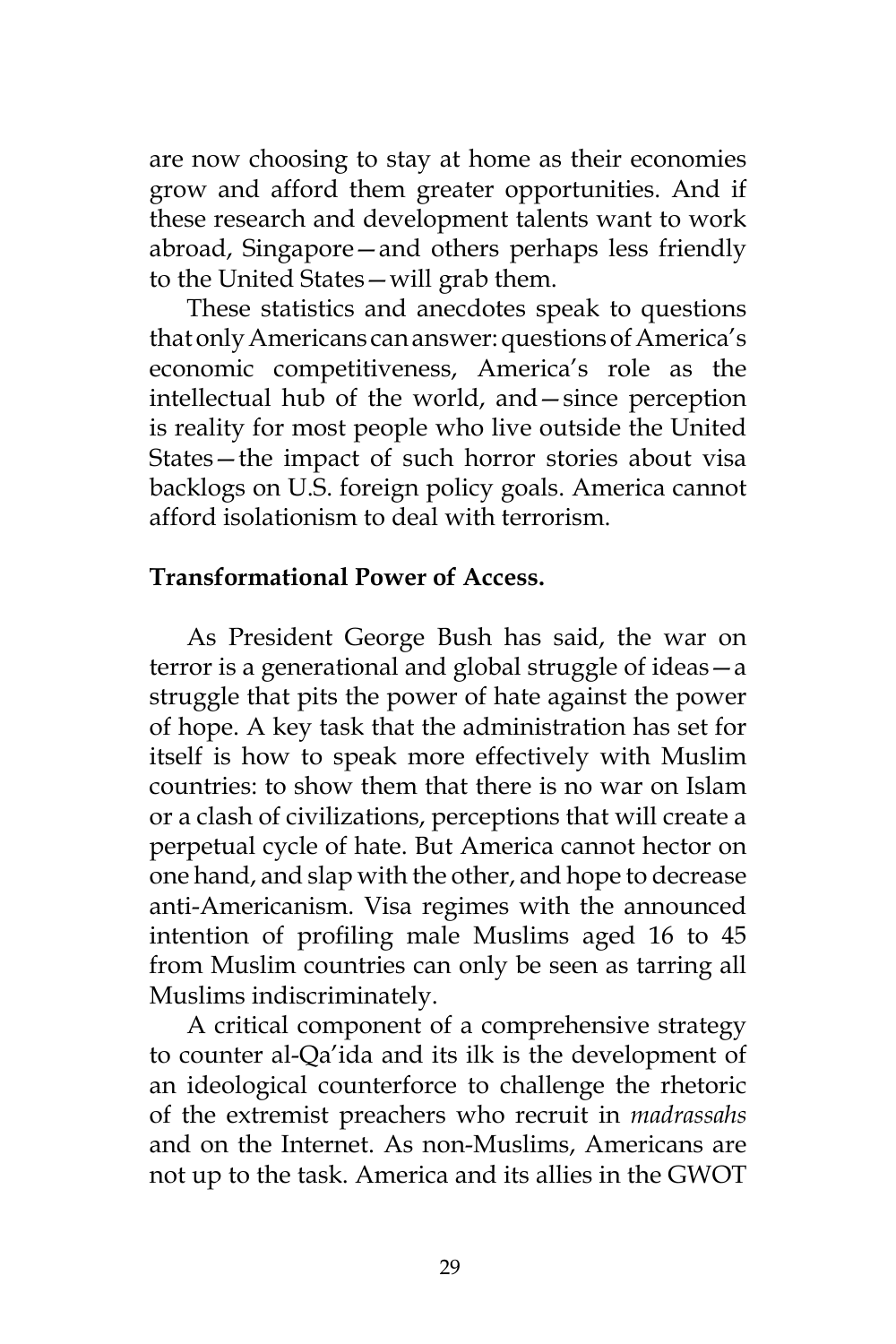are now choosing to stay at home as their economies grow and afford them greater opportunities. And if these research and development talents want to work abroad, Singapore—and others perhaps less friendly to the United States—will grab them.

These statistics and anecdotes speak to questions that only Americans can answer: questions of America's economic competitiveness, America's role as the intellectual hub of the world, and—since perception is reality for most people who live outside the United States—the impact of such horror stories about visa backlogs on U.S. foreign policy goals. America cannot afford isolationism to deal with terrorism.

**Transformational Power of Access.**

As President George Bush has said, the war on terror is a generational and global struggle of ideas—a struggle that pits the power of hate against the power of hope. A key task that the administration has set for itself is how to speak more effectively with Muslim countries: to show them that there is no war on Islam or a clash of civilizations, perceptions that will create a perpetual cycle of hate. But America cannot hector on one hand, and slap with the other, and hope to decrease anti-Americanism. Visa regimes with the announced intention of profiling male Muslims aged 16 to 45 from Muslim countries can only be seen as tarring all Muslims indiscriminately.

A critical component of a comprehensive strategy to counter al-Qa'ida and its ilk is the development of an ideological counterforce to challenge the rhetoric of the extremist preachers who recruit in *madrassahs* and on the Internet. As non-Muslims, Americans are not up to the task. America and its allies in the GWOT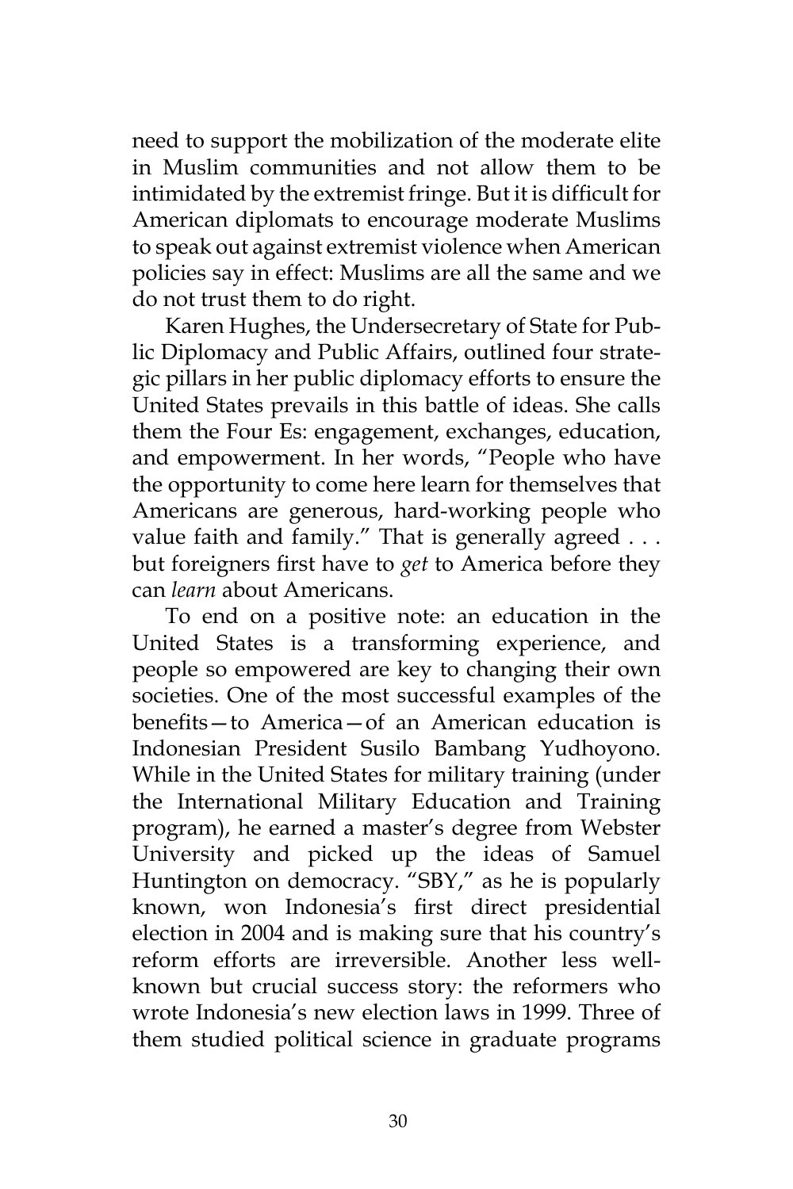need to support the mobilization of the moderate elite in Muslim communities and not allow them to be intimidated by the extremist fringe. But it is difficult for American diplomats to encourage moderate Muslims to speak out against extremist violence when American policies say in effect: Muslims are all the same and we do not trust them to do right.

Karen Hughes, the Undersecretary of State for Public Diplomacy and Public Affairs, outlined four strategic pillars in her public diplomacy efforts to ensure the United States prevails in this battle of ideas. She calls them the Four Es: engagement, exchanges, education, and empowerment. In her words, "People who have the opportunity to come here learn for themselves that Americans are generous, hard-working people who value faith and family." That is generally agreed . . . but foreigners first have to *get* to America before they can *learn* about Americans.

To end on a positive note: an education in the United States is a transforming experience, and people so empowered are key to changing their own societies. One of the most successful examples of the benefits—to America—of an American education is Indonesian President Susilo Bambang Yudhoyono. While in the United States for military training (under the International Military Education and Training program), he earned a master's degree from Webster University and picked up the ideas of Samuel Huntington on democracy. "SBY," as he is popularly known, won Indonesia's first direct presidential election in 2004 and is making sure that his country's reform efforts are irreversible. Another less well-known but crucial success story: the reformers who wrote Indonesia's new election laws in 1999. Three of them studied political science in graduate programs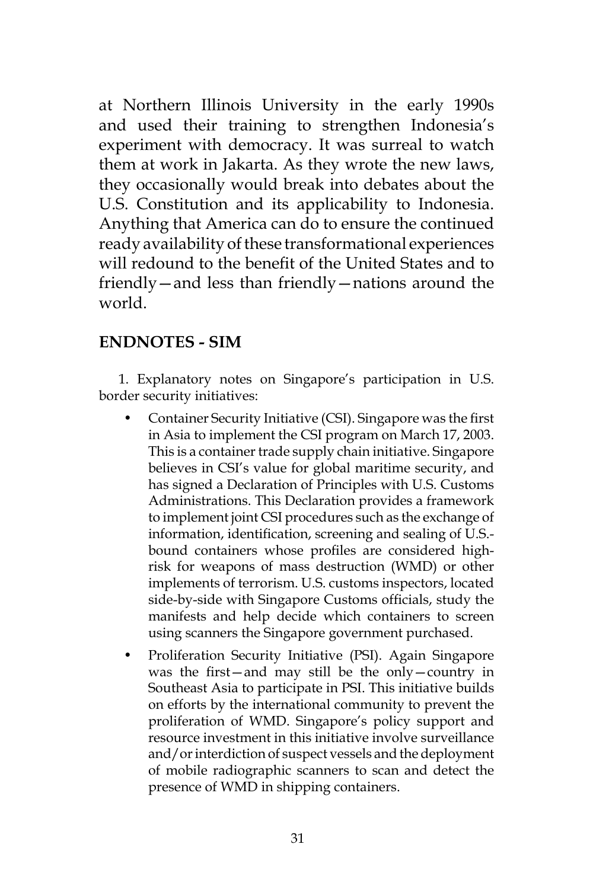at Northern Illinois University in the early 1990s and used their training to strengthen Indonesia's experiment with democracy. It was surreal to watch them at work in Jakarta. As they wrote the new laws, they occasionally would break into debates about the U.S. Constitution and its applicability to Indonesia. Anything that America can do to ensure the continued ready availability of these transformational experiences will redound to the benefit of the United States and to friendly—and less than friendly—nations around the world.

## ENDNOTES - SIM

1. Explanatory notes on Singapore's participation in U.S. border security initiatives:

- Container Security Initiative (CSI). Singapore was the first in Asia to implement the CSI program on March 17, 2003. This is a container trade supply chain initiative. Singapore believes in CSI's value for global maritime security, and has signed a Declaration of Principles with U.S. Customs Administrations. This Declaration provides a framework to implement joint CSI procedures such as the exchange of information, identification, screening and sealing of U.S.-bound containers whose profiles are considered high-risk for weapons of mass destruction (WMD) or other implements of terrorism. U.S. customs inspectors, located side-by-side with Singapore Customs officials, study the manifests and help decide which containers to screen using scanners the Singapore government purchased.
- Proliferation Security Initiative (PSI). Again Singapore was the first—and may still be the only—country in Southeast Asia to participate in PSI. This initiative builds on efforts by the international community to prevent the proliferation of WMD. Singapore's policy support and resource investment in this initiative involve surveillance and/or interdiction of suspect vessels and the deployment of mobile radiographic scanners to scan and detect the presence of WMD in shipping containers.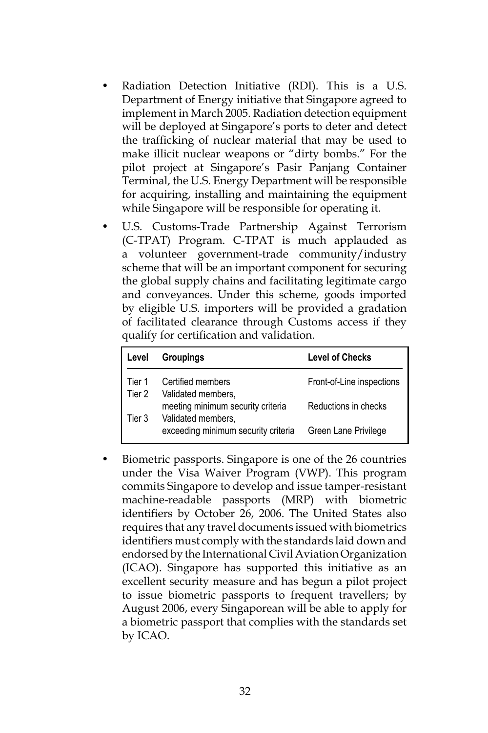- Radiation Detection Initiative (RDI). This is a U.S. Department of Energy initiative that Singapore agreed to implement in March 2005. Radiation detection equipment will be deployed at Singapore's ports to deter and detect the trafficking of nuclear material that may be used to make illicit nuclear weapons or "dirty bombs." For the pilot project at Singapore's Pasir Panjang Container Terminal, the U.S. Energy Department will be responsible for acquiring, installing and maintaining the equipment while Singapore will be responsible for operating it.
- U.S. Customs-Trade Partnership Against Terrorism (C-TPAT) Program. C-TPAT is much applauded as a volunteer government-trade community/industry scheme that will be an important component for securing the global supply chains and facilitating legitimate cargo and conveyances. Under this scheme, goods imported by eligible U.S. importers will be provided a gradation of facilitated clearance through Customs access if they qualify for certification and validation.

| Level | Groupings | Level of Checks |
|---|---|---|
| Tier 1 | Certified members | Front-of-Line inspections |
| Tier 2 | Validated members, meeting minimum security criteria | Reductions in checks |
| Tier 3 | Validated members, exceeding minimum security criteria | Green Lane Privilege |

- Biometric passports. Singapore is one of the 26 countries under the Visa Waiver Program (VWP). This program commits Singapore to develop and issue tamper-resistant machine-readable passports (MRP) with biometric identifiers by October 26, 2006. The United States also requires that any travel documents issued with biometrics identifiers must comply with the standards laid down and endorsed by the International Civil Aviation Organization (ICAO). Singapore has supported this initiative as an excellent security measure and has begun a pilot project to issue biometric passports to frequent travellers; by August 2006, every Singaporean will be able to apply for a biometric passport that complies with the standards set by ICAO.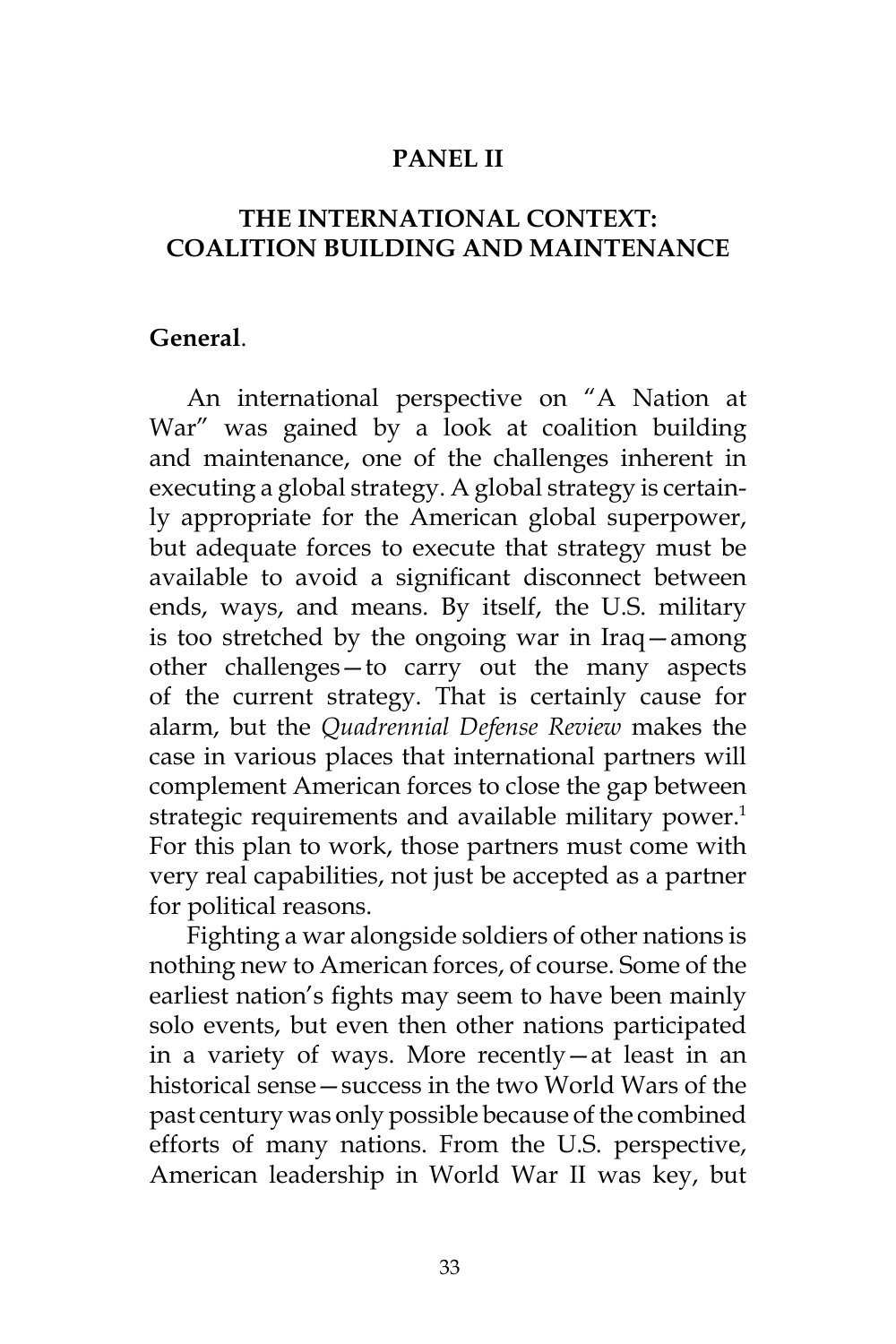# PANEL II

## THE INTERNATIONAL CONTEXT: COALITION BUILDING AND MAINTENANCE

### General.

An international perspective on "A Nation at War" was gained by a look at coalition building and maintenance, one of the challenges inherent in executing a global strategy. A global strategy is certainly appropriate for the American global superpower, but adequate forces to execute that strategy must be available to avoid a significant disconnect between ends, ways, and means. By itself, the U.S. military is too stretched by the ongoing war in Iraq—among other challenges—to carry out the many aspects of the current strategy. That is certainly cause for alarm, but the *Quadrennial Defense Review* makes the case in various places that international partners will complement American forces to close the gap between strategic requirements and available military power.[1] For this plan to work, those partners must come with very real capabilities, not just be accepted as a partner for political reasons.

Fighting a war alongside soldiers of other nations is nothing new to American forces, of course. Some of the earliest nation's fights may seem to have been mainly solo events, but even then other nations participated in a variety of ways. More recently—at least in an historical sense—success in the two World Wars of the past century was only possible because of the combined efforts of many nations. From the U.S. perspective, American leadership in World War II was key, but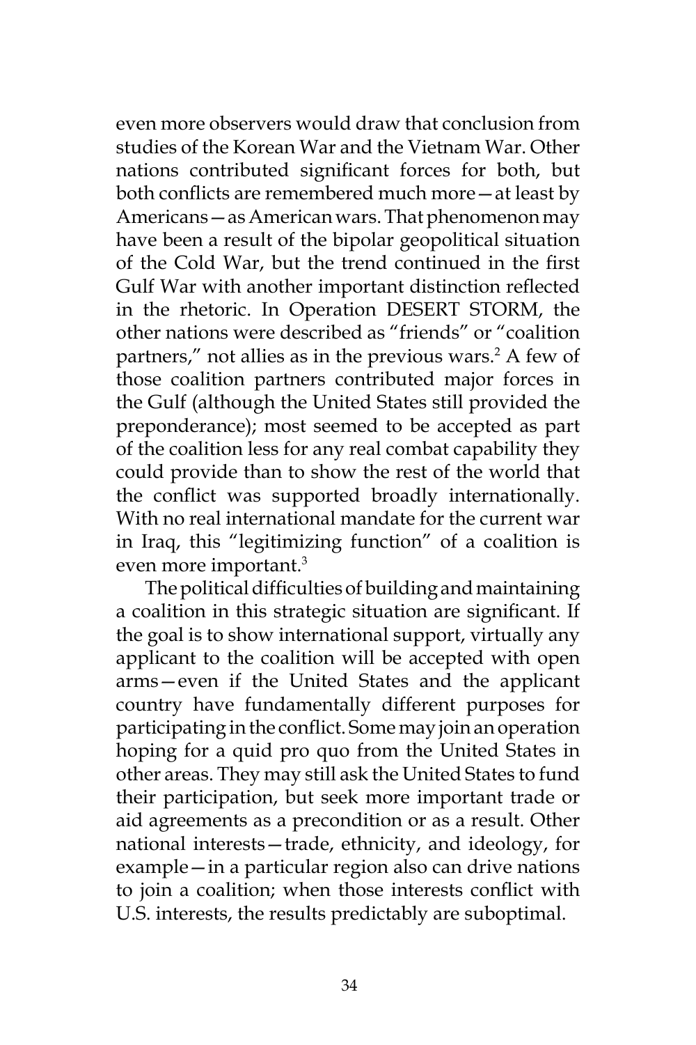even more observers would draw that conclusion from studies of the Korean War and the Vietnam War. Other nations contributed significant forces for both, but both conflicts are remembered much more—at least by Americans—as American wars. That phenomenon may have been a result of the bipolar geopolitical situation of the Cold War, but the trend continued in the first Gulf War with another important distinction reflected in the rhetoric. In Operation DESERT STORM, the other nations were described as "friends" or "coalition partners," not allies as in the previous wars.[2] A few of those coalition partners contributed major forces in the Gulf (although the United States still provided the preponderance); most seemed to be accepted as part of the coalition less for any real combat capability they could provide than to show the rest of the world that the conflict was supported broadly internationally. With no real international mandate for the current war in Iraq, this "legitimizing function" of a coalition is even more important.[3]

The political difficulties of building and maintaining a coalition in this strategic situation are significant. If the goal is to show international support, virtually any applicant to the coalition will be accepted with open arms—even if the United States and the applicant country have fundamentally different purposes for participating in the conflict. Some may join an operation hoping for a quid pro quo from the United States in other areas. They may still ask the United States to fund their participation, but seek more important trade or aid agreements as a precondition or as a result. Other national interests—trade, ethnicity, and ideology, for example—in a particular region also can drive nations to join a coalition; when those interests conflict with U.S. interests, the results predictably are suboptimal.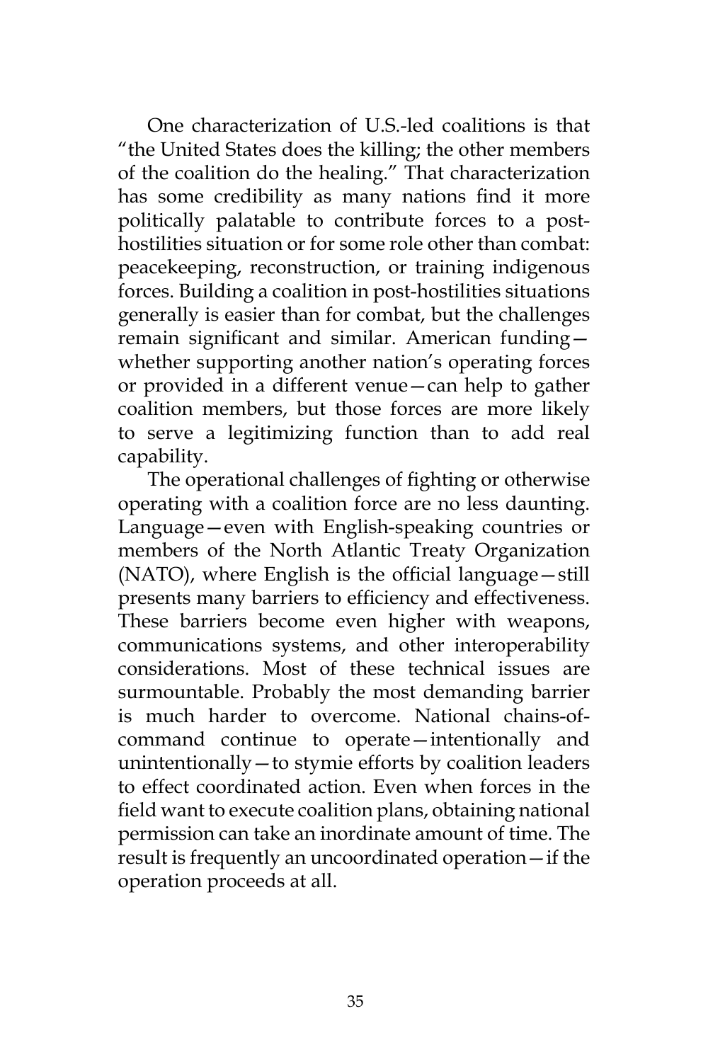One characterization of U.S.-led coalitions is that "the United States does the killing; the other members of the coalition do the healing." That characterization has some credibility as many nations find it more politically palatable to contribute forces to a post-hostilities situation or for some role other than combat: peacekeeping, reconstruction, or training indigenous forces. Building a coalition in post-hostilities situations generally is easier than for combat, but the challenges remain significant and similar. American funding—whether supporting another nation's operating forces or provided in a different venue—can help to gather coalition members, but those forces are more likely to serve a legitimizing function than to add real capability.

The operational challenges of fighting or otherwise operating with a coalition force are no less daunting. Language—even with English-speaking countries or members of the North Atlantic Treaty Organization (NATO), where English is the official language—still presents many barriers to efficiency and effectiveness. These barriers become even higher with weapons, communications systems, and other interoperability considerations. Most of these technical issues are surmountable. Probably the most demanding barrier is much harder to overcome. National chains-of-command continue to operate—intentionally and unintentionally—to stymie efforts by coalition leaders to effect coordinated action. Even when forces in the field want to execute coalition plans, obtaining national permission can take an inordinate amount of time. The result is frequently an uncoordinated operation—if the operation proceeds at all.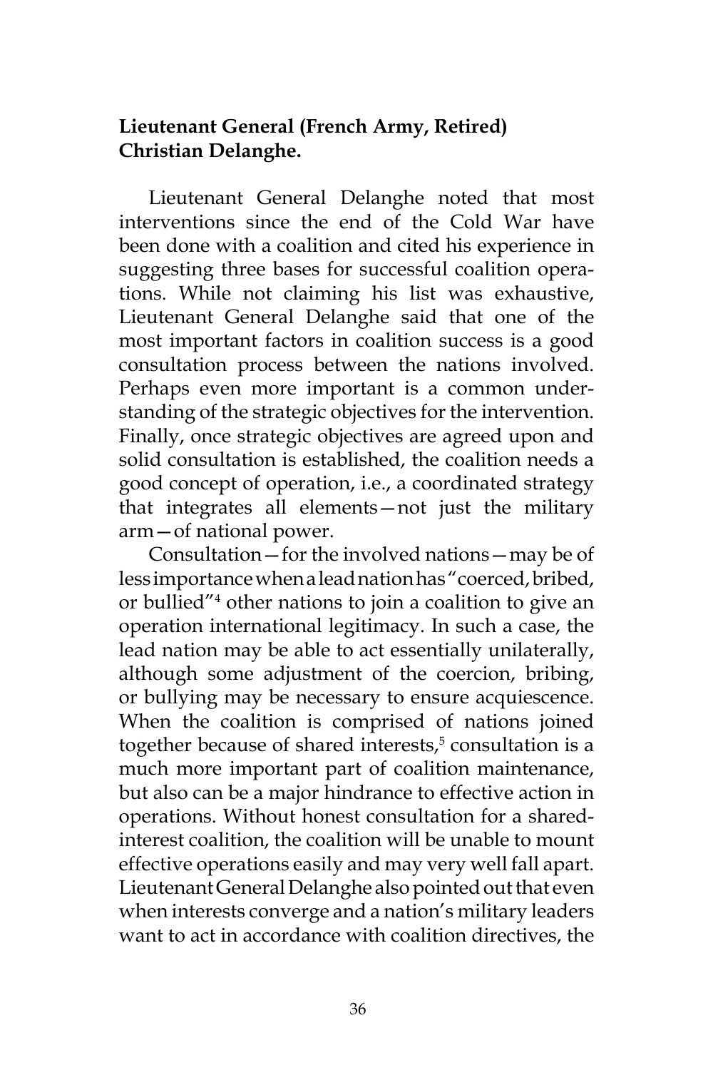**Lieutenant General (French Army, Retired) Christian Delanghe.**

Lieutenant General Delanghe noted that most interventions since the end of the Cold War have been done with a coalition and cited his experience in suggesting three bases for successful coalition operations. While not claiming his list was exhaustive, Lieutenant General Delanghe said that one of the most important factors in coalition success is a good consultation process between the nations involved. Perhaps even more important is a common understanding of the strategic objectives for the intervention. Finally, once strategic objectives are agreed upon and solid consultation is established, the coalition needs a good concept of operation, i.e., a coordinated strategy that integrates all elements—not just the military arm—of national power.

Consultation—for the involved nations—may be of less importance when a lead nation has "coerced, bribed, or bullied"[4] other nations to join a coalition to give an operation international legitimacy. In such a case, the lead nation may be able to act essentially unilaterally, although some adjustment of the coercion, bribing, or bullying may be necessary to ensure acquiescence. When the coalition is comprised of nations joined together because of shared interests,[5] consultation is a much more important part of coalition maintenance, but also can be a major hindrance to effective action in operations. Without honest consultation for a shared-interest coalition, the coalition will be unable to mount effective operations easily and may very well fall apart. Lieutenant General Delanghe also pointed out that even when interests converge and a nation's military leaders want to act in accordance with coalition directives, the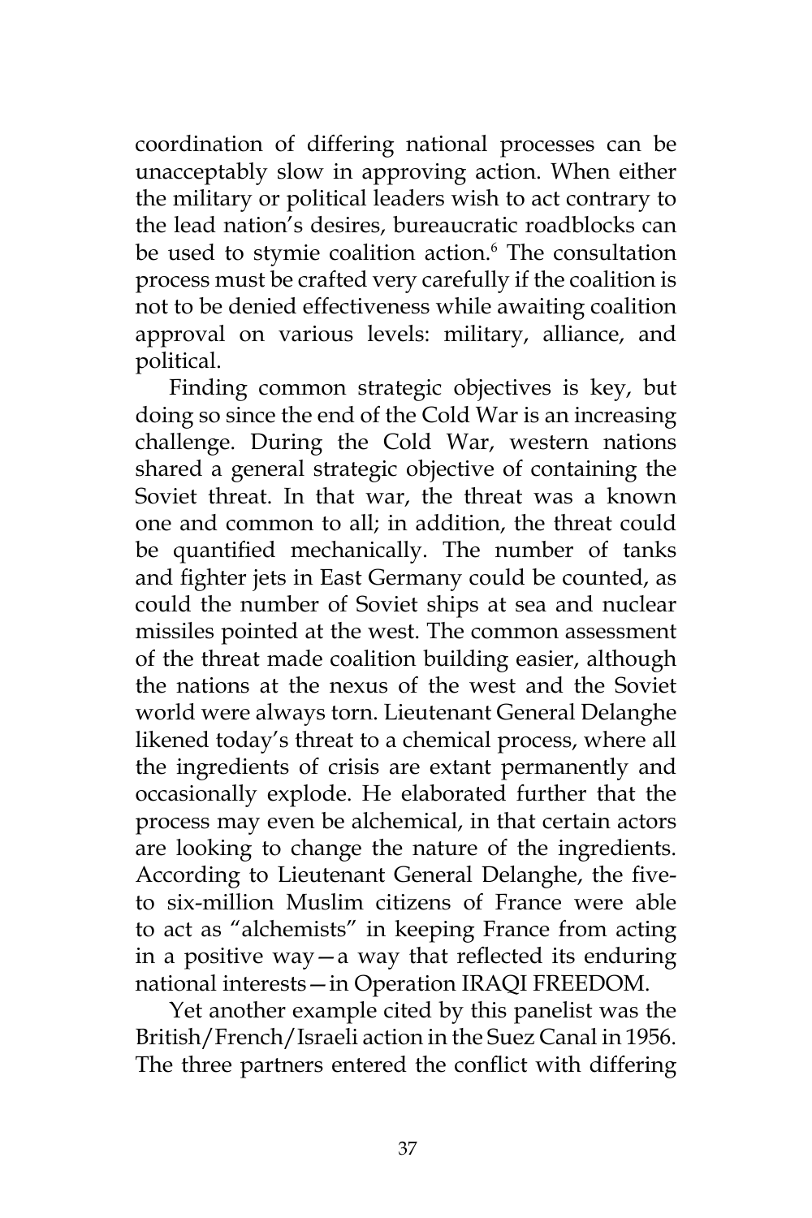coordination of differing national processes can be unacceptably slow in approving action. When either the military or political leaders wish to act contrary to the lead nation's desires, bureaucratic roadblocks can be used to stymie coalition action.[6] The consultation process must be crafted very carefully if the coalition is not to be denied effectiveness while awaiting coalition approval on various levels: military, alliance, and political.

Finding common strategic objectives is key, but doing so since the end of the Cold War is an increasing challenge. During the Cold War, western nations shared a general strategic objective of containing the Soviet threat. In that war, the threat was a known one and common to all; in addition, the threat could be quantified mechanically. The number of tanks and fighter jets in East Germany could be counted, as could the number of Soviet ships at sea and nuclear missiles pointed at the west. The common assessment of the threat made coalition building easier, although the nations at the nexus of the west and the Soviet world were always torn. Lieutenant General Delanghe likened today's threat to a chemical process, where all the ingredients of crisis are extant permanently and occasionally explode. He elaborated further that the process may even be alchemical, in that certain actors are looking to change the nature of the ingredients. According to Lieutenant General Delanghe, the five- to six-million Muslim citizens of France were able to act as "alchemists" in keeping France from acting in a positive way—a way that reflected its enduring national interests—in Operation IRAQI FREEDOM.

Yet another example cited by this panelist was the British/French/Israeli action in the Suez Canal in 1956. The three partners entered the conflict with differing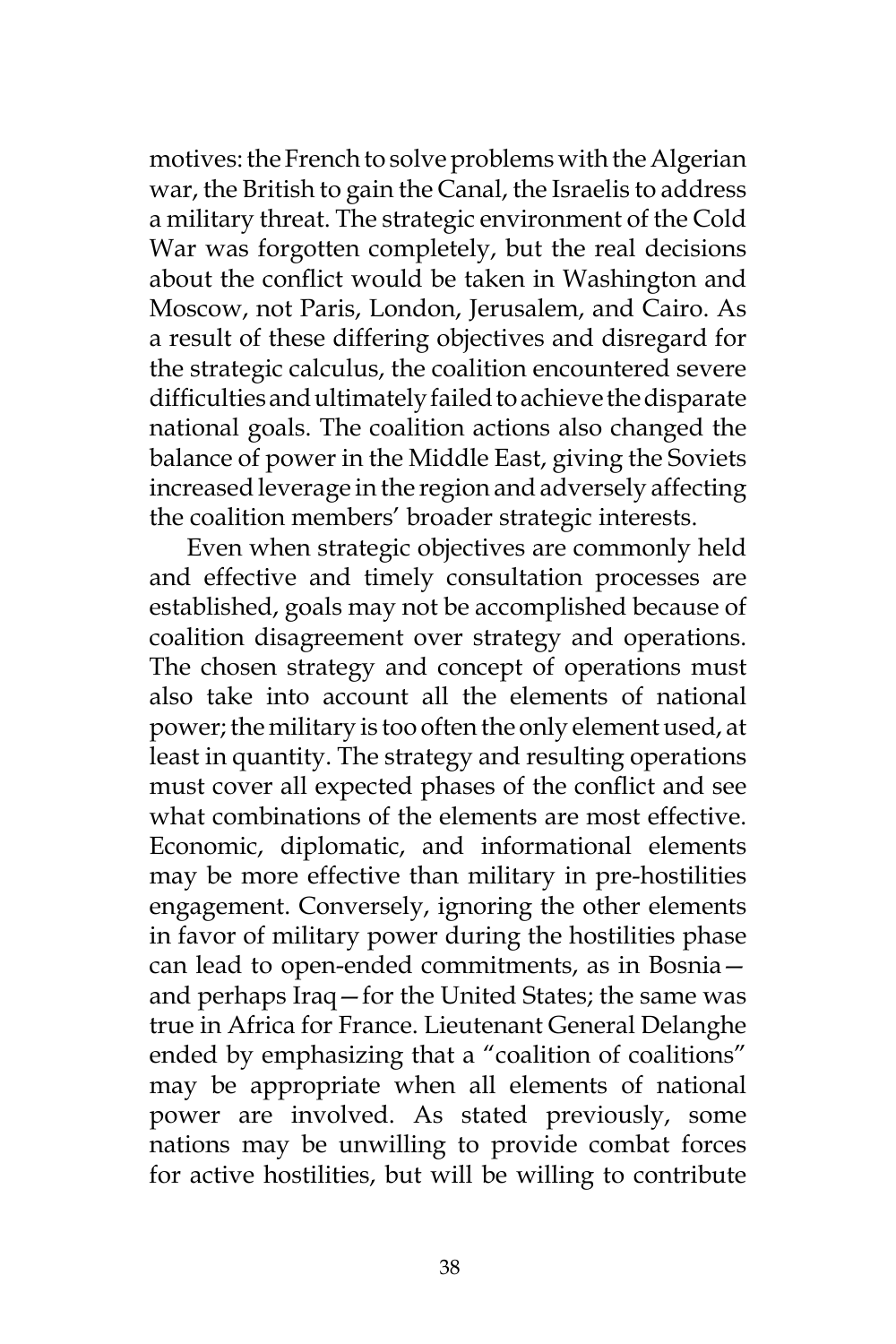motives: the French to solve problems with the Algerian war, the British to gain the Canal, the Israelis to address a military threat. The strategic environment of the Cold War was forgotten completely, but the real decisions about the conflict would be taken in Washington and Moscow, not Paris, London, Jerusalem, and Cairo. As a result of these differing objectives and disregard for the strategic calculus, the coalition encountered severe difficulties and ultimately failed to achieve the disparate national goals. The coalition actions also changed the balance of power in the Middle East, giving the Soviets increased leverage in the region and adversely affecting the coalition members' broader strategic interests.

Even when strategic objectives are commonly held and effective and timely consultation processes are established, goals may not be accomplished because of coalition disagreement over strategy and operations. The chosen strategy and concept of operations must also take into account all the elements of national power; the military is too often the only element used, at least in quantity. The strategy and resulting operations must cover all expected phases of the conflict and see what combinations of the elements are most effective. Economic, diplomatic, and informational elements may be more effective than military in pre-hostilities engagement. Conversely, ignoring the other elements in favor of military power during the hostilities phase can lead to open-ended commitments, as in Bosnia—and perhaps Iraq—for the United States; the same was true in Africa for France. Lieutenant General Delanghe ended by emphasizing that a "coalition of coalitions" may be appropriate when all elements of national power are involved. As stated previously, some nations may be unwilling to provide combat forces for active hostilities, but will be willing to contribute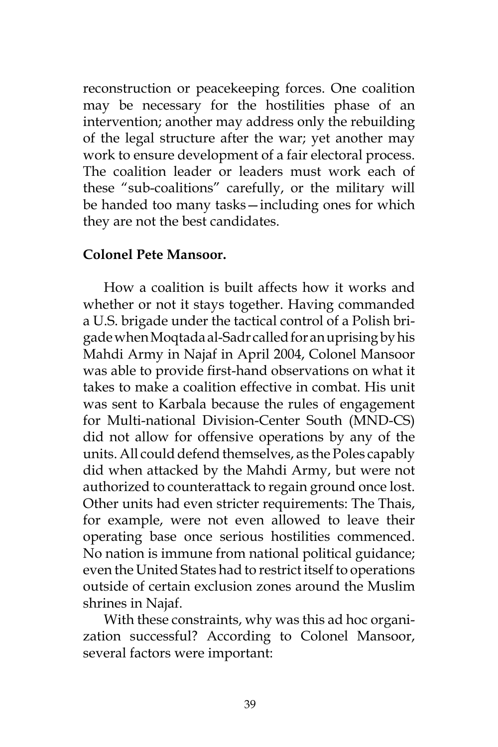reconstruction or peacekeeping forces. One coalition may be necessary for the hostilities phase of an intervention; another may address only the rebuilding of the legal structure after the war; yet another may work to ensure development of a fair electoral process. The coalition leader or leaders must work each of these "sub-coalitions" carefully, or the military will be handed too many tasks—including ones for which they are not the best candidates.

**Colonel Pete Mansoor.**

How a coalition is built affects how it works and whether or not it stays together. Having commanded a U.S. brigade under the tactical control of a Polish brigade when Moqtada al-Sadr called for an uprising by his Mahdi Army in Najaf in April 2004, Colonel Mansoor was able to provide first-hand observations on what it takes to make a coalition effective in combat. His unit was sent to Karbala because the rules of engagement for Multi-national Division-Center South (MND-CS) did not allow for offensive operations by any of the units. All could defend themselves, as the Poles capably did when attacked by the Mahdi Army, but were not authorized to counterattack to regain ground once lost. Other units had even stricter requirements: The Thais, for example, were not even allowed to leave their operating base once serious hostilities commenced. No nation is immune from national political guidance; even the United States had to restrict itself to operations outside of certain exclusion zones around the Muslim shrines in Najaf.

With these constraints, why was this ad hoc organization successful? According to Colonel Mansoor, several factors were important: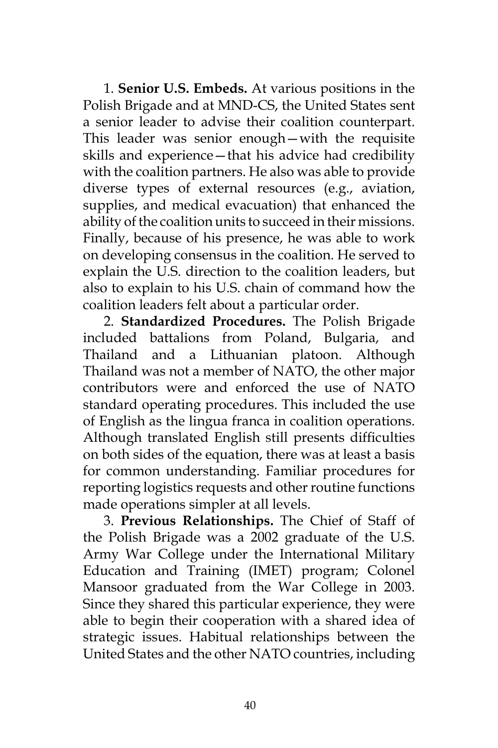1. **Senior U.S. Embeds.** At various positions in the Polish Brigade and at MND-CS, the United States sent a senior leader to advise their coalition counterpart. This leader was senior enough—with the requisite skills and experience—that his advice had credibility with the coalition partners. He also was able to provide diverse types of external resources (e.g., aviation, supplies, and medical evacuation) that enhanced the ability of the coalition units to succeed in their missions. Finally, because of his presence, he was able to work on developing consensus in the coalition. He served to explain the U.S. direction to the coalition leaders, but also to explain to his U.S. chain of command how the coalition leaders felt about a particular order.

2. **Standardized Procedures.** The Polish Brigade included battalions from Poland, Bulgaria, and Thailand and a Lithuanian platoon. Although Thailand was not a member of NATO, the other major contributors were and enforced the use of NATO standard operating procedures. This included the use of English as the lingua franca in coalition operations. Although translated English still presents difficulties on both sides of the equation, there was at least a basis for common understanding. Familiar procedures for reporting logistics requests and other routine functions made operations simpler at all levels.

3. **Previous Relationships.** The Chief of Staff of the Polish Brigade was a 2002 graduate of the U.S. Army War College under the International Military Education and Training (IMET) program; Colonel Mansoor graduated from the War College in 2003. Since they shared this particular experience, they were able to begin their cooperation with a shared idea of strategic issues. Habitual relationships between the United States and the other NATO countries, including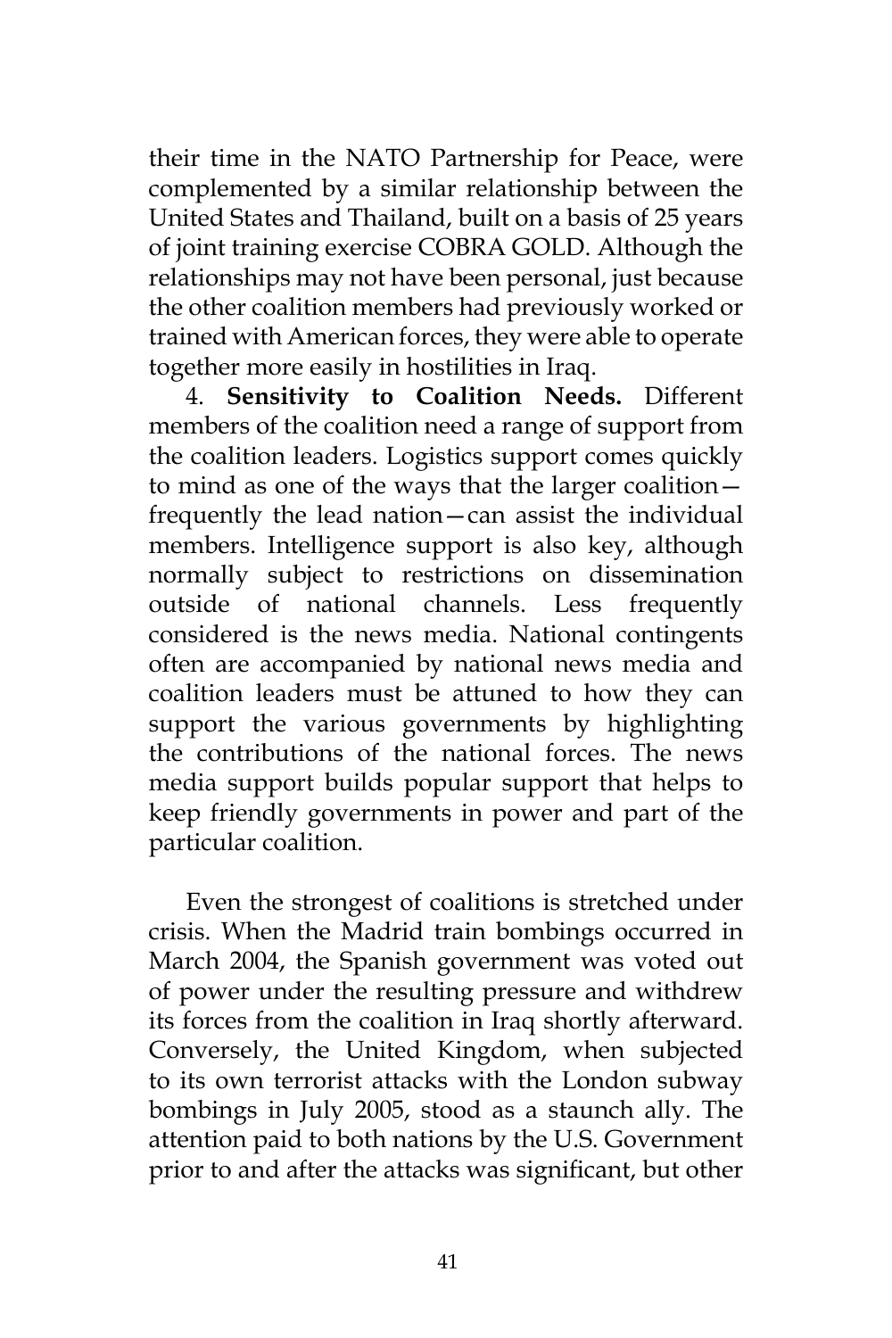their time in the NATO Partnership for Peace, were complemented by a similar relationship between the United States and Thailand, built on a basis of 25 years of joint training exercise COBRA GOLD. Although the relationships may not have been personal, just because the other coalition members had previously worked or trained with American forces, they were able to operate together more easily in hostilities in Iraq.

4. **Sensitivity to Coalition Needs.** Different members of the coalition need a range of support from the coalition leaders. Logistics support comes quickly to mind as one of the ways that the larger coalition—frequently the lead nation—can assist the individual members. Intelligence support is also key, although normally subject to restrictions on dissemination outside of national channels. Less frequently considered is the news media. National contingents often are accompanied by national news media and coalition leaders must be attuned to how they can support the various governments by highlighting the contributions of the national forces. The news media support builds popular support that helps to keep friendly governments in power and part of the particular coalition.

Even the strongest of coalitions is stretched under crisis. When the Madrid train bombings occurred in March 2004, the Spanish government was voted out of power under the resulting pressure and withdrew its forces from the coalition in Iraq shortly afterward. Conversely, the United Kingdom, when subjected to its own terrorist attacks with the London subway bombings in July 2005, stood as a staunch ally. The attention paid to both nations by the U.S. Government prior to and after the attacks was significant, but other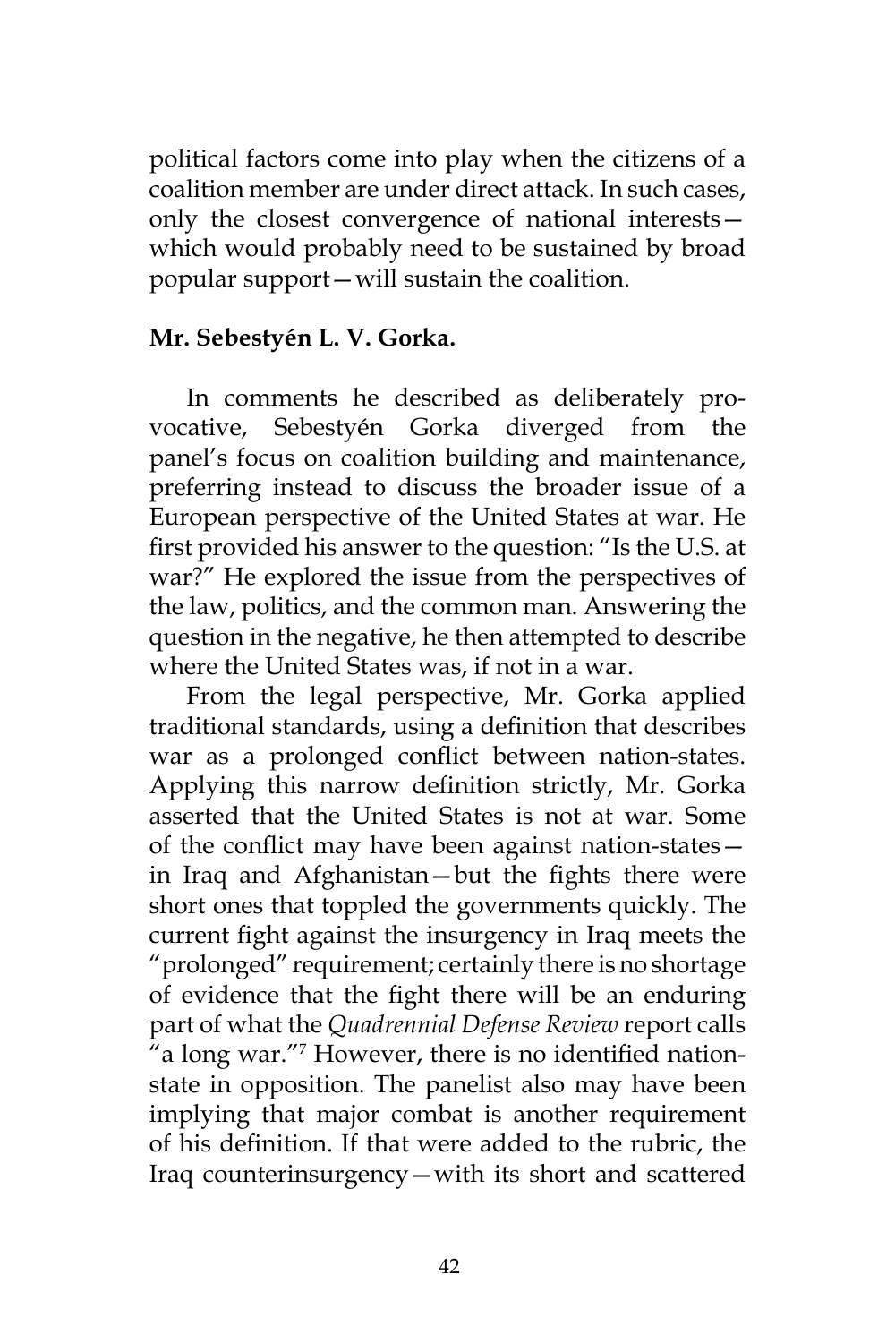political factors come into play when the citizens of a coalition member are under direct attack. In such cases, only the closest convergence of national interests—which would probably need to be sustained by broad popular support—will sustain the coalition.

**Mr. Sebestyén L. V. Gorka.**

In comments he described as deliberately provocative, Sebestyén Gorka diverged from the panel's focus on coalition building and maintenance, preferring instead to discuss the broader issue of a European perspective of the United States at war. He first provided his answer to the question: "Is the U.S. at war?" He explored the issue from the perspectives of the law, politics, and the common man. Answering the question in the negative, he then attempted to describe where the United States was, if not in a war.

From the legal perspective, Mr. Gorka applied traditional standards, using a definition that describes war as a prolonged conflict between nation-states. Applying this narrow definition strictly, Mr. Gorka asserted that the United States is not at war. Some of the conflict may have been against nation-states—in Iraq and Afghanistan—but the fights there were short ones that toppled the governments quickly. The current fight against the insurgency in Iraq meets the "prolonged" requirement; certainly there is no shortage of evidence that the fight there will be an enduring part of what the *Quadrennial Defense Review* report calls "a long war."[7] However, there is no identified nation-state in opposition. The panelist also may have been implying that major combat is another requirement of his definition. If that were added to the rubric, the Iraq counterinsurgency—with its short and scattered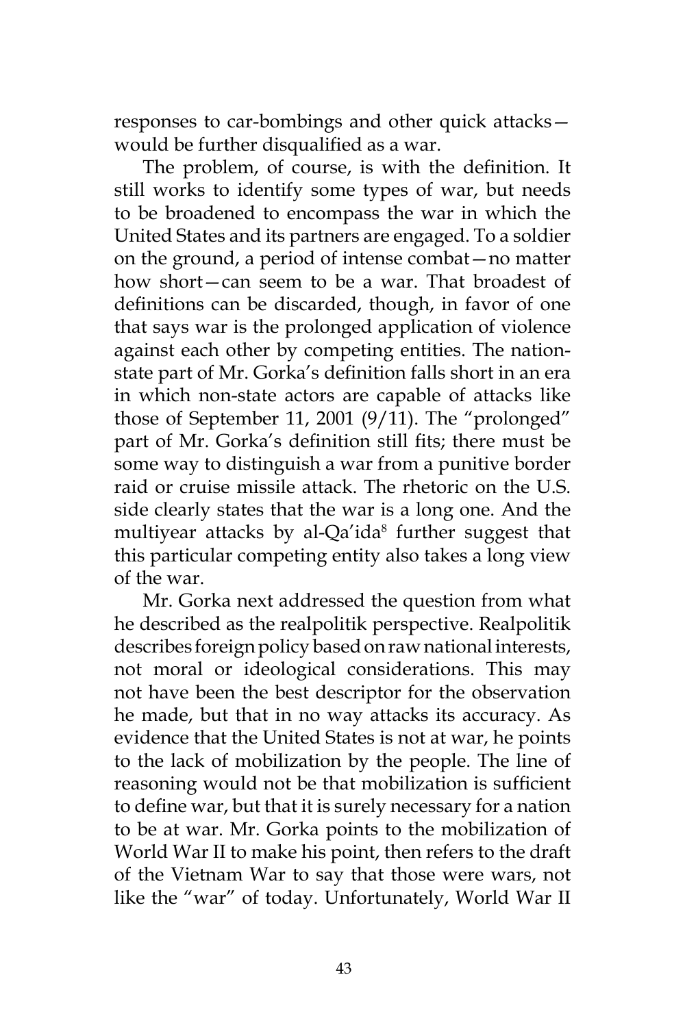responses to car-bombings and other quick attacks—would be further disqualified as a war.

The problem, of course, is with the definition. It still works to identify some types of war, but needs to be broadened to encompass the war in which the United States and its partners are engaged. To a soldier on the ground, a period of intense combat—no matter how short—can seem to be a war. That broadest of definitions can be discarded, though, in favor of one that says war is the prolonged application of violence against each other by competing entities. The nation-state part of Mr. Gorka's definition falls short in an era in which non-state actors are capable of attacks like those of September 11, 2001 (9/11). The "prolonged" part of Mr. Gorka's definition still fits; there must be some way to distinguish a war from a punitive border raid or cruise missile attack. The rhetoric on the U.S. side clearly states that the war is a long one. And the multiyear attacks by al-Qa'ida[8] further suggest that this particular competing entity also takes a long view of the war.

Mr. Gorka next addressed the question from what he described as the realpolitik perspective. Realpolitik describes foreign policy based on raw national interests, not moral or ideological considerations. This may not have been the best descriptor for the observation he made, but that in no way attacks its accuracy. As evidence that the United States is not at war, he points to the lack of mobilization by the people. The line of reasoning would not be that mobilization is sufficient to define war, but that it is surely necessary for a nation to be at war. Mr. Gorka points to the mobilization of World War II to make his point, then refers to the draft of the Vietnam War to say that those were wars, not like the "war" of today. Unfortunately, World War II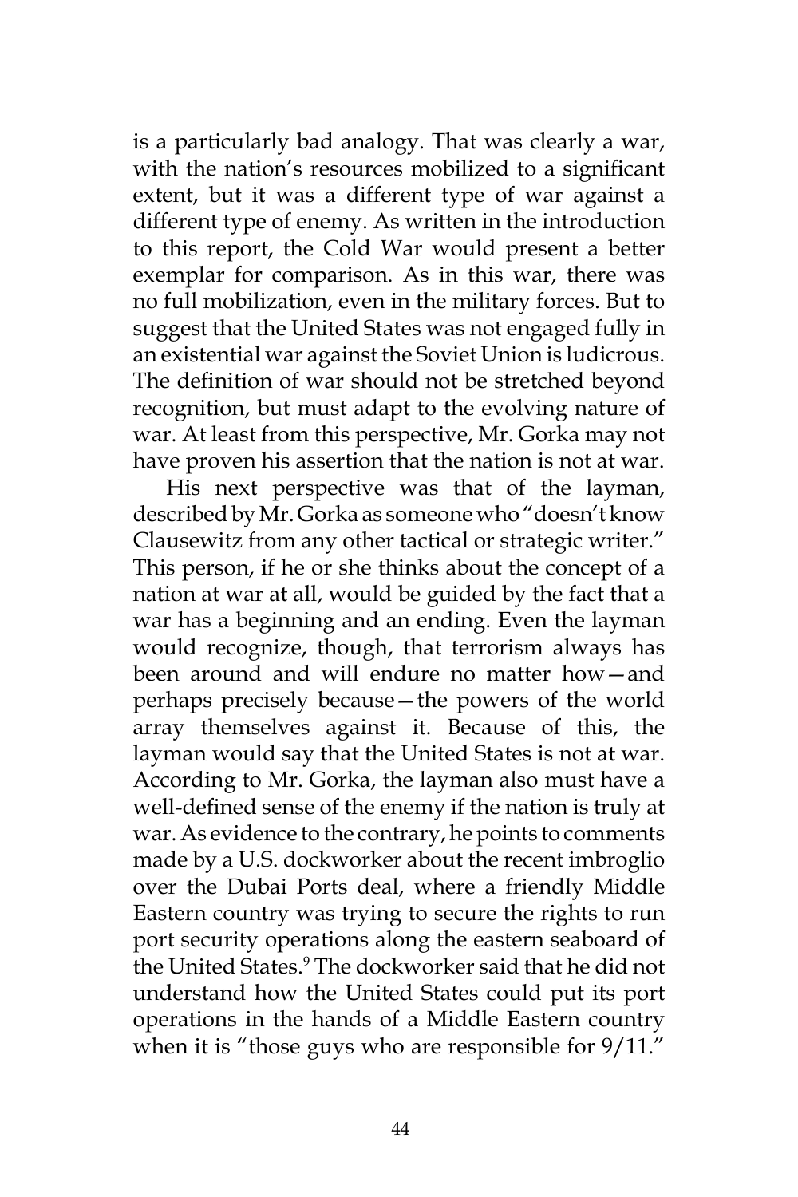is a particularly bad analogy. That was clearly a war, with the nation's resources mobilized to a significant extent, but it was a different type of war against a different type of enemy. As written in the introduction to this report, the Cold War would present a better exemplar for comparison. As in this war, there was no full mobilization, even in the military forces. But to suggest that the United States was not engaged fully in an existential war against the Soviet Union is ludicrous. The definition of war should not be stretched beyond recognition, but must adapt to the evolving nature of war. At least from this perspective, Mr. Gorka may not have proven his assertion that the nation is not at war.

His next perspective was that of the layman, described by Mr. Gorka as someone who "doesn't know Clausewitz from any other tactical or strategic writer." This person, if he or she thinks about the concept of a nation at war at all, would be guided by the fact that a war has a beginning and an ending. Even the layman would recognize, though, that terrorism always has been around and will endure no matter how—and perhaps precisely because—the powers of the world array themselves against it. Because of this, the layman would say that the United States is not at war. According to Mr. Gorka, the layman also must have a well-defined sense of the enemy if the nation is truly at war. As evidence to the contrary, he points to comments made by a U.S. dockworker about the recent imbroglio over the Dubai Ports deal, where a friendly Middle Eastern country was trying to secure the rights to run port security operations along the eastern seaboard of the United States.[9] The dockworker said that he did not understand how the United States could put its port operations in the hands of a Middle Eastern country when it is "those guys who are responsible for 9/11."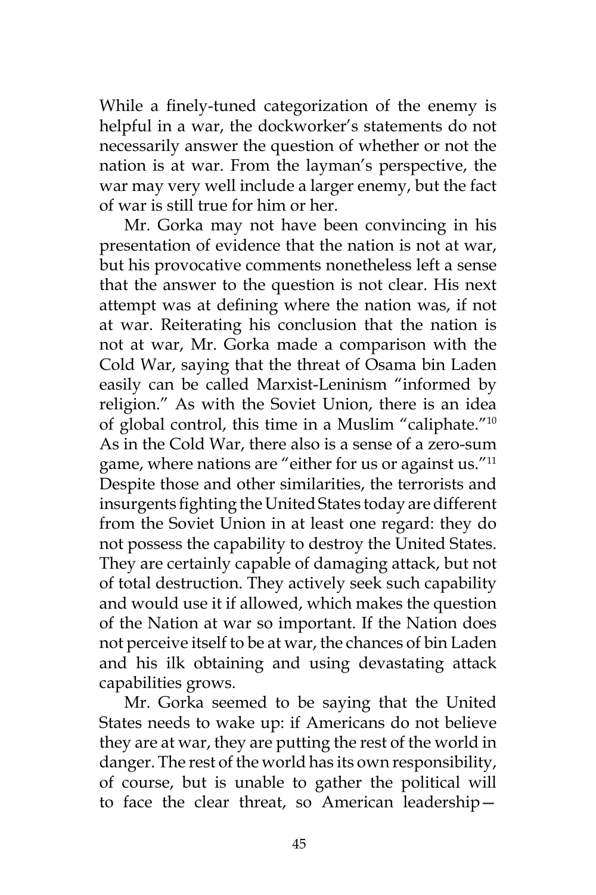While a finely-tuned categorization of the enemy is helpful in a war, the dockworker's statements do not necessarily answer the question of whether or not the nation is at war. From the layman's perspective, the war may very well include a larger enemy, but the fact of war is still true for him or her.

Mr. Gorka may not have been convincing in his presentation of evidence that the nation is not at war, but his provocative comments nonetheless left a sense that the answer to the question is not clear. His next attempt was at defining where the nation was, if not at war. Reiterating his conclusion that the nation is not at war, Mr. Gorka made a comparison with the Cold War, saying that the threat of Osama bin Laden easily can be called Marxist-Leninism "informed by religion." As with the Soviet Union, there is an idea of global control, this time in a Muslim "caliphate."[10] As in the Cold War, there also is a sense of a zero-sum game, where nations are "either for us or against us."[11] Despite those and other similarities, the terrorists and insurgents fighting the United States today are different from the Soviet Union in at least one regard: they do not possess the capability to destroy the United States. They are certainly capable of damaging attack, but not of total destruction. They actively seek such capability and would use it if allowed, which makes the question of the Nation at war so important. If the Nation does not perceive itself to be at war, the chances of bin Laden and his ilk obtaining and using devastating attack capabilities grows.

Mr. Gorka seemed to be saying that the United States needs to wake up: if Americans do not believe they are at war, they are putting the rest of the world in danger. The rest of the world has its own responsibility, of course, but is unable to gather the political will to face the clear threat, so American leadership—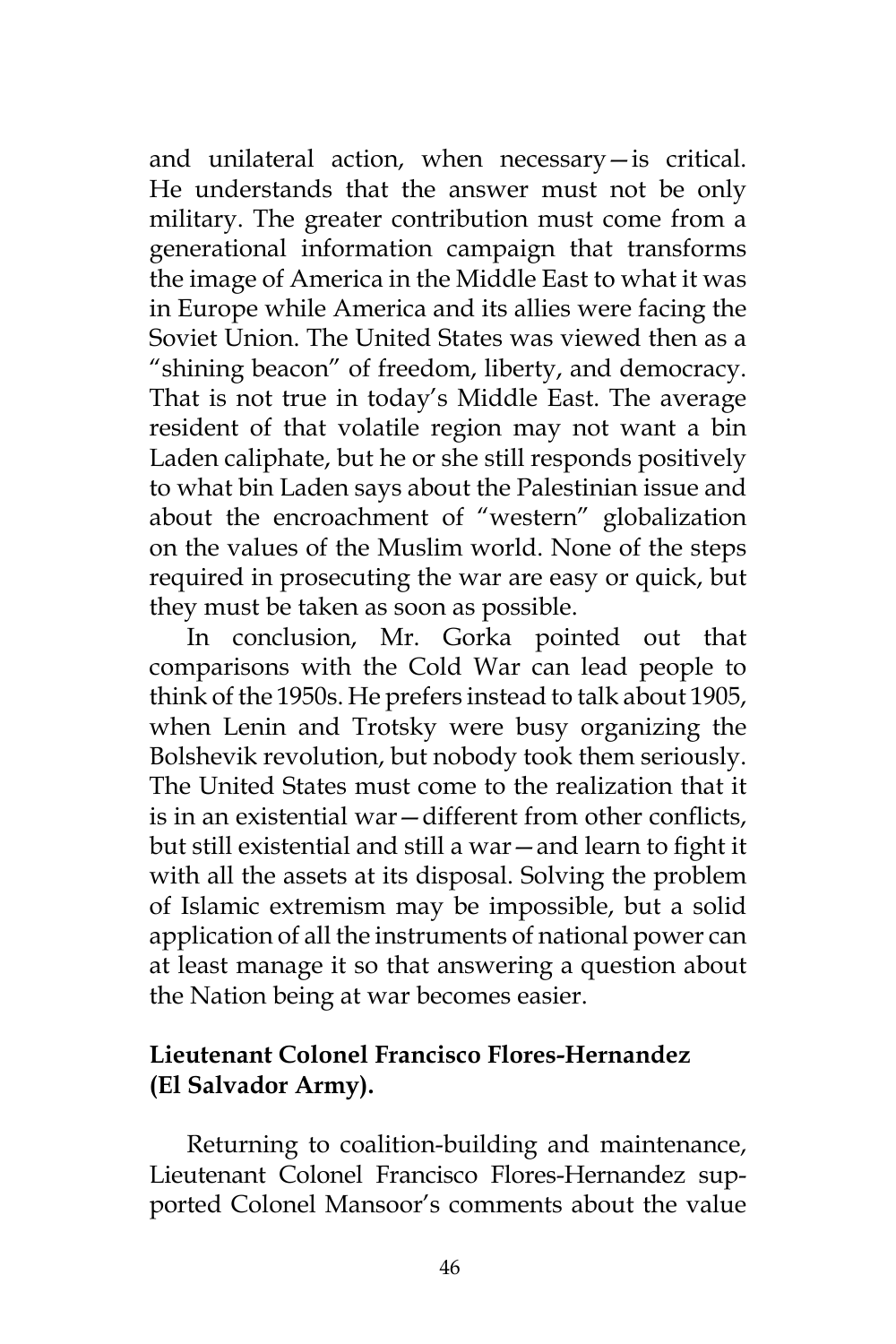and unilateral action, when necessary—is critical. He understands that the answer must not be only military. The greater contribution must come from a generational information campaign that transforms the image of America in the Middle East to what it was in Europe while America and its allies were facing the Soviet Union. The United States was viewed then as a "shining beacon" of freedom, liberty, and democracy. That is not true in today's Middle East. The average resident of that volatile region may not want a bin Laden caliphate, but he or she still responds positively to what bin Laden says about the Palestinian issue and about the encroachment of "western" globalization on the values of the Muslim world. None of the steps required in prosecuting the war are easy or quick, but they must be taken as soon as possible.

In conclusion, Mr. Gorka pointed out that comparisons with the Cold War can lead people to think of the 1950s. He prefers instead to talk about 1905, when Lenin and Trotsky were busy organizing the Bolshevik revolution, but nobody took them seriously. The United States must come to the realization that it is in an existential war—different from other conflicts, but still existential and still a war—and learn to fight it with all the assets at its disposal. Solving the problem of Islamic extremism may be impossible, but a solid application of all the instruments of national power can at least manage it so that answering a question about the Nation being at war becomes easier.

**Lieutenant Colonel Francisco Flores-Hernandez (El Salvador Army).**

Returning to coalition-building and maintenance, Lieutenant Colonel Francisco Flores-Hernandez supported Colonel Mansoor's comments about the value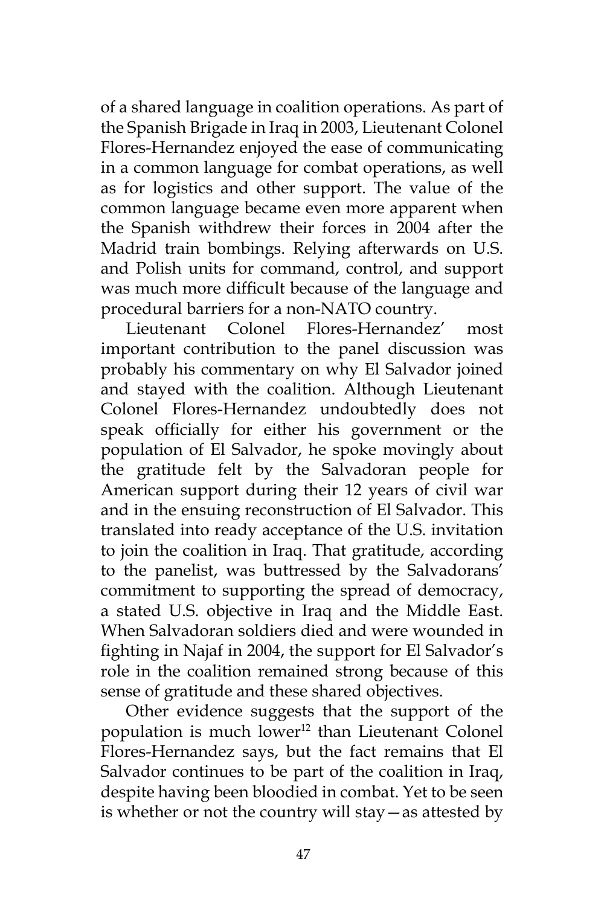of a shared language in coalition operations. As part of the Spanish Brigade in Iraq in 2003, Lieutenant Colonel Flores-Hernandez enjoyed the ease of communicating in a common language for combat operations, as well as for logistics and other support. The value of the common language became even more apparent when the Spanish withdrew their forces in 2004 after the Madrid train bombings. Relying afterwards on U.S. and Polish units for command, control, and support was much more difficult because of the language and procedural barriers for a non-NATO country.

Lieutenant Colonel Flores-Hernandez' most important contribution to the panel discussion was probably his commentary on why El Salvador joined and stayed with the coalition. Although Lieutenant Colonel Flores-Hernandez undoubtedly does not speak officially for either his government or the population of El Salvador, he spoke movingly about the gratitude felt by the Salvadoran people for American support during their 12 years of civil war and in the ensuing reconstruction of El Salvador. This translated into ready acceptance of the U.S. invitation to join the coalition in Iraq. That gratitude, according to the panelist, was buttressed by the Salvadorans' commitment to supporting the spread of democracy, a stated U.S. objective in Iraq and the Middle East. When Salvadoran soldiers died and were wounded in fighting in Najaf in 2004, the support for El Salvador's role in the coalition remained strong because of this sense of gratitude and these shared objectives.

Other evidence suggests that the support of the population is much lower[12] than Lieutenant Colonel Flores-Hernandez says, but the fact remains that El Salvador continues to be part of the coalition in Iraq, despite having been bloodied in combat. Yet to be seen is whether or not the country will stay—as attested by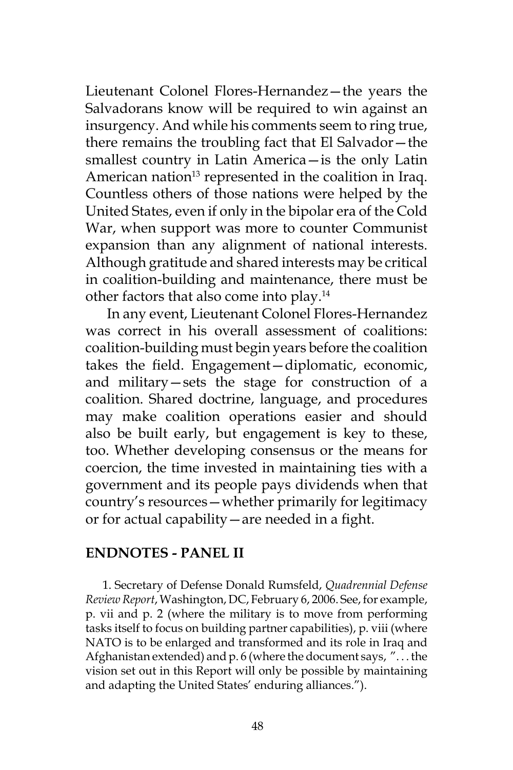Lieutenant Colonel Flores-Hernandez—the years the Salvadorans know will be required to win against an insurgency. And while his comments seem to ring true, there remains the troubling fact that El Salvador—the smallest country in Latin America—is the only Latin American nation[13] represented in the coalition in Iraq. Countless others of those nations were helped by the United States, even if only in the bipolar era of the Cold War, when support was more to counter Communist expansion than any alignment of national interests. Although gratitude and shared interests may be critical in coalition-building and maintenance, there must be other factors that also come into play.[14]

In any event, Lieutenant Colonel Flores-Hernandez was correct in his overall assessment of coalitions: coalition-building must begin years before the coalition takes the field. Engagement—diplomatic, economic, and military—sets the stage for construction of a coalition. Shared doctrine, language, and procedures may make coalition operations easier and should also be built early, but engagement is key to these, too. Whether developing consensus or the means for coercion, the time invested in maintaining ties with a government and its people pays dividends when that country's resources—whether primarily for legitimacy or for actual capability—are needed in a fight.

## ENDNOTES - PANEL II

1. Secretary of Defense Donald Rumsfeld, *Quadrennial Defense Review Report*, Washington, DC, February 6, 2006. See, for example, p. vii and p. 2 (where the military is to move from performing tasks itself to focus on building partner capabilities), p. viii (where NATO is to be enlarged and transformed and its role in Iraq and Afghanistan extended) and p. 6 (where the document says, ". . . the vision set out in this Report will only be possible by maintaining and adapting the United States' enduring alliances.").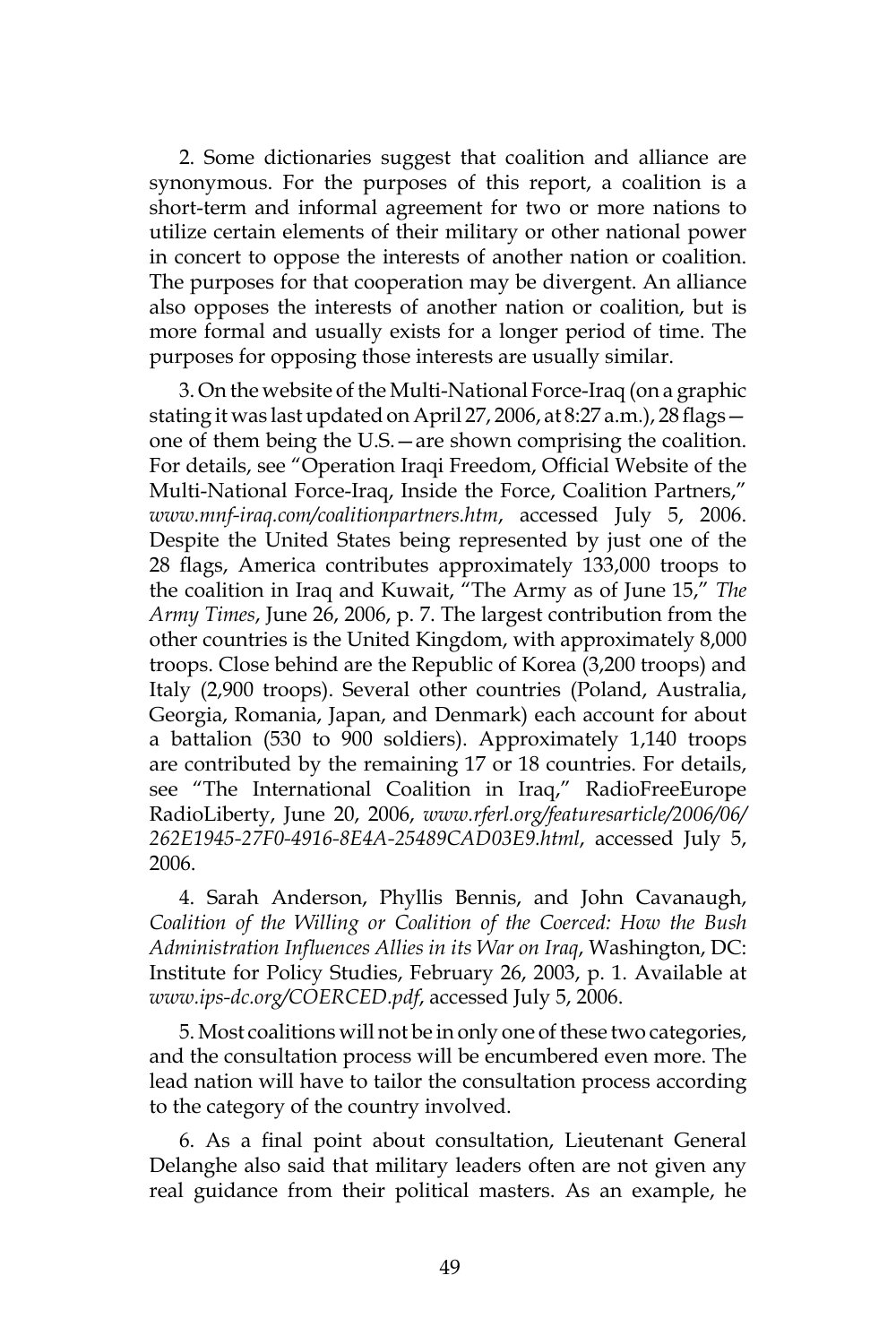2. Some dictionaries suggest that coalition and alliance are synonymous. For the purposes of this report, a coalition is a short-term and informal agreement for two or more nations to utilize certain elements of their military or other national power in concert to oppose the interests of another nation or coalition. The purposes for that cooperation may be divergent. An alliance also opposes the interests of another nation or coalition, but is more formal and usually exists for a longer period of time. The purposes for opposing those interests are usually similar.

3. On the website of the Multi-National Force-Iraq (on a graphic stating it was last updated on April 27, 2006, at 8:27 a.m.), 28 flags—one of them being the U.S.—are shown comprising the coalition. For details, see "Operation Iraqi Freedom, Official Website of the Multi-National Force-Iraq, Inside the Force, Coalition Partners," *www.mnf-iraq.com/coalitionpartners.htm*, accessed July 5, 2006. Despite the United States being represented by just one of the 28 flags, America contributes approximately 133,000 troops to the coalition in Iraq and Kuwait, "The Army as of June 15," *The Army Times*, June 26, 2006, p. 7. The largest contribution from the other countries is the United Kingdom, with approximately 8,000 troops. Close behind are the Republic of Korea (3,200 troops) and Italy (2,900 troops). Several other countries (Poland, Australia, Georgia, Romania, Japan, and Denmark) each account for about a battalion (530 to 900 soldiers). Approximately 1,140 troops are contributed by the remaining 17 or 18 countries. For details, see "The International Coalition in Iraq," RadioFreeEurope RadioLiberty, June 20, 2006, *www.rferl.org/featuresarticle/2006/06/262E1945-27F0-4916-8E4A-25489CAD03E9.html*, accessed July 5, 2006.

4. Sarah Anderson, Phyllis Bennis, and John Cavanaugh, *Coalition of the Willing or Coalition of the Coerced: How the Bush Administration Influences Allies in its War on Iraq*, Washington, DC: Institute for Policy Studies, February 26, 2003, p. 1. Available at *www.ips-dc.org/COERCED.pdf*, accessed July 5, 2006.

5. Most coalitions will not be in only one of these two categories, and the consultation process will be encumbered even more. The lead nation will have to tailor the consultation process according to the category of the country involved.

6. As a final point about consultation, Lieutenant General Delanghe also said that military leaders often are not given any real guidance from their political masters. As an example, he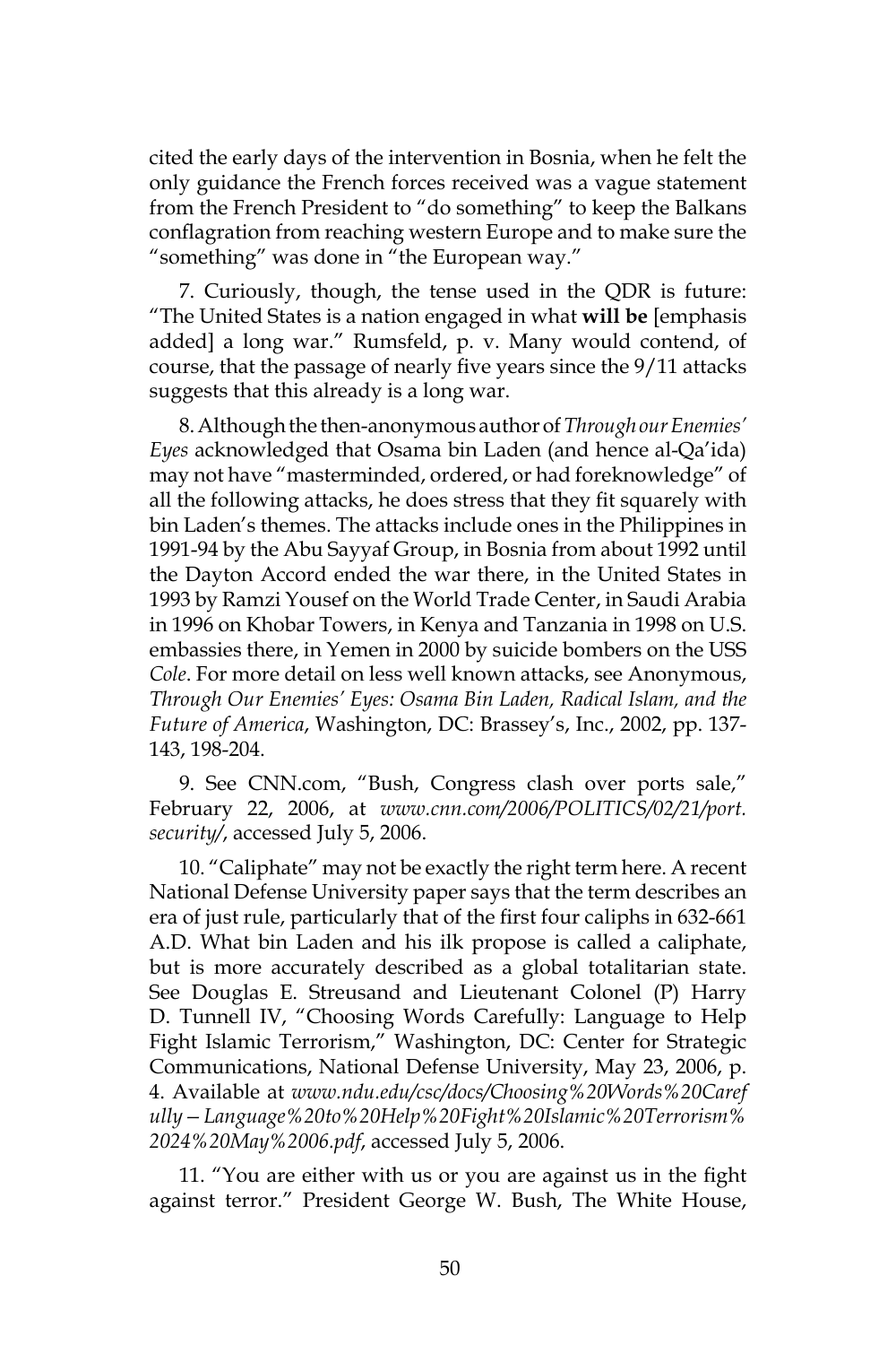cited the early days of the intervention in Bosnia, when he felt the only guidance the French forces received was a vague statement from the French President to "do something" to keep the Balkans conflagration from reaching western Europe and to make sure the "something" was done in "the European way."

7. Curiously, though, the tense used in the QDR is future: "The United States is a nation engaged in what **will be** [emphasis added] a long war." Rumsfeld, p. v. Many would contend, of course, that the passage of nearly five years since the 9/11 attacks suggests that this already is a long war.

8. Although the then-anonymous author of *Through our Enemies' Eyes* acknowledged that Osama bin Laden (and hence al-Qa'ida) may not have "masterminded, ordered, or had foreknowledge" of all the following attacks, he does stress that they fit squarely with bin Laden's themes. The attacks include ones in the Philippines in 1991-94 by the Abu Sayyaf Group, in Bosnia from about 1992 until the Dayton Accord ended the war there, in the United States in 1993 by Ramzi Yousef on the World Trade Center, in Saudi Arabia in 1996 on Khobar Towers, in Kenya and Tanzania in 1998 on U.S. embassies there, in Yemen in 2000 by suicide bombers on the USS *Cole*. For more detail on less well known attacks, see Anonymous, *Through Our Enemies' Eyes: Osama Bin Laden, Radical Islam, and the Future of America*, Washington, DC: Brassey's, Inc., 2002, pp. 137-143, 198-204.

9. See CNN.com, "Bush, Congress clash over ports sale," February 22, 2006, at *www.cnn.com/2006/POLITICS/02/21/port.security/*, accessed July 5, 2006.

10. "Caliphate" may not be exactly the right term here. A recent National Defense University paper says that the term describes an era of just rule, particularly that of the first four caliphs in 632-661 A.D. What bin Laden and his ilk propose is called a caliphate, but is more accurately described as a global totalitarian state. See Douglas E. Streusand and Lieutenant Colonel (P) Harry D. Tunnell IV, "Choosing Words Carefully: Language to Help Fight Islamic Terrorism," Washington, DC: Center for Strategic Communications, National Defense University, May 23, 2006, p. 4. Available at *www.ndu.edu/csc/docs/Choosing%20Words%20Carefully—Language%20to%20Help%20Fight%20Islamic%20Terrorism%2024%20May%2006.pdf*, accessed July 5, 2006.

11. "You are either with us or you are against us in the fight against terror." President George W. Bush, The White House,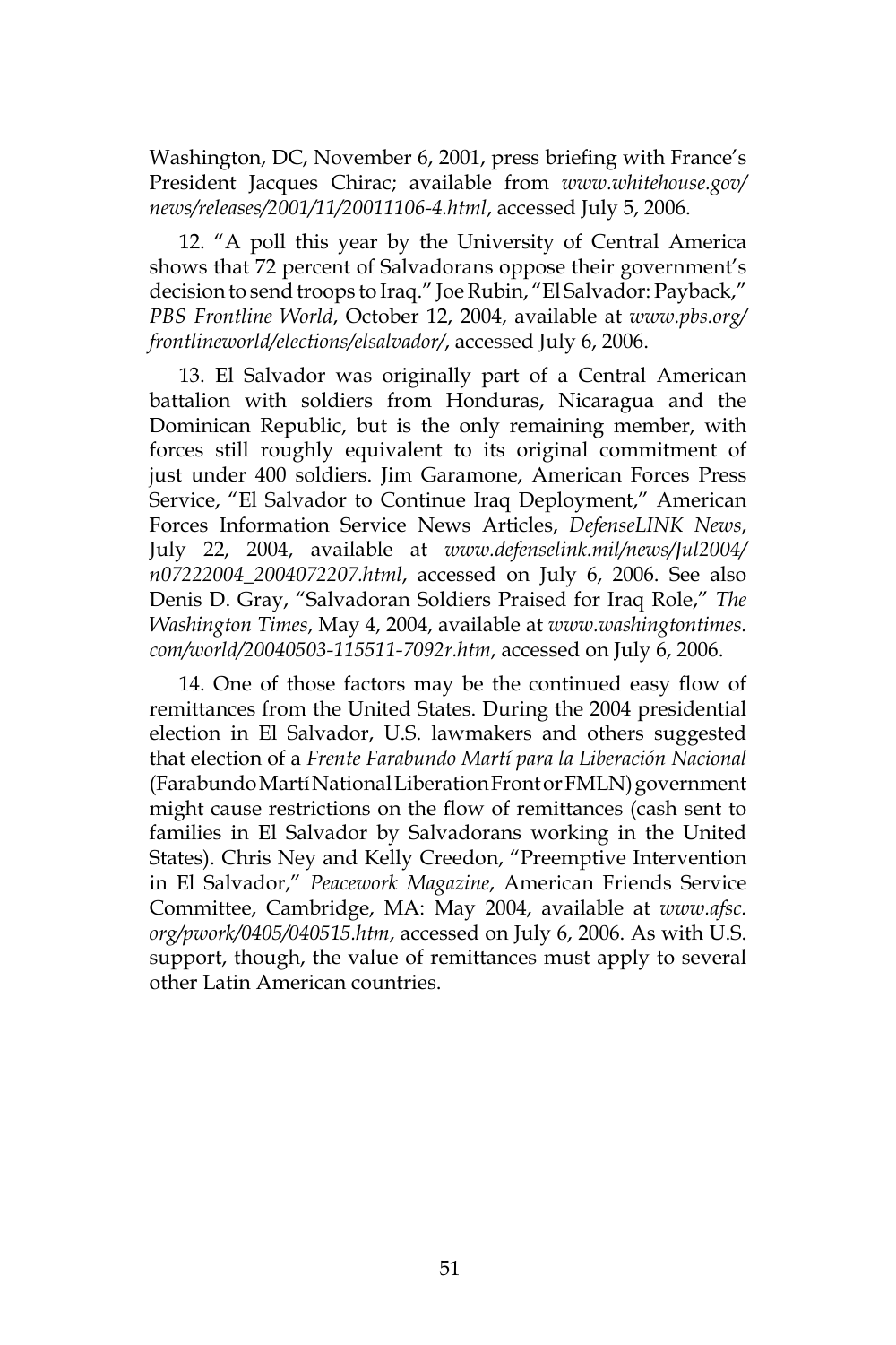Washington, DC, November 6, 2001, press briefing with France's President Jacques Chirac; available from *www.whitehouse.gov/news/releases/2001/11/20011106-4.html*, accessed July 5, 2006.

12. "A poll this year by the University of Central America shows that 72 percent of Salvadorans oppose their government's decision to send troops to Iraq." Joe Rubin, "El Salvador: Payback," *PBS Frontline World*, October 12, 2004, available at *www.pbs.org/frontlineworld/elections/elsalvador/*, accessed July 6, 2006.

13. El Salvador was originally part of a Central American battalion with soldiers from Honduras, Nicaragua and the Dominican Republic, but is the only remaining member, with forces still roughly equivalent to its original commitment of just under 400 soldiers. Jim Garamone, American Forces Press Service, "El Salvador to Continue Iraq Deployment," American Forces Information Service News Articles, *DefenseLINK News*, July 22, 2004, available at *www.defenselink.mil/news/Jul2004/n07222004_2004072207.html*, accessed on July 6, 2006. See also Denis D. Gray, "Salvadoran Soldiers Praised for Iraq Role," *The Washington Times*, May 4, 2004, available at *www.washingtontimes.com/world/20040503-115511-7092r.htm*, accessed on July 6, 2006.

14. One of those factors may be the continued easy flow of remittances from the United States. During the 2004 presidential election in El Salvador, U.S. lawmakers and others suggested that election of a *Frente Farabundo Martí para la Liberación Nacional* (Farabundo Martí National Liberation Front or FMLN) government might cause restrictions on the flow of remittances (cash sent to families in El Salvador by Salvadorans working in the United States). Chris Ney and Kelly Creedon, "Preemptive Intervention in El Salvador," *Peacework Magazine*, American Friends Service Committee, Cambridge, MA: May 2004, available at *www.afsc.org/pwork/0405/040515.htm*, accessed on July 6, 2006. As with U.S. support, though, the value of remittances must apply to several other Latin American countries.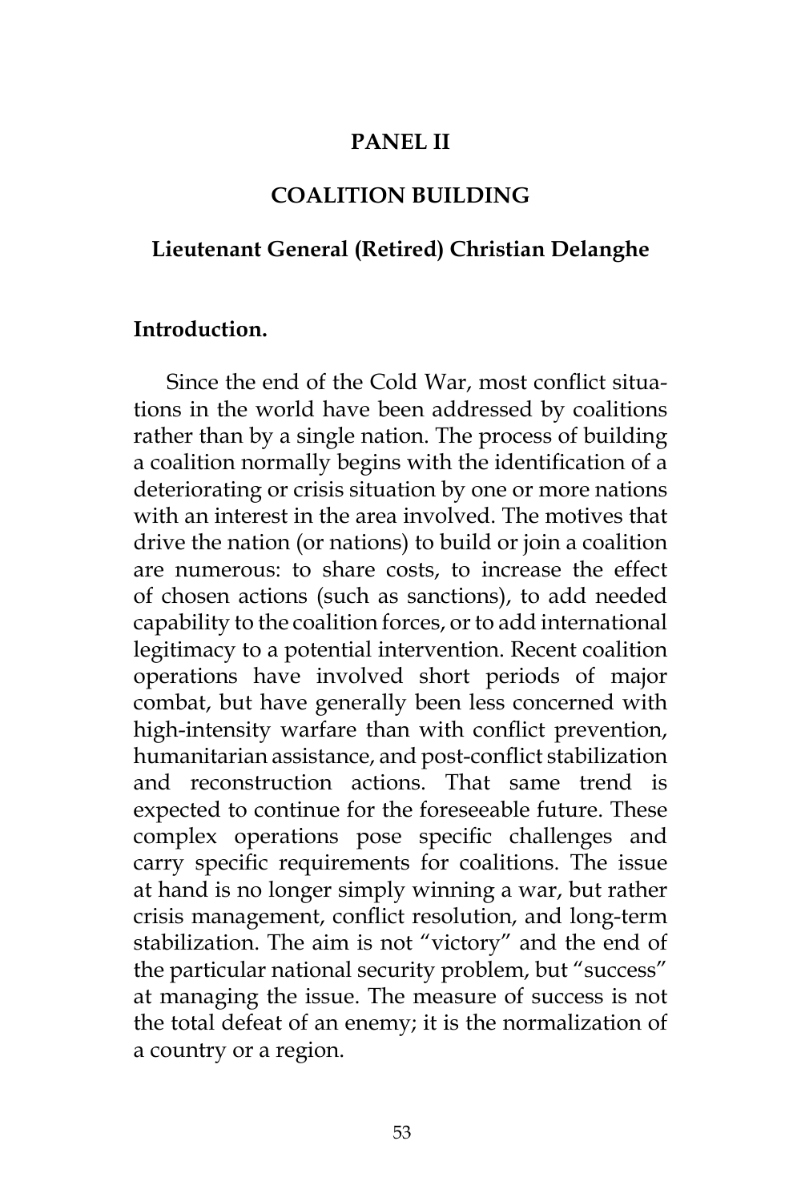# PANEL II

## COALITION BUILDING

### Lieutenant General (Retired) Christian Delanghe

**Introduction.**

Since the end of the Cold War, most conflict situations in the world have been addressed by coalitions rather than by a single nation. The process of building a coalition normally begins with the identification of a deteriorating or crisis situation by one or more nations with an interest in the area involved. The motives that drive the nation (or nations) to build or join a coalition are numerous: to share costs, to increase the effect of chosen actions (such as sanctions), to add needed capability to the coalition forces, or to add international legitimacy to a potential intervention. Recent coalition operations have involved short periods of major combat, but have generally been less concerned with high-intensity warfare than with conflict prevention, humanitarian assistance, and post-conflict stabilization and reconstruction actions. That same trend is expected to continue for the foreseeable future. These complex operations pose specific challenges and carry specific requirements for coalitions. The issue at hand is no longer simply winning a war, but rather crisis management, conflict resolution, and long-term stabilization. The aim is not "victory" and the end of the particular national security problem, but "success" at managing the issue. The measure of success is not the total defeat of an enemy; it is the normalization of a country or a region.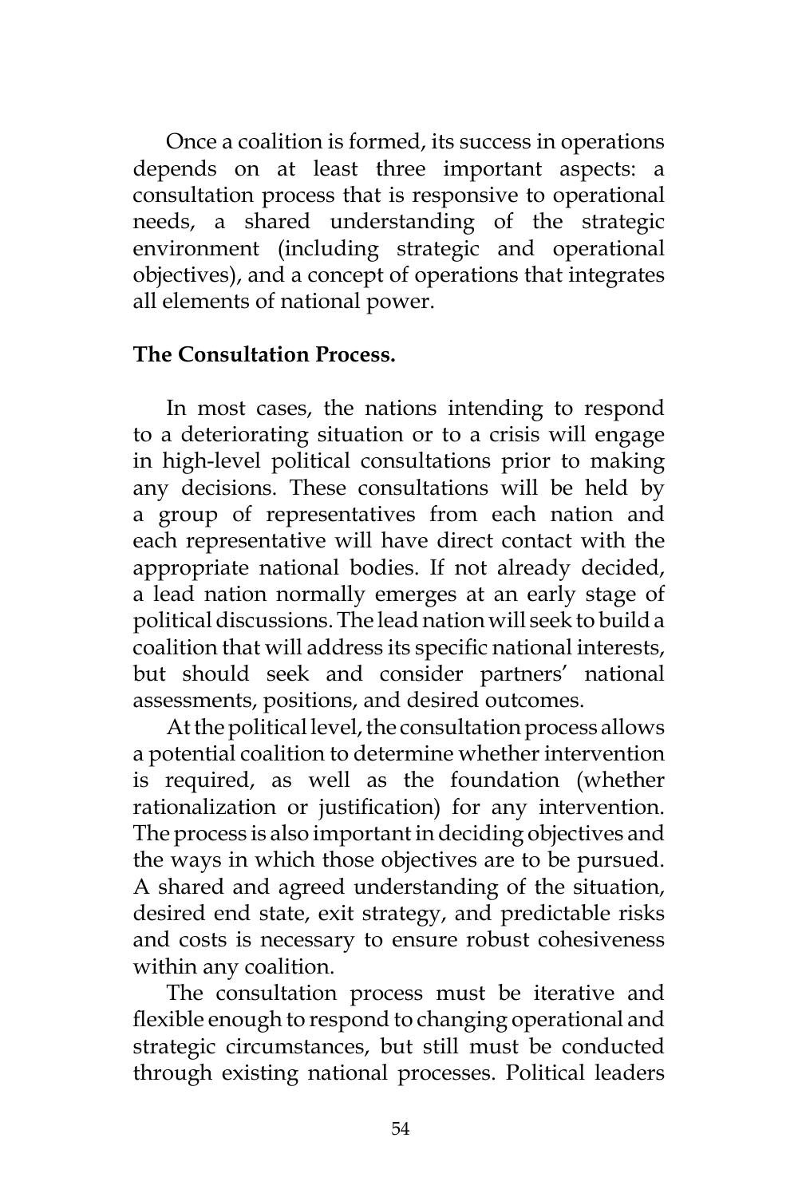Once a coalition is formed, its success in operations depends on at least three important aspects: a consultation process that is responsive to operational needs, a shared understanding of the strategic environment (including strategic and operational objectives), and a concept of operations that integrates all elements of national power.

**The Consultation Process.**

In most cases, the nations intending to respond to a deteriorating situation or to a crisis will engage in high-level political consultations prior to making any decisions. These consultations will be held by a group of representatives from each nation and each representative will have direct contact with the appropriate national bodies. If not already decided, a lead nation normally emerges at an early stage of political discussions. The lead nation will seek to build a coalition that will address its specific national interests, but should seek and consider partners' national assessments, positions, and desired outcomes.

At the political level, the consultation process allows a potential coalition to determine whether intervention is required, as well as the foundation (whether rationalization or justification) for any intervention. The process is also important in deciding objectives and the ways in which those objectives are to be pursued. A shared and agreed understanding of the situation, desired end state, exit strategy, and predictable risks and costs is necessary to ensure robust cohesiveness within any coalition.

The consultation process must be iterative and flexible enough to respond to changing operational and strategic circumstances, but still must be conducted through existing national processes. Political leaders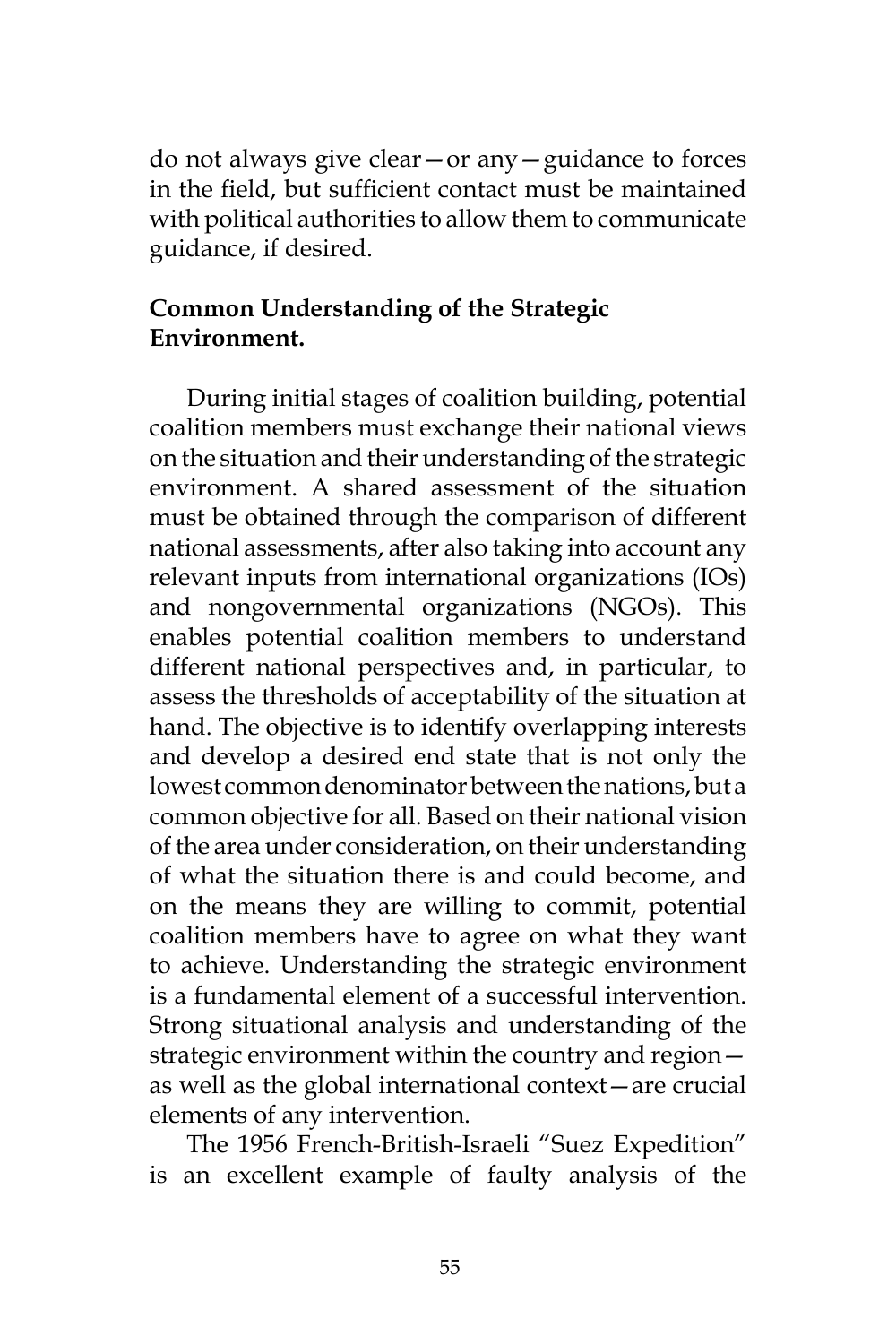do not always give clear—or any—guidance to forces in the field, but sufficient contact must be maintained with political authorities to allow them to communicate guidance, if desired.

**Common Understanding of the Strategic Environment.**

During initial stages of coalition building, potential coalition members must exchange their national views on the situation and their understanding of the strategic environment. A shared assessment of the situation must be obtained through the comparison of different national assessments, after also taking into account any relevant inputs from international organizations (IOs) and nongovernmental organizations (NGOs). This enables potential coalition members to understand different national perspectives and, in particular, to assess the thresholds of acceptability of the situation at hand. The objective is to identify overlapping interests and develop a desired end state that is not only the lowest common denominator between the nations, but a common objective for all. Based on their national vision of the area under consideration, on their understanding of what the situation there is and could become, and on the means they are willing to commit, potential coalition members have to agree on what they want to achieve. Understanding the strategic environment is a fundamental element of a successful intervention. Strong situational analysis and understanding of the strategic environment within the country and region—as well as the global international context—are crucial elements of any intervention.

The 1956 French-British-Israeli "Suez Expedition" is an excellent example of faulty analysis of the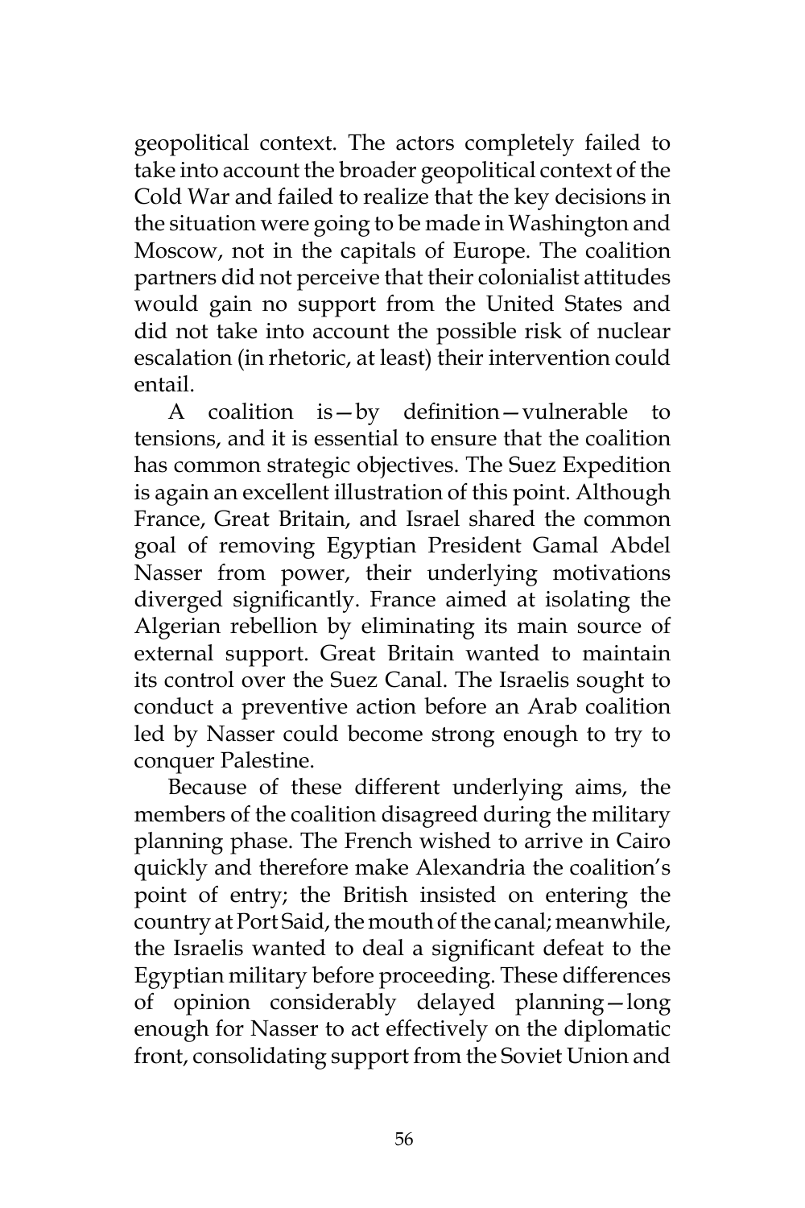geopolitical context. The actors completely failed to take into account the broader geopolitical context of the Cold War and failed to realize that the key decisions in the situation were going to be made in Washington and Moscow, not in the capitals of Europe. The coalition partners did not perceive that their colonialist attitudes would gain no support from the United States and did not take into account the possible risk of nuclear escalation (in rhetoric, at least) their intervention could entail.

A coalition is—by definition—vulnerable to tensions, and it is essential to ensure that the coalition has common strategic objectives. The Suez Expedition is again an excellent illustration of this point. Although France, Great Britain, and Israel shared the common goal of removing Egyptian President Gamal Abdel Nasser from power, their underlying motivations diverged significantly. France aimed at isolating the Algerian rebellion by eliminating its main source of external support. Great Britain wanted to maintain its control over the Suez Canal. The Israelis sought to conduct a preventive action before an Arab coalition led by Nasser could become strong enough to try to conquer Palestine.

Because of these different underlying aims, the members of the coalition disagreed during the military planning phase. The French wished to arrive in Cairo quickly and therefore make Alexandria the coalition's point of entry; the British insisted on entering the country at Port Said, the mouth of the canal; meanwhile, the Israelis wanted to deal a significant defeat to the Egyptian military before proceeding. These differences of opinion considerably delayed planning—long enough for Nasser to act effectively on the diplomatic front, consolidating support from the Soviet Union and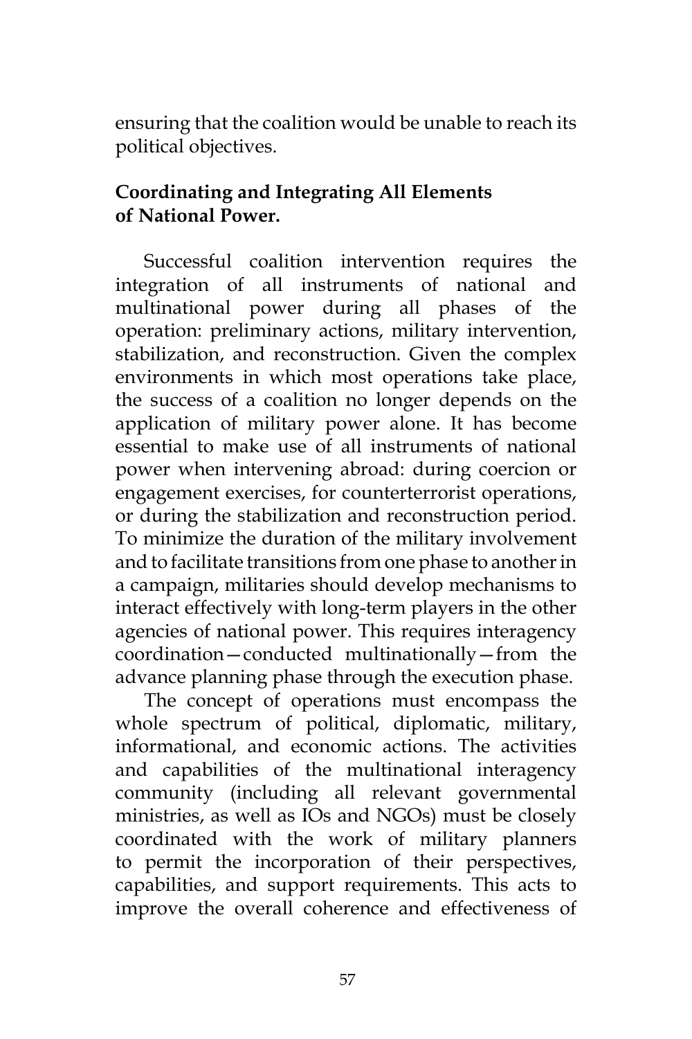ensuring that the coalition would be unable to reach its political objectives.

**Coordinating and Integrating All Elements of National Power.**

Successful coalition intervention requires the integration of all instruments of national and multinational power during all phases of the operation: preliminary actions, military intervention, stabilization, and reconstruction. Given the complex environments in which most operations take place, the success of a coalition no longer depends on the application of military power alone. It has become essential to make use of all instruments of national power when intervening abroad: during coercion or engagement exercises, for counterterrorist operations, or during the stabilization and reconstruction period. To minimize the duration of the military involvement and to facilitate transitions from one phase to another in a campaign, militaries should develop mechanisms to interact effectively with long-term players in the other agencies of national power. This requires interagency coordination—conducted multinationally—from the advance planning phase through the execution phase.

The concept of operations must encompass the whole spectrum of political, diplomatic, military, informational, and economic actions. The activities and capabilities of the multinational interagency community (including all relevant governmental ministries, as well as IOs and NGOs) must be closely coordinated with the work of military planners to permit the incorporation of their perspectives, capabilities, and support requirements. This acts to improve the overall coherence and effectiveness of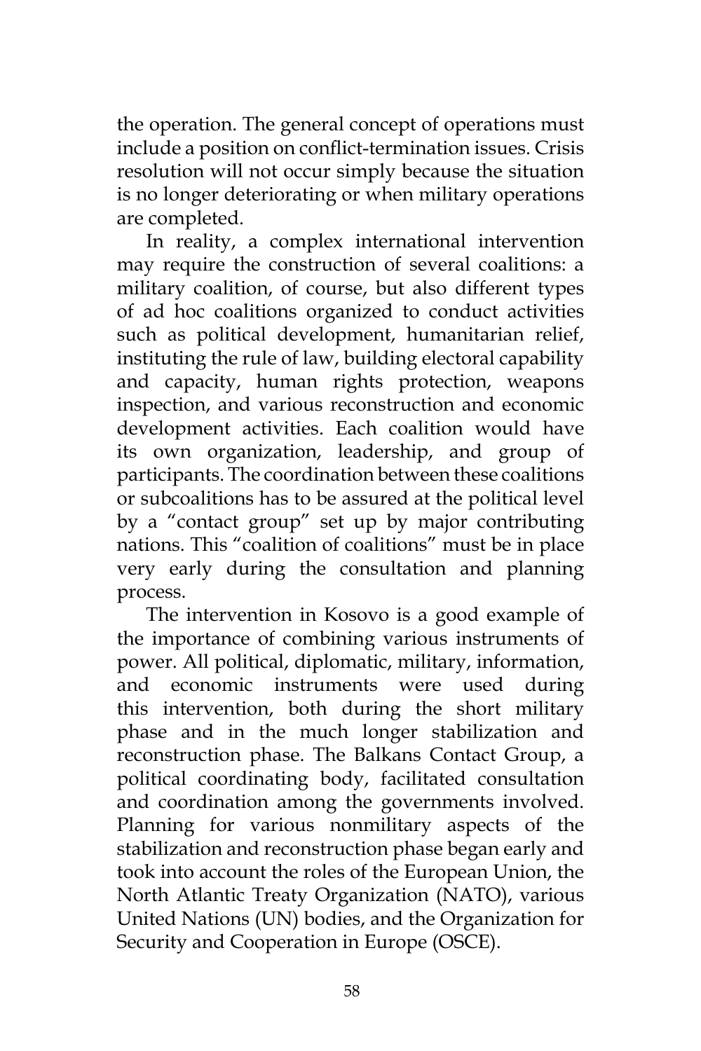the operation. The general concept of operations must include a position on conflict-termination issues. Crisis resolution will not occur simply because the situation is no longer deteriorating or when military operations are completed.

In reality, a complex international intervention may require the construction of several coalitions: a military coalition, of course, but also different types of ad hoc coalitions organized to conduct activities such as political development, humanitarian relief, instituting the rule of law, building electoral capability and capacity, human rights protection, weapons inspection, and various reconstruction and economic development activities. Each coalition would have its own organization, leadership, and group of participants. The coordination between these coalitions or subcoalitions has to be assured at the political level by a "contact group" set up by major contributing nations. This "coalition of coalitions" must be in place very early during the consultation and planning process.

The intervention in Kosovo is a good example of the importance of combining various instruments of power. All political, diplomatic, military, information, and economic instruments were used during this intervention, both during the short military phase and in the much longer stabilization and reconstruction phase. The Balkans Contact Group, a political coordinating body, facilitated consultation and coordination among the governments involved. Planning for various nonmilitary aspects of the stabilization and reconstruction phase began early and took into account the roles of the European Union, the North Atlantic Treaty Organization (NATO), various United Nations (UN) bodies, and the Organization for Security and Cooperation in Europe (OSCE).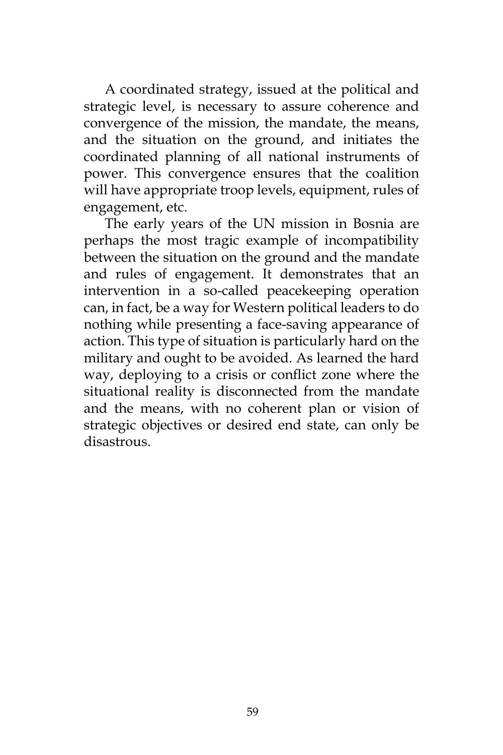A coordinated strategy, issued at the political and strategic level, is necessary to assure coherence and convergence of the mission, the mandate, the means, and the situation on the ground, and initiates the coordinated planning of all national instruments of power. This convergence ensures that the coalition will have appropriate troop levels, equipment, rules of engagement, etc.

The early years of the UN mission in Bosnia are perhaps the most tragic example of incompatibility between the situation on the ground and the mandate and rules of engagement. It demonstrates that an intervention in a so-called peacekeeping operation can, in fact, be a way for Western political leaders to do nothing while presenting a face-saving appearance of action. This type of situation is particularly hard on the military and ought to be avoided. As learned the hard way, deploying to a crisis or conflict zone where the situational reality is disconnected from the mandate and the means, with no coherent plan or vision of strategic objectives or desired end state, can only be disastrous.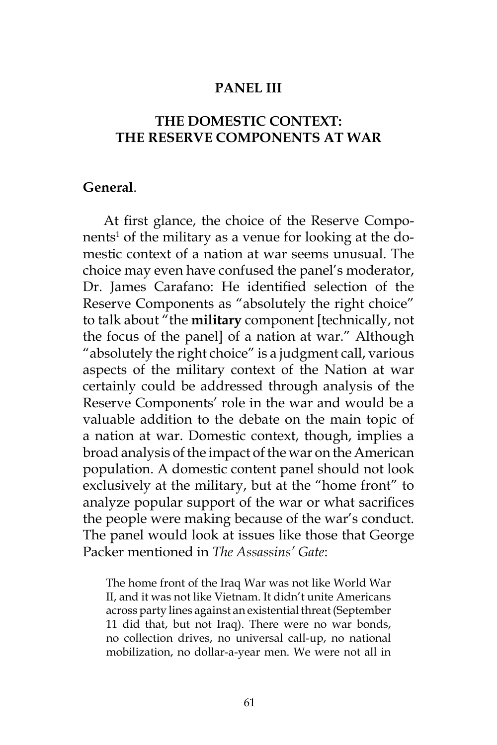## PANEL III

## THE DOMESTIC CONTEXT: THE RESERVE COMPONENTS AT WAR

**General**.

At first glance, the choice of the Reserve Components[1] of the military as a venue for looking at the domestic context of a nation at war seems unusual. The choice may even have confused the panel's moderator, Dr. James Carafano: He identified selection of the Reserve Components as "absolutely the right choice" to talk about "the **military** component [technically, not the focus of the panel] of a nation at war." Although "absolutely the right choice" is a judgment call, various aspects of the military context of the Nation at war certainly could be addressed through analysis of the Reserve Components' role in the war and would be a valuable addition to the debate on the main topic of a nation at war. Domestic context, though, implies a broad analysis of the impact of the war on the American population. A domestic content panel should not look exclusively at the military, but at the "home front" to analyze popular support of the war or what sacrifices the people were making because of the war's conduct. The panel would look at issues like those that George Packer mentioned in *The Assassins' Gate*:

> The home front of the Iraq War was not like World War II, and it was not like Vietnam. It didn't unite Americans across party lines against an existential threat (September 11 did that, but not Iraq). There were no war bonds, no collection drives, no universal call-up, no national mobilization, no dollar-a-year men. We were not all in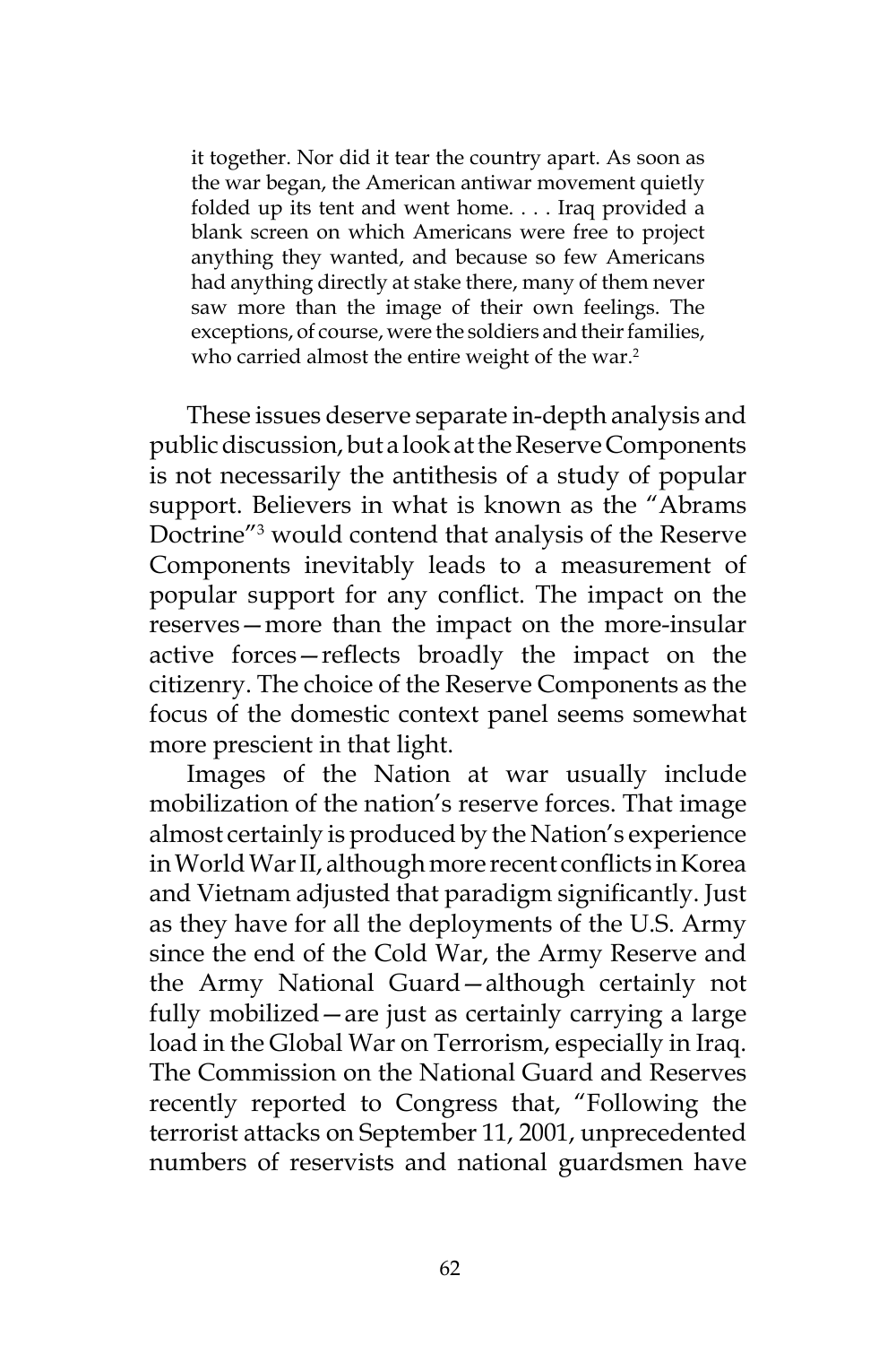> it together. Nor did it tear the country apart. As soon as the war began, the American antiwar movement quietly folded up its tent and went home. . . . Iraq provided a blank screen on which Americans were free to project anything they wanted, and because so few Americans had anything directly at stake there, many of them never saw more than the image of their own feelings. The exceptions, of course, were the soldiers and their families, who carried almost the entire weight of the war.[2]

These issues deserve separate in-depth analysis and public discussion, but a look at the Reserve Components is not necessarily the antithesis of a study of popular support. Believers in what is known as the "Abrams Doctrine"[3] would contend that analysis of the Reserve Components inevitably leads to a measurement of popular support for any conflict. The impact on the reserves—more than the impact on the more-insular active forces—reflects broadly the impact on the citizenry. The choice of the Reserve Components as the focus of the domestic context panel seems somewhat more prescient in that light.

Images of the Nation at war usually include mobilization of the nation's reserve forces. That image almost certainly is produced by the Nation's experience in World War II, although more recent conflicts in Korea and Vietnam adjusted that paradigm significantly. Just as they have for all the deployments of the U.S. Army since the end of the Cold War, the Army Reserve and the Army National Guard—although certainly not fully mobilized—are just as certainly carrying a large load in the Global War on Terrorism, especially in Iraq. The Commission on the National Guard and Reserves recently reported to Congress that, "Following the terrorist attacks on September 11, 2001, unprecedented numbers of reservists and national guardsmen have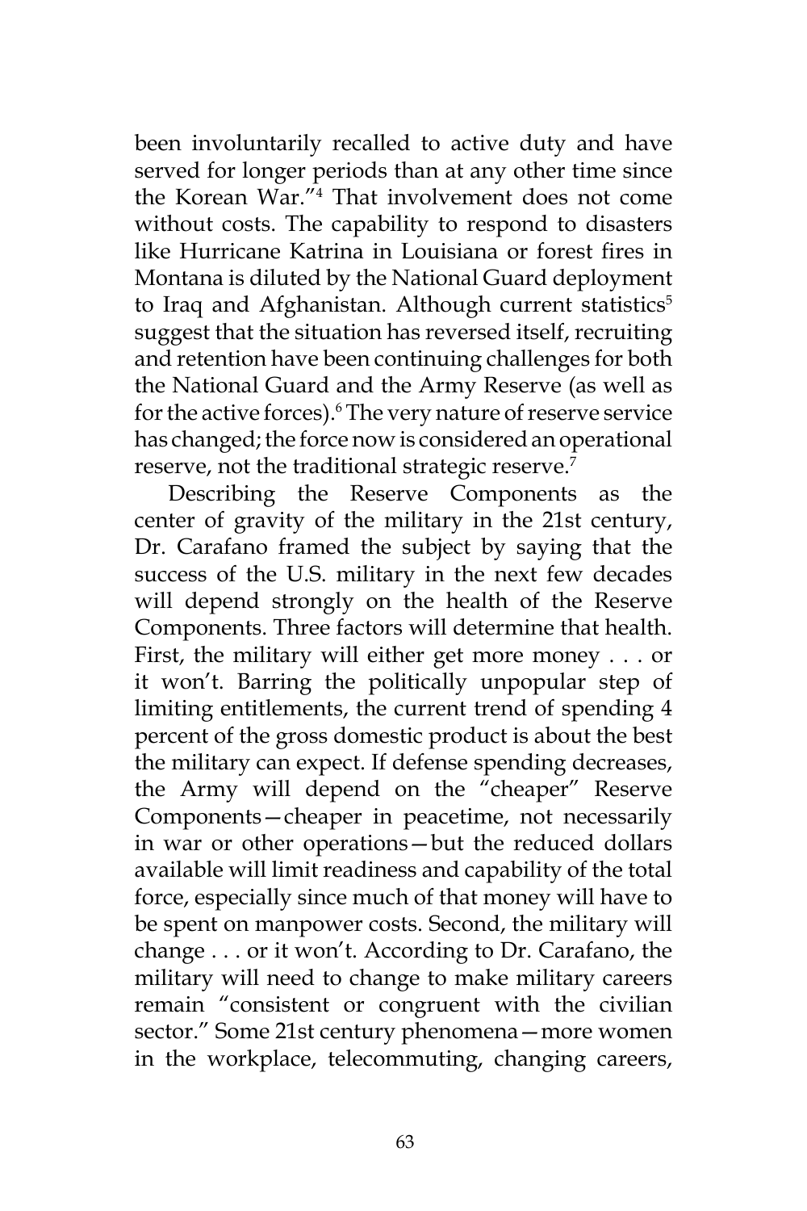been involuntarily recalled to active duty and have served for longer periods than at any other time since the Korean War."[4] That involvement does not come without costs. The capability to respond to disasters like Hurricane Katrina in Louisiana or forest fires in Montana is diluted by the National Guard deployment to Iraq and Afghanistan. Although current statistics[5] suggest that the situation has reversed itself, recruiting and retention have been continuing challenges for both the National Guard and the Army Reserve (as well as for the active forces).[6] The very nature of reserve service has changed; the force now is considered an operational reserve, not the traditional strategic reserve.[7]

Describing the Reserve Components as the center of gravity of the military in the 21st century, Dr. Carafano framed the subject by saying that the success of the U.S. military in the next few decades will depend strongly on the health of the Reserve Components. Three factors will determine that health. First, the military will either get more money . . . or it won't. Barring the politically unpopular step of limiting entitlements, the current trend of spending 4 percent of the gross domestic product is about the best the military can expect. If defense spending decreases, the Army will depend on the "cheaper" Reserve Components—cheaper in peacetime, not necessarily in war or other operations—but the reduced dollars available will limit readiness and capability of the total force, especially since much of that money will have to be spent on manpower costs. Second, the military will change . . . or it won't. According to Dr. Carafano, the military will need to change to make military careers remain "consistent or congruent with the civilian sector." Some 21st century phenomena—more women in the workplace, telecommuting, changing careers,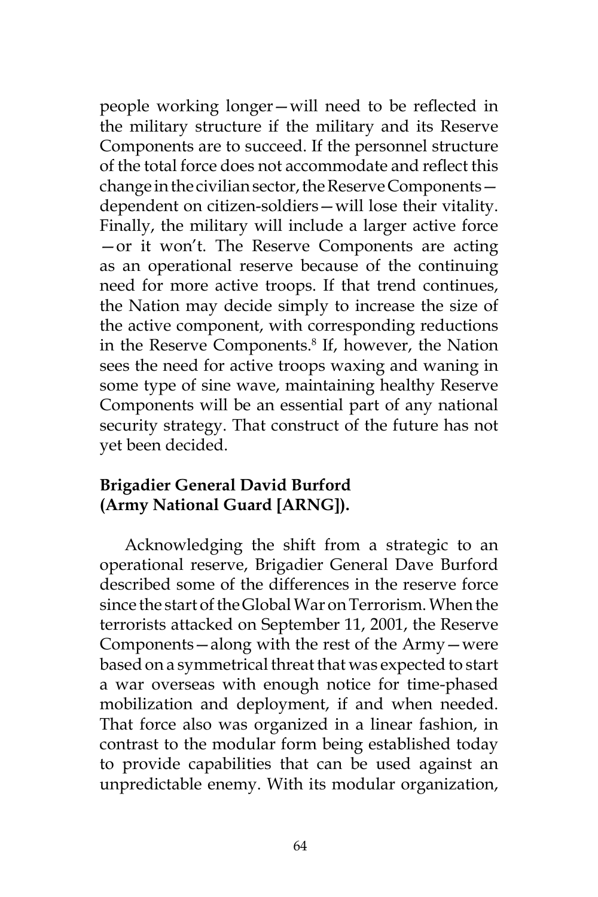people working longer—will need to be reflected in the military structure if the military and its Reserve Components are to succeed. If the personnel structure of the total force does not accommodate and reflect this change in the civilian sector, the Reserve Components—dependent on citizen-soldiers—will lose their vitality. Finally, the military will include a larger active force—or it won't. The Reserve Components are acting as an operational reserve because of the continuing need for more active troops. If that trend continues, the Nation may decide simply to increase the size of the active component, with corresponding reductions in the Reserve Components.[8] If, however, the Nation sees the need for active troops waxing and waning in some type of sine wave, maintaining healthy Reserve Components will be an essential part of any national security strategy. That construct of the future has not yet been decided.

**Brigadier General David Burford (Army National Guard [ARNG]).**

Acknowledging the shift from a strategic to an operational reserve, Brigadier General Dave Burford described some of the differences in the reserve force since the start of the Global War on Terrorism. When the terrorists attacked on September 11, 2001, the Reserve Components—along with the rest of the Army—were based on a symmetrical threat that was expected to start a war overseas with enough notice for time-phased mobilization and deployment, if and when needed. That force also was organized in a linear fashion, in contrast to the modular form being established today to provide capabilities that can be used against an unpredictable enemy. With its modular organization,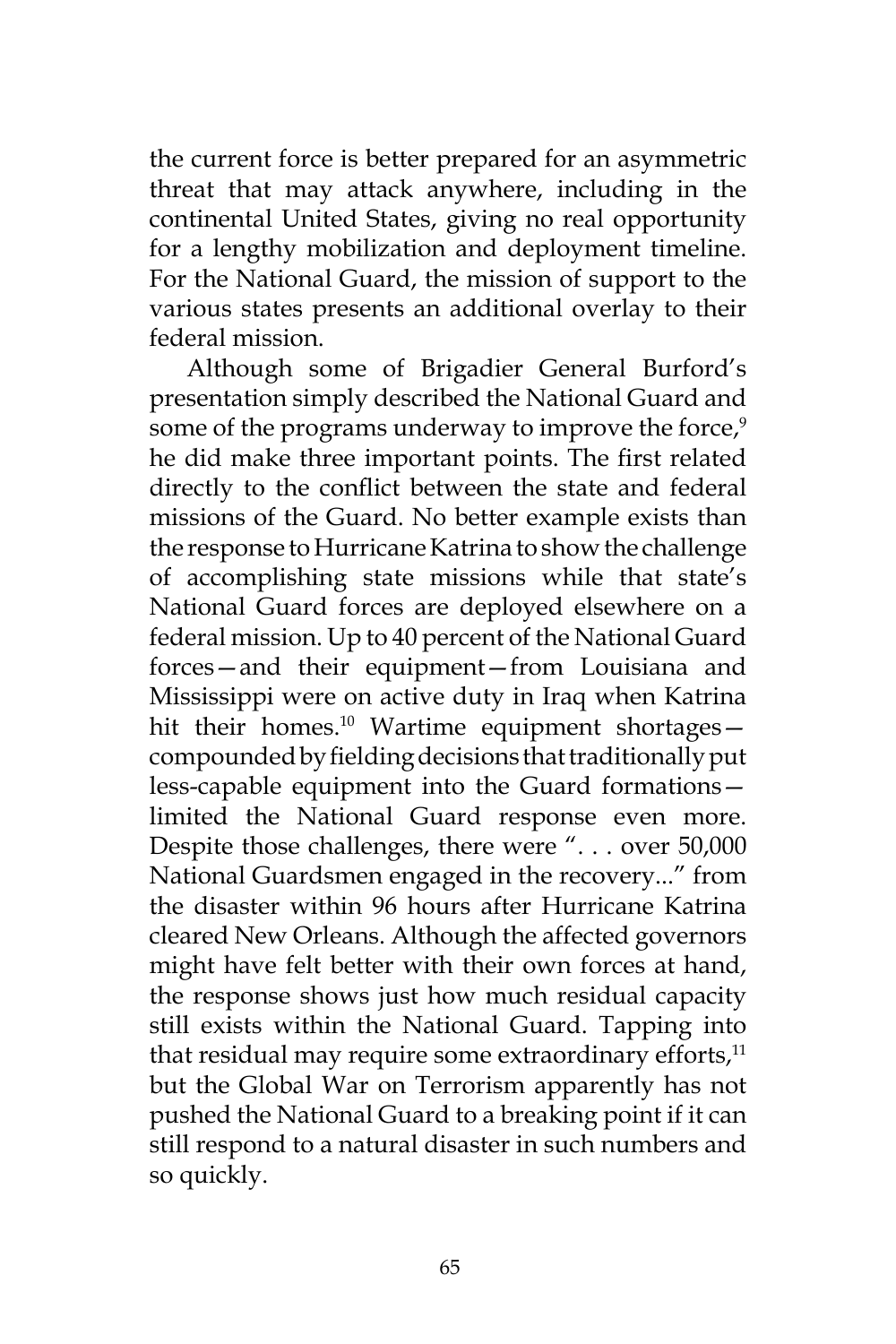the current force is better prepared for an asymmetric threat that may attack anywhere, including in the continental United States, giving no real opportunity for a lengthy mobilization and deployment timeline. For the National Guard, the mission of support to the various states presents an additional overlay to their federal mission.

Although some of Brigadier General Burford's presentation simply described the National Guard and some of the programs underway to improve the force,[9] he did make three important points. The first related directly to the conflict between the state and federal missions of the Guard. No better example exists than the response to Hurricane Katrina to show the challenge of accomplishing state missions while that state's National Guard forces are deployed elsewhere on a federal mission. Up to 40 percent of the National Guard forces—and their equipment—from Louisiana and Mississippi were on active duty in Iraq when Katrina hit their homes.[10] Wartime equipment shortages—compounded by fielding decisions that traditionally put less-capable equipment into the Guard formations—limited the National Guard response even more. Despite those challenges, there were ". . . over 50,000 National Guardsmen engaged in the recovery..." from the disaster within 96 hours after Hurricane Katrina cleared New Orleans. Although the affected governors might have felt better with their own forces at hand, the response shows just how much residual capacity still exists within the National Guard. Tapping into that residual may require some extraordinary efforts,[11] but the Global War on Terrorism apparently has not pushed the National Guard to a breaking point if it can still respond to a natural disaster in such numbers and so quickly.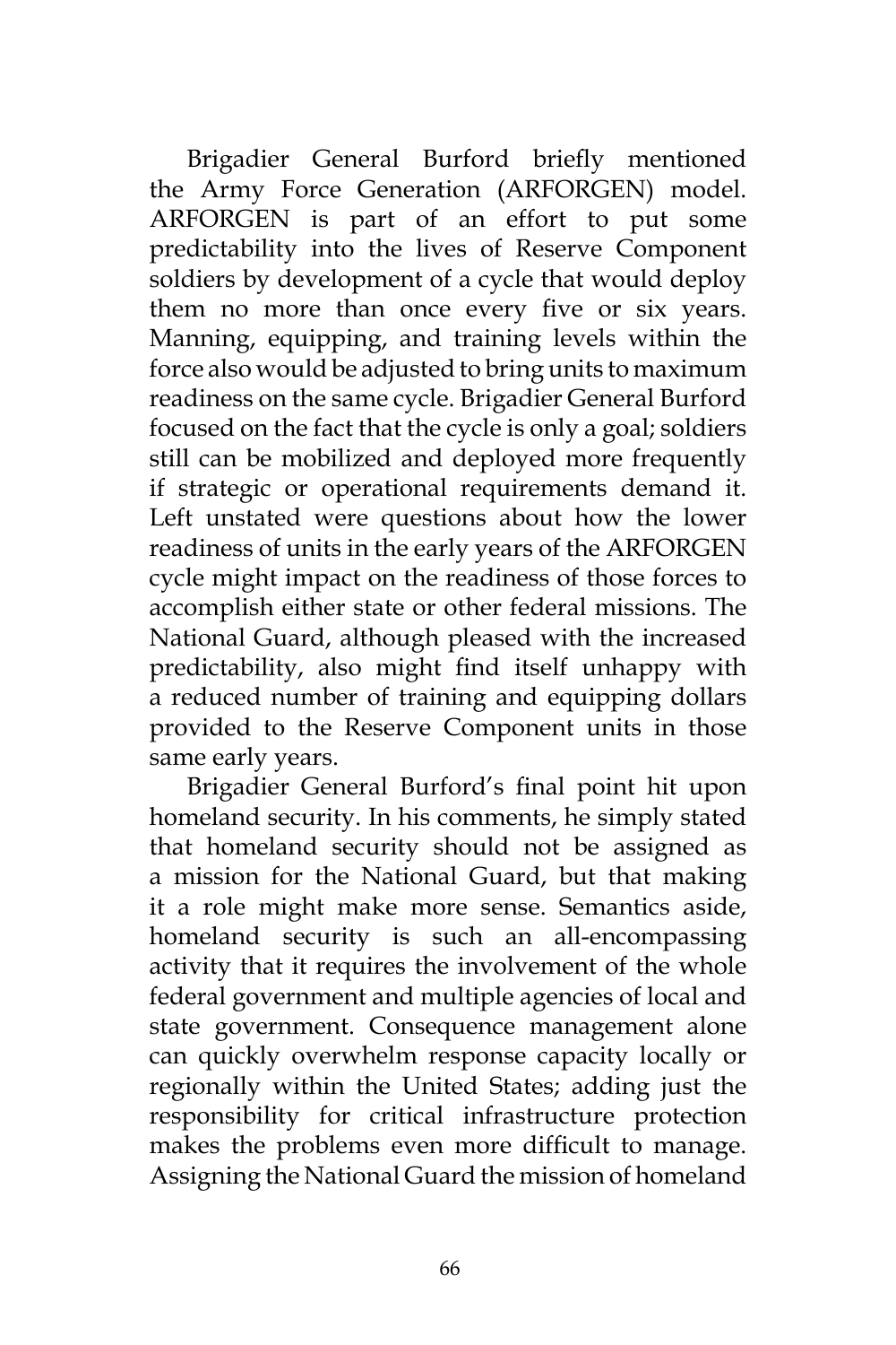Brigadier General Burford briefly mentioned the Army Force Generation (ARFORGEN) model. ARFORGEN is part of an effort to put some predictability into the lives of Reserve Component soldiers by development of a cycle that would deploy them no more than once every five or six years. Manning, equipping, and training levels within the force also would be adjusted to bring units to maximum readiness on the same cycle. Brigadier General Burford focused on the fact that the cycle is only a goal; soldiers still can be mobilized and deployed more frequently if strategic or operational requirements demand it. Left unstated were questions about how the lower readiness of units in the early years of the ARFORGEN cycle might impact on the readiness of those forces to accomplish either state or other federal missions. The National Guard, although pleased with the increased predictability, also might find itself unhappy with a reduced number of training and equipping dollars provided to the Reserve Component units in those same early years.

Brigadier General Burford's final point hit upon homeland security. In his comments, he simply stated that homeland security should not be assigned as a mission for the National Guard, but that making it a role might make more sense. Semantics aside, homeland security is such an all-encompassing activity that it requires the involvement of the whole federal government and multiple agencies of local and state government. Consequence management alone can quickly overwhelm response capacity locally or regionally within the United States; adding just the responsibility for critical infrastructure protection makes the problems even more difficult to manage. Assigning the National Guard the mission of homeland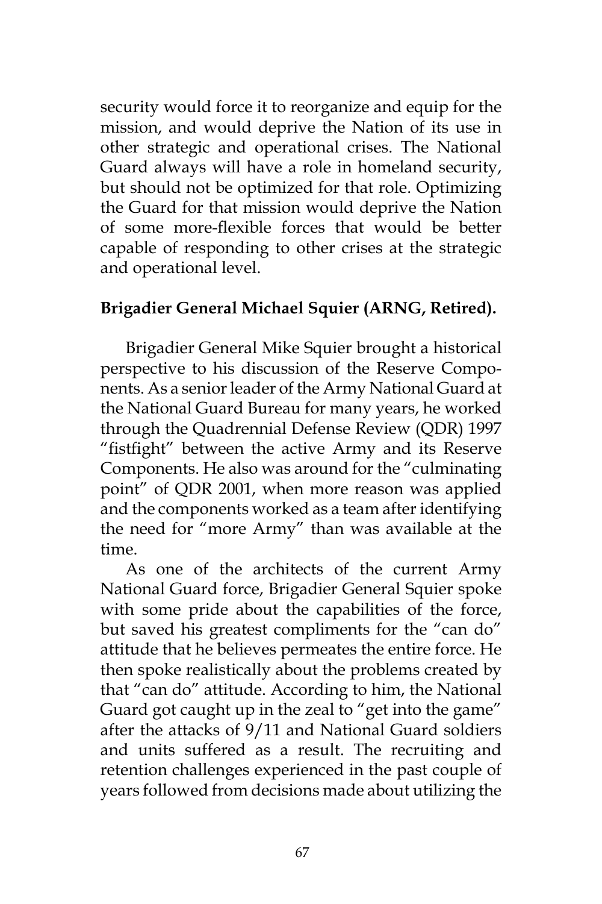security would force it to reorganize and equip for the mission, and would deprive the Nation of its use in other strategic and operational crises. The National Guard always will have a role in homeland security, but should not be optimized for that role. Optimizing the Guard for that mission would deprive the Nation of some more-flexible forces that would be better capable of responding to other crises at the strategic and operational level.

**Brigadier General Michael Squier (ARNG, Retired).**

Brigadier General Mike Squier brought a historical perspective to his discussion of the Reserve Components. As a senior leader of the Army National Guard at the National Guard Bureau for many years, he worked through the Quadrennial Defense Review (QDR) 1997 "fistfight" between the active Army and its Reserve Components. He also was around for the "culminating point" of QDR 2001, when more reason was applied and the components worked as a team after identifying the need for "more Army" than was available at the time.

As one of the architects of the current Army National Guard force, Brigadier General Squier spoke with some pride about the capabilities of the force, but saved his greatest compliments for the "can do" attitude that he believes permeates the entire force. He then spoke realistically about the problems created by that "can do" attitude. According to him, the National Guard got caught up in the zeal to "get into the game" after the attacks of 9/11 and National Guard soldiers and units suffered as a result. The recruiting and retention challenges experienced in the past couple of years followed from decisions made about utilizing the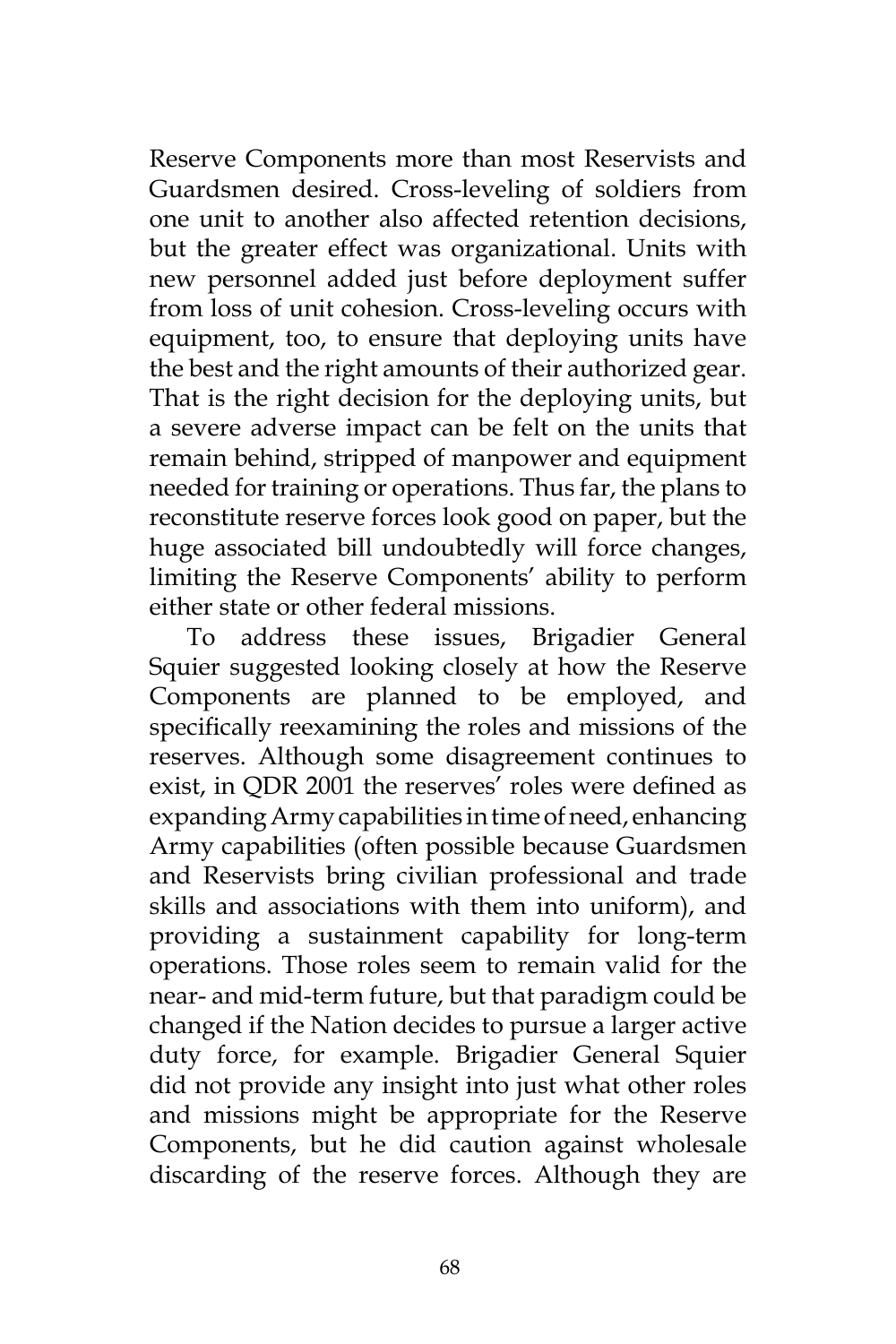Reserve Components more than most Reservists and Guardsmen desired. Cross-leveling of soldiers from one unit to another also affected retention decisions, but the greater effect was organizational. Units with new personnel added just before deployment suffer from loss of unit cohesion. Cross-leveling occurs with equipment, too, to ensure that deploying units have the best and the right amounts of their authorized gear. That is the right decision for the deploying units, but a severe adverse impact can be felt on the units that remain behind, stripped of manpower and equipment needed for training or operations. Thus far, the plans to reconstitute reserve forces look good on paper, but the huge associated bill undoubtedly will force changes, limiting the Reserve Components' ability to perform either state or other federal missions.

To address these issues, Brigadier General Squier suggested looking closely at how the Reserve Components are planned to be employed, and specifically reexamining the roles and missions of the reserves. Although some disagreement continues to exist, in QDR 2001 the reserves' roles were defined as expanding Army capabilities in time of need, enhancing Army capabilities (often possible because Guardsmen and Reservists bring civilian professional and trade skills and associations with them into uniform), and providing a sustainment capability for long-term operations. Those roles seem to remain valid for the near- and mid-term future, but that paradigm could be changed if the Nation decides to pursue a larger active duty force, for example. Brigadier General Squier did not provide any insight into just what other roles and missions might be appropriate for the Reserve Components, but he did caution against wholesale discarding of the reserve forces. Although they are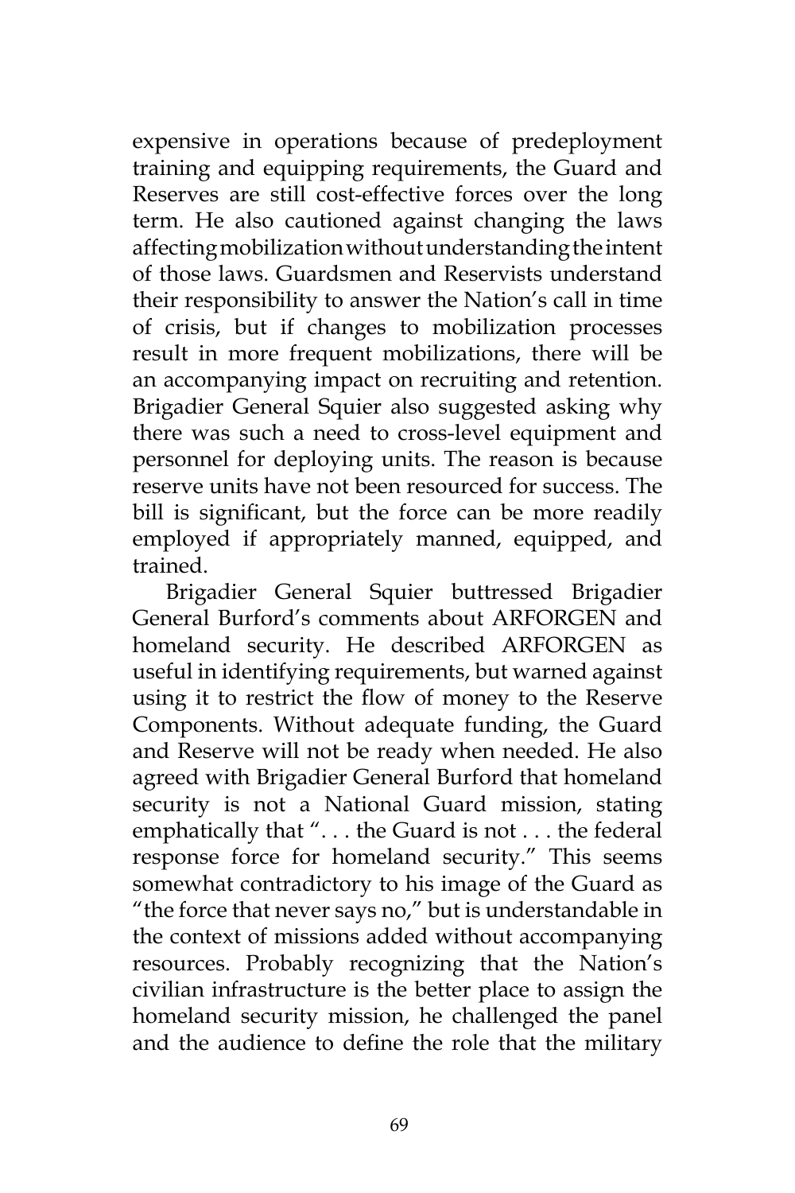expensive in operations because of predeployment training and equipping requirements, the Guard and Reserves are still cost-effective forces over the long term. He also cautioned against changing the laws affecting mobilization without understanding the intent of those laws. Guardsmen and Reservists understand their responsibility to answer the Nation's call in time of crisis, but if changes to mobilization processes result in more frequent mobilizations, there will be an accompanying impact on recruiting and retention. Brigadier General Squier also suggested asking why there was such a need to cross-level equipment and personnel for deploying units. The reason is because reserve units have not been resourced for success. The bill is significant, but the force can be more readily employed if appropriately manned, equipped, and trained.

Brigadier General Squier buttressed Brigadier General Burford's comments about ARFORGEN and homeland security. He described ARFORGEN as useful in identifying requirements, but warned against using it to restrict the flow of money to the Reserve Components. Without adequate funding, the Guard and Reserve will not be ready when needed. He also agreed with Brigadier General Burford that homeland security is not a National Guard mission, stating emphatically that ". . . the Guard is not . . . the federal response force for homeland security." This seems somewhat contradictory to his image of the Guard as "the force that never says no," but is understandable in the context of missions added without accompanying resources. Probably recognizing that the Nation's civilian infrastructure is the better place to assign the homeland security mission, he challenged the panel and the audience to define the role that the military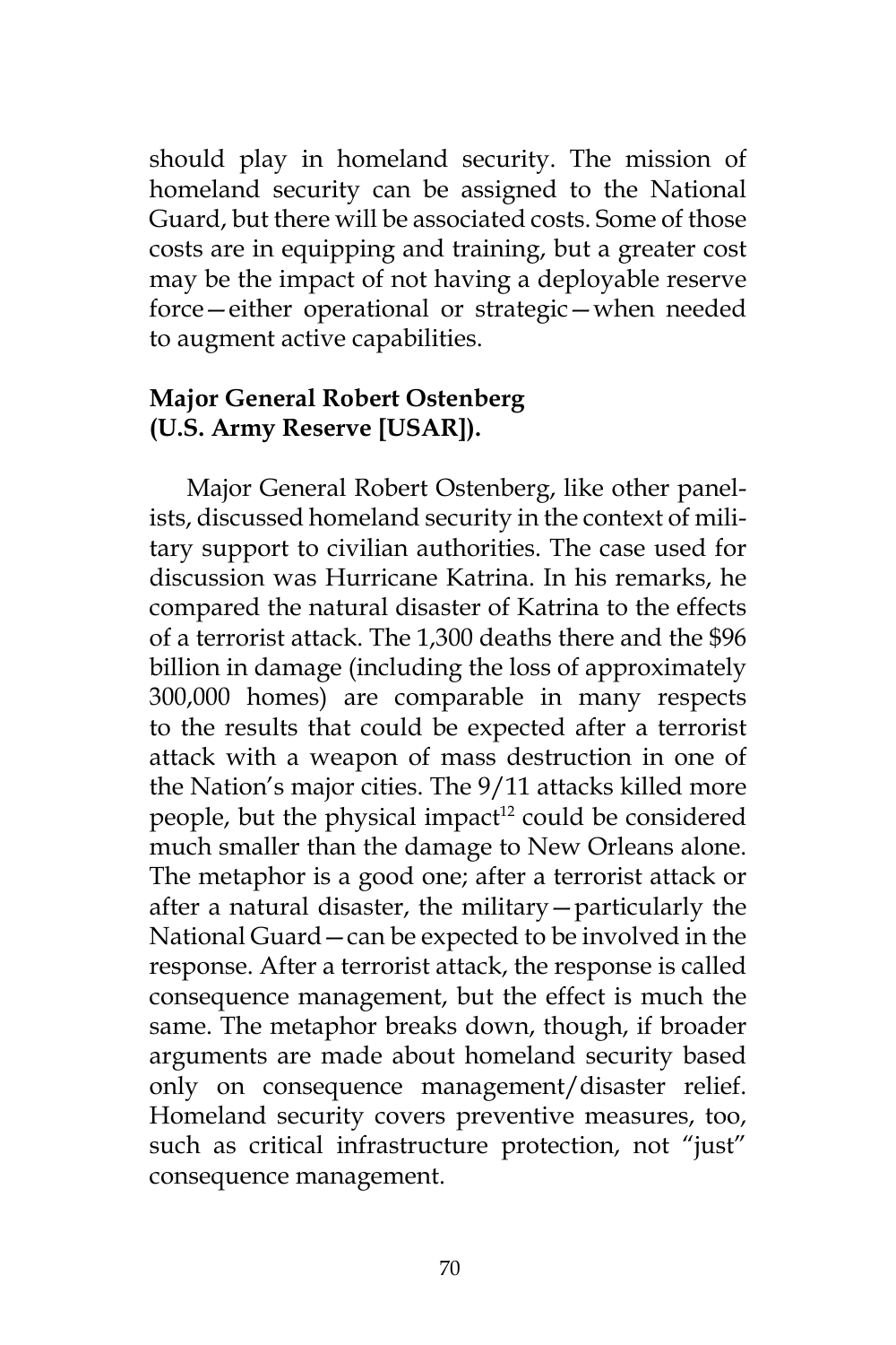should play in homeland security. The mission of homeland security can be assigned to the National Guard, but there will be associated costs. Some of those costs are in equipping and training, but a greater cost may be the impact of not having a deployable reserve force—either operational or strategic—when needed to augment active capabilities.

**Major General Robert Ostenberg (U.S. Army Reserve [USAR]).**

Major General Robert Ostenberg, like other panelists, discussed homeland security in the context of military support to civilian authorities. The case used for discussion was Hurricane Katrina. In his remarks, he compared the natural disaster of Katrina to the effects of a terrorist attack. The 1,300 deaths there and the $96 billion in damage (including the loss of approximately 300,000 homes) are comparable in many respects to the results that could be expected after a terrorist attack with a weapon of mass destruction in one of the Nation's major cities. The 9/11 attacks killed more people, but the physical impact[12] could be considered much smaller than the damage to New Orleans alone. The metaphor is a good one; after a terrorist attack or after a natural disaster, the military—particularly the National Guard—can be expected to be involved in the response. After a terrorist attack, the response is called consequence management, but the effect is much the same. The metaphor breaks down, though, if broader arguments are made about homeland security based only on consequence management/disaster relief. Homeland security covers preventive measures, too, such as critical infrastructure protection, not "just" consequence management.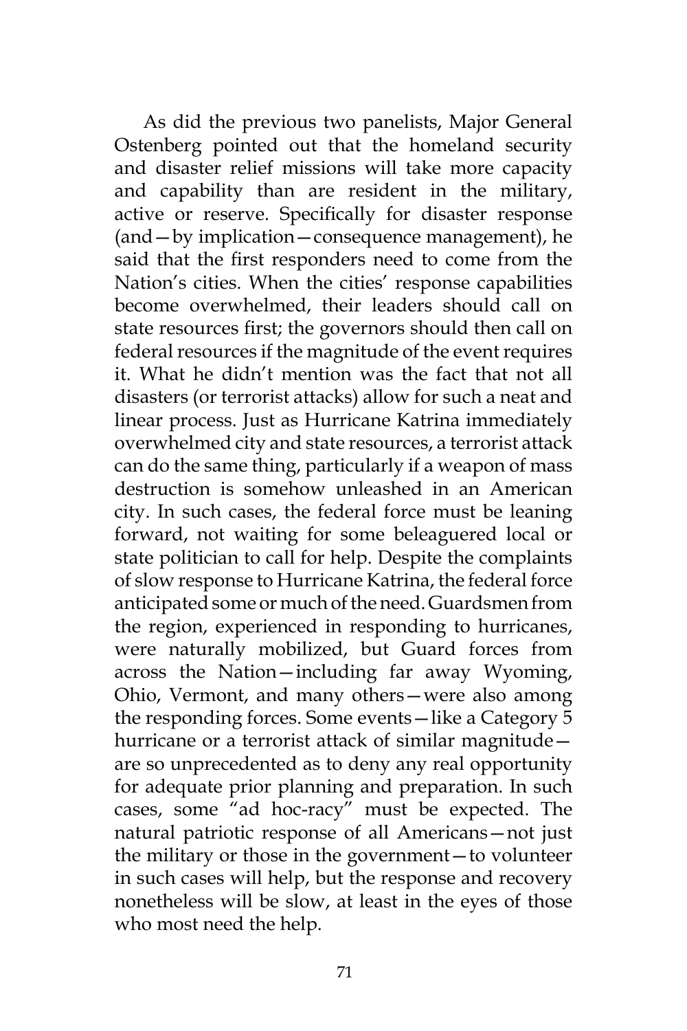As did the previous two panelists, Major General Ostenberg pointed out that the homeland security and disaster relief missions will take more capacity and capability than are resident in the military, active or reserve. Specifically for disaster response (and—by implication—consequence management), he said that the first responders need to come from the Nation's cities. When the cities' response capabilities become overwhelmed, their leaders should call on state resources first; the governors should then call on federal resources if the magnitude of the event requires it. What he didn't mention was the fact that not all disasters (or terrorist attacks) allow for such a neat and linear process. Just as Hurricane Katrina immediately overwhelmed city and state resources, a terrorist attack can do the same thing, particularly if a weapon of mass destruction is somehow unleashed in an American city. In such cases, the federal force must be leaning forward, not waiting for some beleaguered local or state politician to call for help. Despite the complaints of slow response to Hurricane Katrina, the federal force anticipated some or much of the need. Guardsmen from the region, experienced in responding to hurricanes, were naturally mobilized, but Guard forces from across the Nation—including far away Wyoming, Ohio, Vermont, and many others—were also among the responding forces. Some events—like a Category 5 hurricane or a terrorist attack of similar magnitude—are so unprecedented as to deny any real opportunity for adequate prior planning and preparation. In such cases, some "ad hoc-racy" must be expected. The natural patriotic response of all Americans—not just the military or those in the government—to volunteer in such cases will help, but the response and recovery nonetheless will be slow, at least in the eyes of those who most need the help.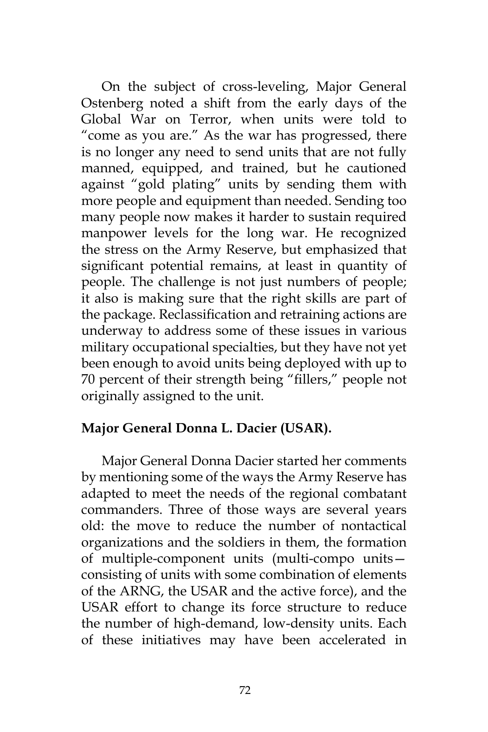On the subject of cross-leveling, Major General Ostenberg noted a shift from the early days of the Global War on Terror, when units were told to "come as you are." As the war has progressed, there is no longer any need to send units that are not fully manned, equipped, and trained, but he cautioned against "gold plating" units by sending them with more people and equipment than needed. Sending too many people now makes it harder to sustain required manpower levels for the long war. He recognized the stress on the Army Reserve, but emphasized that significant potential remains, at least in quantity of people. The challenge is not just numbers of people; it also is making sure that the right skills are part of the package. Reclassification and retraining actions are underway to address some of these issues in various military occupational specialties, but they have not yet been enough to avoid units being deployed with up to 70 percent of their strength being "fillers," people not originally assigned to the unit.

**Major General Donna L. Dacier (USAR).**

Major General Donna Dacier started her comments by mentioning some of the ways the Army Reserve has adapted to meet the needs of the regional combatant commanders. Three of those ways are several years old: the move to reduce the number of nontactical organizations and the soldiers in them, the formation of multiple-component units (multi-compo units—consisting of units with some combination of elements of the ARNG, the USAR and the active force), and the USAR effort to change its force structure to reduce the number of high-demand, low-density units. Each of these initiatives may have been accelerated in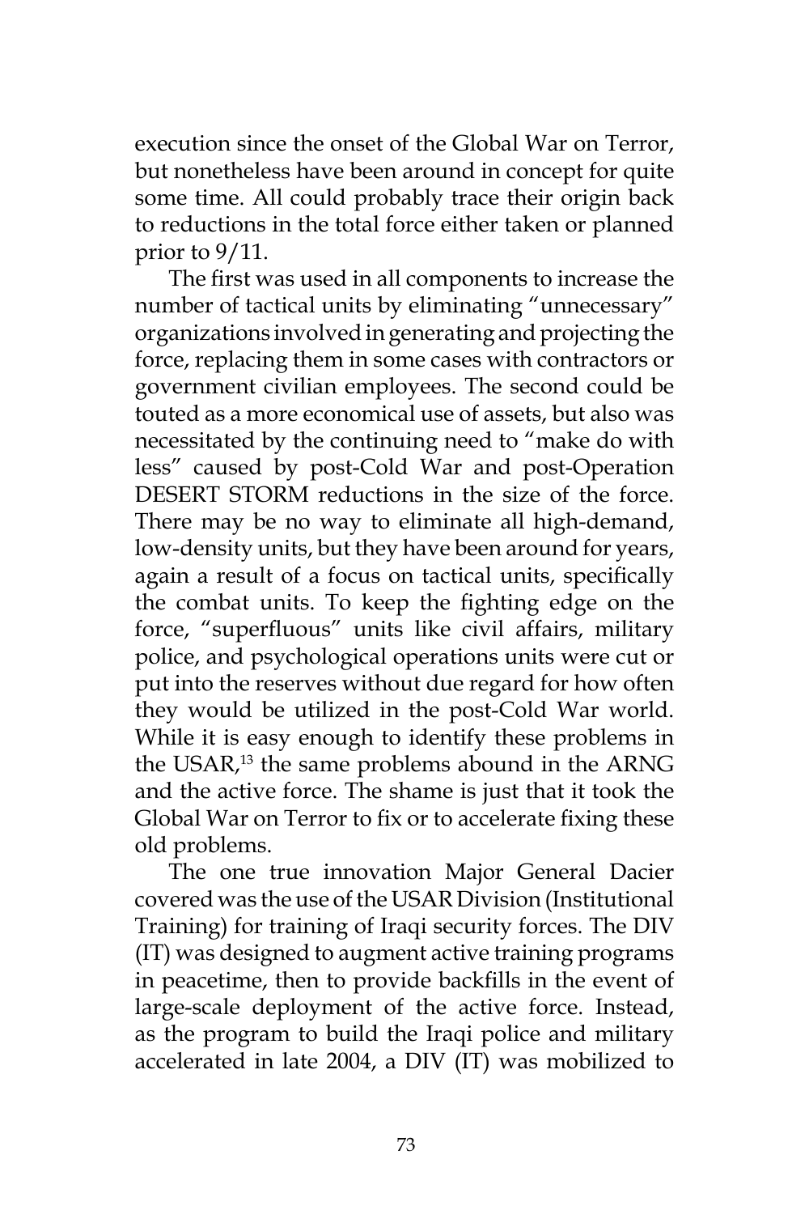execution since the onset of the Global War on Terror, but nonetheless have been around in concept for quite some time. All could probably trace their origin back to reductions in the total force either taken or planned prior to 9/11.

The first was used in all components to increase the number of tactical units by eliminating "unnecessary" organizations involved in generating and projecting the force, replacing them in some cases with contractors or government civilian employees. The second could be touted as a more economical use of assets, but also was necessitated by the continuing need to "make do with less" caused by post-Cold War and post-Operation DESERT STORM reductions in the size of the force. There may be no way to eliminate all high-demand, low-density units, but they have been around for years, again a result of a focus on tactical units, specifically the combat units. To keep the fighting edge on the force, "superfluous" units like civil affairs, military police, and psychological operations units were cut or put into the reserves without due regard for how often they would be utilized in the post-Cold War world. While it is easy enough to identify these problems in the USAR,[13] the same problems abound in the ARNG and the active force. The shame is just that it took the Global War on Terror to fix or to accelerate fixing these old problems.

The one true innovation Major General Dacier covered was the use of the USAR Division (Institutional Training) for training of Iraqi security forces. The DIV (IT) was designed to augment active training programs in peacetime, then to provide backfills in the event of large-scale deployment of the active force. Instead, as the program to build the Iraqi police and military accelerated in late 2004, a DIV (IT) was mobilized to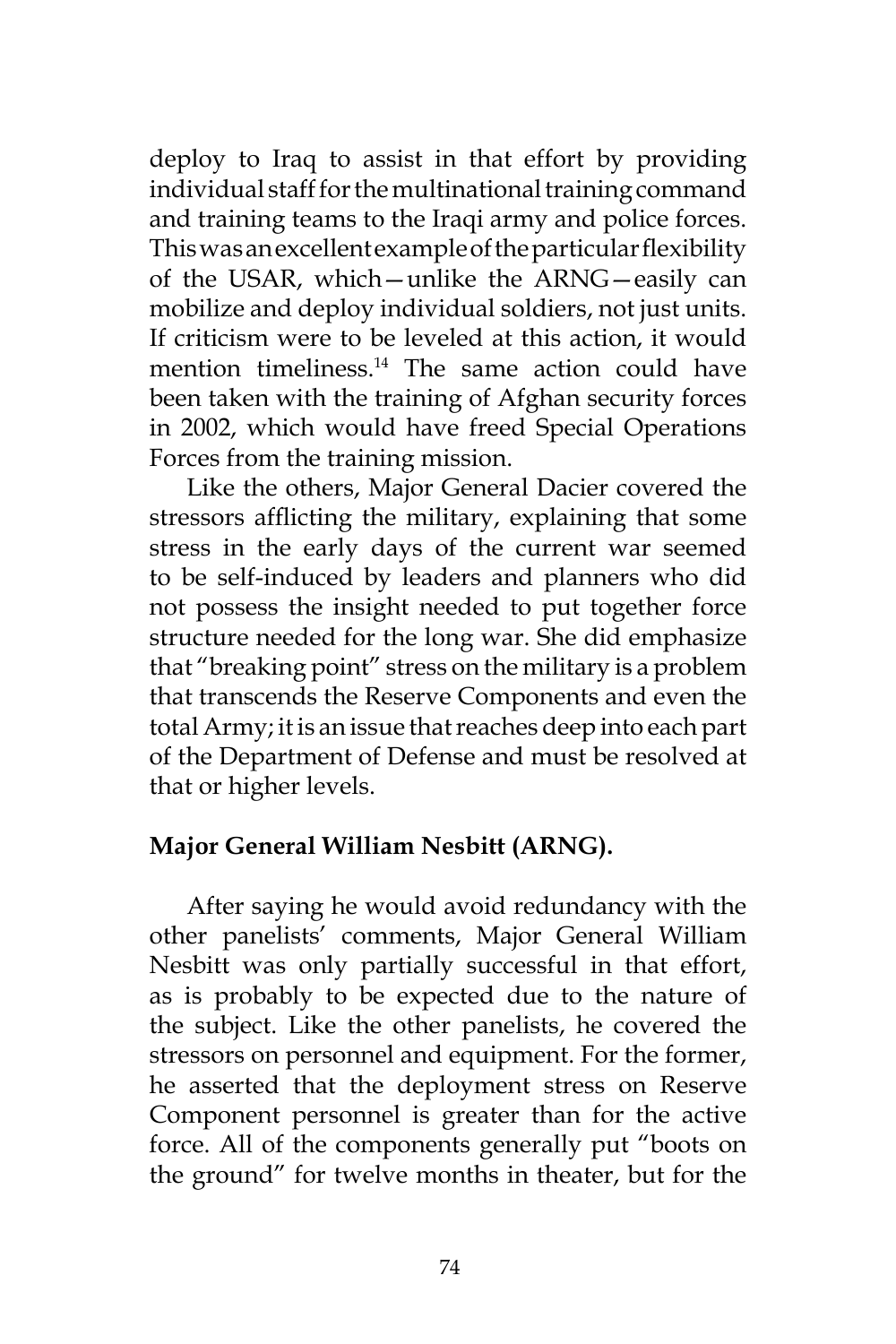deploy to Iraq to assist in that effort by providing individual staff for the multinational training command and training teams to the Iraqi army and police forces. This was an excellent example of the particular flexibility of the USAR, which—unlike the ARNG—easily can mobilize and deploy individual soldiers, not just units. If criticism were to be leveled at this action, it would mention timeliness.[14] The same action could have been taken with the training of Afghan security forces in 2002, which would have freed Special Operations Forces from the training mission.

Like the others, Major General Dacier covered the stressors afflicting the military, explaining that some stress in the early days of the current war seemed to be self-induced by leaders and planners who did not possess the insight needed to put together force structure needed for the long war. She did emphasize that "breaking point" stress on the military is a problem that transcends the Reserve Components and even the total Army; it is an issue that reaches deep into each part of the Department of Defense and must be resolved at that or higher levels.

**Major General William Nesbitt (ARNG).**

After saying he would avoid redundancy with the other panelists' comments, Major General William Nesbitt was only partially successful in that effort, as is probably to be expected due to the nature of the subject. Like the other panelists, he covered the stressors on personnel and equipment. For the former, he asserted that the deployment stress on Reserve Component personnel is greater than for the active force. All of the components generally put "boots on the ground" for twelve months in theater, but for the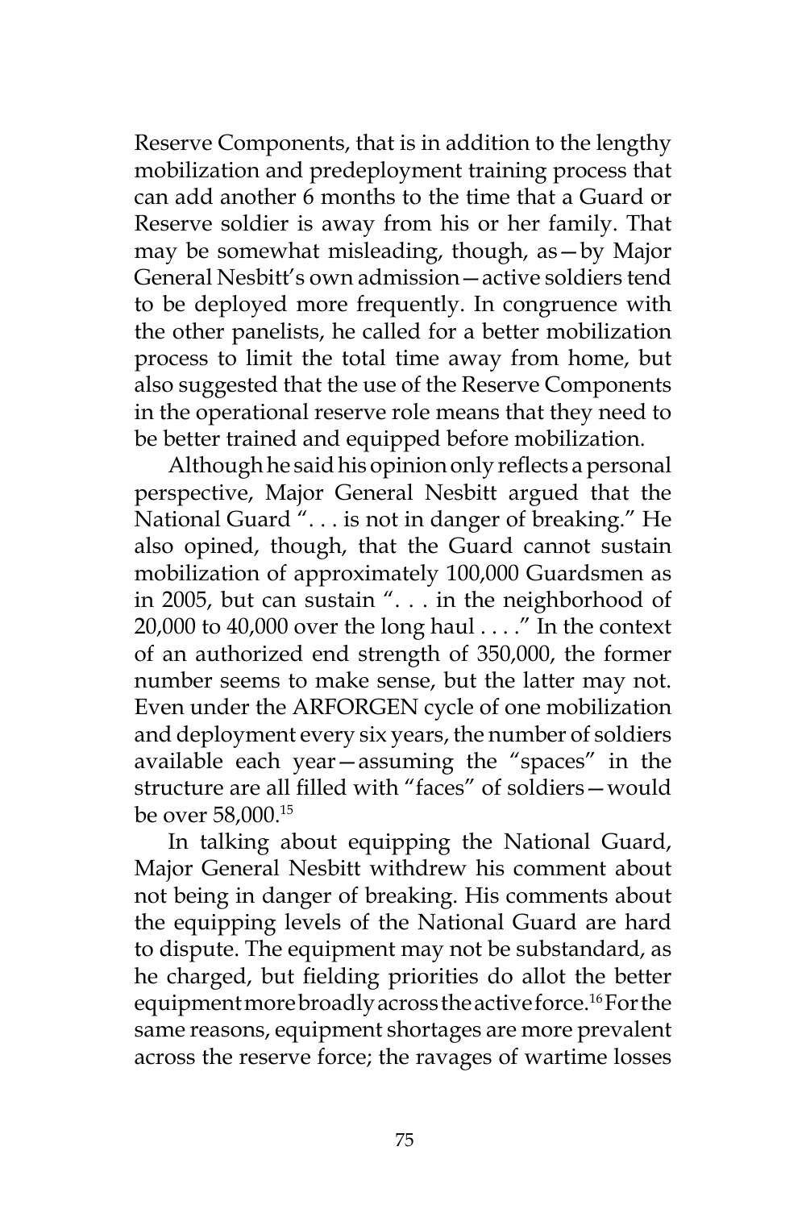Reserve Components, that is in addition to the lengthy mobilization and predeployment training process that can add another 6 months to the time that a Guard or Reserve soldier is away from his or her family. That may be somewhat misleading, though, as—by Major General Nesbitt's own admission—active soldiers tend to be deployed more frequently. In congruence with the other panelists, he called for a better mobilization process to limit the total time away from home, but also suggested that the use of the Reserve Components in the operational reserve role means that they need to be better trained and equipped before mobilization.

Although he said his opinion only reflects a personal perspective, Major General Nesbitt argued that the National Guard ". . . is not in danger of breaking." He also opined, though, that the Guard cannot sustain mobilization of approximately 100,000 Guardsmen as in 2005, but can sustain ". . . in the neighborhood of 20,000 to 40,000 over the long haul . . . ." In the context of an authorized end strength of 350,000, the former number seems to make sense, but the latter may not. Even under the ARFORGEN cycle of one mobilization and deployment every six years, the number of soldiers available each year—assuming the "spaces" in the structure are all filled with "faces" of soldiers—would be over 58,000.[15]

In talking about equipping the National Guard, Major General Nesbitt withdrew his comment about not being in danger of breaking. His comments about the equipping levels of the National Guard are hard to dispute. The equipment may not be substandard, as he charged, but fielding priorities do allot the better equipment more broadly across the active force.[16] For the same reasons, equipment shortages are more prevalent across the reserve force; the ravages of wartime losses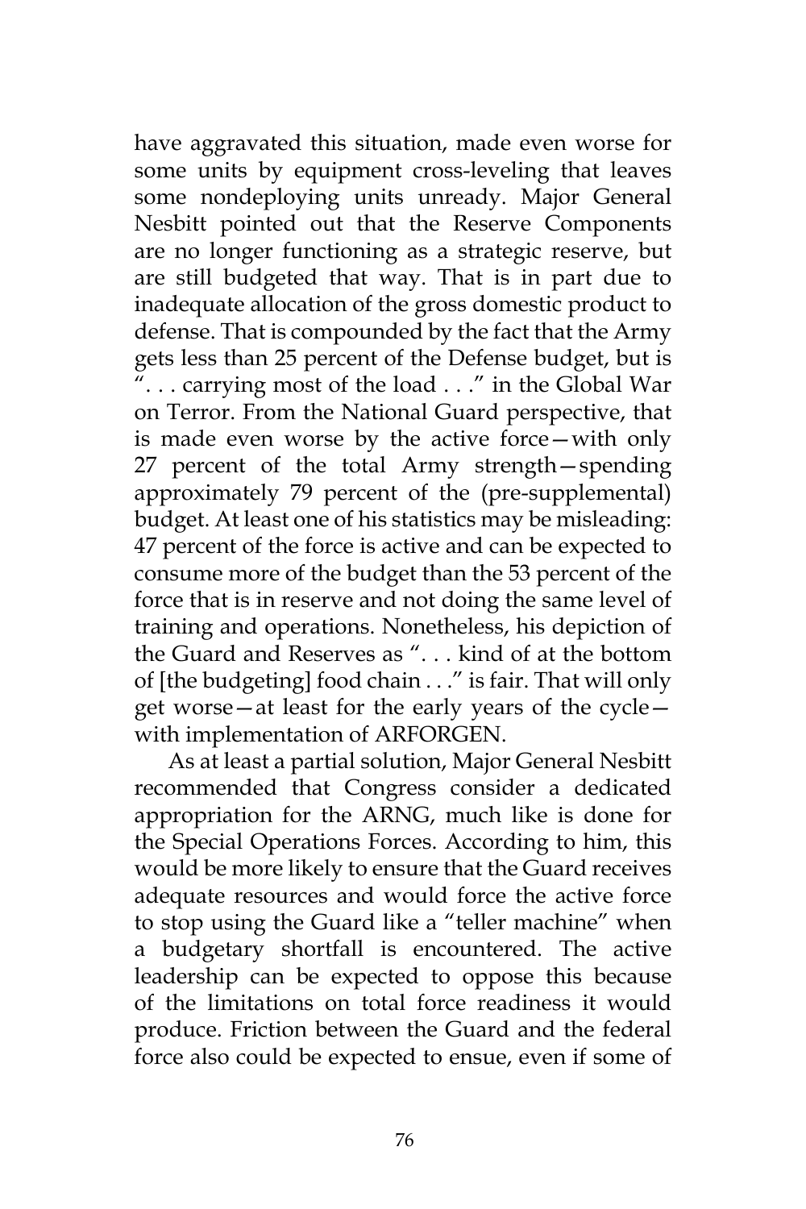have aggravated this situation, made even worse for some units by equipment cross-leveling that leaves some nondeploying units unready. Major General Nesbitt pointed out that the Reserve Components are no longer functioning as a strategic reserve, but are still budgeted that way. That is in part due to inadequate allocation of the gross domestic product to defense. That is compounded by the fact that the Army gets less than 25 percent of the Defense budget, but is ". . . carrying most of the load . . ." in the Global War on Terror. From the National Guard perspective, that is made even worse by the active force—with only 27 percent of the total Army strength—spending approximately 79 percent of the (pre-supplemental) budget. At least one of his statistics may be misleading: 47 percent of the force is active and can be expected to consume more of the budget than the 53 percent of the force that is in reserve and not doing the same level of training and operations. Nonetheless, his depiction of the Guard and Reserves as ". . . kind of at the bottom of [the budgeting] food chain . . ." is fair. That will only get worse—at least for the early years of the cycle—with implementation of ARFORGEN.

As at least a partial solution, Major General Nesbitt recommended that Congress consider a dedicated appropriation for the ARNG, much like is done for the Special Operations Forces. According to him, this would be more likely to ensure that the Guard receives adequate resources and would force the active force to stop using the Guard like a "teller machine" when a budgetary shortfall is encountered. The active leadership can be expected to oppose this because of the limitations on total force readiness it would produce. Friction between the Guard and the federal force also could be expected to ensue, even if some of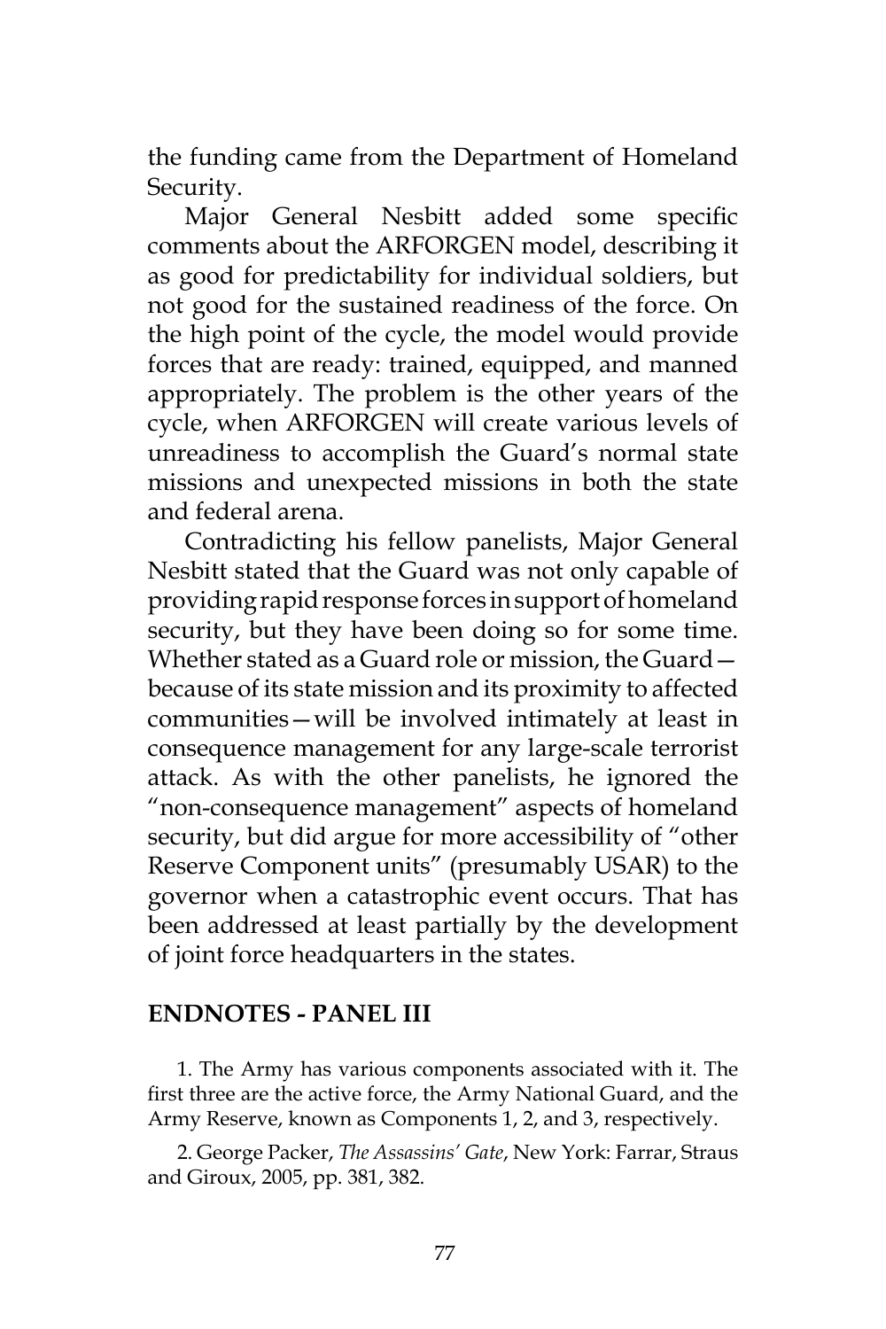the funding came from the Department of Homeland Security.

Major General Nesbitt added some specific comments about the ARFORGEN model, describing it as good for predictability for individual soldiers, but not good for the sustained readiness of the force. On the high point of the cycle, the model would provide forces that are ready: trained, equipped, and manned appropriately. The problem is the other years of the cycle, when ARFORGEN will create various levels of unreadiness to accomplish the Guard's normal state missions and unexpected missions in both the state and federal arena.

Contradicting his fellow panelists, Major General Nesbitt stated that the Guard was not only capable of providing rapid response forces in support of homeland security, but they have been doing so for some time. Whether stated as a Guard role or mission, the Guard—because of its state mission and its proximity to affected communities—will be involved intimately at least in consequence management for any large-scale terrorist attack. As with the other panelists, he ignored the "non-consequence management" aspects of homeland security, but did argue for more accessibility of "other Reserve Component units" (presumably USAR) to the governor when a catastrophic event occurs. That has been addressed at least partially by the development of joint force headquarters in the states.

## ENDNOTES - PANEL III

1. The Army has various components associated with it. The first three are the active force, the Army National Guard, and the Army Reserve, known as Components 1, 2, and 3, respectively.

2. George Packer, *The Assassins' Gate*, New York: Farrar, Straus and Giroux, 2005, pp. 381, 382.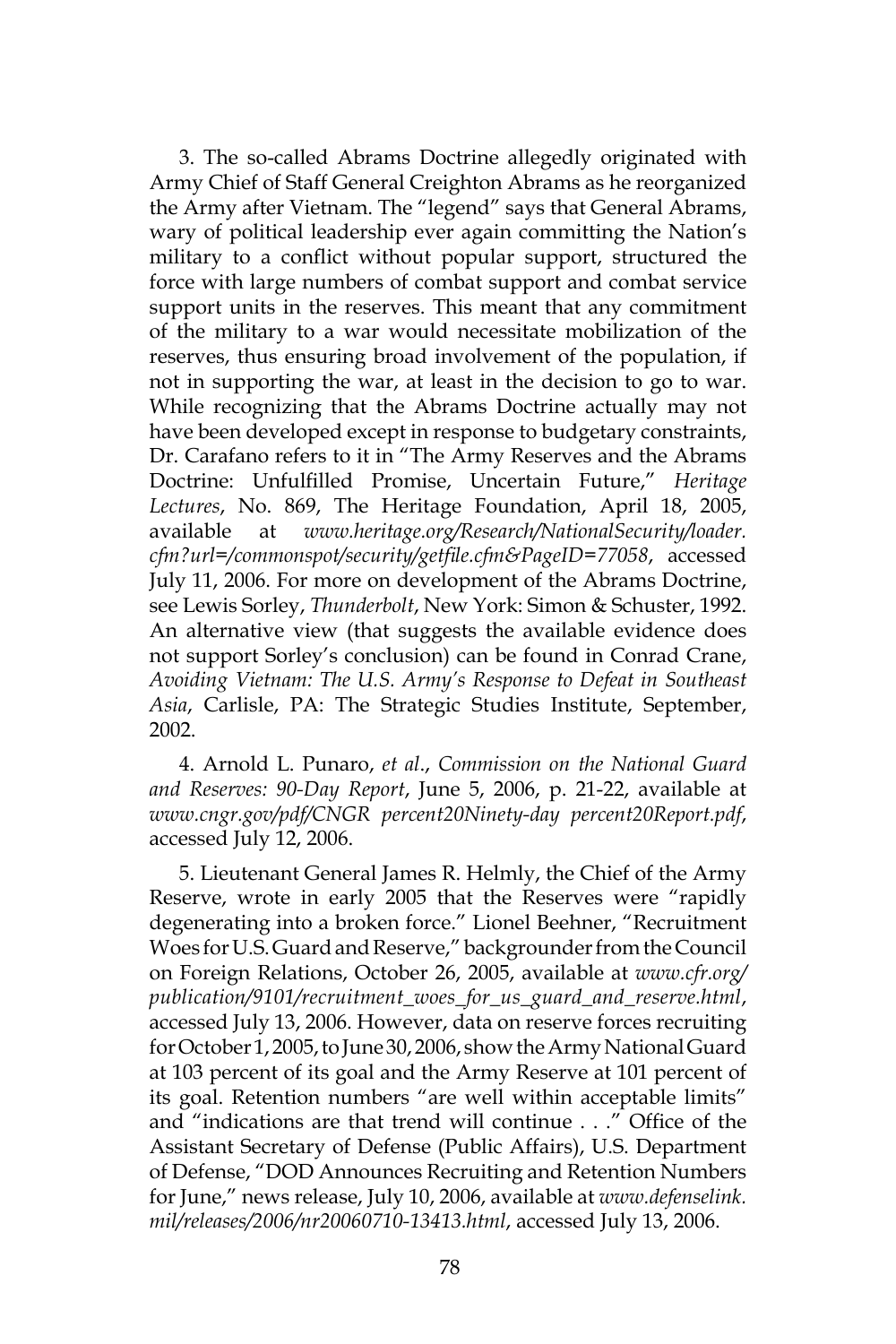3. The so-called Abrams Doctrine allegedly originated with Army Chief of Staff General Creighton Abrams as he reorganized the Army after Vietnam. The "legend" says that General Abrams, wary of political leadership ever again committing the Nation's military to a conflict without popular support, structured the force with large numbers of combat support and combat service support units in the reserves. This meant that any commitment of the military to a war would necessitate mobilization of the reserves, thus ensuring broad involvement of the population, if not in supporting the war, at least in the decision to go to war. While recognizing that the Abrams Doctrine actually may not have been developed except in response to budgetary constraints, Dr. Carafano refers to it in "The Army Reserves and the Abrams Doctrine: Unfulfilled Promise, Uncertain Future," *Heritage Lectures*, No. 869, The Heritage Foundation, April 18, 2005, available at *www.heritage.org/Research/NationalSecurity/loader.cfm?url=/commonspot/security/getfile.cfm&PageID=77058*, accessed July 11, 2006. For more on development of the Abrams Doctrine, see Lewis Sorley, *Thunderbolt*, New York: Simon & Schuster, 1992. An alternative view (that suggests the available evidence does not support Sorley's conclusion) can be found in Conrad Crane, *Avoiding Vietnam: The U.S. Army's Response to Defeat in Southeast Asia*, Carlisle, PA: The Strategic Studies Institute, September, 2002.

4. Arnold L. Punaro, *et al*., *Commission on the National Guard and Reserves: 90-Day Report*, June 5, 2006, p. 21-22, available at *www.cngr.gov/pdf/CNGR percent20Ninety-day percent20Report.pdf*, accessed July 12, 2006.

5. Lieutenant General James R. Helmly, the Chief of the Army Reserve, wrote in early 2005 that the Reserves were "rapidly degenerating into a broken force." Lionel Beehner, "Recruitment Woes for U.S. Guard and Reserve," backgrounder from the Council on Foreign Relations, October 26, 2005, available at *www.cfr.org/publication/9101/recruitment_woes_for_us_guard_and_reserve.html*, accessed July 13, 2006. However, data on reserve forces recruiting for October 1, 2005, to June 30, 2006, show the Army National Guard at 103 percent of its goal and the Army Reserve at 101 percent of its goal. Retention numbers "are well within acceptable limits" and "indications are that trend will continue . . ." Office of the Assistant Secretary of Defense (Public Affairs), U.S. Department of Defense, "DOD Announces Recruiting and Retention Numbers for June," news release, July 10, 2006, available at *www.defenselink.mil/releases/2006/nr20060710-13413.html*, accessed July 13, 2006.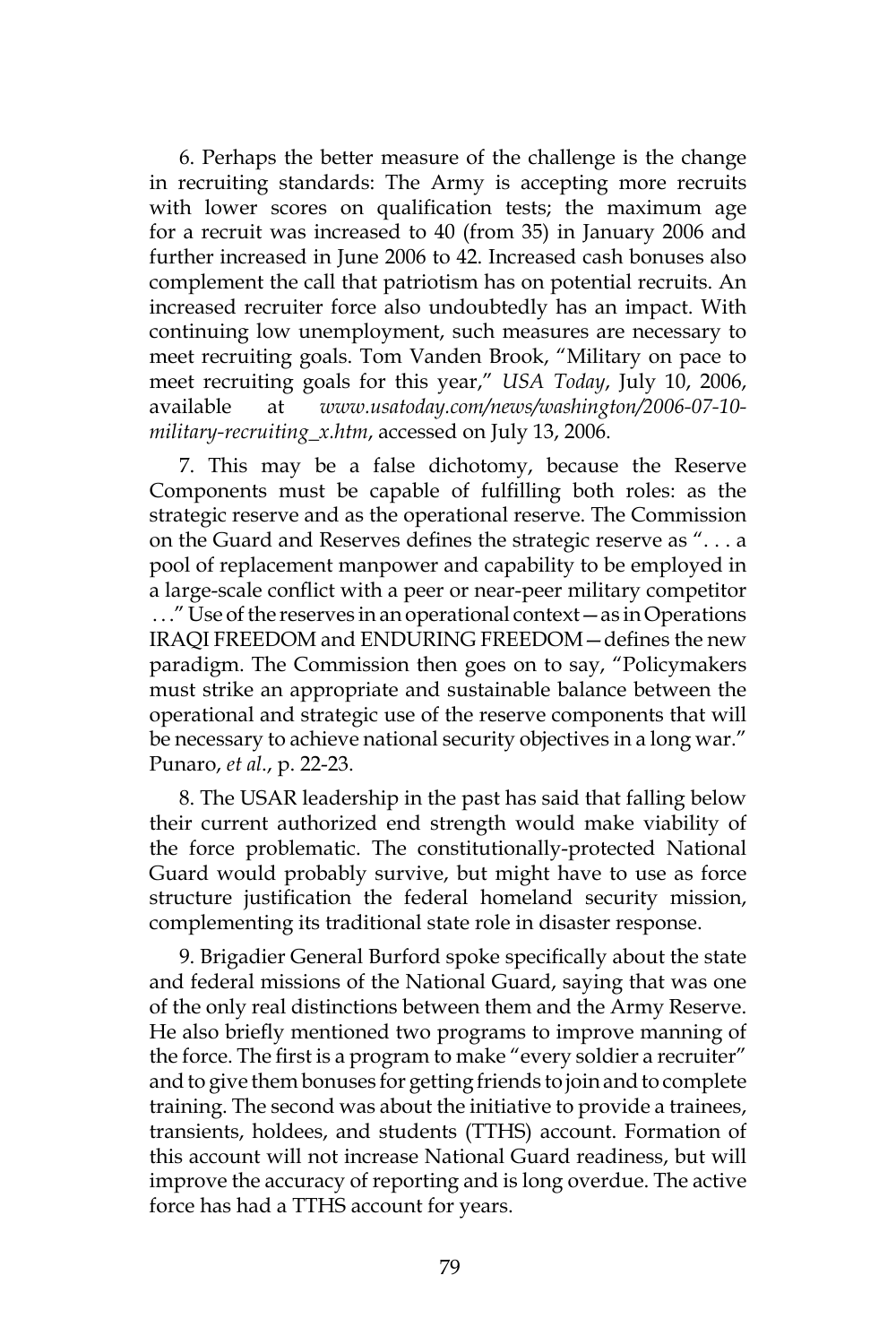6. Perhaps the better measure of the challenge is the change in recruiting standards: The Army is accepting more recruits with lower scores on qualification tests; the maximum age for a recruit was increased to 40 (from 35) in January 2006 and further increased in June 2006 to 42. Increased cash bonuses also complement the call that patriotism has on potential recruits. An increased recruiter force also undoubtedly has an impact. With continuing low unemployment, such measures are necessary to meet recruiting goals. Tom Vanden Brook, "Military on pace to meet recruiting goals for this year," *USA Today*, July 10, 2006, available at *www.usatoday.com/news/washington/2006-07-10-military-recruiting_x.htm*, accessed on July 13, 2006.

7. This may be a false dichotomy, because the Reserve Components must be capable of fulfilling both roles: as the strategic reserve and as the operational reserve. The Commission on the Guard and Reserves defines the strategic reserve as ". . . a pool of replacement manpower and capability to be employed in a large-scale conflict with a peer or near-peer military competitor . . ." Use of the reserves in an operational context—as in Operations IRAQI FREEDOM and ENDURING FREEDOM—defines the new paradigm. The Commission then goes on to say, "Policymakers must strike an appropriate and sustainable balance between the operational and strategic use of the reserve components that will be necessary to achieve national security objectives in a long war." Punaro, *et al*., p. 22-23.

8. The USAR leadership in the past has said that falling below their current authorized end strength would make viability of the force problematic. The constitutionally-protected National Guard would probably survive, but might have to use as force structure justification the federal homeland security mission, complementing its traditional state role in disaster response.

9. Brigadier General Burford spoke specifically about the state and federal missions of the National Guard, saying that was one of the only real distinctions between them and the Army Reserve. He also briefly mentioned two programs to improve manning of the force. The first is a program to make "every soldier a recruiter" and to give them bonuses for getting friends to join and to complete training. The second was about the initiative to provide a trainees, transients, holdees, and students (TTHS) account. Formation of this account will not increase National Guard readiness, but will improve the accuracy of reporting and is long overdue. The active force has had a TTHS account for years.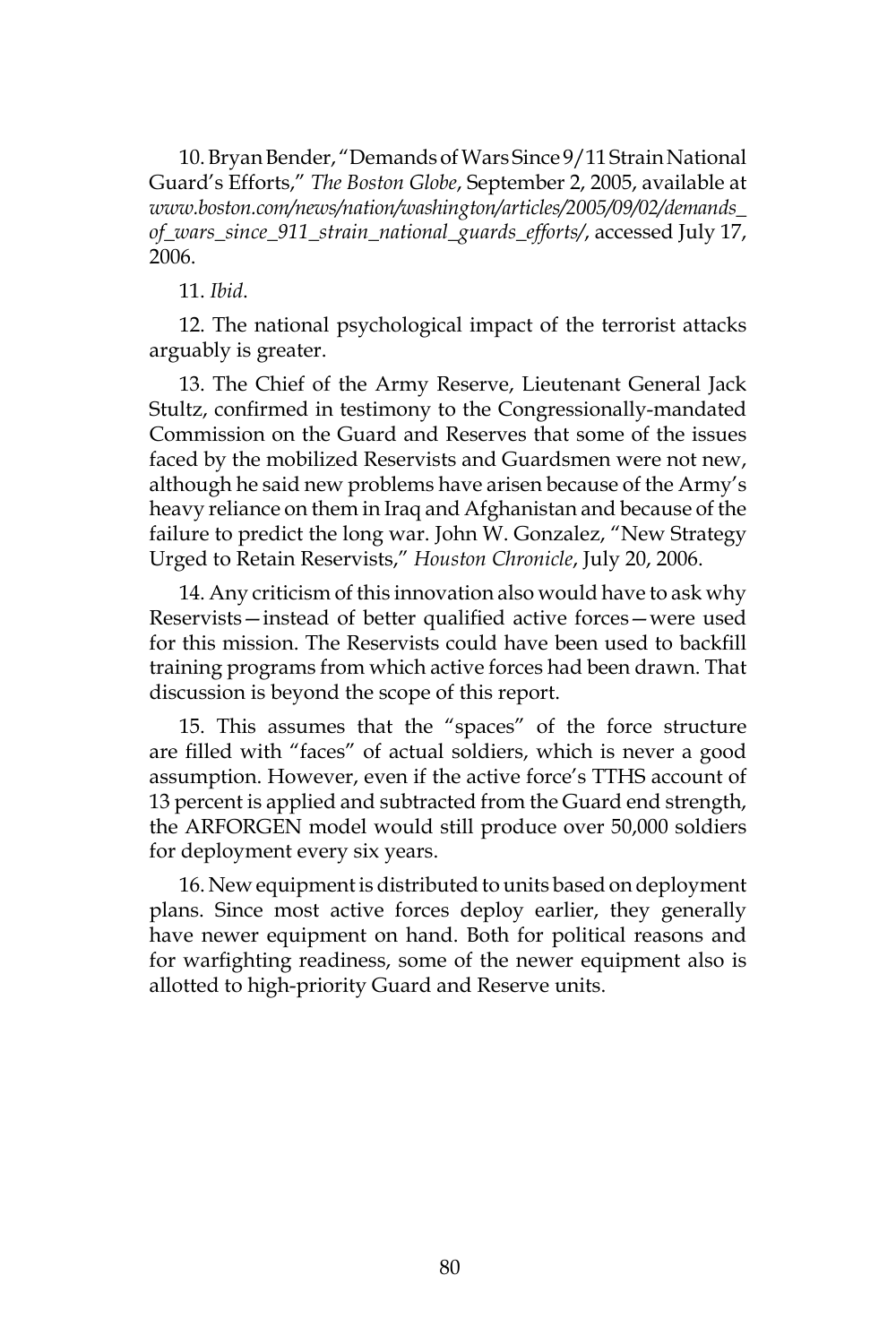10. Bryan Bender, "Demands of Wars Since 9/11 Strain National Guard's Efforts," *The Boston Globe*, September 2, 2005, available at *www.boston.com/news/nation/washington/articles/2005/09/02/demands_of_wars_since_911_strain_national_guards_efforts/*, accessed July 17, 2006.

11. *Ibid*.

12. The national psychological impact of the terrorist attacks arguably is greater.

13. The Chief of the Army Reserve, Lieutenant General Jack Stultz, confirmed in testimony to the Congressionally-mandated Commission on the Guard and Reserves that some of the issues faced by the mobilized Reservists and Guardsmen were not new, although he said new problems have arisen because of the Army's heavy reliance on them in Iraq and Afghanistan and because of the failure to predict the long war. John W. Gonzalez, "New Strategy Urged to Retain Reservists," *Houston Chronicle*, July 20, 2006.

14. Any criticism of this innovation also would have to ask why Reservists—instead of better qualified active forces—were used for this mission. The Reservists could have been used to backfill training programs from which active forces had been drawn. That discussion is beyond the scope of this report.

15. This assumes that the "spaces" of the force structure are filled with "faces" of actual soldiers, which is never a good assumption. However, even if the active force's TTHS account of 13 percent is applied and subtracted from the Guard end strength, the ARFORGEN model would still produce over 50,000 soldiers for deployment every six years.

16. New equipment is distributed to units based on deployment plans. Since most active forces deploy earlier, they generally have newer equipment on hand. Both for political reasons and for warfighting readiness, some of the newer equipment also is allotted to high-priority Guard and Reserve units.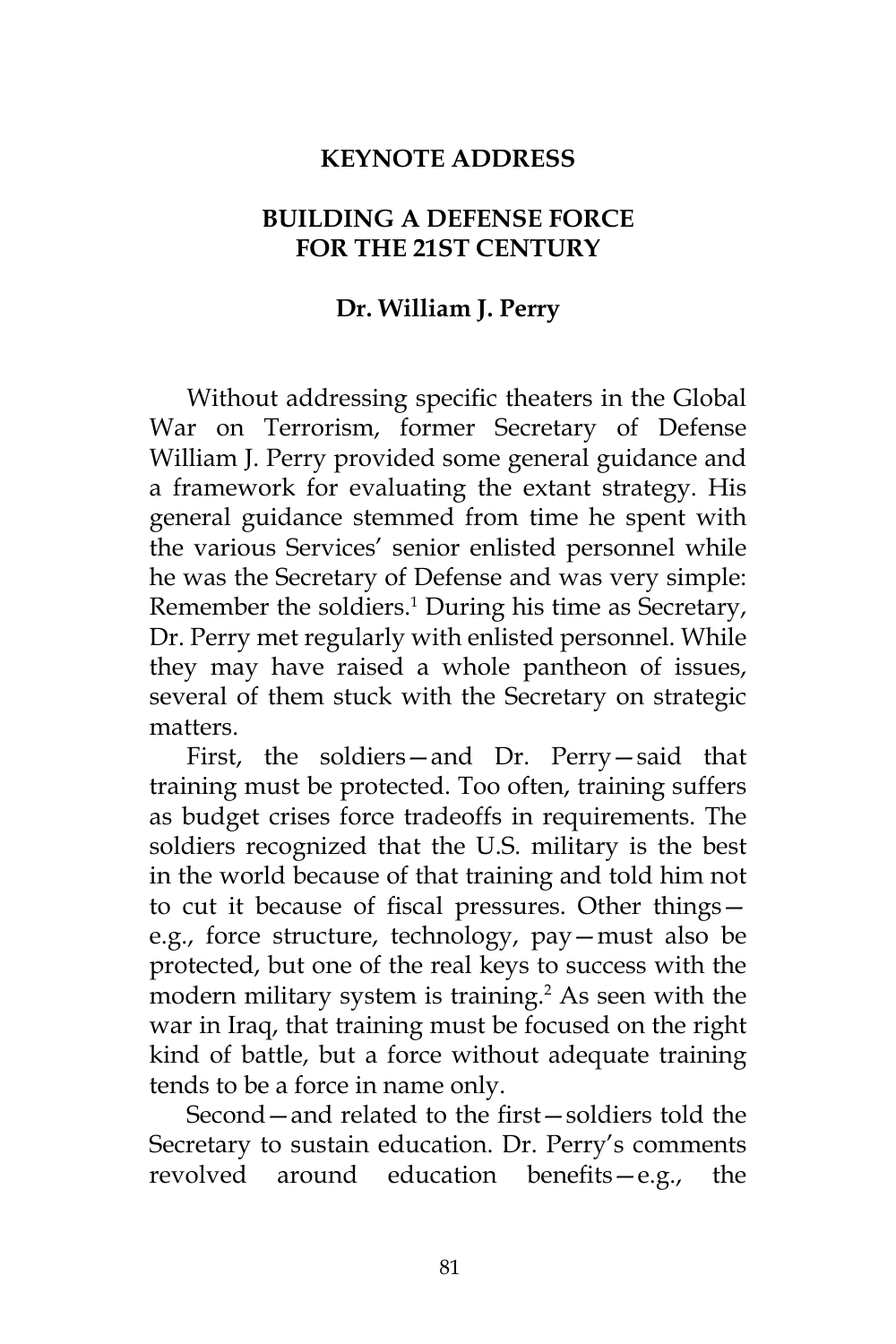# KEYNOTE ADDRESS

## BUILDING A DEFENSE FORCE FOR THE 21ST CENTURY

### Dr. William J. Perry

Without addressing specific theaters in the Global War on Terrorism, former Secretary of Defense William J. Perry provided some general guidance and a framework for evaluating the extant strategy. His general guidance stemmed from time he spent with the various Services' senior enlisted personnel while he was the Secretary of Defense and was very simple: Remember the soldiers.[1] During his time as Secretary, Dr. Perry met regularly with enlisted personnel. While they may have raised a whole pantheon of issues, several of them stuck with the Secretary on strategic matters.

First, the soldiers—and Dr. Perry—said that training must be protected. Too often, training suffers as budget crises force tradeoffs in requirements. The soldiers recognized that the U.S. military is the best in the world because of that training and told him not to cut it because of fiscal pressures. Other things—e.g., force structure, technology, pay—must also be protected, but one of the real keys to success with the modern military system is training.[2] As seen with the war in Iraq, that training must be focused on the right kind of battle, but a force without adequate training tends to be a force in name only.

Second—and related to the first—soldiers told the Secretary to sustain education. Dr. Perry's comments revolved around education benefits—e.g., the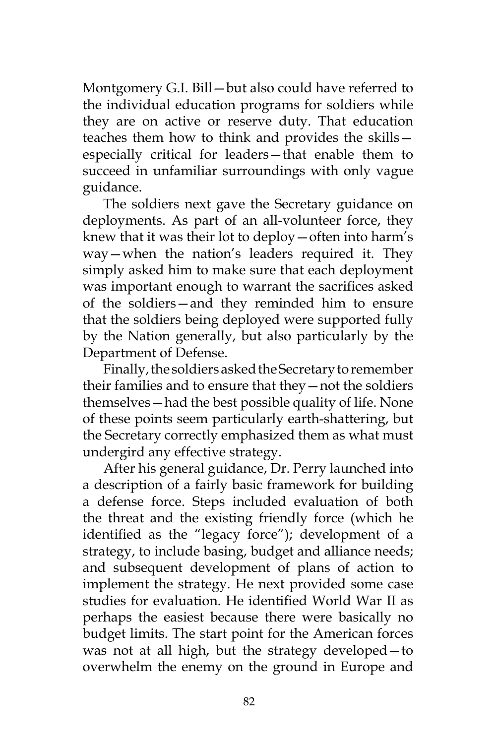Montgomery G.I. Bill—but also could have referred to the individual education programs for soldiers while they are on active or reserve duty. That education teaches them how to think and provides the skills—especially critical for leaders—that enable them to succeed in unfamiliar surroundings with only vague guidance.

The soldiers next gave the Secretary guidance on deployments. As part of an all-volunteer force, they knew that it was their lot to deploy—often into harm's way—when the nation's leaders required it. They simply asked him to make sure that each deployment was important enough to warrant the sacrifices asked of the soldiers—and they reminded him to ensure that the soldiers being deployed were supported fully by the Nation generally, but also particularly by the Department of Defense.

Finally, the soldiers asked the Secretary to remember their families and to ensure that they—not the soldiers themselves—had the best possible quality of life. None of these points seem particularly earth-shattering, but the Secretary correctly emphasized them as what must undergird any effective strategy.

After his general guidance, Dr. Perry launched into a description of a fairly basic framework for building a defense force. Steps included evaluation of both the threat and the existing friendly force (which he identified as the "legacy force"); development of a strategy, to include basing, budget and alliance needs; and subsequent development of plans of action to implement the strategy. He next provided some case studies for evaluation. He identified World War II as perhaps the easiest because there were basically no budget limits. The start point for the American forces was not at all high, but the strategy developed—to overwhelm the enemy on the ground in Europe and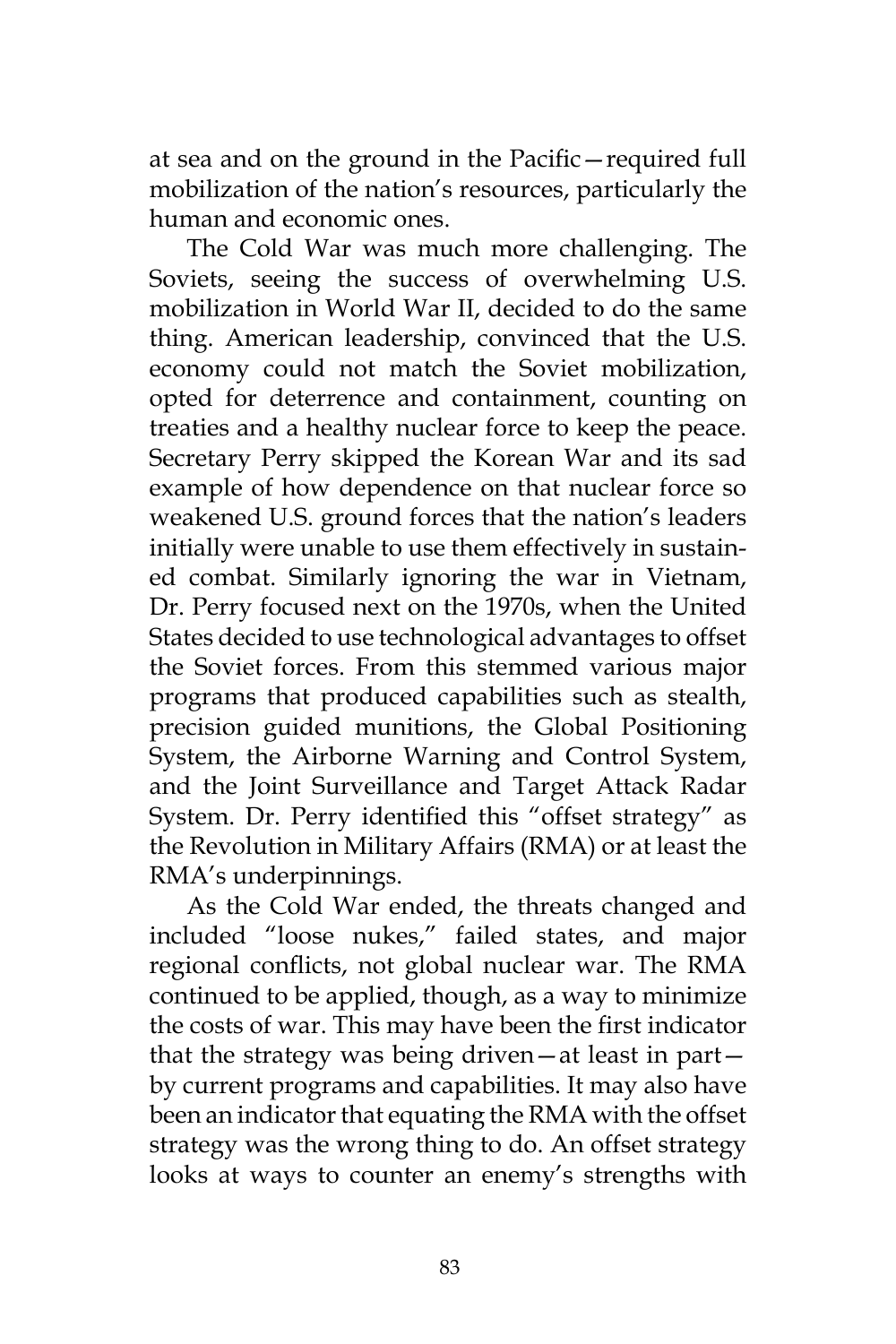at sea and on the ground in the Pacific—required full mobilization of the nation's resources, particularly the human and economic ones.

The Cold War was much more challenging. The Soviets, seeing the success of overwhelming U.S. mobilization in World War II, decided to do the same thing. American leadership, convinced that the U.S. economy could not match the Soviet mobilization, opted for deterrence and containment, counting on treaties and a healthy nuclear force to keep the peace. Secretary Perry skipped the Korean War and its sad example of how dependence on that nuclear force so weakened U.S. ground forces that the nation's leaders initially were unable to use them effectively in sustained combat. Similarly ignoring the war in Vietnam, Dr. Perry focused next on the 1970s, when the United States decided to use technological advantages to offset the Soviet forces. From this stemmed various major programs that produced capabilities such as stealth, precision guided munitions, the Global Positioning System, the Airborne Warning and Control System, and the Joint Surveillance and Target Attack Radar System. Dr. Perry identified this "offset strategy" as the Revolution in Military Affairs (RMA) or at least the RMA's underpinnings.

As the Cold War ended, the threats changed and included "loose nukes," failed states, and major regional conflicts, not global nuclear war. The RMA continued to be applied, though, as a way to minimize the costs of war. This may have been the first indicator that the strategy was being driven—at least in part—by current programs and capabilities. It may also have been an indicator that equating the RMA with the offset strategy was the wrong thing to do. An offset strategy looks at ways to counter an enemy's strengths with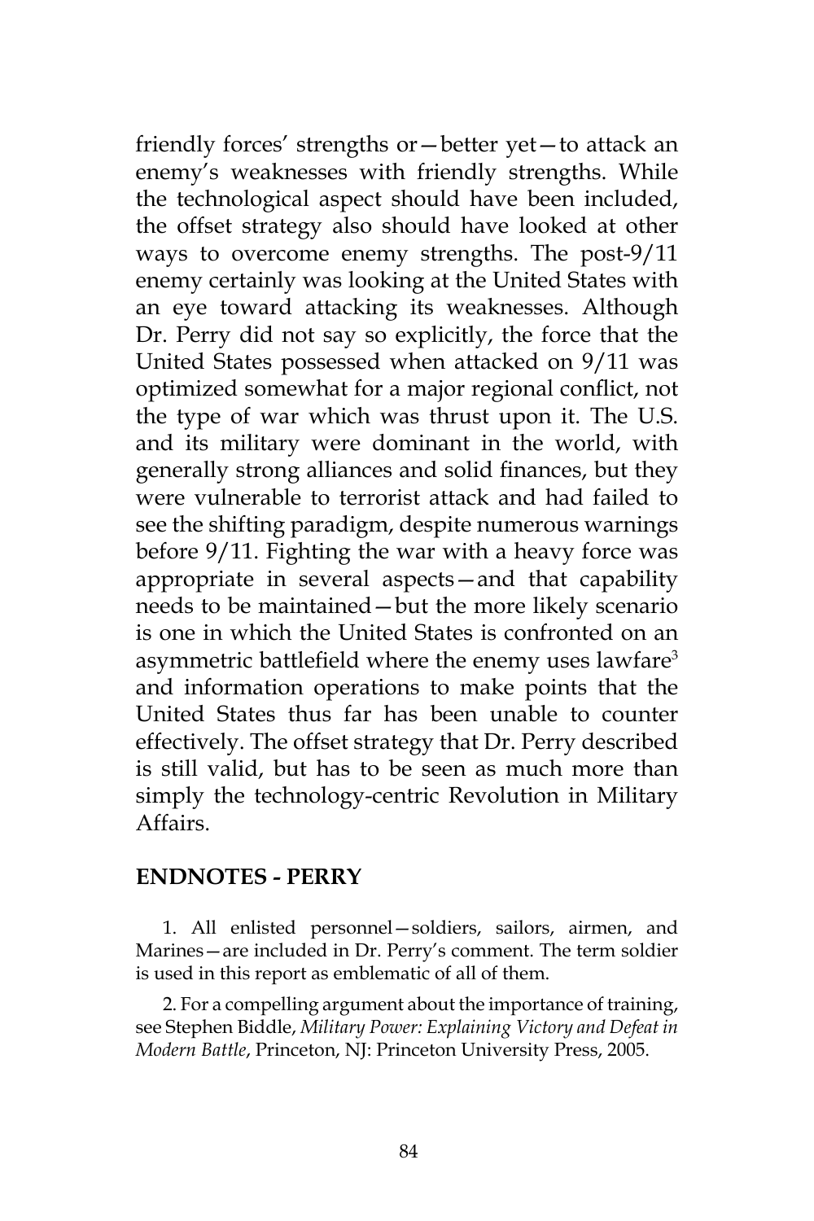friendly forces' strengths or—better yet—to attack an enemy's weaknesses with friendly strengths. While the technological aspect should have been included, the offset strategy also should have looked at other ways to overcome enemy strengths. The post-9/11 enemy certainly was looking at the United States with an eye toward attacking its weaknesses. Although Dr. Perry did not say so explicitly, the force that the United States possessed when attacked on 9/11 was optimized somewhat for a major regional conflict, not the type of war which was thrust upon it. The U.S. and its military were dominant in the world, with generally strong alliances and solid finances, but they were vulnerable to terrorist attack and had failed to see the shifting paradigm, despite numerous warnings before 9/11. Fighting the war with a heavy force was appropriate in several aspects—and that capability needs to be maintained—but the more likely scenario is one in which the United States is confronted on an asymmetric battlefield where the enemy uses lawfare[3] and information operations to make points that the United States thus far has been unable to counter effectively. The offset strategy that Dr. Perry described is still valid, but has to be seen as much more than simply the technology-centric Revolution in Military Affairs.

## ENDNOTES - PERRY

1. All enlisted personnel—soldiers, sailors, airmen, and Marines—are included in Dr. Perry's comment. The term soldier is used in this report as emblematic of all of them.

2. For a compelling argument about the importance of training, see Stephen Biddle, *Military Power: Explaining Victory and Defeat in Modern Battle*, Princeton, NJ: Princeton University Press, 2005.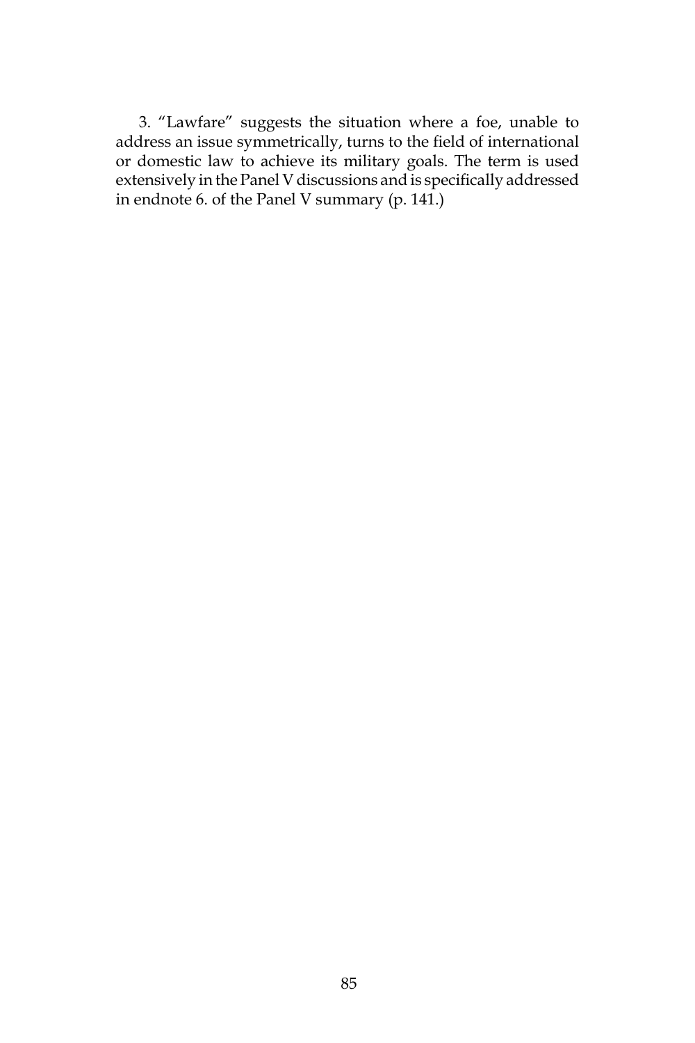3. "Lawfare" suggests the situation where a foe, unable to address an issue symmetrically, turns to the field of international or domestic law to achieve its military goals. The term is used extensively in the Panel V discussions and is specifically addressed in endnote 6. of the Panel V summary (p. 141.)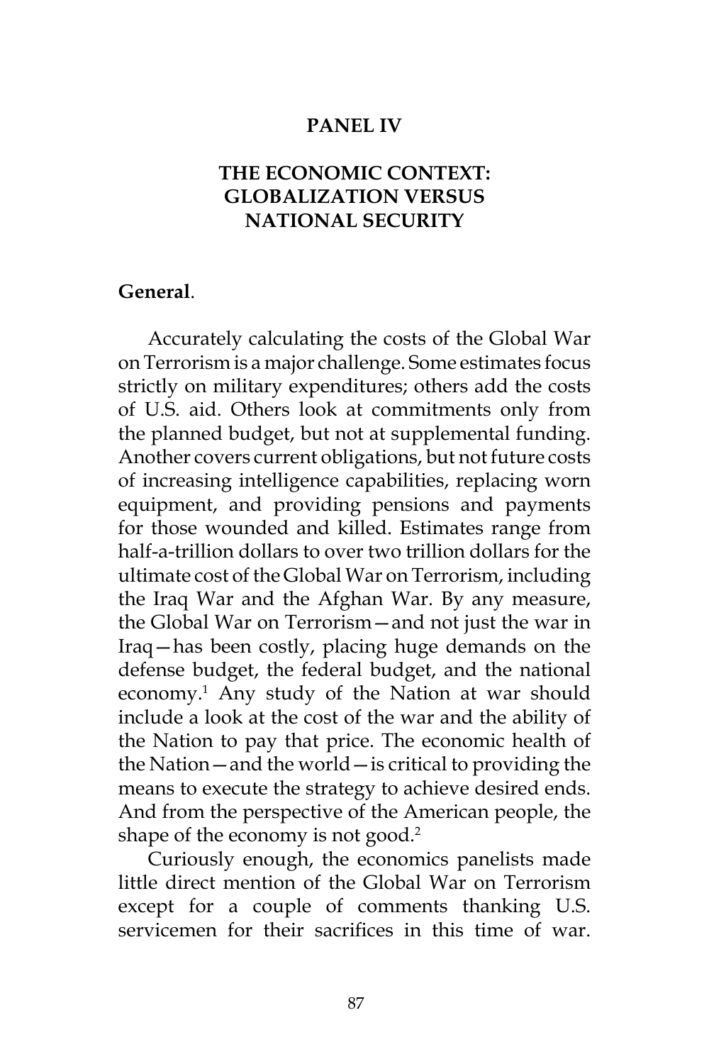# PANEL IV

## THE ECONOMIC CONTEXT: GLOBALIZATION VERSUS NATIONAL SECURITY

**General**.

Accurately calculating the costs of the Global War on Terrorism is a major challenge. Some estimates focus strictly on military expenditures; others add the costs of U.S. aid. Others look at commitments only from the planned budget, but not at supplemental funding. Another covers current obligations, but not future costs of increasing intelligence capabilities, replacing worn equipment, and providing pensions and payments for those wounded and killed. Estimates range from half-a-trillion dollars to over two trillion dollars for the ultimate cost of the Global War on Terrorism, including the Iraq War and the Afghan War. By any measure, the Global War on Terrorism—and not just the war in Iraq—has been costly, placing huge demands on the defense budget, the federal budget, and the national economy.[1] Any study of the Nation at war should include a look at the cost of the war and the ability of the Nation to pay that price. The economic health of the Nation—and the world—is critical to providing the means to execute the strategy to achieve desired ends. And from the perspective of the American people, the shape of the economy is not good.[2]

Curiously enough, the economics panelists made little direct mention of the Global War on Terrorism except for a couple of comments thanking U.S. servicemen for their sacrifices in this time of war.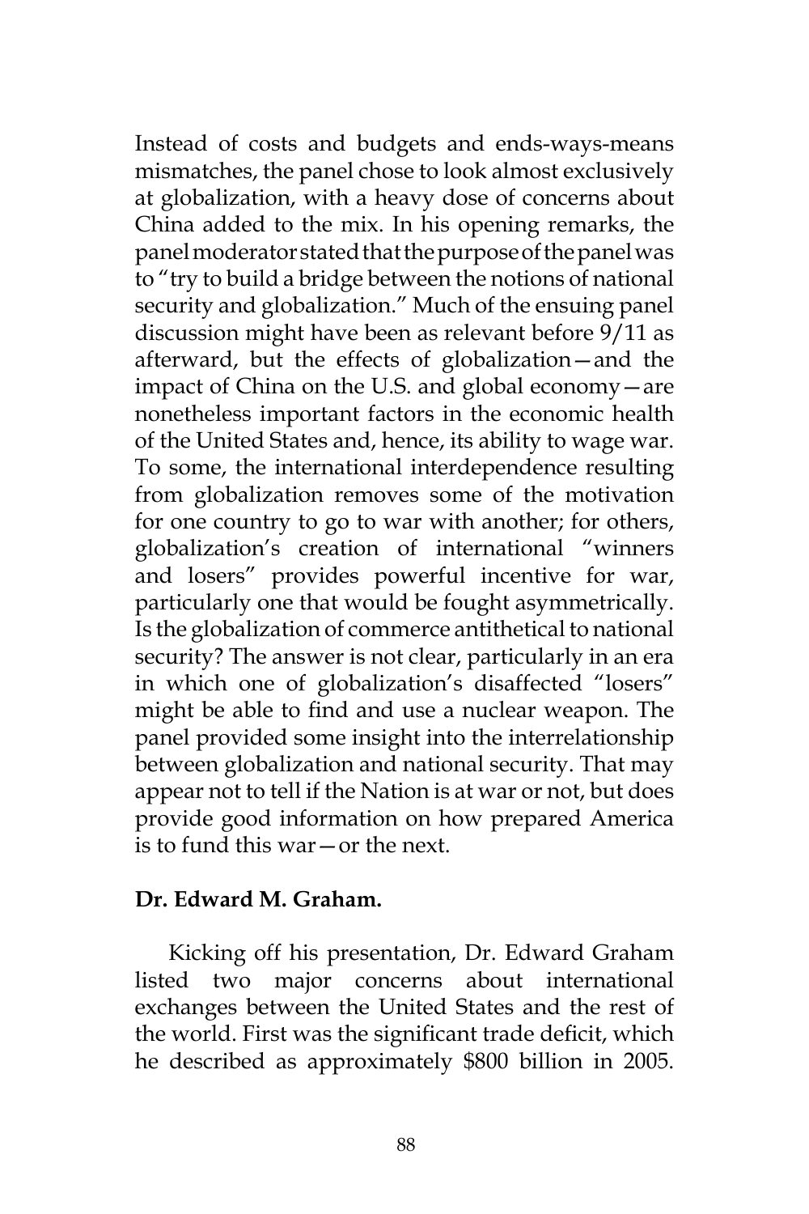Instead of costs and budgets and ends-ways-means mismatches, the panel chose to look almost exclusively at globalization, with a heavy dose of concerns about China added to the mix. In his opening remarks, the panel moderator stated that the purpose of the panel was to "try to build a bridge between the notions of national security and globalization." Much of the ensuing panel discussion might have been as relevant before 9/11 as afterward, but the effects of globalization—and the impact of China on the U.S. and global economy—are nonetheless important factors in the economic health of the United States and, hence, its ability to wage war. To some, the international interdependence resulting from globalization removes some of the motivation for one country to go to war with another; for others, globalization's creation of international "winners and losers" provides powerful incentive for war, particularly one that would be fought asymmetrically. Is the globalization of commerce antithetical to national security? The answer is not clear, particularly in an era in which one of globalization's disaffected "losers" might be able to find and use a nuclear weapon. The panel provided some insight into the interrelationship between globalization and national security. That may appear not to tell if the Nation is at war or not, but does provide good information on how prepared America is to fund this war—or the next.

**Dr. Edward M. Graham.**

Kicking off his presentation, Dr. Edward Graham listed two major concerns about international exchanges between the United States and the rest of the world. First was the significant trade deficit, which he described as approximately $800 billion in 2005.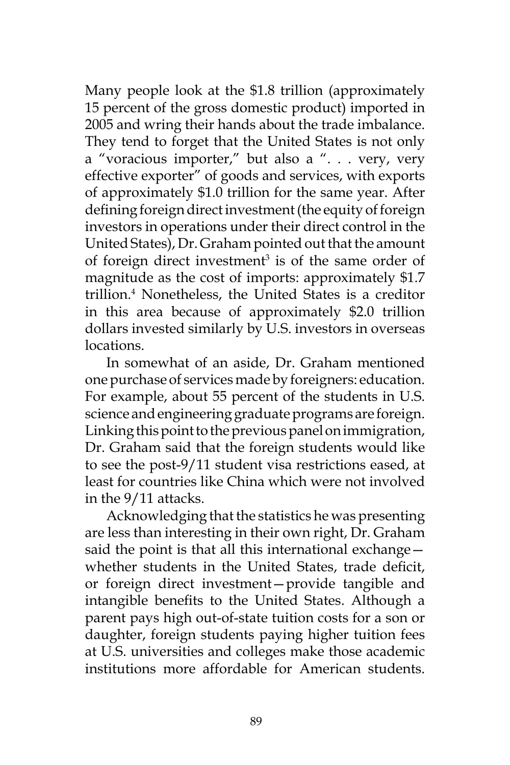Many people look at the $1.8 trillion (approximately 15 percent of the gross domestic product) imported in 2005 and wring their hands about the trade imbalance. They tend to forget that the United States is not only a "voracious importer," but also a ". . . very, very effective exporter" of goods and services, with exports of approximately $1.0 trillion for the same year. After defining foreign direct investment (the equity of foreign investors in operations under their direct control in the United States), Dr. Graham pointed out that the amount of foreign direct investment[3] is of the same order of magnitude as the cost of imports: approximately $1.7 trillion.[4] Nonetheless, the United States is a creditor in this area because of approximately $2.0 trillion dollars invested similarly by U.S. investors in overseas locations.

In somewhat of an aside, Dr. Graham mentioned one purchase of services made by foreigners: education. For example, about 55 percent of the students in U.S. science and engineering graduate programs are foreign. Linking this point to the previous panel on immigration, Dr. Graham said that the foreign students would like to see the post-9/11 student visa restrictions eased, at least for countries like China which were not involved in the 9/11 attacks.

Acknowledging that the statistics he was presenting are less than interesting in their own right, Dr. Graham said the point is that all this international exchange—whether students in the United States, trade deficit, or foreign direct investment—provide tangible and intangible benefits to the United States. Although a parent pays high out-of-state tuition costs for a son or daughter, foreign students paying higher tuition fees at U.S. universities and colleges make those academic institutions more affordable for American students.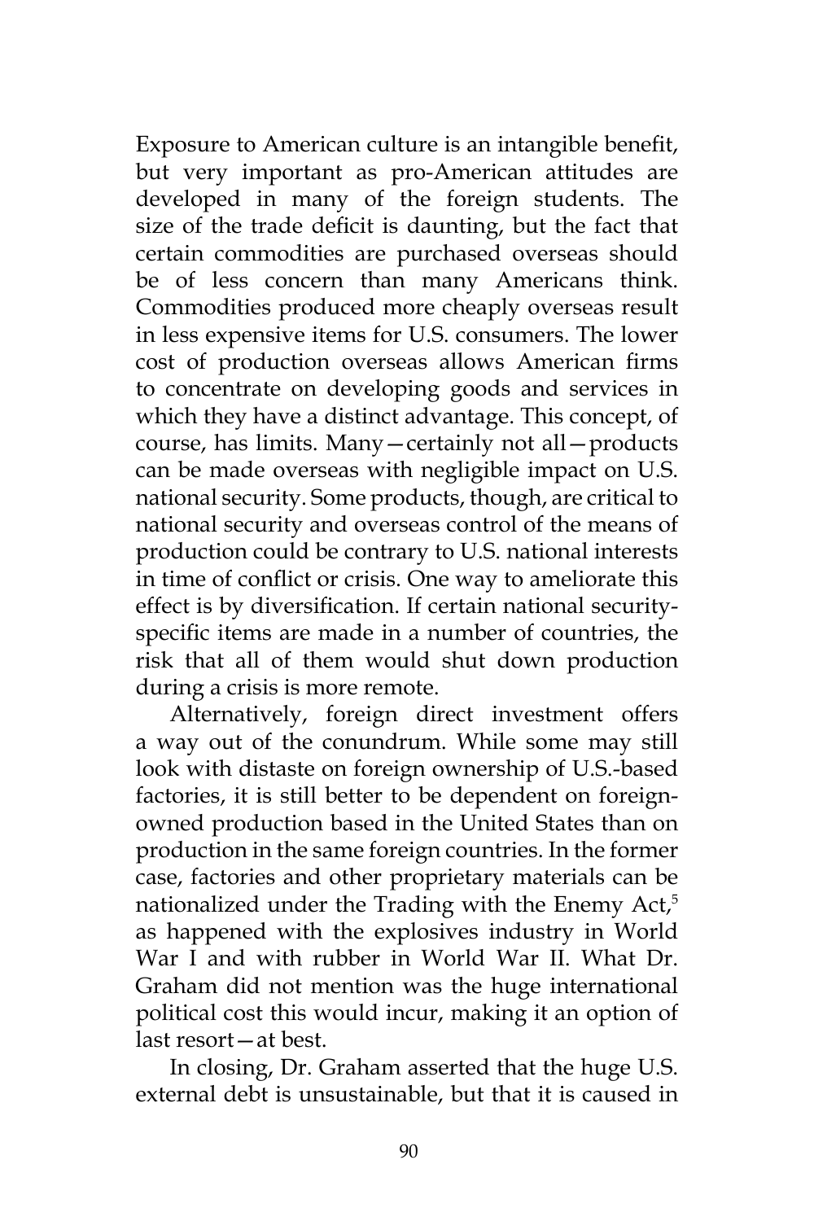Exposure to American culture is an intangible benefit, but very important as pro-American attitudes are developed in many of the foreign students. The size of the trade deficit is daunting, but the fact that certain commodities are purchased overseas should be of less concern than many Americans think. Commodities produced more cheaply overseas result in less expensive items for U.S. consumers. The lower cost of production overseas allows American firms to concentrate on developing goods and services in which they have a distinct advantage. This concept, of course, has limits. Many—certainly not all—products can be made overseas with negligible impact on U.S. national security. Some products, though, are critical to national security and overseas control of the means of production could be contrary to U.S. national interests in time of conflict or crisis. One way to ameliorate this effect is by diversification. If certain national security-specific items are made in a number of countries, the risk that all of them would shut down production during a crisis is more remote.

Alternatively, foreign direct investment offers a way out of the conundrum. While some may still look with distaste on foreign ownership of U.S.-based factories, it is still better to be dependent on foreign-owned production based in the United States than on production in the same foreign countries. In the former case, factories and other proprietary materials can be nationalized under the Trading with the Enemy Act,[5] as happened with the explosives industry in World War I and with rubber in World War II. What Dr. Graham did not mention was the huge international political cost this would incur, making it an option of last resort—at best.

In closing, Dr. Graham asserted that the huge U.S. external debt is unsustainable, but that it is caused in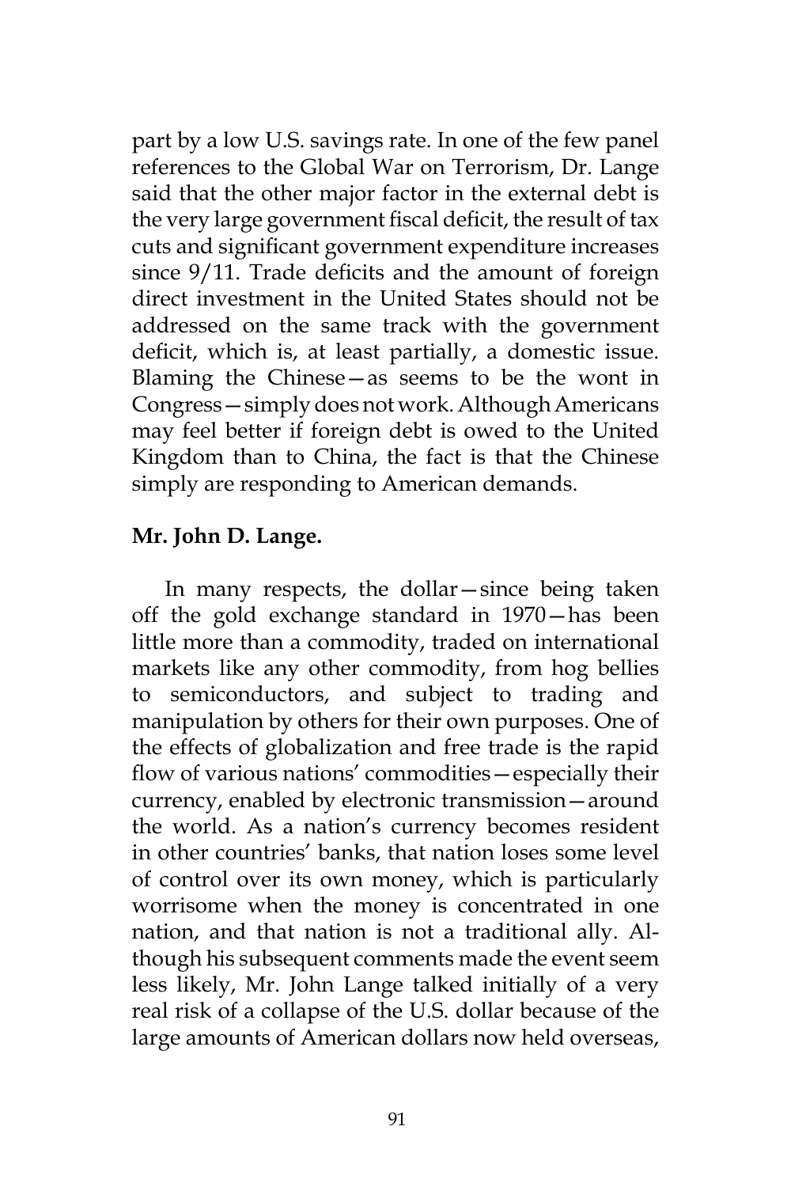part by a low U.S. savings rate. In one of the few panel references to the Global War on Terrorism, Dr. Lange said that the other major factor in the external debt is the very large government fiscal deficit, the result of tax cuts and significant government expenditure increases since 9/11. Trade deficits and the amount of foreign direct investment in the United States should not be addressed on the same track with the government deficit, which is, at least partially, a domestic issue. Blaming the Chinese—as seems to be the wont in Congress—simply does not work. Although Americans may feel better if foreign debt is owed to the United Kingdom than to China, the fact is that the Chinese simply are responding to American demands.

**Mr. John D. Lange.**

In many respects, the dollar—since being taken off the gold exchange standard in 1970—has been little more than a commodity, traded on international markets like any other commodity, from hog bellies to semiconductors, and subject to trading and manipulation by others for their own purposes. One of the effects of globalization and free trade is the rapid flow of various nations' commodities—especially their currency, enabled by electronic transmission—around the world. As a nation's currency becomes resident in other countries' banks, that nation loses some level of control over its own money, which is particularly worrisome when the money is concentrated in one nation, and that nation is not a traditional ally. Although his subsequent comments made the event seem less likely, Mr. John Lange talked initially of a very real risk of a collapse of the U.S. dollar because of the large amounts of American dollars now held overseas,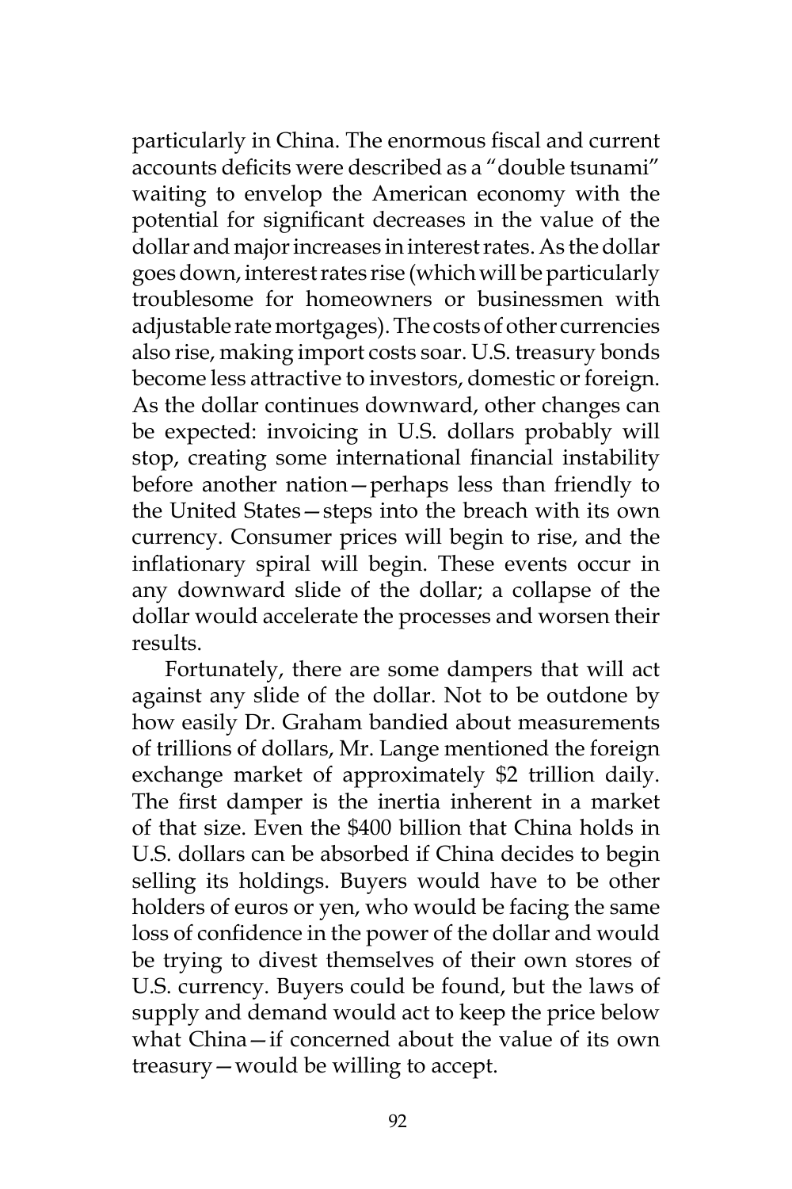particularly in China. The enormous fiscal and current accounts deficits were described as a "double tsunami" waiting to envelop the American economy with the potential for significant decreases in the value of the dollar and major increases in interest rates. As the dollar goes down, interest rates rise (which will be particularly troublesome for homeowners or businessmen with adjustable rate mortgages). The costs of other currencies also rise, making import costs soar. U.S. treasury bonds become less attractive to investors, domestic or foreign. As the dollar continues downward, other changes can be expected: invoicing in U.S. dollars probably will stop, creating some international financial instability before another nation—perhaps less than friendly to the United States—steps into the breach with its own currency. Consumer prices will begin to rise, and the inflationary spiral will begin. These events occur in any downward slide of the dollar; a collapse of the dollar would accelerate the processes and worsen their results.

Fortunately, there are some dampers that will act against any slide of the dollar. Not to be outdone by how easily Dr. Graham bandied about measurements of trillions of dollars, Mr. Lange mentioned the foreign exchange market of approximately $2 trillion daily. The first damper is the inertia inherent in a market of that size. Even the $400 billion that China holds in U.S. dollars can be absorbed if China decides to begin selling its holdings. Buyers would have to be other holders of euros or yen, who would be facing the same loss of confidence in the power of the dollar and would be trying to divest themselves of their own stores of U.S. currency. Buyers could be found, but the laws of supply and demand would act to keep the price below what China—if concerned about the value of its own treasury—would be willing to accept.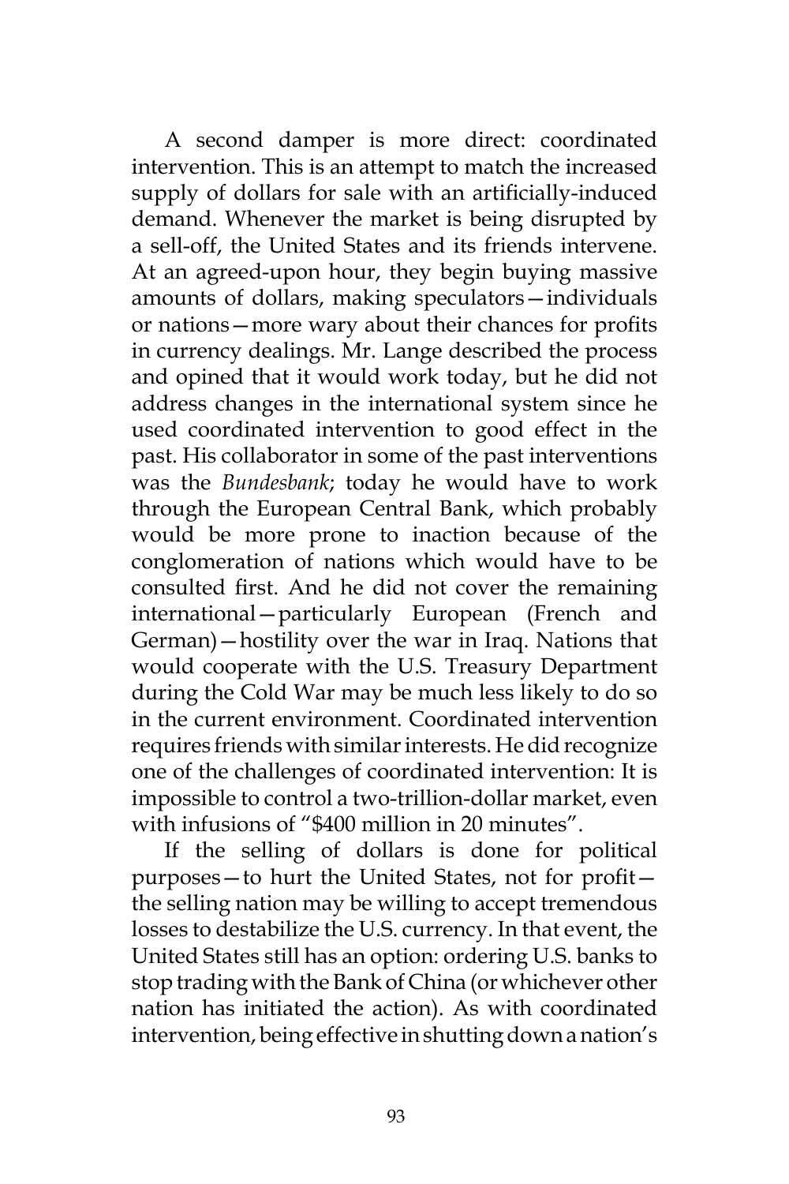A second damper is more direct: coordinated intervention. This is an attempt to match the increased supply of dollars for sale with an artificially-induced demand. Whenever the market is being disrupted by a sell-off, the United States and its friends intervene. At an agreed-upon hour, they begin buying massive amounts of dollars, making speculators—individuals or nations—more wary about their chances for profits in currency dealings. Mr. Lange described the process and opined that it would work today, but he did not address changes in the international system since he used coordinated intervention to good effect in the past. His collaborator in some of the past interventions was the *Bundesbank*; today he would have to work through the European Central Bank, which probably would be more prone to inaction because of the conglomeration of nations which would have to be consulted first. And he did not cover the remaining international—particularly European (French and German)—hostility over the war in Iraq. Nations that would cooperate with the U.S. Treasury Department during the Cold War may be much less likely to do so in the current environment. Coordinated intervention requires friends with similar interests. He did recognize one of the challenges of coordinated intervention: It is impossible to control a two-trillion-dollar market, even with infusions of "$400 million in 20 minutes".

If the selling of dollars is done for political purposes—to hurt the United States, not for profit—the selling nation may be willing to accept tremendous losses to destabilize the U.S. currency. In that event, the United States still has an option: ordering U.S. banks to stop trading with the Bank of China (or whichever other nation has initiated the action). As with coordinated intervention, being effective in shutting down a nation's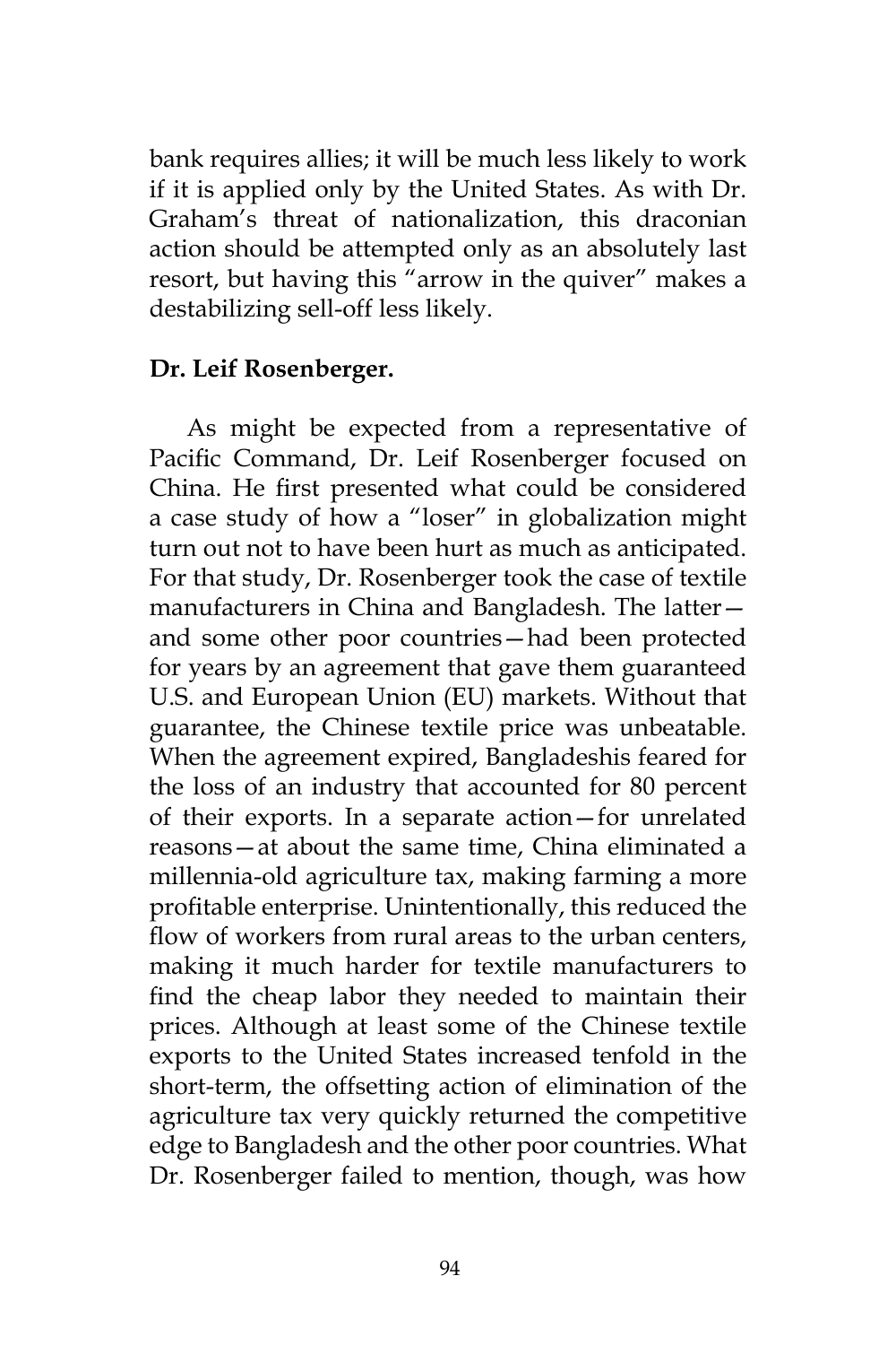bank requires allies; it will be much less likely to work if it is applied only by the United States. As with Dr. Graham's threat of nationalization, this draconian action should be attempted only as an absolutely last resort, but having this "arrow in the quiver" makes a destabilizing sell-off less likely.

**Dr. Leif Rosenberger.**

As might be expected from a representative of Pacific Command, Dr. Leif Rosenberger focused on China. He first presented what could be considered a case study of how a "loser" in globalization might turn out not to have been hurt as much as anticipated. For that study, Dr. Rosenberger took the case of textile manufacturers in China and Bangladesh. The latter—and some other poor countries—had been protected for years by an agreement that gave them guaranteed U.S. and European Union (EU) markets. Without that guarantee, the Chinese textile price was unbeatable. When the agreement expired, Bangladeshis feared for the loss of an industry that accounted for 80 percent of their exports. In a separate action—for unrelated reasons—at about the same time, China eliminated a millennia-old agriculture tax, making farming a more profitable enterprise. Unintentionally, this reduced the flow of workers from rural areas to the urban centers, making it much harder for textile manufacturers to find the cheap labor they needed to maintain their prices. Although at least some of the Chinese textile exports to the United States increased tenfold in the short-term, the offsetting action of elimination of the agriculture tax very quickly returned the competitive edge to Bangladesh and the other poor countries. What Dr. Rosenberger failed to mention, though, was how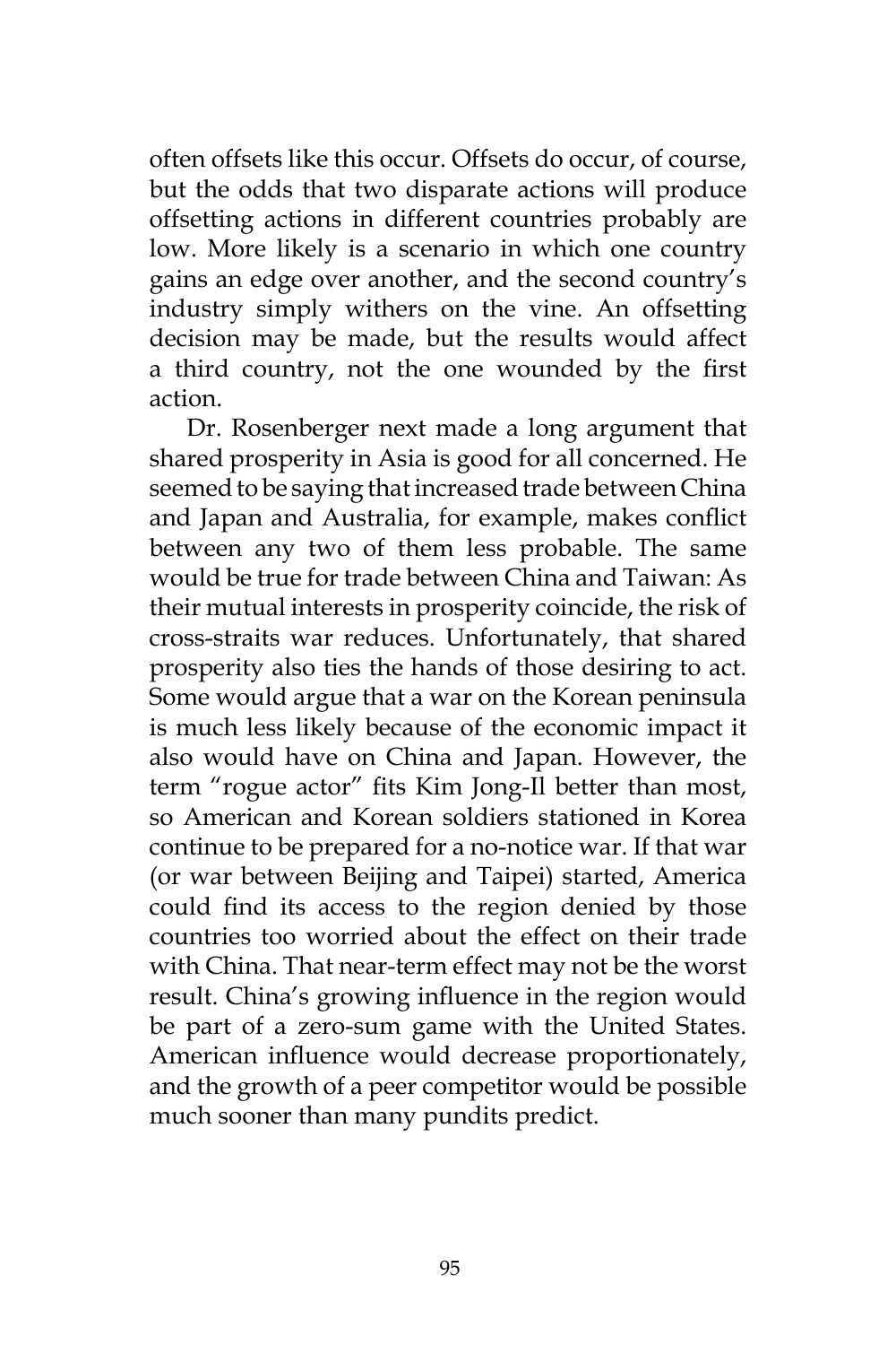often offsets like this occur. Offsets do occur, of course, but the odds that two disparate actions will produce offsetting actions in different countries probably are low. More likely is a scenario in which one country gains an edge over another, and the second country's industry simply withers on the vine. An offsetting decision may be made, but the results would affect a third country, not the one wounded by the first action.

Dr. Rosenberger next made a long argument that shared prosperity in Asia is good for all concerned. He seemed to be saying that increased trade between China and Japan and Australia, for example, makes conflict between any two of them less probable. The same would be true for trade between China and Taiwan: As their mutual interests in prosperity coincide, the risk of cross-straits war reduces. Unfortunately, that shared prosperity also ties the hands of those desiring to act. Some would argue that a war on the Korean peninsula is much less likely because of the economic impact it also would have on China and Japan. However, the term "rogue actor" fits Kim Jong-Il better than most, so American and Korean soldiers stationed in Korea continue to be prepared for a no-notice war. If that war (or war between Beijing and Taipei) started, America could find its access to the region denied by those countries too worried about the effect on their trade with China. That near-term effect may not be the worst result. China's growing influence in the region would be part of a zero-sum game with the United States. American influence would decrease proportionately, and the growth of a peer competitor would be possible much sooner than many pundits predict.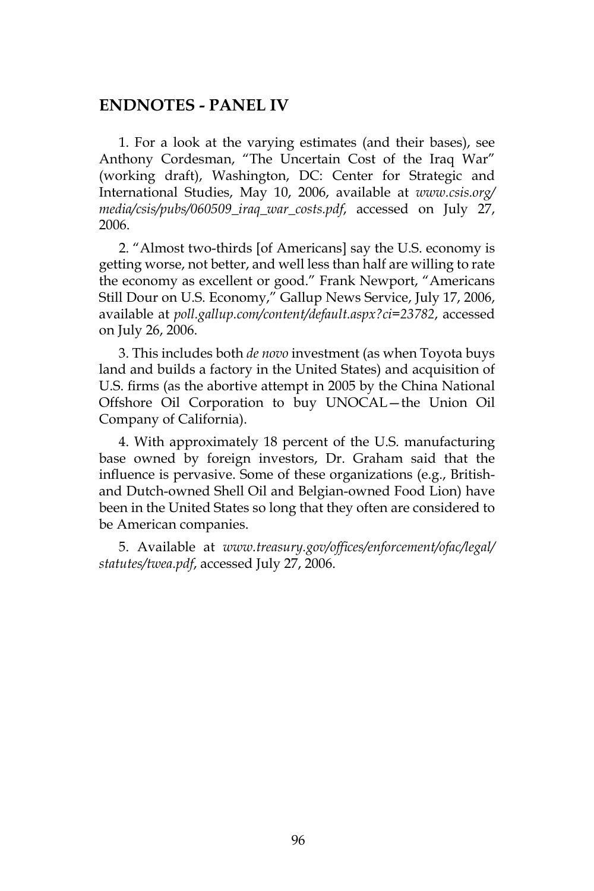## ENDNOTES - PANEL IV

1. For a look at the varying estimates (and their bases), see Anthony Cordesman, "The Uncertain Cost of the Iraq War" (working draft), Washington, DC: Center for Strategic and International Studies, May 10, 2006, available at *www.csis.org/media/csis/pubs/060509_iraq_war_costs.pdf*, accessed on July 27, 2006.

2. "Almost two-thirds [of Americans] say the U.S. economy is getting worse, not better, and well less than half are willing to rate the economy as excellent or good." Frank Newport, "Americans Still Dour on U.S. Economy," Gallup News Service, July 17, 2006, available at *poll.gallup.com/content/default.aspx?ci=23782*, accessed on July 26, 2006.

3. This includes both *de novo* investment (as when Toyota buys land and builds a factory in the United States) and acquisition of U.S. firms (as the abortive attempt in 2005 by the China National Offshore Oil Corporation to buy UNOCAL—the Union Oil Company of California).

4. With approximately 18 percent of the U.S. manufacturing base owned by foreign investors, Dr. Graham said that the influence is pervasive. Some of these organizations (e.g., British- and Dutch-owned Shell Oil and Belgian-owned Food Lion) have been in the United States so long that they often are considered to be American companies.

5. Available at *www.treasury.gov/offices/enforcement/ofac/legal/statutes/twea.pdf*, accessed July 27, 2006.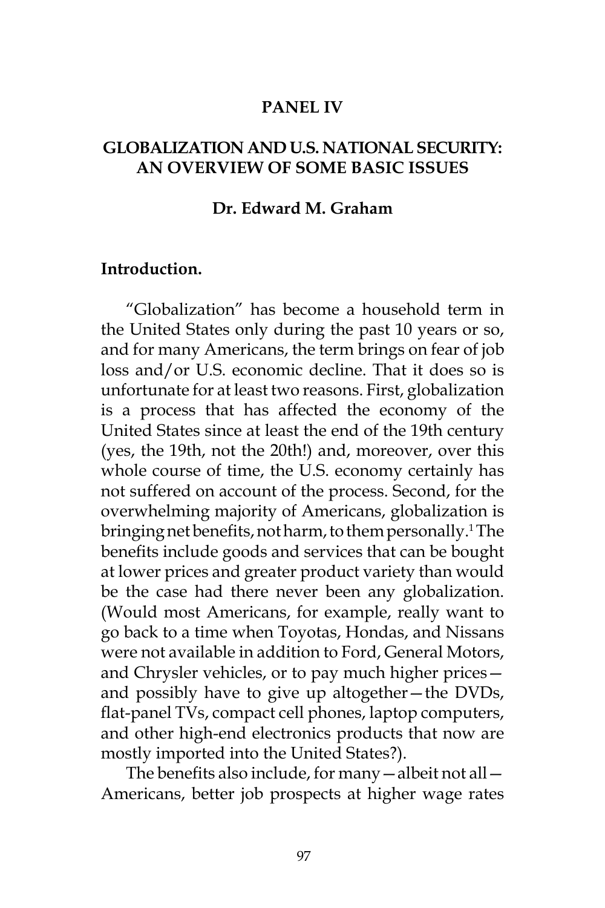## PANEL IV

## GLOBALIZATION AND U.S. NATIONAL SECURITY: AN OVERVIEW OF SOME BASIC ISSUES

### Dr. Edward M. Graham

**Introduction.**

"Globalization" has become a household term in the United States only during the past 10 years or so, and for many Americans, the term brings on fear of job loss and/or U.S. economic decline. That it does so is unfortunate for at least two reasons. First, globalization is a process that has affected the economy of the United States since at least the end of the 19th century (yes, the 19th, not the 20th!) and, moreover, over this whole course of time, the U.S. economy certainly has not suffered on account of the process. Second, for the overwhelming majority of Americans, globalization is bringing net benefits, not harm, to them personally.[1] The benefits include goods and services that can be bought at lower prices and greater product variety than would be the case had there never been any globalization. (Would most Americans, for example, really want to go back to a time when Toyotas, Hondas, and Nissans were not available in addition to Ford, General Motors, and Chrysler vehicles, or to pay much higher prices—and possibly have to give up altogether—the DVDs, flat-panel TVs, compact cell phones, laptop computers, and other high-end electronics products that now are mostly imported into the United States?).

The benefits also include, for many—albeit not all—Americans, better job prospects at higher wage rates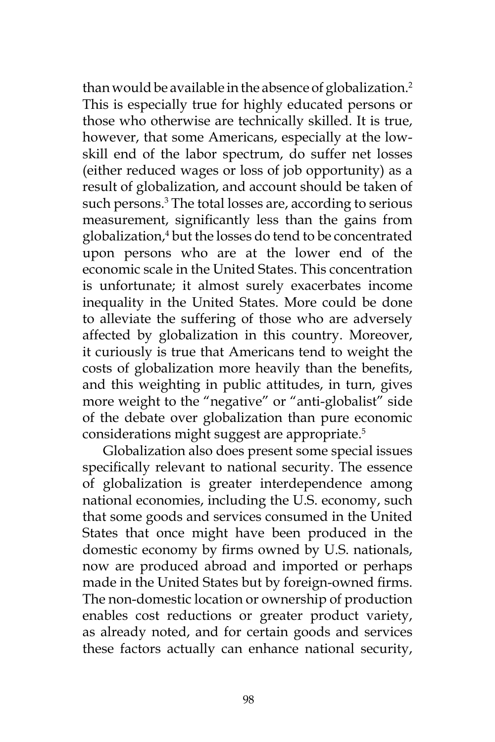than would be available in the absence of globalization.[2] This is especially true for highly educated persons or those who otherwise are technically skilled. It is true, however, that some Americans, especially at the low-skill end of the labor spectrum, do suffer net losses (either reduced wages or loss of job opportunity) as a result of globalization, and account should be taken of such persons.[3] The total losses are, according to serious measurement, significantly less than the gains from globalization,[4] but the losses do tend to be concentrated upon persons who are at the lower end of the economic scale in the United States. This concentration is unfortunate; it almost surely exacerbates income inequality in the United States. More could be done to alleviate the suffering of those who are adversely affected by globalization in this country. Moreover, it curiously is true that Americans tend to weight the costs of globalization more heavily than the benefits, and this weighting in public attitudes, in turn, gives more weight to the "negative" or "anti-globalist" side of the debate over globalization than pure economic considerations might suggest are appropriate.[5]

Globalization also does present some special issues specifically relevant to national security. The essence of globalization is greater interdependence among national economies, including the U.S. economy, such that some goods and services consumed in the United States that once might have been produced in the domestic economy by firms owned by U.S. nationals, now are produced abroad and imported or perhaps made in the United States but by foreign-owned firms. The non-domestic location or ownership of production enables cost reductions or greater product variety, as already noted, and for certain goods and services these factors actually can enhance national security,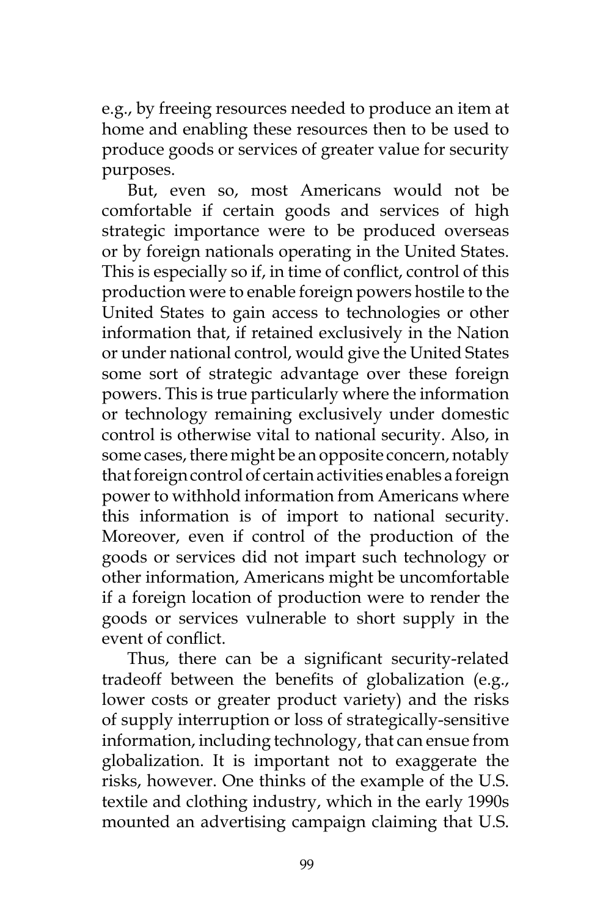e.g., by freeing resources needed to produce an item at home and enabling these resources then to be used to produce goods or services of greater value for security purposes.

But, even so, most Americans would not be comfortable if certain goods and services of high strategic importance were to be produced overseas or by foreign nationals operating in the United States. This is especially so if, in time of conflict, control of this production were to enable foreign powers hostile to the United States to gain access to technologies or other information that, if retained exclusively in the Nation or under national control, would give the United States some sort of strategic advantage over these foreign powers. This is true particularly where the information or technology remaining exclusively under domestic control is otherwise vital to national security. Also, in some cases, there might be an opposite concern, notably that foreign control of certain activities enables a foreign power to withhold information from Americans where this information is of import to national security. Moreover, even if control of the production of the goods or services did not impart such technology or other information, Americans might be uncomfortable if a foreign location of production were to render the goods or services vulnerable to short supply in the event of conflict.

Thus, there can be a significant security-related tradeoff between the benefits of globalization (e.g., lower costs or greater product variety) and the risks of supply interruption or loss of strategically-sensitive information, including technology, that can ensue from globalization. It is important not to exaggerate the risks, however. One thinks of the example of the U.S. textile and clothing industry, which in the early 1990s mounted an advertising campaign claiming that U.S.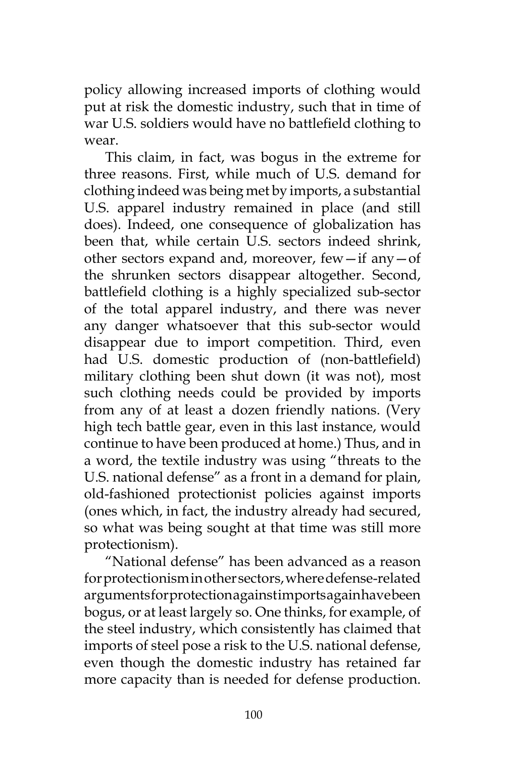policy allowing increased imports of clothing would put at risk the domestic industry, such that in time of war U.S. soldiers would have no battlefield clothing to wear.

This claim, in fact, was bogus in the extreme for three reasons. First, while much of U.S. demand for clothing indeed was being met by imports, a substantial U.S. apparel industry remained in place (and still does). Indeed, one consequence of globalization has been that, while certain U.S. sectors indeed shrink, other sectors expand and, moreover, few—if any—of the shrunken sectors disappear altogether. Second, battlefield clothing is a highly specialized sub-sector of the total apparel industry, and there was never any danger whatsoever that this sub-sector would disappear due to import competition. Third, even had U.S. domestic production of (non-battlefield) military clothing been shut down (it was not), most such clothing needs could be provided by imports from any of at least a dozen friendly nations. (Very high tech battle gear, even in this last instance, would continue to have been produced at home.) Thus, and in a word, the textile industry was using "threats to the U.S. national defense" as a front in a demand for plain, old-fashioned protectionist policies against imports (ones which, in fact, the industry already had secured, so what was being sought at that time was still more protectionism).

"National defense" has been advanced as a reason for protectionism in other sectors, where defense-related arguments for protection against imports again have been bogus, or at least largely so. One thinks, for example, of the steel industry, which consistently has claimed that imports of steel pose a risk to the U.S. national defense, even though the domestic industry has retained far more capacity than is needed for defense production.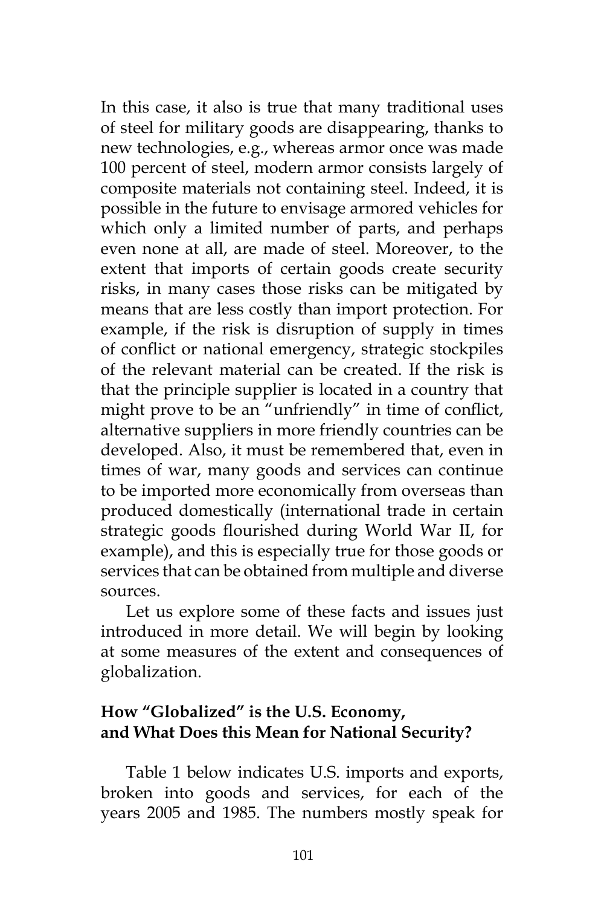In this case, it also is true that many traditional uses of steel for military goods are disappearing, thanks to new technologies, e.g., whereas armor once was made 100 percent of steel, modern armor consists largely of composite materials not containing steel. Indeed, it is possible in the future to envisage armored vehicles for which only a limited number of parts, and perhaps even none at all, are made of steel. Moreover, to the extent that imports of certain goods create security risks, in many cases those risks can be mitigated by means that are less costly than import protection. For example, if the risk is disruption of supply in times of conflict or national emergency, strategic stockpiles of the relevant material can be created. If the risk is that the principle supplier is located in a country that might prove to be an "unfriendly" in time of conflict, alternative suppliers in more friendly countries can be developed. Also, it must be remembered that, even in times of war, many goods and services can continue to be imported more economically from overseas than produced domestically (international trade in certain strategic goods flourished during World War II, for example), and this is especially true for those goods or services that can be obtained from multiple and diverse sources.

Let us explore some of these facts and issues just introduced in more detail. We will begin by looking at some measures of the extent and consequences of globalization.

## How "Globalized" is the U.S. Economy, and What Does this Mean for National Security?

Table 1 below indicates U.S. imports and exports, broken into goods and services, for each of the years 2005 and 1985. The numbers mostly speak for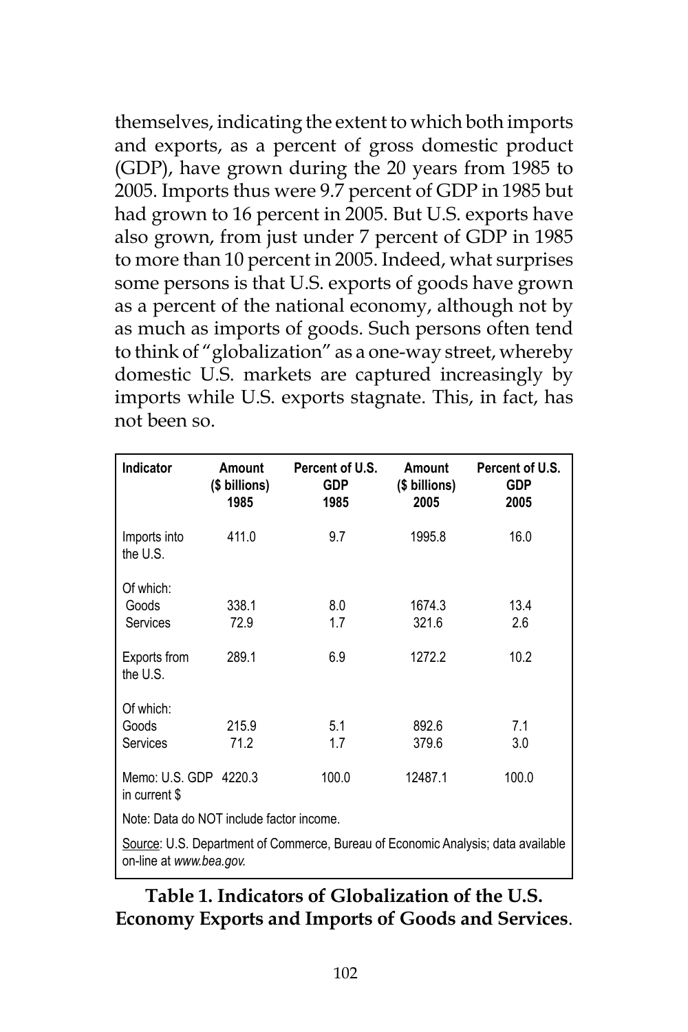themselves, indicating the extent to which both imports and exports, as a percent of gross domestic product (GDP), have grown during the 20 years from 1985 to 2005. Imports thus were 9.7 percent of GDP in 1985 but had grown to 16 percent in 2005. But U.S. exports have also grown, from just under 7 percent of GDP in 1985 to more than 10 percent in 2005. Indeed, what surprises some persons is that U.S. exports of goods have grown as a percent of the national economy, although not by as much as imports of goods. Such persons often tend to think of "globalization" as a one-way street, whereby domestic U.S. markets are captured increasingly by imports while U.S. exports stagnate. This, in fact, has not been so.

| Indicator | Amount ($ billions) 1985 | Percent of U.S. GDP 1985 | Amount ($ billions) 2005 | Percent of U.S. GDP 2005 |
|---|---|---|---|---|
| Imports into the U.S. | 411.0 | 9.7 | 1995.8 | 16.0 |
| Of which: | | | | |
| Goods | 338.1 | 8.0 | 1674.3 | 13.4 |
| Services | 72.9 | 1.7 | 321.6 | 2.6 |
| Exports from the U.S. | 289.1 | 6.9 | 1272.2 | 10.2 |
| Of which: | | | | |
| Goods | 215.9 | 5.1 | 892.6 | 7.1 |
| Services | 71.2 | 1.7 | 379.6 | 3.0 |
| Memo: U.S. GDP in current $ | 4220.3 | 100.0 | 12487.1 | 100.0 |

Note: Data do NOT include factor income.

Source: U.S. Department of Commerce, Bureau of Economic Analysis; data available on-line at *www.bea.gov.*

**Table 1. Indicators of Globalization of the U.S. Economy Exports and Imports of Goods and Services**.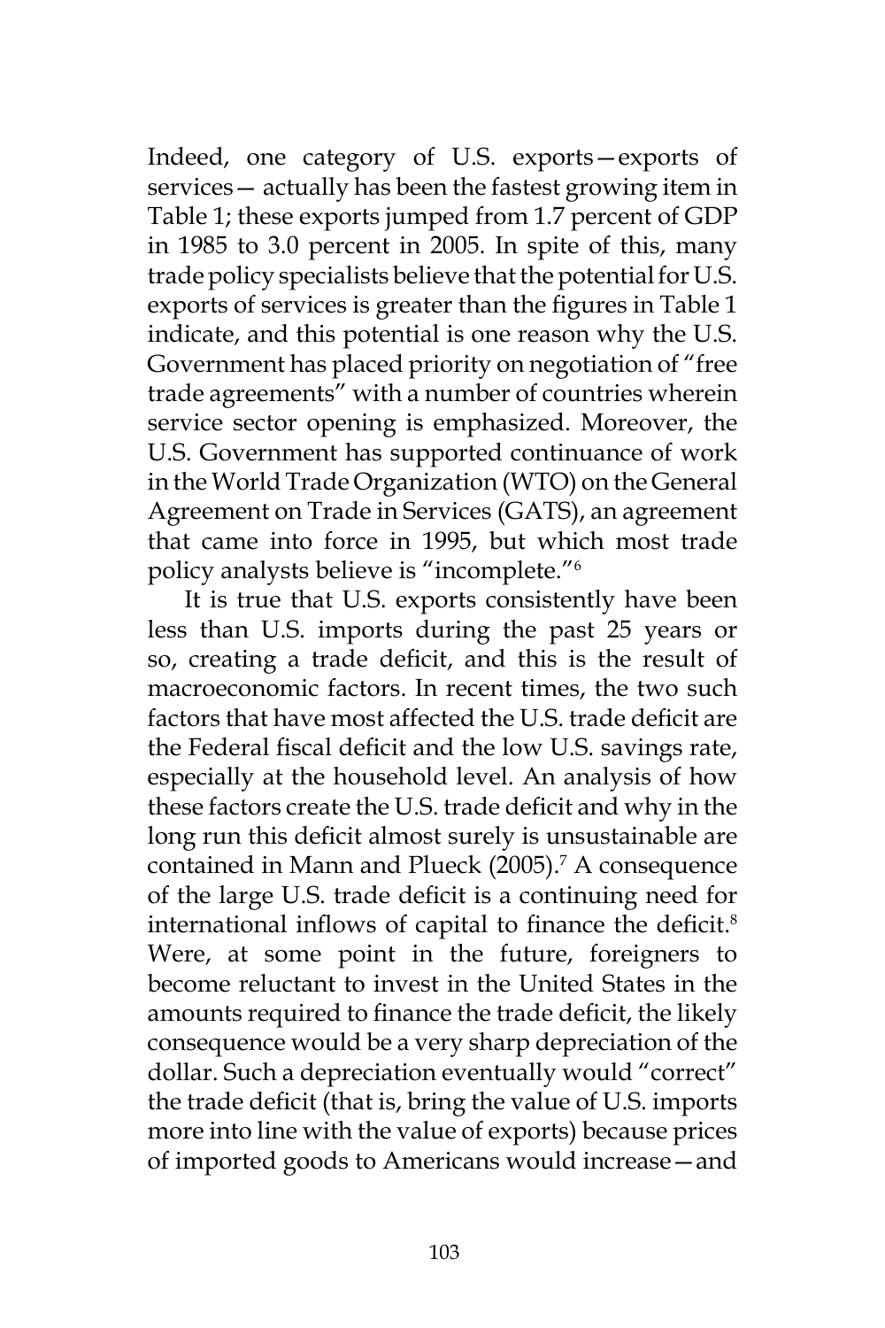Indeed, one category of U.S. exports—exports of services— actually has been the fastest growing item in Table 1; these exports jumped from 1.7 percent of GDP in 1985 to 3.0 percent in 2005. In spite of this, many trade policy specialists believe that the potential for U.S. exports of services is greater than the figures in Table 1 indicate, and this potential is one reason why the U.S. Government has placed priority on negotiation of "free trade agreements" with a number of countries wherein service sector opening is emphasized. Moreover, the U.S. Government has supported continuance of work in the World Trade Organization (WTO) on the General Agreement on Trade in Services (GATS), an agreement that came into force in 1995, but which most trade policy analysts believe is "incomplete."[6]

It is true that U.S. exports consistently have been less than U.S. imports during the past 25 years or so, creating a trade deficit, and this is the result of macroeconomic factors. In recent times, the two such factors that have most affected the U.S. trade deficit are the Federal fiscal deficit and the low U.S. savings rate, especially at the household level. An analysis of how these factors create the U.S. trade deficit and why in the long run this deficit almost surely is unsustainable are contained in Mann and Plueck (2005).[7] A consequence of the large U.S. trade deficit is a continuing need for international inflows of capital to finance the deficit.[8] Were, at some point in the future, foreigners to become reluctant to invest in the United States in the amounts required to finance the trade deficit, the likely consequence would be a very sharp depreciation of the dollar. Such a depreciation eventually would "correct" the trade deficit (that is, bring the value of U.S. imports more into line with the value of exports) because prices of imported goods to Americans would increase—and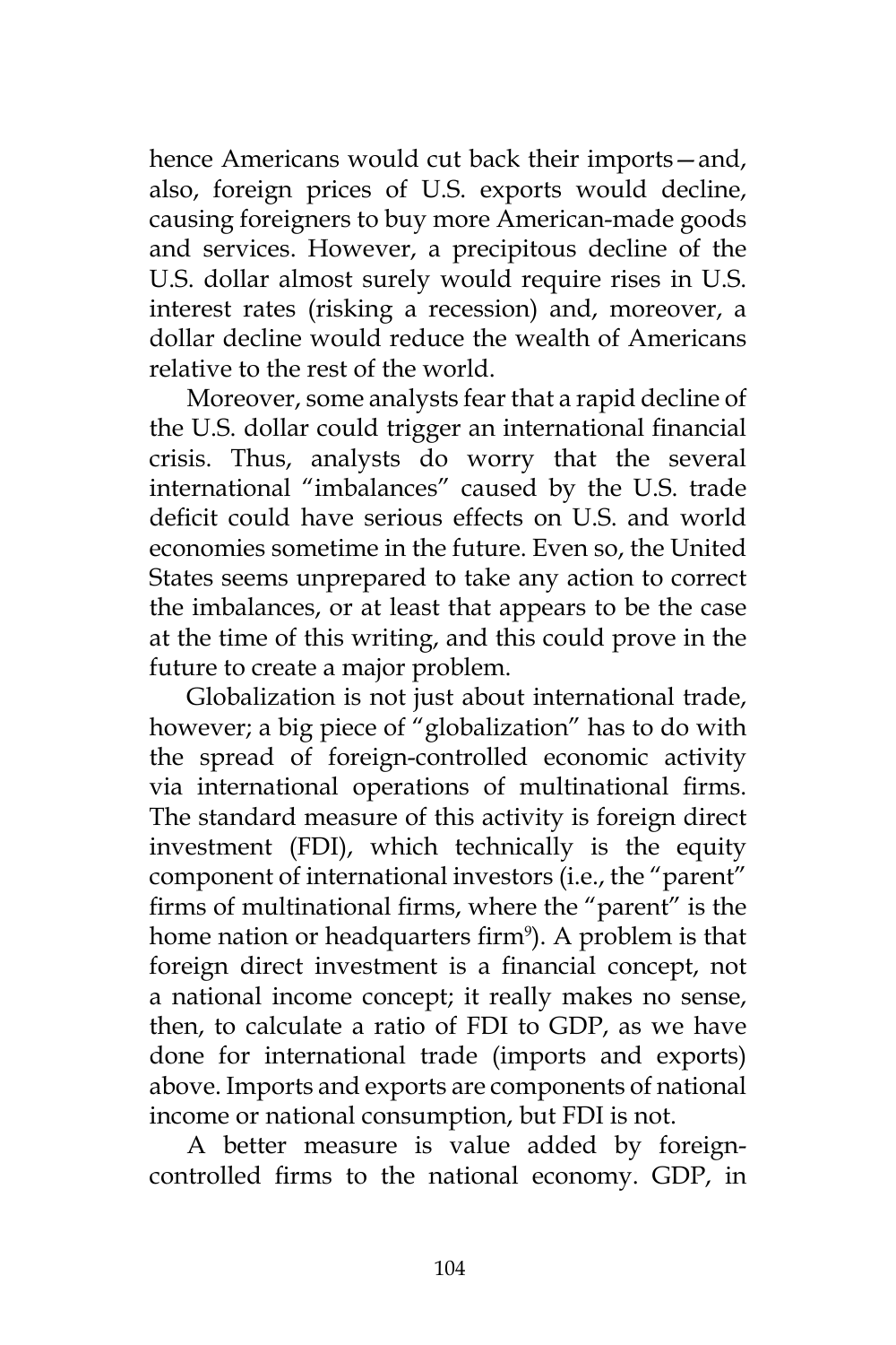hence Americans would cut back their imports—and, also, foreign prices of U.S. exports would decline, causing foreigners to buy more American-made goods and services. However, a precipitous decline of the U.S. dollar almost surely would require rises in U.S. interest rates (risking a recession) and, moreover, a dollar decline would reduce the wealth of Americans relative to the rest of the world.

Moreover, some analysts fear that a rapid decline of the U.S. dollar could trigger an international financial crisis. Thus, analysts do worry that the several international "imbalances" caused by the U.S. trade deficit could have serious effects on U.S. and world economies sometime in the future. Even so, the United States seems unprepared to take any action to correct the imbalances, or at least that appears to be the case at the time of this writing, and this could prove in the future to create a major problem.

Globalization is not just about international trade, however; a big piece of "globalization" has to do with the spread of foreign-controlled economic activity via international operations of multinational firms. The standard measure of this activity is foreign direct investment (FDI), which technically is the equity component of international investors (i.e., the "parent" firms of multinational firms, where the "parent" is the home nation or headquarters firm[9]). A problem is that foreign direct investment is a financial concept, not a national income concept; it really makes no sense, then, to calculate a ratio of FDI to GDP, as we have done for international trade (imports and exports) above. Imports and exports are components of national income or national consumption, but FDI is not.

A better measure is value added by foreign-controlled firms to the national economy. GDP, in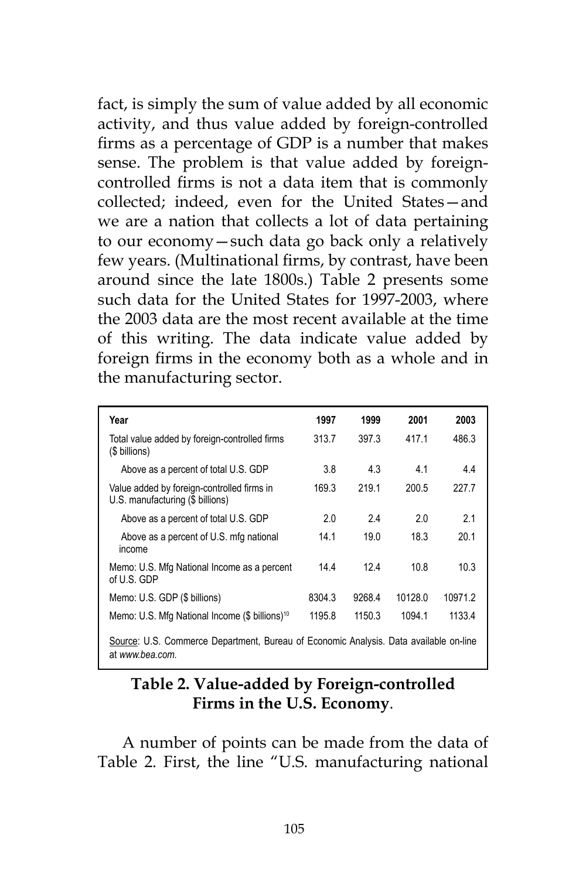fact, is simply the sum of value added by all economic activity, and thus value added by foreign-controlled firms as a percentage of GDP is a number that makes sense. The problem is that value added by foreign-controlled firms is not a data item that is commonly collected; indeed, even for the United States—and we are a nation that collects a lot of data pertaining to our economy—such data go back only a relatively few years. (Multinational firms, by contrast, have been around since the late 1800s.) Table 2 presents some such data for the United States for 1997-2003, where the 2003 data are the most recent available at the time of this writing. The data indicate value added by foreign firms in the economy both as a whole and in the manufacturing sector.

| Year | 1997 | 1999 | 2001 | 2003 |
|---|---|---|---|---|
| Total value added by foreign-controlled firms ($ billions) | 313.7 | 397.3 | 417.1 | 486.3 |
| Above as a percent of total U.S. GDP | 3.8 | 4.3 | 4.1 | 4.4 |
| Value added by foreign-controlled firms in U.S. manufacturing ($ billions) | 169.3 | 219.1 | 200.5 | 227.7 |
| Above as a percent of total U.S. GDP | 2.0 | 2.4 | 2.0 | 2.1 |
| Above as a percent of U.S. mfg national income | 14.1 | 19.0 | 18.3 | 20.1 |
| Memo: U.S. Mfg National Income as a percent of U.S. GDP | 14.4 | 12.4 | 10.8 | 10.3 |
| Memo: U.S. GDP ($ billions) | 8304.3 | 9268.4 | 10128.0 | 10971.2 |
| Memo: U.S. Mfg National Income ($ billions)[10] | 1195.8 | 1150.3 | 1094.1 | 1133.4 |

Source: U.S. Commerce Department, Bureau of Economic Analysis. Data available on-line at *www.bea.com*.

**Table 2. Value-added by Foreign-controlled Firms in the U.S. Economy**.

A number of points can be made from the data of Table 2. First, the line "U.S. manufacturing national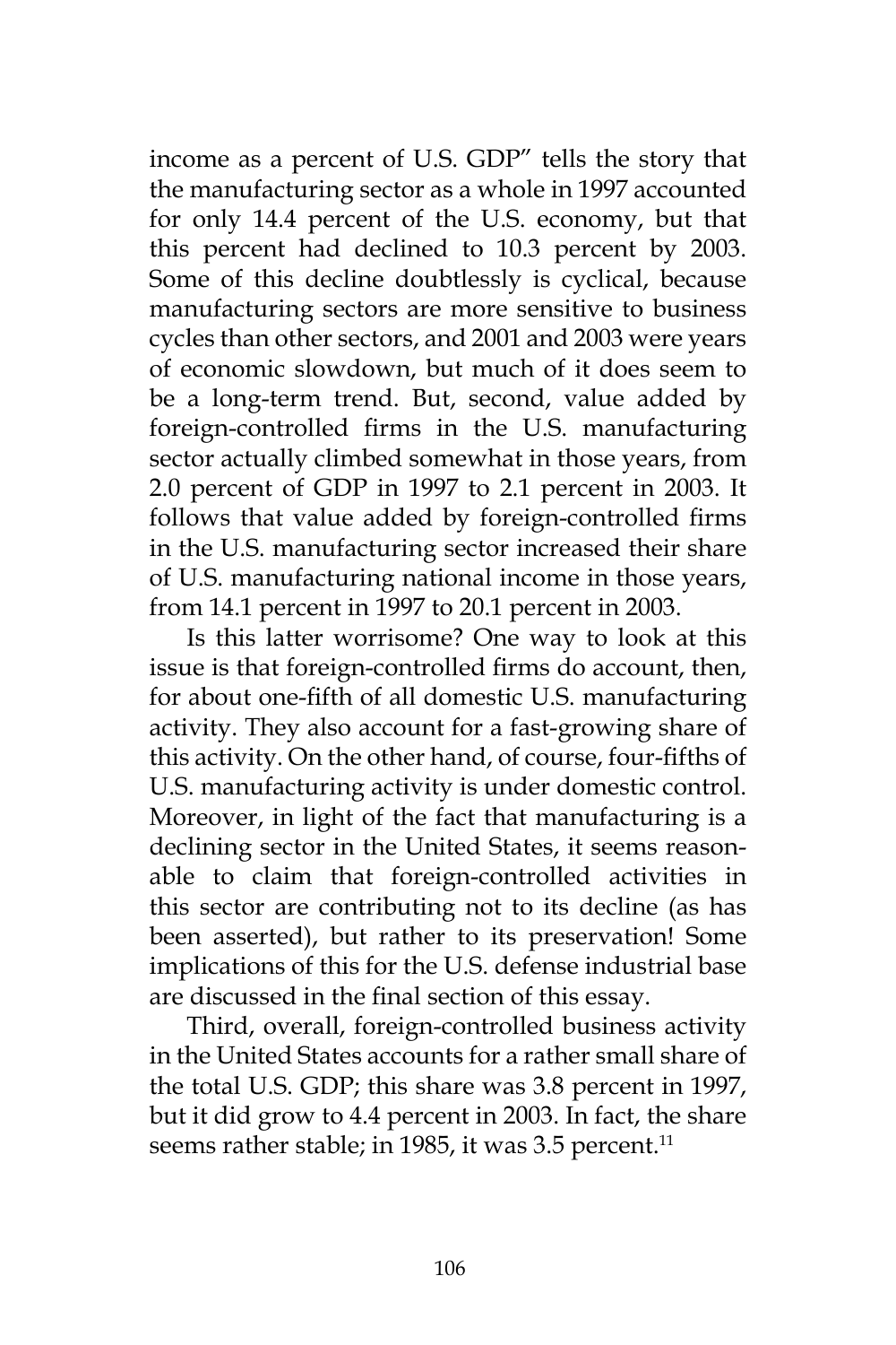income as a percent of U.S. GDP" tells the story that the manufacturing sector as a whole in 1997 accounted for only 14.4 percent of the U.S. economy, but that this percent had declined to 10.3 percent by 2003. Some of this decline doubtlessly is cyclical, because manufacturing sectors are more sensitive to business cycles than other sectors, and 2001 and 2003 were years of economic slowdown, but much of it does seem to be a long-term trend. But, second, value added by foreign-controlled firms in the U.S. manufacturing sector actually climbed somewhat in those years, from 2.0 percent of GDP in 1997 to 2.1 percent in 2003. It follows that value added by foreign-controlled firms in the U.S. manufacturing sector increased their share of U.S. manufacturing national income in those years, from 14.1 percent in 1997 to 20.1 percent in 2003.

Is this latter worrisome? One way to look at this issue is that foreign-controlled firms do account, then, for about one-fifth of all domestic U.S. manufacturing activity. They also account for a fast-growing share of this activity. On the other hand, of course, four-fifths of U.S. manufacturing activity is under domestic control. Moreover, in light of the fact that manufacturing is a declining sector in the United States, it seems reasonable to claim that foreign-controlled activities in this sector are contributing not to its decline (as has been asserted), but rather to its preservation! Some implications of this for the U.S. defense industrial base are discussed in the final section of this essay.

Third, overall, foreign-controlled business activity in the United States accounts for a rather small share of the total U.S. GDP; this share was 3.8 percent in 1997, but it did grow to 4.4 percent in 2003. In fact, the share seems rather stable; in 1985, it was 3.5 percent.[11]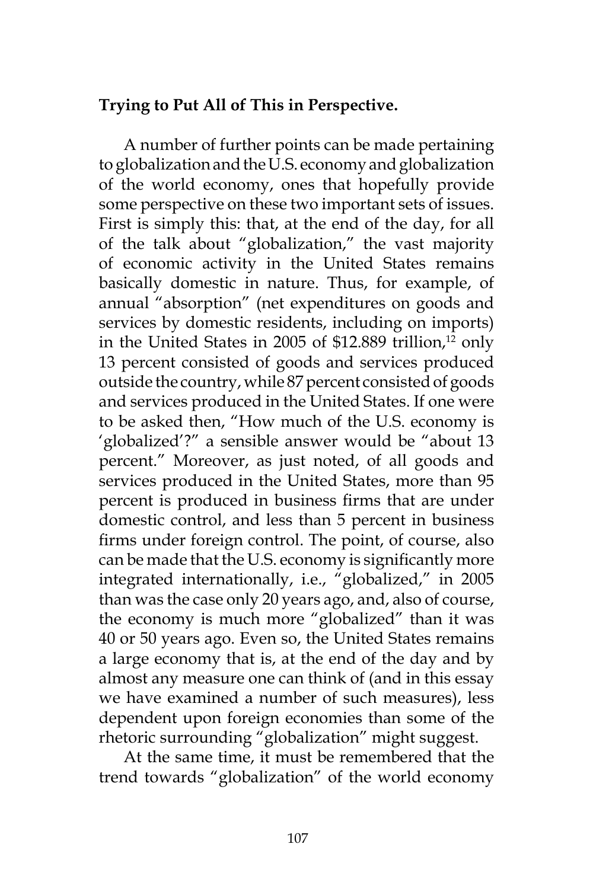**Trying to Put All of This in Perspective.**

A number of further points can be made pertaining to globalization and the U.S. economy and globalization of the world economy, ones that hopefully provide some perspective on these two important sets of issues. First is simply this: that, at the end of the day, for all of the talk about "globalization," the vast majority of economic activity in the United States remains basically domestic in nature. Thus, for example, of annual "absorption" (net expenditures on goods and services by domestic residents, including on imports) in the United States in 2005 of $12.889 trillion,[12] only 13 percent consisted of goods and services produced outside the country, while 87 percent consisted of goods and services produced in the United States. If one were to be asked then, "How much of the U.S. economy is 'globalized'?" a sensible answer would be "about 13 percent." Moreover, as just noted, of all goods and services produced in the United States, more than 95 percent is produced in business firms that are under domestic control, and less than 5 percent in business firms under foreign control. The point, of course, also can be made that the U.S. economy is significantly more integrated internationally, i.e., "globalized," in 2005 than was the case only 20 years ago, and, also of course, the economy is much more "globalized" than it was 40 or 50 years ago. Even so, the United States remains a large economy that is, at the end of the day and by almost any measure one can think of (and in this essay we have examined a number of such measures), less dependent upon foreign economies than some of the rhetoric surrounding "globalization" might suggest.

At the same time, it must be remembered that the trend towards "globalization" of the world economy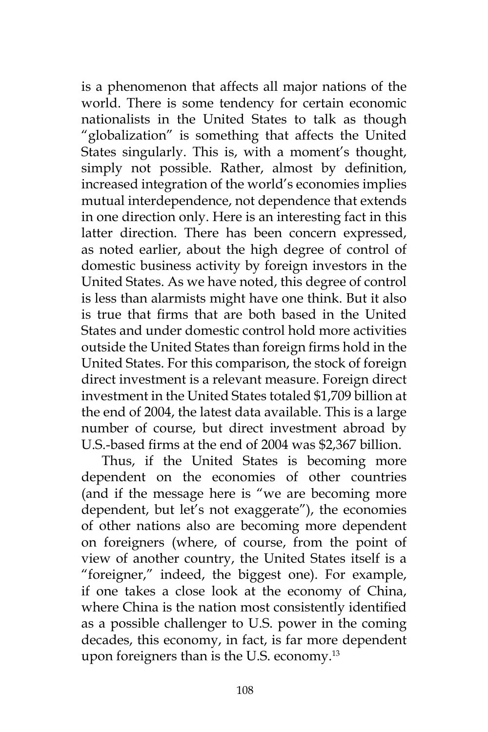is a phenomenon that affects all major nations of the world. There is some tendency for certain economic nationalists in the United States to talk as though "globalization" is something that affects the United States singularly. This is, with a moment's thought, simply not possible. Rather, almost by definition, increased integration of the world's economies implies mutual interdependence, not dependence that extends in one direction only. Here is an interesting fact in this latter direction. There has been concern expressed, as noted earlier, about the high degree of control of domestic business activity by foreign investors in the United States. As we have noted, this degree of control is less than alarmists might have one think. But it also is true that firms that are both based in the United States and under domestic control hold more activities outside the United States than foreign firms hold in the United States. For this comparison, the stock of foreign direct investment is a relevant measure. Foreign direct investment in the United States totaled $1,709 billion at the end of 2004, the latest data available. This is a large number of course, but direct investment abroad by U.S.-based firms at the end of 2004 was $2,367 billion.

Thus, if the United States is becoming more dependent on the economies of other countries (and if the message here is "we are becoming more dependent, but let's not exaggerate"), the economies of other nations also are becoming more dependent on foreigners (where, of course, from the point of view of another country, the United States itself is a "foreigner," indeed, the biggest one). For example, if one takes a close look at the economy of China, where China is the nation most consistently identified as a possible challenger to U.S. power in the coming decades, this economy, in fact, is far more dependent upon foreigners than is the U.S. economy.[13]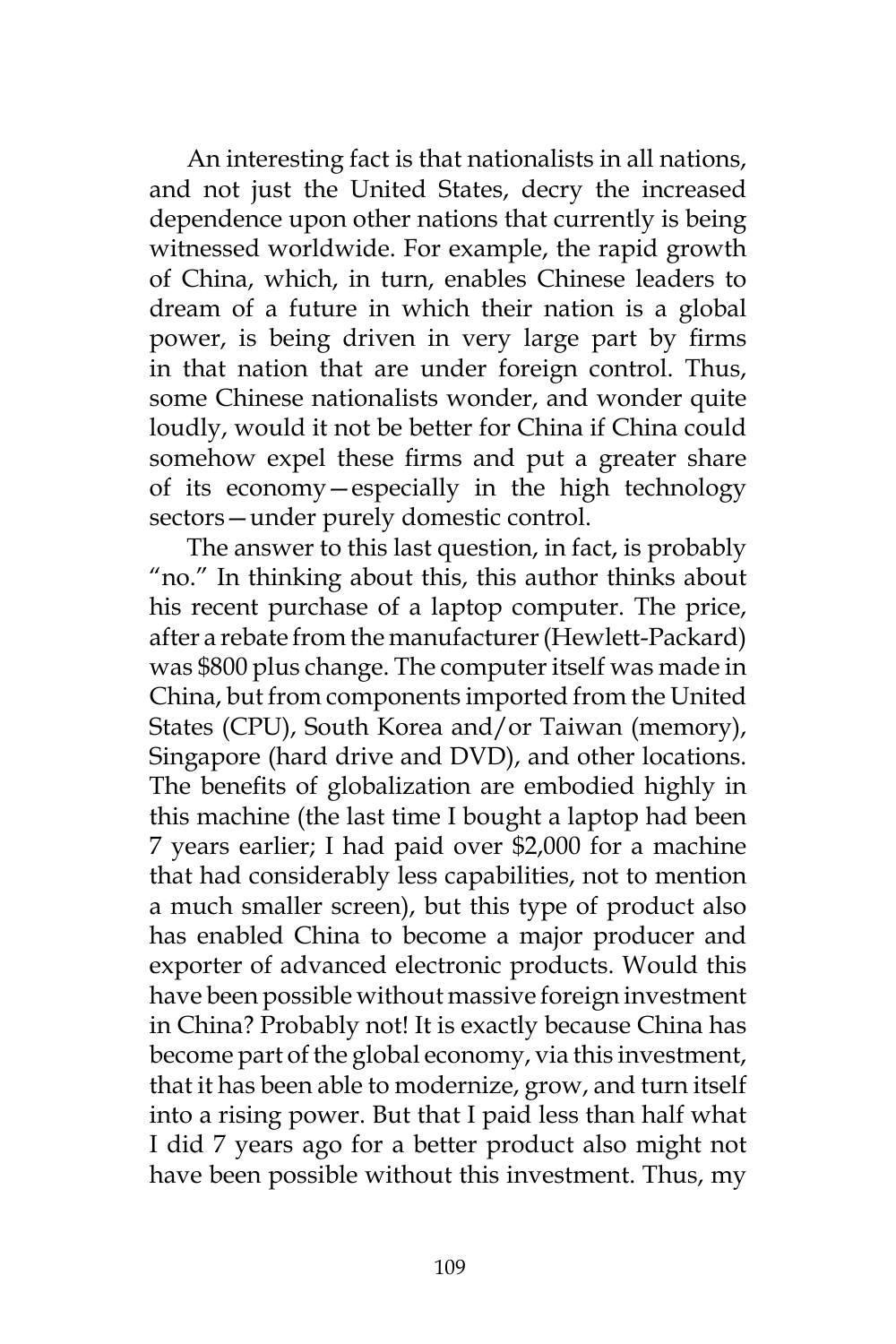An interesting fact is that nationalists in all nations, and not just the United States, decry the increased dependence upon other nations that currently is being witnessed worldwide. For example, the rapid growth of China, which, in turn, enables Chinese leaders to dream of a future in which their nation is a global power, is being driven in very large part by firms in that nation that are under foreign control. Thus, some Chinese nationalists wonder, and wonder quite loudly, would it not be better for China if China could somehow expel these firms and put a greater share of its economy—especially in the high technology sectors—under purely domestic control.

The answer to this last question, in fact, is probably "no." In thinking about this, this author thinks about his recent purchase of a laptop computer. The price, after a rebate from the manufacturer (Hewlett-Packard) was $800 plus change. The computer itself was made in China, but from components imported from the United States (CPU), South Korea and/or Taiwan (memory), Singapore (hard drive and DVD), and other locations. The benefits of globalization are embodied highly in this machine (the last time I bought a laptop had been 7 years earlier; I had paid over $2,000 for a machine that had considerably less capabilities, not to mention a much smaller screen), but this type of product also has enabled China to become a major producer and exporter of advanced electronic products. Would this have been possible without massive foreign investment in China? Probably not! It is exactly because China has become part of the global economy, via this investment, that it has been able to modernize, grow, and turn itself into a rising power. But that I paid less than half what I did 7 years ago for a better product also might not have been possible without this investment. Thus, my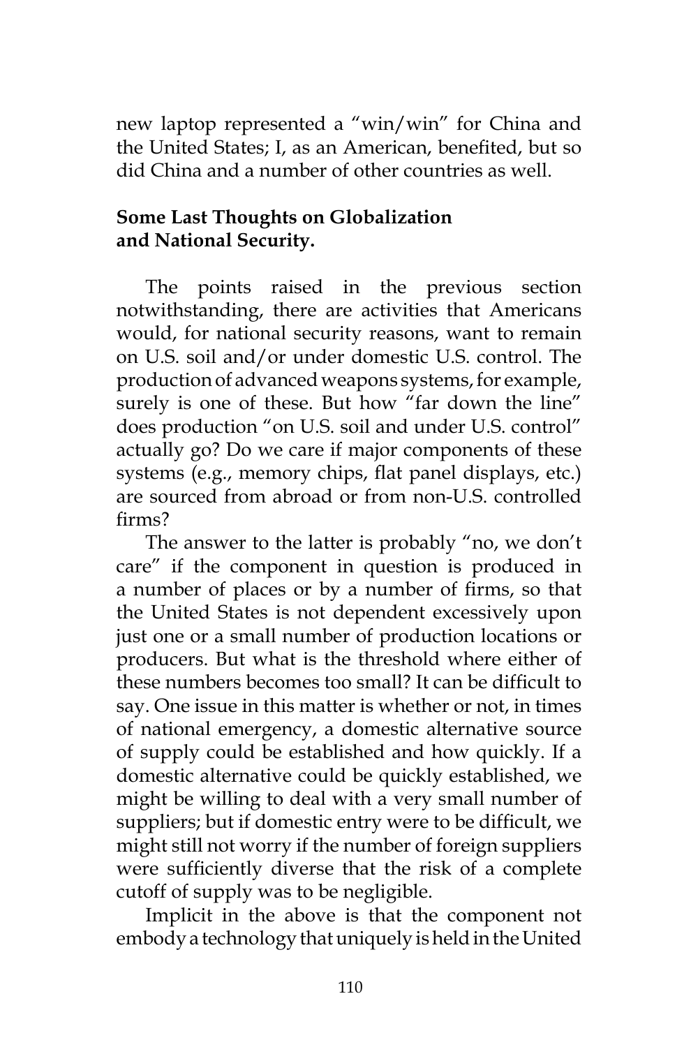new laptop represented a "win/win" for China and the United States; I, as an American, benefited, but so did China and a number of other countries as well.

## Some Last Thoughts on Globalization and National Security.

The points raised in the previous section notwithstanding, there are activities that Americans would, for national security reasons, want to remain on U.S. soil and/or under domestic U.S. control. The production of advanced weapons systems, for example, surely is one of these. But how "far down the line" does production "on U.S. soil and under U.S. control" actually go? Do we care if major components of these systems (e.g., memory chips, flat panel displays, etc.) are sourced from abroad or from non-U.S. controlled firms?

The answer to the latter is probably "no, we don't care" if the component in question is produced in a number of places or by a number of firms, so that the United States is not dependent excessively upon just one or a small number of production locations or producers. But what is the threshold where either of these numbers becomes too small? It can be difficult to say. One issue in this matter is whether or not, in times of national emergency, a domestic alternative source of supply could be established and how quickly. If a domestic alternative could be quickly established, we might be willing to deal with a very small number of suppliers; but if domestic entry were to be difficult, we might still not worry if the number of foreign suppliers were sufficiently diverse that the risk of a complete cutoff of supply was to be negligible.

Implicit in the above is that the component not embody a technology that uniquely is held in the United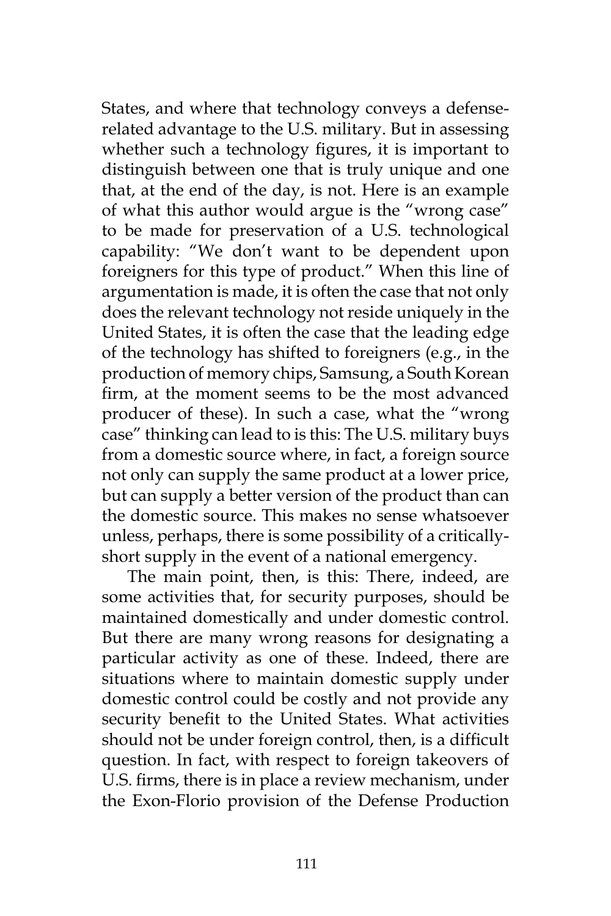States, and where that technology conveys a defense-related advantage to the U.S. military. But in assessing whether such a technology figures, it is important to distinguish between one that is truly unique and one that, at the end of the day, is not. Here is an example of what this author would argue is the "wrong case" to be made for preservation of a U.S. technological capability: "We don't want to be dependent upon foreigners for this type of product." When this line of argumentation is made, it is often the case that not only does the relevant technology not reside uniquely in the United States, it is often the case that the leading edge of the technology has shifted to foreigners (e.g., in the production of memory chips, Samsung, a South Korean firm, at the moment seems to be the most advanced producer of these). In such a case, what the "wrong case" thinking can lead to is this: The U.S. military buys from a domestic source where, in fact, a foreign source not only can supply the same product at a lower price, but can supply a better version of the product than can the domestic source. This makes no sense whatsoever unless, perhaps, there is some possibility of a critically-short supply in the event of a national emergency.

The main point, then, is this: There, indeed, are some activities that, for security purposes, should be maintained domestically and under domestic control. But there are many wrong reasons for designating a particular activity as one of these. Indeed, there are situations where to maintain domestic supply under domestic control could be costly and not provide any security benefit to the United States. What activities should not be under foreign control, then, is a difficult question. In fact, with respect to foreign takeovers of U.S. firms, there is in place a review mechanism, under the Exon-Florio provision of the Defense Production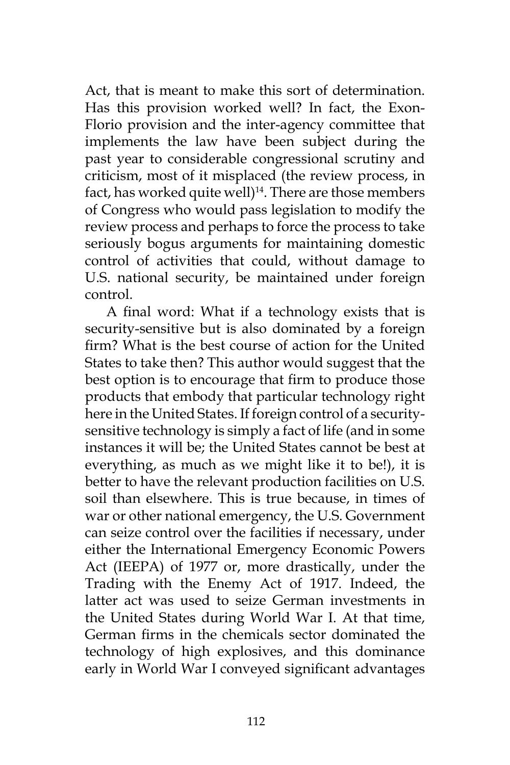Act, that is meant to make this sort of determination. Has this provision worked well? In fact, the Exon-Florio provision and the inter-agency committee that implements the law have been subject during the past year to considerable congressional scrutiny and criticism, most of it misplaced (the review process, in fact, has worked quite well)[14]. There are those members of Congress who would pass legislation to modify the review process and perhaps to force the process to take seriously bogus arguments for maintaining domestic control of activities that could, without damage to U.S. national security, be maintained under foreign control.

A final word: What if a technology exists that is security-sensitive but is also dominated by a foreign firm? What is the best course of action for the United States to take then? This author would suggest that the best option is to encourage that firm to produce those products that embody that particular technology right here in the United States. If foreign control of a security-sensitive technology is simply a fact of life (and in some instances it will be; the United States cannot be best at everything, as much as we might like it to be!), it is better to have the relevant production facilities on U.S. soil than elsewhere. This is true because, in times of war or other national emergency, the U.S. Government can seize control over the facilities if necessary, under either the International Emergency Economic Powers Act (IEEPA) of 1977 or, more drastically, under the Trading with the Enemy Act of 1917. Indeed, the latter act was used to seize German investments in the United States during World War I. At that time, German firms in the chemicals sector dominated the technology of high explosives, and this dominance early in World War I conveyed significant advantages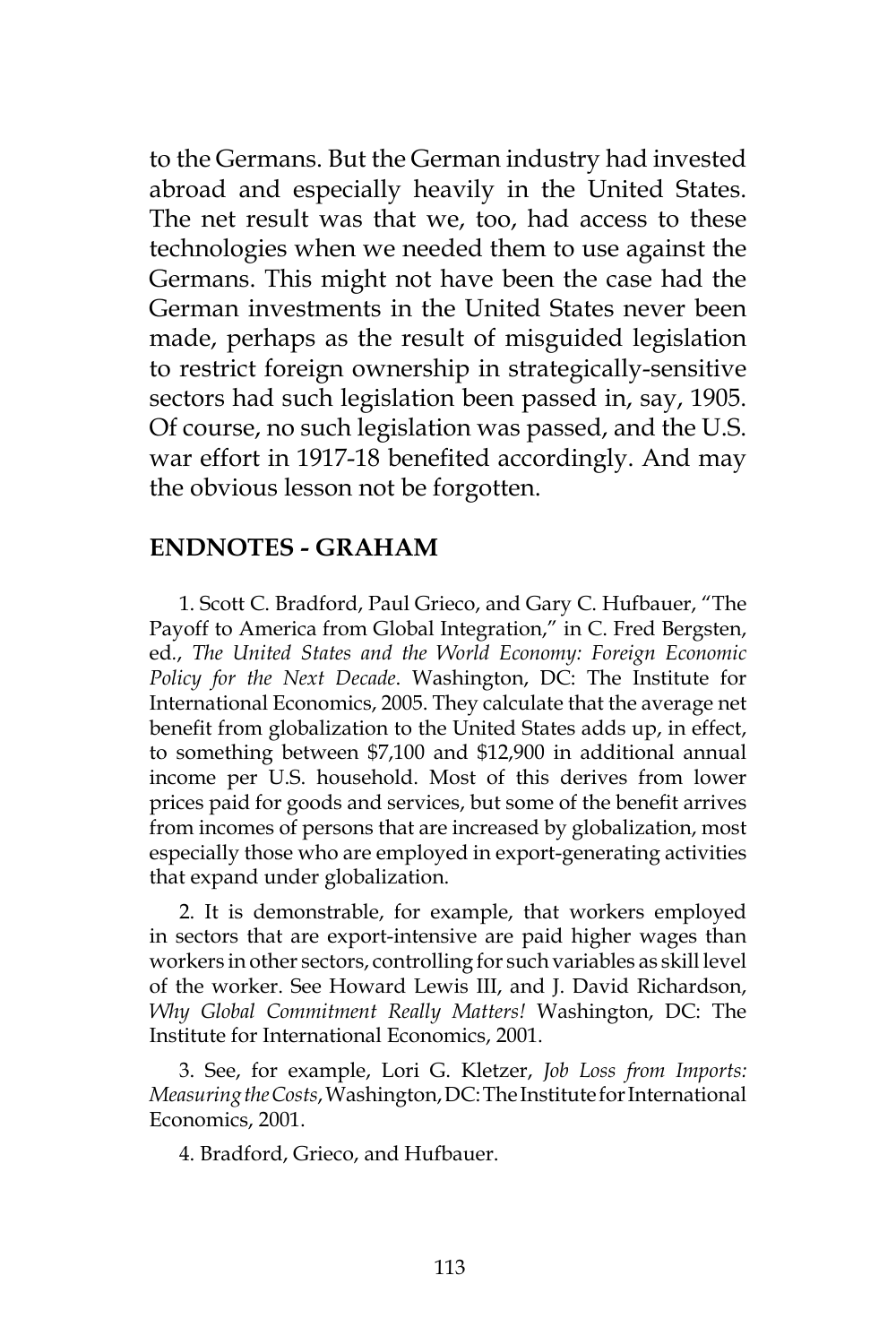to the Germans. But the German industry had invested abroad and especially heavily in the United States. The net result was that we, too, had access to these technologies when we needed them to use against the Germans. This might not have been the case had the German investments in the United States never been made, perhaps as the result of misguided legislation to restrict foreign ownership in strategically-sensitive sectors had such legislation been passed in, say, 1905. Of course, no such legislation was passed, and the U.S. war effort in 1917-18 benefited accordingly. And may the obvious lesson not be forgotten.

## ENDNOTES - GRAHAM

1. Scott C. Bradford, Paul Grieco, and Gary C. Hufbauer, "The Payoff to America from Global Integration," in C. Fred Bergsten, ed., *The United States and the World Economy: Foreign Economic Policy for the Next Decade*. Washington, DC: The Institute for International Economics, 2005. They calculate that the average net benefit from globalization to the United States adds up, in effect, to something between $7,100 and $12,900 in additional annual income per U.S. household. Most of this derives from lower prices paid for goods and services, but some of the benefit arrives from incomes of persons that are increased by globalization, most especially those who are employed in export-generating activities that expand under globalization.

2. It is demonstrable, for example, that workers employed in sectors that are export-intensive are paid higher wages than workers in other sectors, controlling for such variables as skill level of the worker. See Howard Lewis III, and J. David Richardson, *Why Global Commitment Really Matters!* Washington, DC: The Institute for International Economics, 2001.

3. See, for example, Lori G. Kletzer, *Job Loss from Imports: Measuring the Costs*, Washington, DC: The Institute for International Economics, 2001.

4. Bradford, Grieco, and Hufbauer.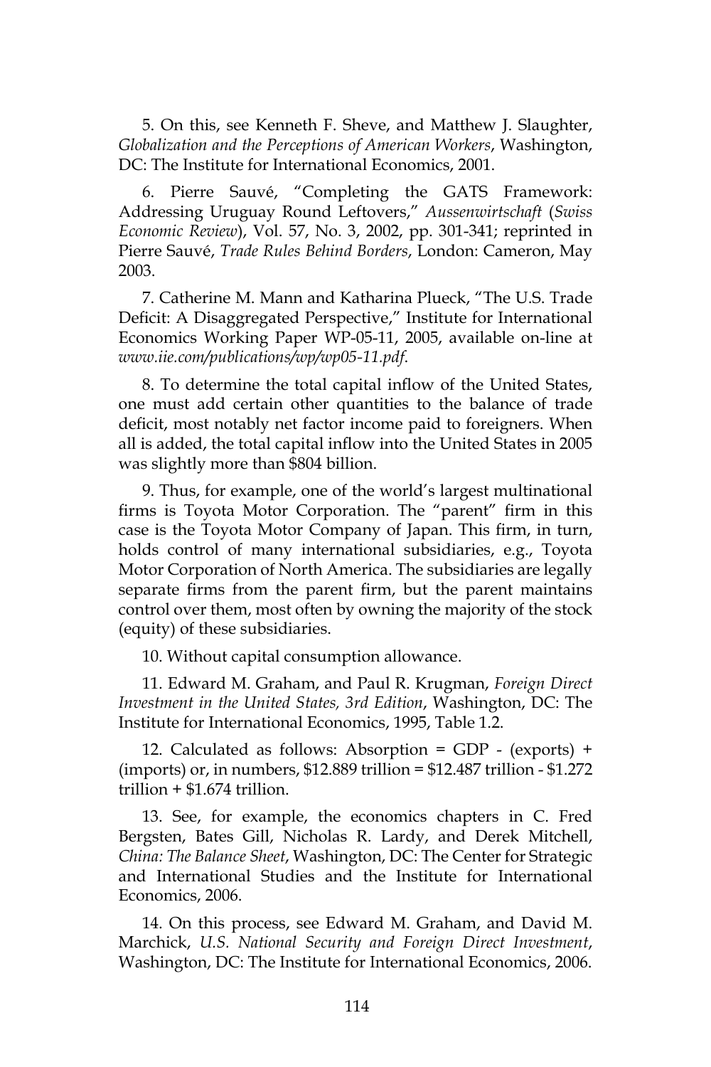5. On this, see Kenneth F. Sheve, and Matthew J. Slaughter, *Globalization and the Perceptions of American Workers*, Washington, DC: The Institute for International Economics, 2001.

6. Pierre Sauvé, "Completing the GATS Framework: Addressing Uruguay Round Leftovers," *Aussenwirtschaft* (*Swiss Economic Review*), Vol. 57, No. 3, 2002, pp. 301-341; reprinted in Pierre Sauvé, *Trade Rules Behind Borders*, London: Cameron, May 2003.

7. Catherine M. Mann and Katharina Plueck, "The U.S. Trade Deficit: A Disaggregated Perspective," Institute for International Economics Working Paper WP-05-11, 2005, available on-line at *www.iie.com/publications/wp/wp05-11.pdf*.

8. To determine the total capital inflow of the United States, one must add certain other quantities to the balance of trade deficit, most notably net factor income paid to foreigners. When all is added, the total capital inflow into the United States in 2005 was slightly more than $804 billion.

9. Thus, for example, one of the world's largest multinational firms is Toyota Motor Corporation. The "parent" firm in this case is the Toyota Motor Company of Japan. This firm, in turn, holds control of many international subsidiaries, e.g., Toyota Motor Corporation of North America. The subsidiaries are legally separate firms from the parent firm, but the parent maintains control over them, most often by owning the majority of the stock (equity) of these subsidiaries.

10. Without capital consumption allowance.

11. Edward M. Graham, and Paul R. Krugman, *Foreign Direct Investment in the United States, 3rd Edition*, Washington, DC: The Institute for International Economics, 1995, Table 1.2.

12. Calculated as follows: Absorption = GDP - (exports) + (imports) or, in numbers, $12.889 trillion = $12.487 trillion - $1.272 trillion + $1.674 trillion.

13. See, for example, the economics chapters in C. Fred Bergsten, Bates Gill, Nicholas R. Lardy, and Derek Mitchell, *China: The Balance Sheet*, Washington, DC: The Center for Strategic and International Studies and the Institute for International Economics, 2006.

14. On this process, see Edward M. Graham, and David M. Marchick, *U.S. National Security and Foreign Direct Investment*, Washington, DC: The Institute for International Economics, 2006.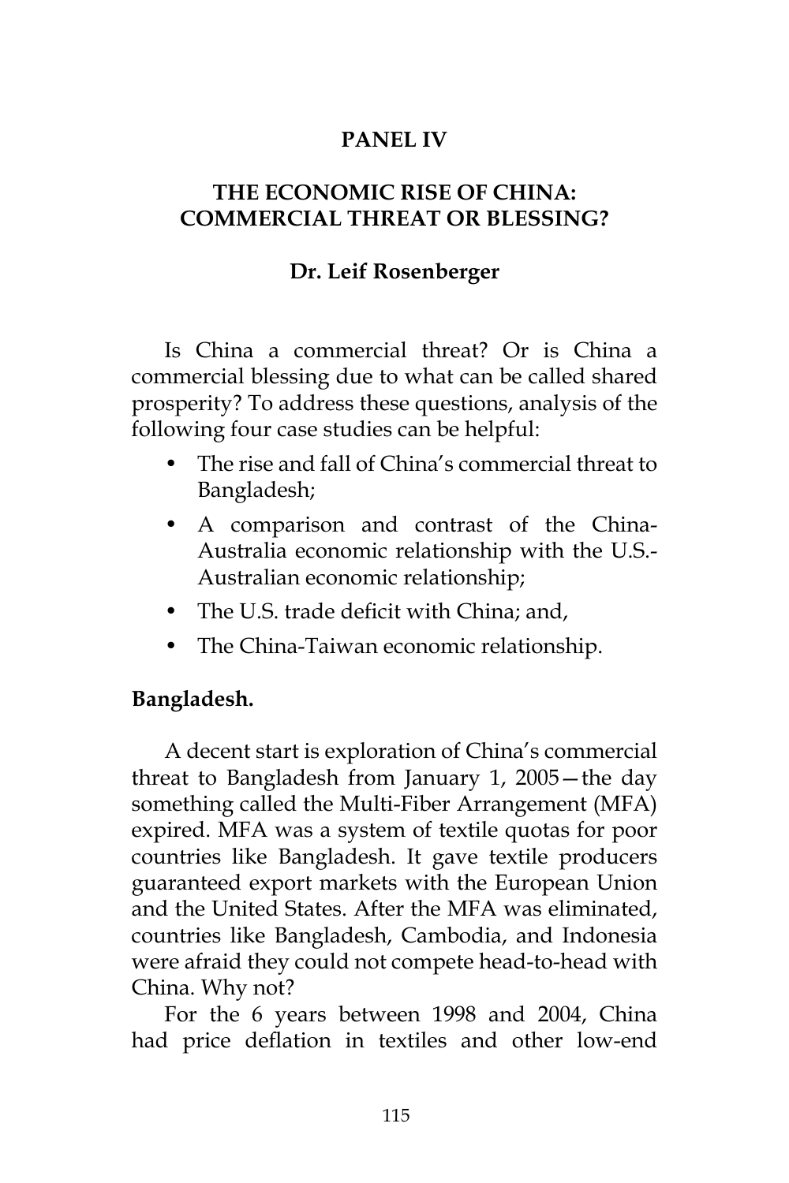# PANEL IV

## THE ECONOMIC RISE OF CHINA: COMMERCIAL THREAT OR BLESSING?

**Dr. Leif Rosenberger**

Is China a commercial threat? Or is China a commercial blessing due to what can be called shared prosperity? To address these questions, analysis of the following four case studies can be helpful:

- The rise and fall of China's commercial threat to Bangladesh;
- A comparison and contrast of the China-Australia economic relationship with the U.S.-Australian economic relationship;
- The U.S. trade deficit with China; and,
- The China-Taiwan economic relationship.

**Bangladesh.**

A decent start is exploration of China's commercial threat to Bangladesh from January 1, 2005—the day something called the Multi-Fiber Arrangement (MFA) expired. MFA was a system of textile quotas for poor countries like Bangladesh. It gave textile producers guaranteed export markets with the European Union and the United States. After the MFA was eliminated, countries like Bangladesh, Cambodia, and Indonesia were afraid they could not compete head-to-head with China. Why not?

For the 6 years between 1998 and 2004, China had price deflation in textiles and other low-end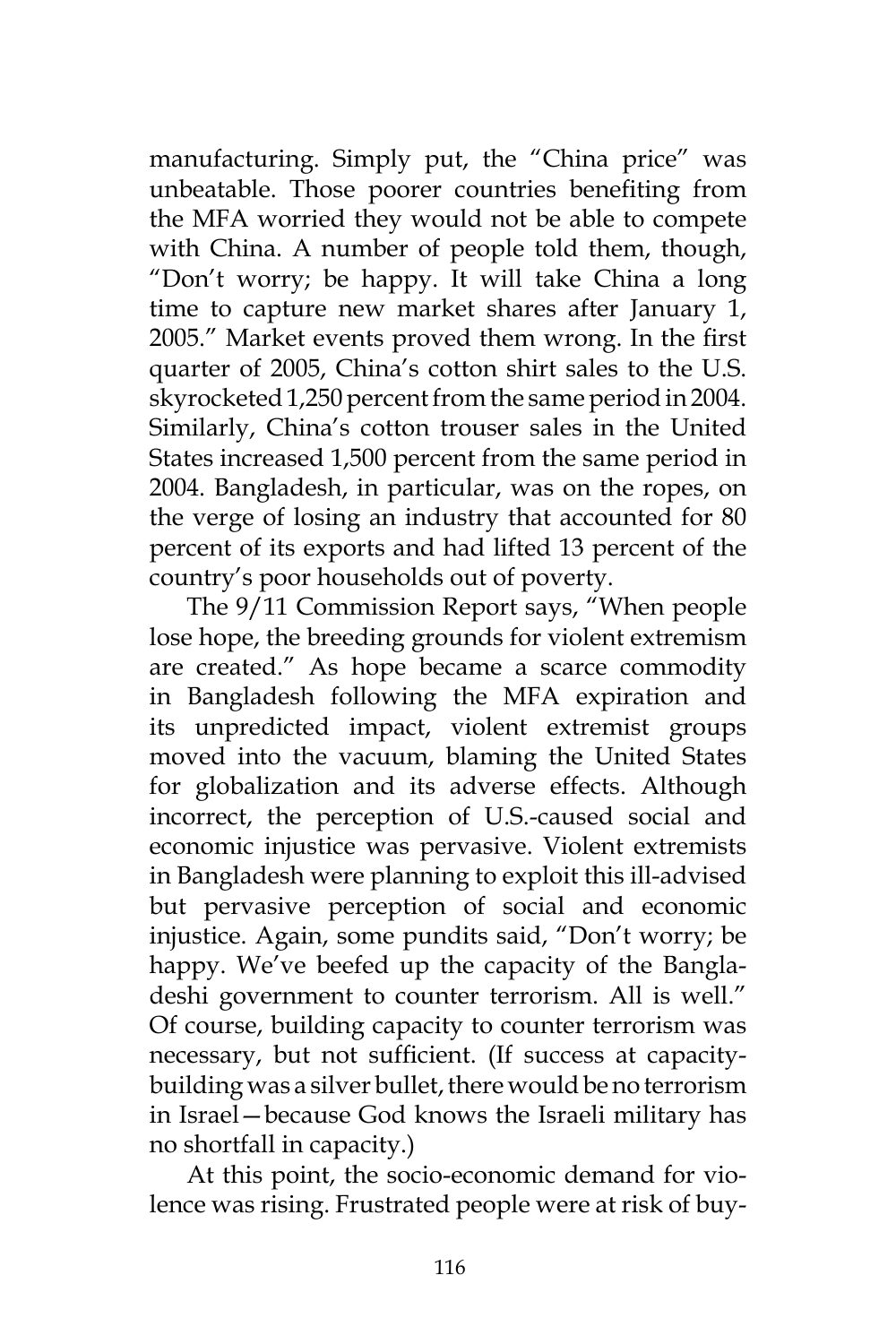manufacturing. Simply put, the "China price" was unbeatable. Those poorer countries benefiting from the MFA worried they would not be able to compete with China. A number of people told them, though, "Don't worry; be happy. It will take China a long time to capture new market shares after January 1, 2005." Market events proved them wrong. In the first quarter of 2005, China's cotton shirt sales to the U.S. skyrocketed 1,250 percent from the same period in 2004. Similarly, China's cotton trouser sales in the United States increased 1,500 percent from the same period in 2004. Bangladesh, in particular, was on the ropes, on the verge of losing an industry that accounted for 80 percent of its exports and had lifted 13 percent of the country's poor households out of poverty.

The 9/11 Commission Report says, "When people lose hope, the breeding grounds for violent extremism are created." As hope became a scarce commodity in Bangladesh following the MFA expiration and its unpredicted impact, violent extremist groups moved into the vacuum, blaming the United States for globalization and its adverse effects. Although incorrect, the perception of U.S.-caused social and economic injustice was pervasive. Violent extremists in Bangladesh were planning to exploit this ill-advised but pervasive perception of social and economic injustice. Again, some pundits said, "Don't worry; be happy. We've beefed up the capacity of the Bangladeshi government to counter terrorism. All is well." Of course, building capacity to counter terrorism was necessary, but not sufficient. (If success at capacity-building was a silver bullet, there would be no terrorism in Israel—because God knows the Israeli military has no shortfall in capacity.)

At this point, the socio-economic demand for violence was rising. Frustrated people were at risk of buy-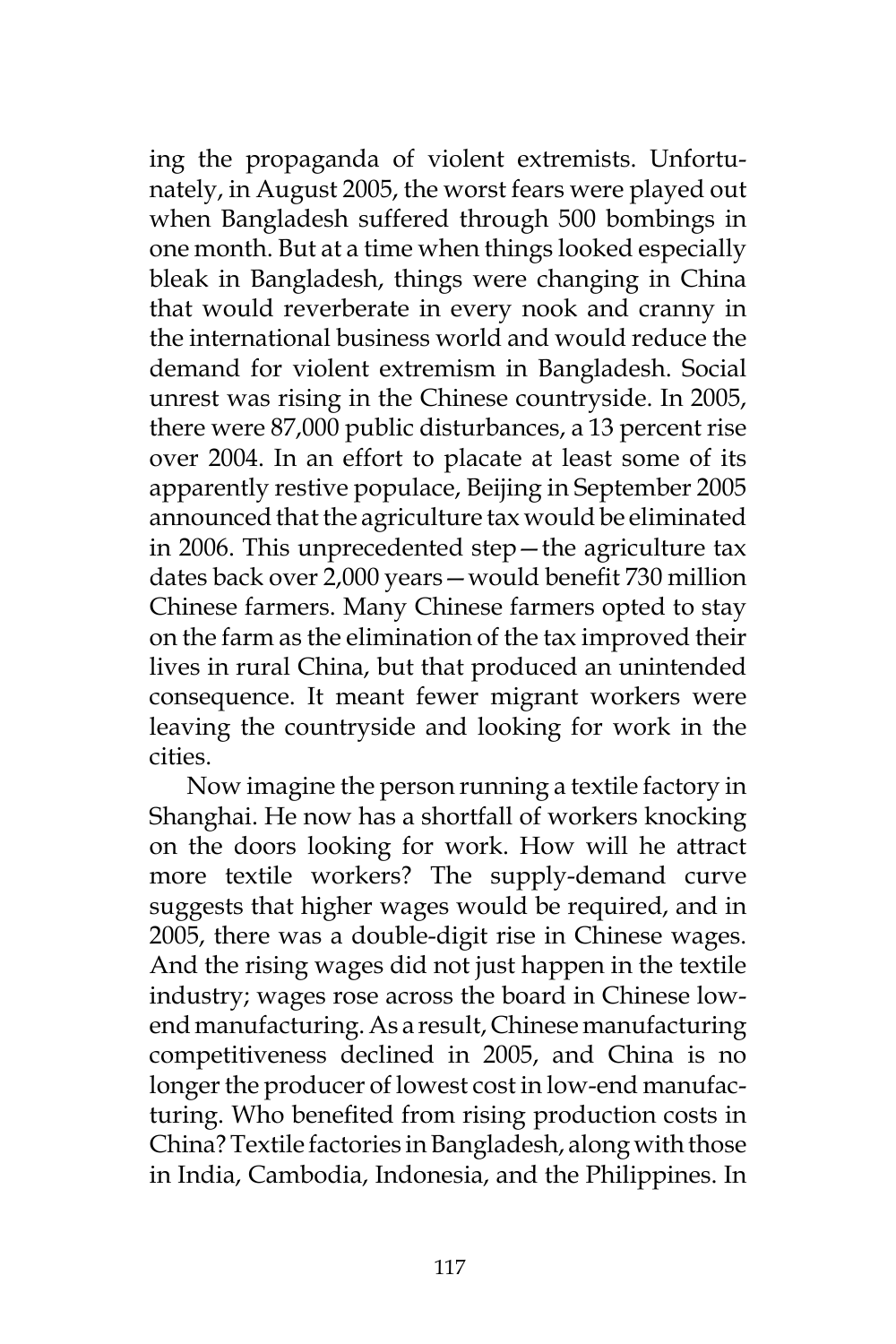ing the propaganda of violent extremists. Unfortunately, in August 2005, the worst fears were played out when Bangladesh suffered through 500 bombings in one month. But at a time when things looked especially bleak in Bangladesh, things were changing in China that would reverberate in every nook and cranny in the international business world and would reduce the demand for violent extremism in Bangladesh. Social unrest was rising in the Chinese countryside. In 2005, there were 87,000 public disturbances, a 13 percent rise over 2004. In an effort to placate at least some of its apparently restive populace, Beijing in September 2005 announced that the agriculture tax would be eliminated in 2006. This unprecedented step—the agriculture tax dates back over 2,000 years—would benefit 730 million Chinese farmers. Many Chinese farmers opted to stay on the farm as the elimination of the tax improved their lives in rural China, but that produced an unintended consequence. It meant fewer migrant workers were leaving the countryside and looking for work in the cities.

Now imagine the person running a textile factory in Shanghai. He now has a shortfall of workers knocking on the doors looking for work. How will he attract more textile workers? The supply-demand curve suggests that higher wages would be required, and in 2005, there was a double-digit rise in Chinese wages. And the rising wages did not just happen in the textile industry; wages rose across the board in Chinese low-end manufacturing. As a result, Chinese manufacturing competitiveness declined in 2005, and China is no longer the producer of lowest cost in low-end manufacturing. Who benefited from rising production costs in China? Textile factories in Bangladesh, along with those in India, Cambodia, Indonesia, and the Philippines. In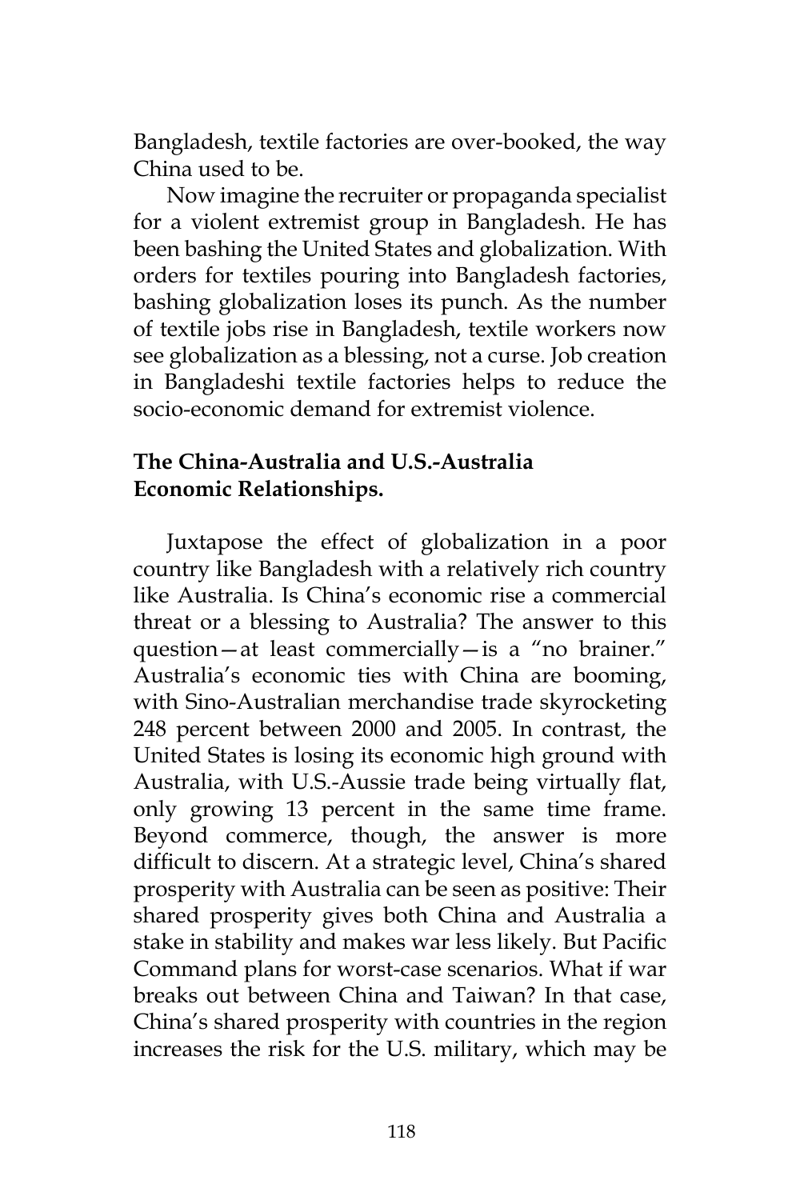Bangladesh, textile factories are over-booked, the way China used to be.

Now imagine the recruiter or propaganda specialist for a violent extremist group in Bangladesh. He has been bashing the United States and globalization. With orders for textiles pouring into Bangladesh factories, bashing globalization loses its punch. As the number of textile jobs rise in Bangladesh, textile workers now see globalization as a blessing, not a curse. Job creation in Bangladeshi textile factories helps to reduce the socio-economic demand for extremist violence.

### The China-Australia and U.S.-Australia Economic Relationships.

Juxtapose the effect of globalization in a poor country like Bangladesh with a relatively rich country like Australia. Is China's economic rise a commercial threat or a blessing to Australia? The answer to this question—at least commercially—is a "no brainer." Australia's economic ties with China are booming, with Sino-Australian merchandise trade skyrocketing 248 percent between 2000 and 2005. In contrast, the United States is losing its economic high ground with Australia, with U.S.-Aussie trade being virtually flat, only growing 13 percent in the same time frame. Beyond commerce, though, the answer is more difficult to discern. At a strategic level, China's shared prosperity with Australia can be seen as positive: Their shared prosperity gives both China and Australia a stake in stability and makes war less likely. But Pacific Command plans for worst-case scenarios. What if war breaks out between China and Taiwan? In that case, China's shared prosperity with countries in the region increases the risk for the U.S. military, which may be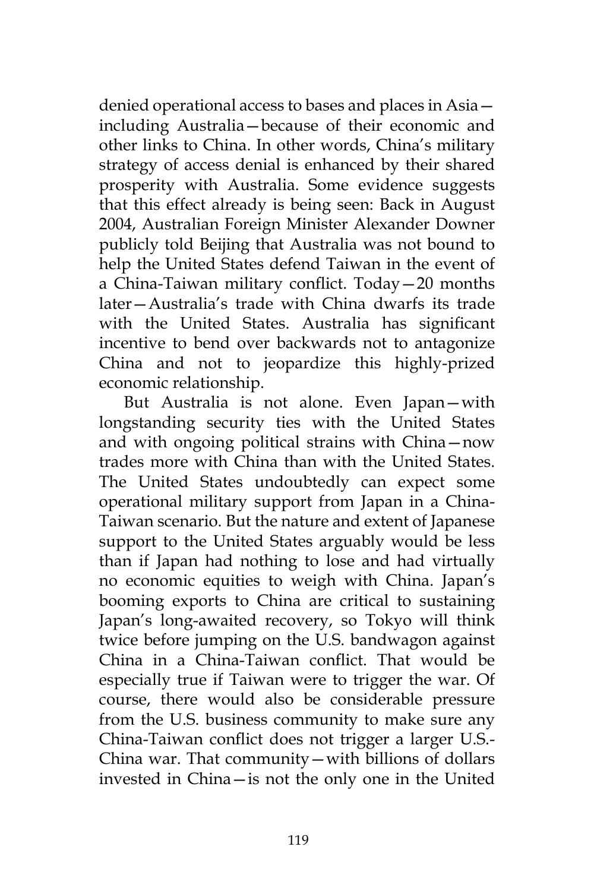denied operational access to bases and places in Asia—including Australia—because of their economic and other links to China. In other words, China's military strategy of access denial is enhanced by their shared prosperity with Australia. Some evidence suggests that this effect already is being seen: Back in August 2004, Australian Foreign Minister Alexander Downer publicly told Beijing that Australia was not bound to help the United States defend Taiwan in the event of a China-Taiwan military conflict. Today—20 months later—Australia's trade with China dwarfs its trade with the United States. Australia has significant incentive to bend over backwards not to antagonize China and not to jeopardize this highly-prized economic relationship.

But Australia is not alone. Even Japan—with longstanding security ties with the United States and with ongoing political strains with China—now trades more with China than with the United States. The United States undoubtedly can expect some operational military support from Japan in a China-Taiwan scenario. But the nature and extent of Japanese support to the United States arguably would be less than if Japan had nothing to lose and had virtually no economic equities to weigh with China. Japan's booming exports to China are critical to sustaining Japan's long-awaited recovery, so Tokyo will think twice before jumping on the U.S. bandwagon against China in a China-Taiwan conflict. That would be especially true if Taiwan were to trigger the war. Of course, there would also be considerable pressure from the U.S. business community to make sure any China-Taiwan conflict does not trigger a larger U.S.-China war. That community—with billions of dollars invested in China—is not the only one in the United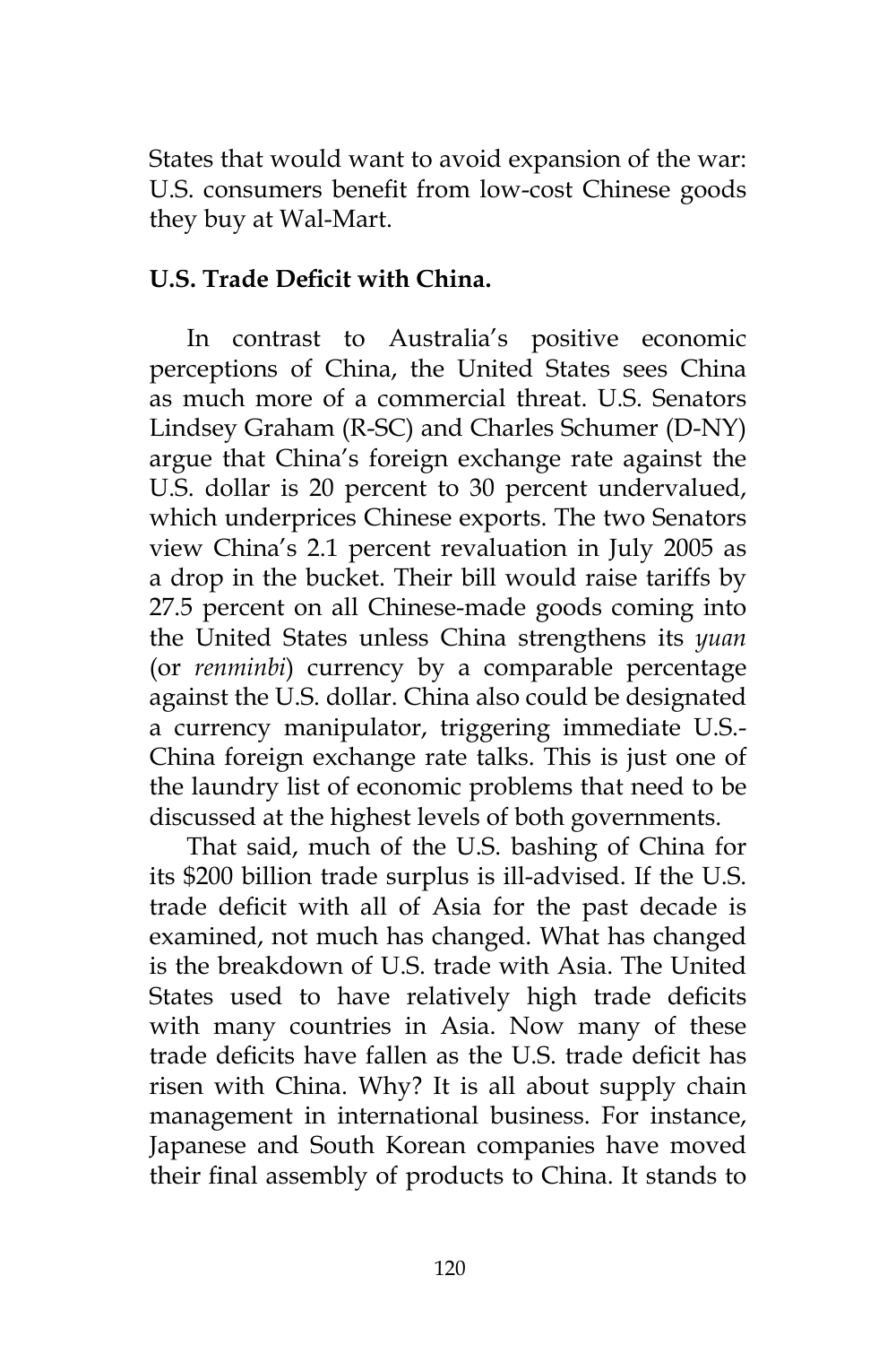States that would want to avoid expansion of the war: U.S. consumers benefit from low-cost Chinese goods they buy at Wal-Mart.

**U.S. Trade Deficit with China.**

In contrast to Australia's positive economic perceptions of China, the United States sees China as much more of a commercial threat. U.S. Senators Lindsey Graham (R-SC) and Charles Schumer (D-NY) argue that China's foreign exchange rate against the U.S. dollar is 20 percent to 30 percent undervalued, which underprices Chinese exports. The two Senators view China's 2.1 percent revaluation in July 2005 as a drop in the bucket. Their bill would raise tariffs by 27.5 percent on all Chinese-made goods coming into the United States unless China strengthens its *yuan* (or *renminbi*) currency by a comparable percentage against the U.S. dollar. China also could be designated a currency manipulator, triggering immediate U.S.-China foreign exchange rate talks. This is just one of the laundry list of economic problems that need to be discussed at the highest levels of both governments.

That said, much of the U.S. bashing of China for its $200 billion trade surplus is ill-advised. If the U.S. trade deficit with all of Asia for the past decade is examined, not much has changed. What has changed is the breakdown of U.S. trade with Asia. The United States used to have relatively high trade deficits with many countries in Asia. Now many of these trade deficits have fallen as the U.S. trade deficit has risen with China. Why? It is all about supply chain management in international business. For instance, Japanese and South Korean companies have moved their final assembly of products to China. It stands to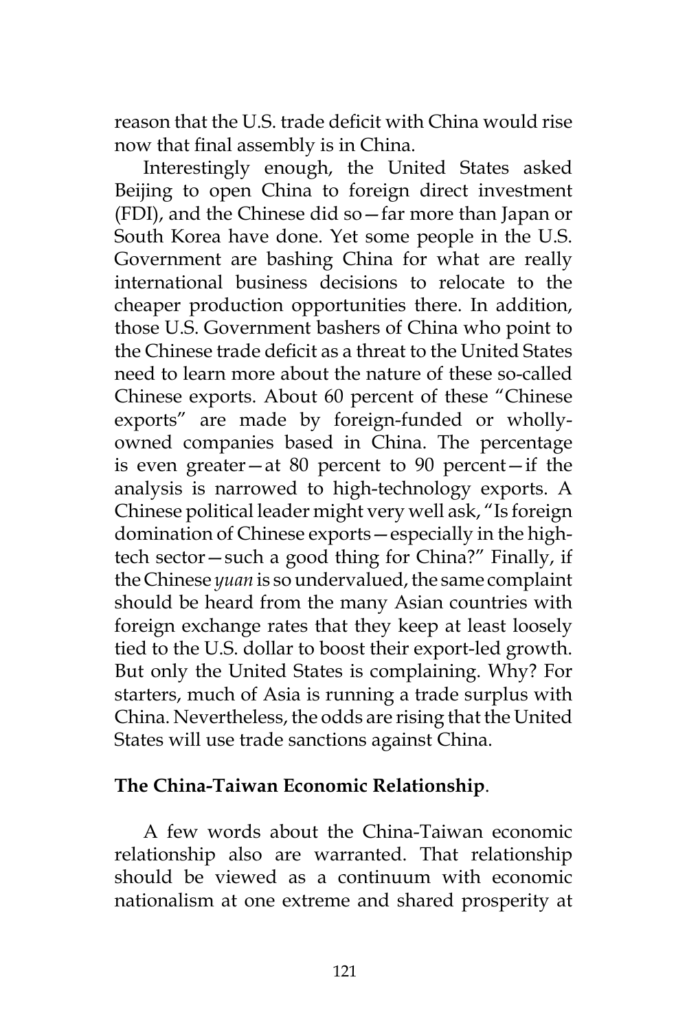reason that the U.S. trade deficit with China would rise now that final assembly is in China.

Interestingly enough, the United States asked Beijing to open China to foreign direct investment (FDI), and the Chinese did so—far more than Japan or South Korea have done. Yet some people in the U.S. Government are bashing China for what are really international business decisions to relocate to the cheaper production opportunities there. In addition, those U.S. Government bashers of China who point to the Chinese trade deficit as a threat to the United States need to learn more about the nature of these so-called Chinese exports. About 60 percent of these "Chinese exports" are made by foreign-funded or wholly-owned companies based in China. The percentage is even greater—at 80 percent to 90 percent—if the analysis is narrowed to high-technology exports. A Chinese political leader might very well ask, "Is foreign domination of Chinese exports—especially in the high-tech sector—such a good thing for China?" Finally, if the Chinese *yuan* is so undervalued, the same complaint should be heard from the many Asian countries with foreign exchange rates that they keep at least loosely tied to the U.S. dollar to boost their export-led growth. But only the United States is complaining. Why? For starters, much of Asia is running a trade surplus with China. Nevertheless, the odds are rising that the United States will use trade sanctions against China.

**The China-Taiwan Economic Relationship**.

A few words about the China-Taiwan economic relationship also are warranted. That relationship should be viewed as a continuum with economic nationalism at one extreme and shared prosperity at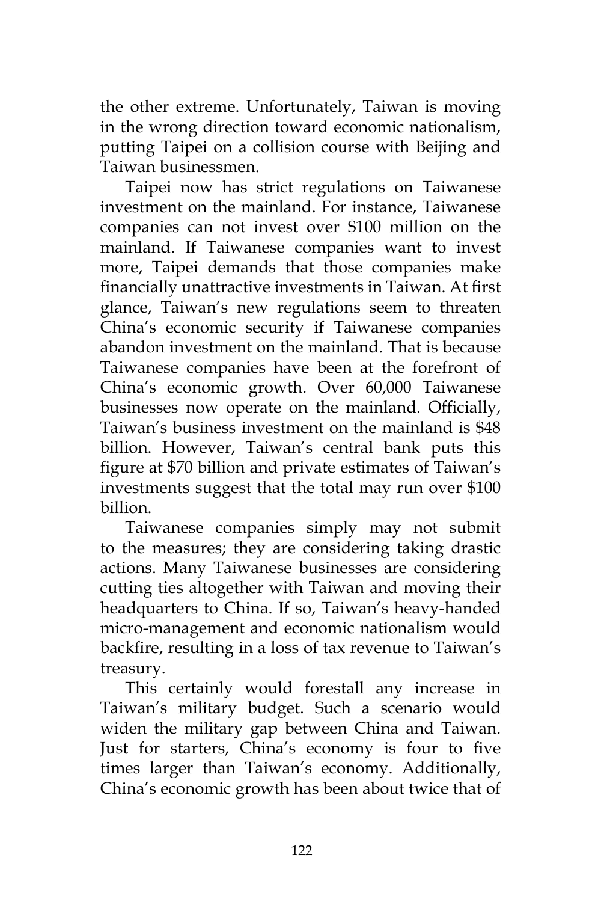the other extreme. Unfortunately, Taiwan is moving in the wrong direction toward economic nationalism, putting Taipei on a collision course with Beijing and Taiwan businessmen.

Taipei now has strict regulations on Taiwanese investment on the mainland. For instance, Taiwanese companies can not invest over $100 million on the mainland. If Taiwanese companies want to invest more, Taipei demands that those companies make financially unattractive investments in Taiwan. At first glance, Taiwan's new regulations seem to threaten China's economic security if Taiwanese companies abandon investment on the mainland. That is because Taiwanese companies have been at the forefront of China's economic growth. Over 60,000 Taiwanese businesses now operate on the mainland. Officially, Taiwan's business investment on the mainland is $48 billion. However, Taiwan's central bank puts this figure at $70 billion and private estimates of Taiwan's investments suggest that the total may run over $100 billion.

Taiwanese companies simply may not submit to the measures; they are considering taking drastic actions. Many Taiwanese businesses are considering cutting ties altogether with Taiwan and moving their headquarters to China. If so, Taiwan's heavy-handed micro-management and economic nationalism would backfire, resulting in a loss of tax revenue to Taiwan's treasury.

This certainly would forestall any increase in Taiwan's military budget. Such a scenario would widen the military gap between China and Taiwan. Just for starters, China's economy is four to five times larger than Taiwan's economy. Additionally, China's economic growth has been about twice that of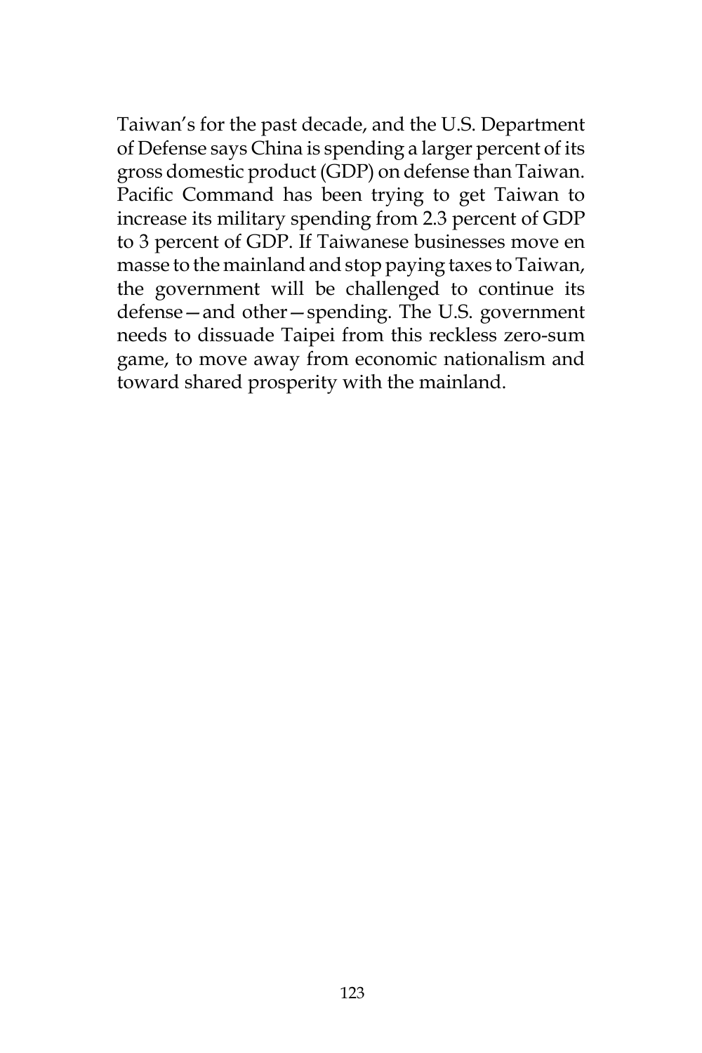Taiwan's for the past decade, and the U.S. Department of Defense says China is spending a larger percent of its gross domestic product (GDP) on defense than Taiwan. Pacific Command has been trying to get Taiwan to increase its military spending from 2.3 percent of GDP to 3 percent of GDP. If Taiwanese businesses move en masse to the mainland and stop paying taxes to Taiwan, the government will be challenged to continue its defense—and other—spending. The U.S. government needs to dissuade Taipei from this reckless zero-sum game, to move away from economic nationalism and toward shared prosperity with the mainland.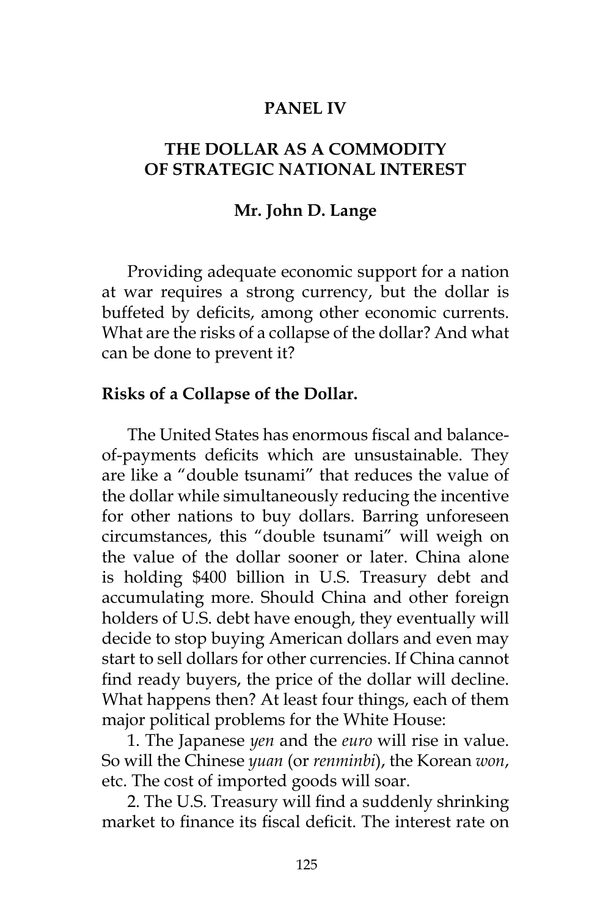# PANEL IV

# THE DOLLAR AS A COMMODITY OF STRATEGIC NATIONAL INTEREST

## Mr. John D. Lange

Providing adequate economic support for a nation at war requires a strong currency, but the dollar is buffeted by deficits, among other economic currents. What are the risks of a collapse of the dollar? And what can be done to prevent it?

### Risks of a Collapse of the Dollar.

The United States has enormous fiscal and balance-of-payments deficits which are unsustainable. They are like a "double tsunami" that reduces the value of the dollar while simultaneously reducing the incentive for other nations to buy dollars. Barring unforeseen circumstances, this "double tsunami" will weigh on the value of the dollar sooner or later. China alone is holding $400 billion in U.S. Treasury debt and accumulating more. Should China and other foreign holders of U.S. debt have enough, they eventually will decide to stop buying American dollars and even may start to sell dollars for other currencies. If China cannot find ready buyers, the price of the dollar will decline. What happens then? At least four things, each of them major political problems for the White House:

1. The Japanese *yen* and the *euro* will rise in value. So will the Chinese *yuan* (or *renminbi*), the Korean *won*, etc. The cost of imported goods will soar.

2. The U.S. Treasury will find a suddenly shrinking market to finance its fiscal deficit. The interest rate on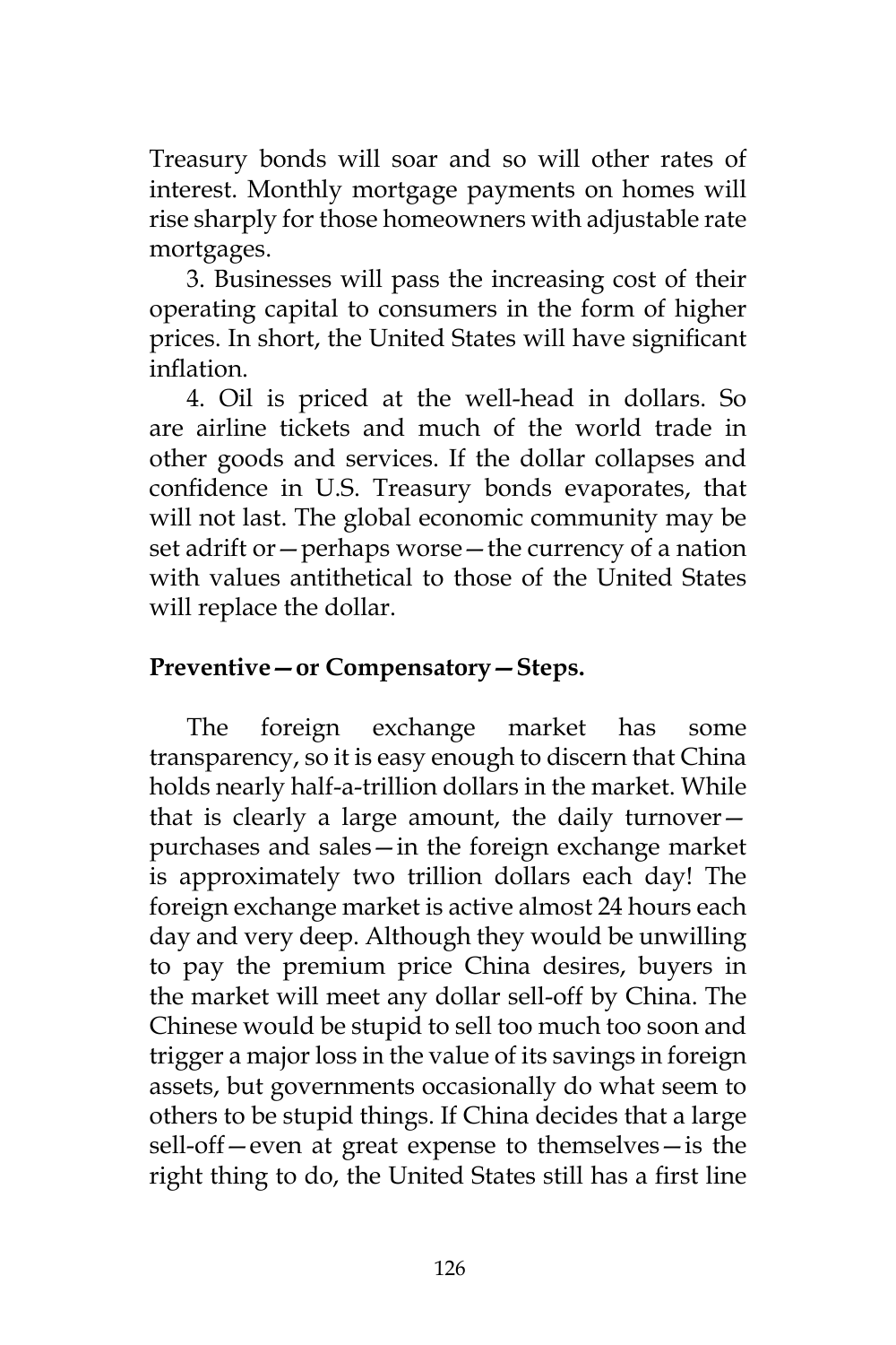Treasury bonds will soar and so will other rates of interest. Monthly mortgage payments on homes will rise sharply for those homeowners with adjustable rate mortgages.

3. Businesses will pass the increasing cost of their operating capital to consumers in the form of higher prices. In short, the United States will have significant inflation.

4. Oil is priced at the well-head in dollars. So are airline tickets and much of the world trade in other goods and services. If the dollar collapses and confidence in U.S. Treasury bonds evaporates, that will not last. The global economic community may be set adrift or—perhaps worse—the currency of a nation with values antithetical to those of the United States will replace the dollar.

**Preventive—or Compensatory—Steps.**

The foreign exchange market has some transparency, so it is easy enough to discern that China holds nearly half-a-trillion dollars in the market. While that is clearly a large amount, the daily turnover—purchases and sales—in the foreign exchange market is approximately two trillion dollars each day! The foreign exchange market is active almost 24 hours each day and very deep. Although they would be unwilling to pay the premium price China desires, buyers in the market will meet any dollar sell-off by China. The Chinese would be stupid to sell too much too soon and trigger a major loss in the value of its savings in foreign assets, but governments occasionally do what seem to others to be stupid things. If China decides that a large sell-off—even at great expense to themselves—is the right thing to do, the United States still has a first line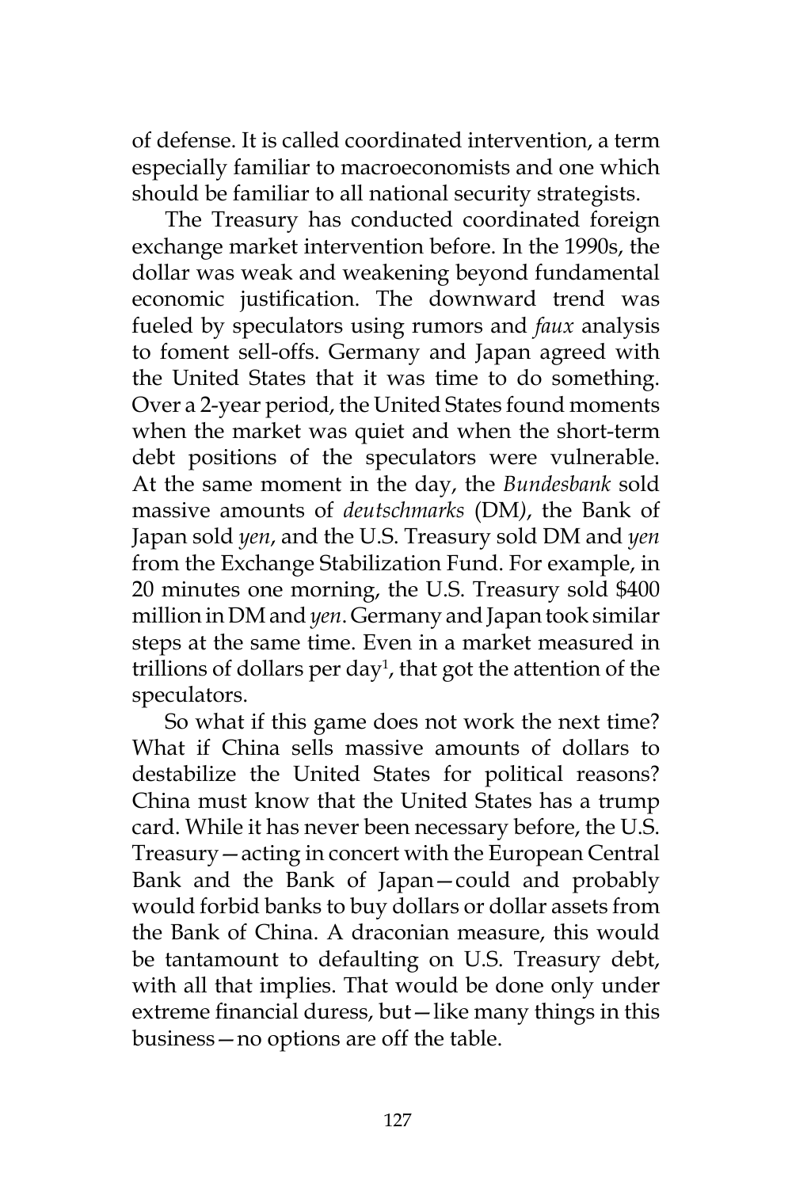of defense. It is called coordinated intervention, a term especially familiar to macroeconomists and one which should be familiar to all national security strategists.

The Treasury has conducted coordinated foreign exchange market intervention before. In the 1990s, the dollar was weak and weakening beyond fundamental economic justification. The downward trend was fueled by speculators using rumors and *faux* analysis to foment sell-offs. Germany and Japan agreed with the United States that it was time to do something. Over a 2-year period, the United States found moments when the market was quiet and when the short-term debt positions of the speculators were vulnerable. At the same moment in the day, the *Bundesbank* sold massive amounts of *deutschmarks* (DM), the Bank of Japan sold *yen*, and the U.S. Treasury sold DM and *yen* from the Exchange Stabilization Fund. For example, in 20 minutes one morning, the U.S. Treasury sold $400 million in DM and *yen*. Germany and Japan took similar steps at the same time. Even in a market measured in trillions of dollars per day[1], that got the attention of the speculators.

So what if this game does not work the next time? What if China sells massive amounts of dollars to destabilize the United States for political reasons? China must know that the United States has a trump card. While it has never been necessary before, the U.S. Treasury—acting in concert with the European Central Bank and the Bank of Japan—could and probably would forbid banks to buy dollars or dollar assets from the Bank of China. A draconian measure, this would be tantamount to defaulting on U.S. Treasury debt, with all that implies. That would be done only under extreme financial duress, but—like many things in this business—no options are off the table.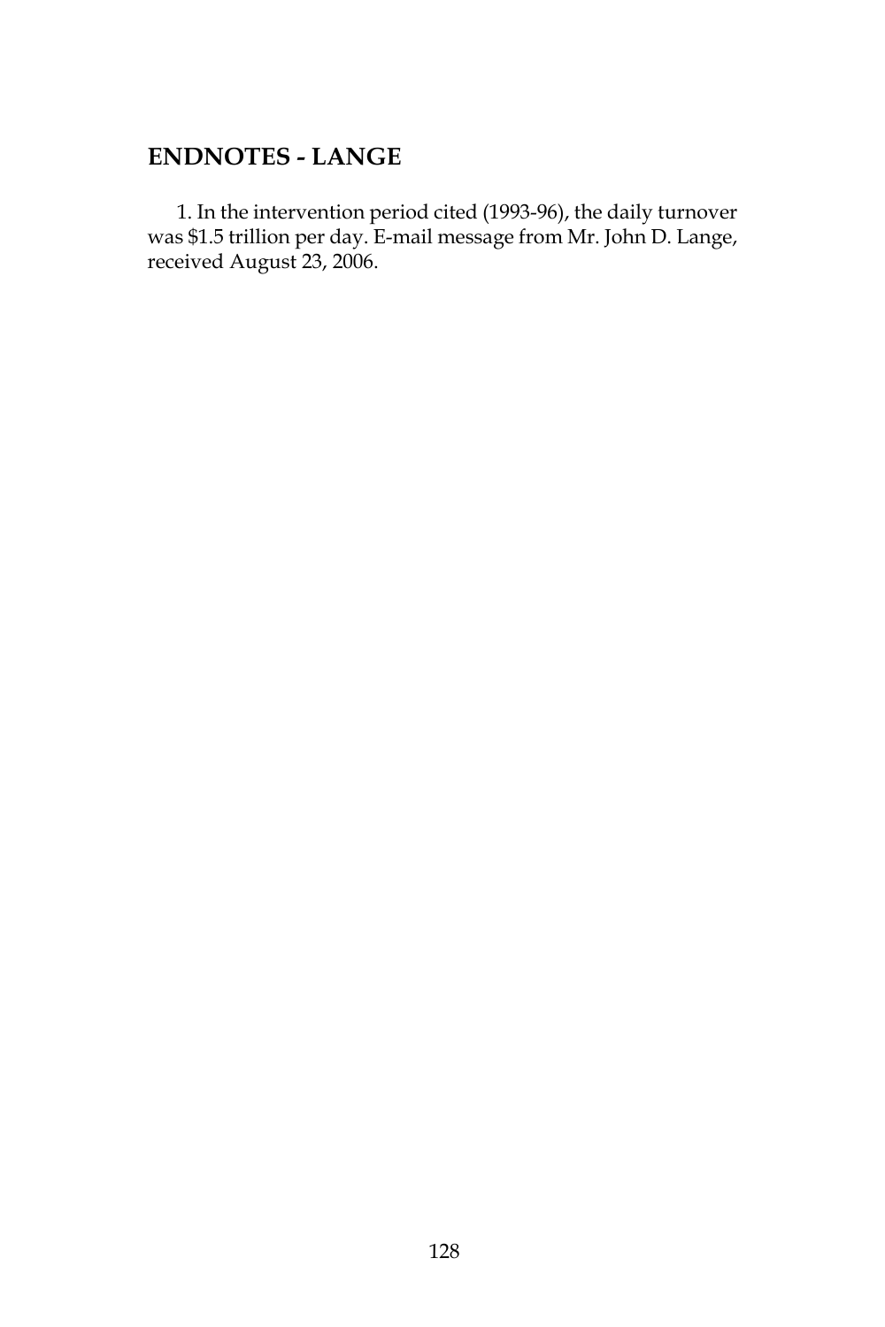## ENDNOTES - LANGE

1. In the intervention period cited (1993-96), the daily turnover was $1.5 trillion per day. E-mail message from Mr. John D. Lange, received August 23, 2006.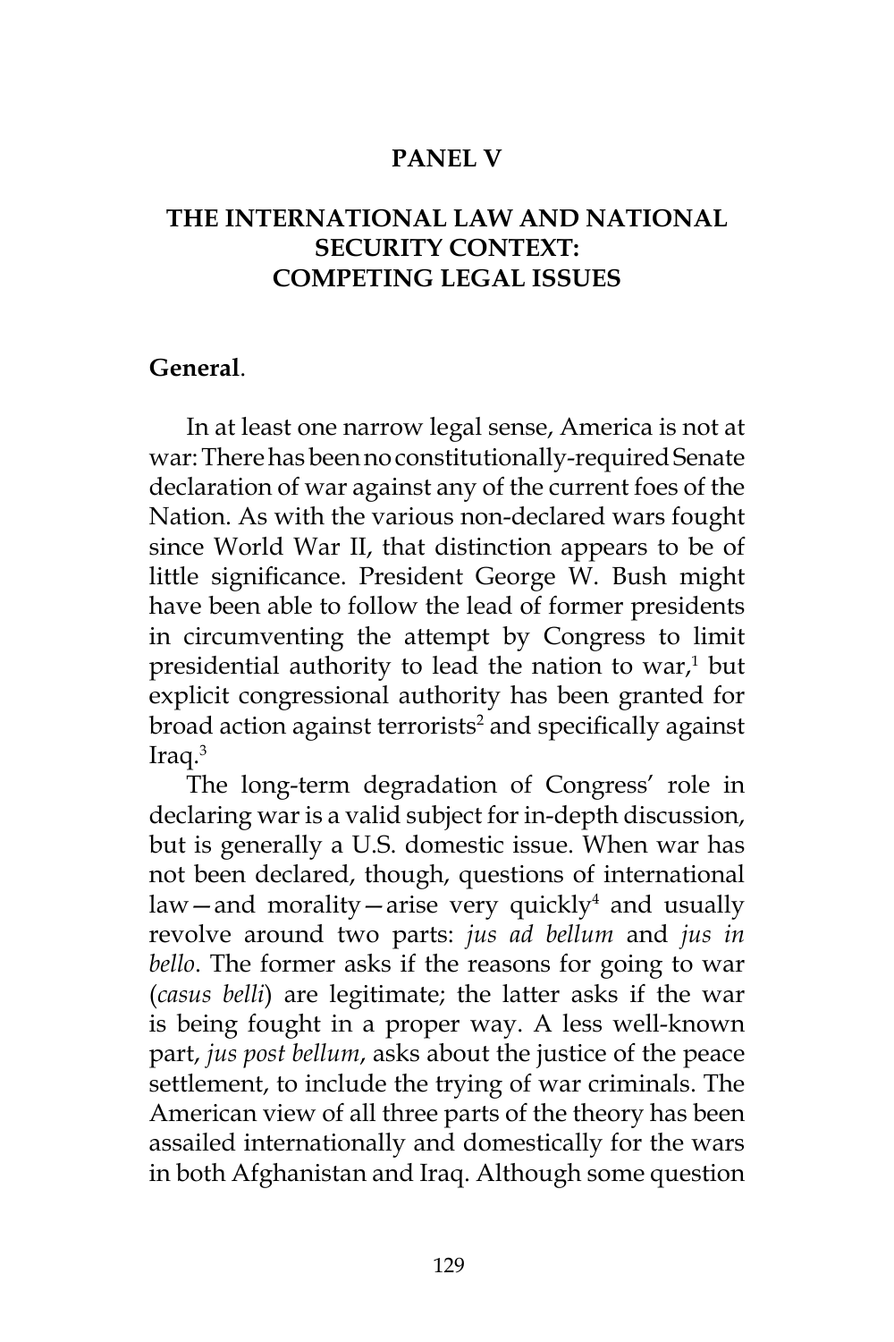# PANEL V

## THE INTERNATIONAL LAW AND NATIONAL SECURITY CONTEXT: COMPETING LEGAL ISSUES

### General.

In at least one narrow legal sense, America is not at war: There has been no constitutionally-required Senate declaration of war against any of the current foes of the Nation. As with the various non-declared wars fought since World War II, that distinction appears to be of little significance. President George W. Bush might have been able to follow the lead of former presidents in circumventing the attempt by Congress to limit presidential authority to lead the nation to war,[1] but explicit congressional authority has been granted for broad action against terrorists[2] and specifically against Iraq.[3]

The long-term degradation of Congress' role in declaring war is a valid subject for in-depth discussion, but is generally a U.S. domestic issue. When war has not been declared, though, questions of international law—and morality—arise very quickly[4] and usually revolve around two parts: *jus ad bellum* and *jus in bello*. The former asks if the reasons for going to war (*casus belli*) are legitimate; the latter asks if the war is being fought in a proper way. A less well-known part, *jus post bellum*, asks about the justice of the peace settlement, to include the trying of war criminals. The American view of all three parts of the theory has been assailed internationally and domestically for the wars in both Afghanistan and Iraq. Although some question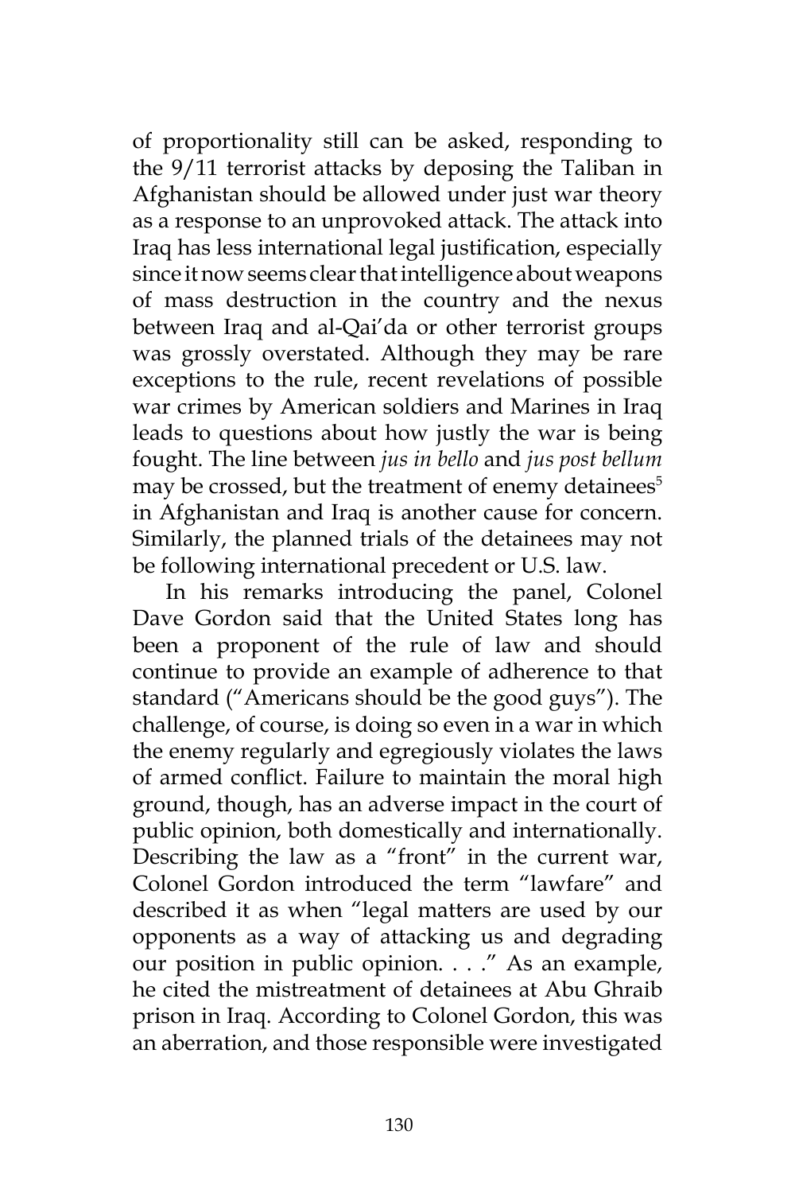of proportionality still can be asked, responding to the 9/11 terrorist attacks by deposing the Taliban in Afghanistan should be allowed under just war theory as a response to an unprovoked attack. The attack into Iraq has less international legal justification, especially since it now seems clear that intelligence about weapons of mass destruction in the country and the nexus between Iraq and al-Qai'da or other terrorist groups was grossly overstated. Although they may be rare exceptions to the rule, recent revelations of possible war crimes by American soldiers and Marines in Iraq leads to questions about how justly the war is being fought. The line between *jus in bello* and *jus post bellum* may be crossed, but the treatment of enemy detainees[5] in Afghanistan and Iraq is another cause for concern. Similarly, the planned trials of the detainees may not be following international precedent or U.S. law.

In his remarks introducing the panel, Colonel Dave Gordon said that the United States long has been a proponent of the rule of law and should continue to provide an example of adherence to that standard ("Americans should be the good guys"). The challenge, of course, is doing so even in a war in which the enemy regularly and egregiously violates the laws of armed conflict. Failure to maintain the moral high ground, though, has an adverse impact in the court of public opinion, both domestically and internationally. Describing the law as a "front" in the current war, Colonel Gordon introduced the term "lawfare" and described it as when "legal matters are used by our opponents as a way of attacking us and degrading our position in public opinion. . . ." As an example, he cited the mistreatment of detainees at Abu Ghraib prison in Iraq. According to Colonel Gordon, this was an aberration, and those responsible were investigated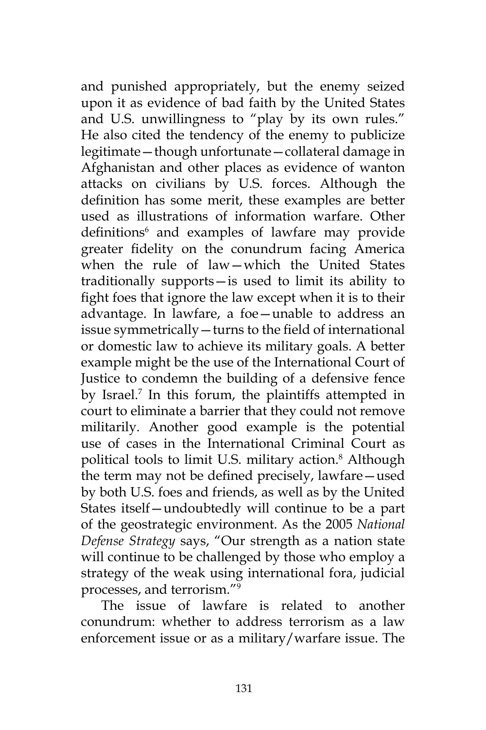and punished appropriately, but the enemy seized upon it as evidence of bad faith by the United States and U.S. unwillingness to "play by its own rules." He also cited the tendency of the enemy to publicize legitimate—though unfortunate—collateral damage in Afghanistan and other places as evidence of wanton attacks on civilians by U.S. forces. Although the definition has some merit, these examples are better used as illustrations of information warfare. Other definitions[6] and examples of lawfare may provide greater fidelity on the conundrum facing America when the rule of law—which the United States traditionally supports—is used to limit its ability to fight foes that ignore the law except when it is to their advantage. In lawfare, a foe—unable to address an issue symmetrically—turns to the field of international or domestic law to achieve its military goals. A better example might be the use of the International Court of Justice to condemn the building of a defensive fence by Israel.[7] In this forum, the plaintiffs attempted in court to eliminate a barrier that they could not remove militarily. Another good example is the potential use of cases in the International Criminal Court as political tools to limit U.S. military action.[8] Although the term may not be defined precisely, lawfare—used by both U.S. foes and friends, as well as by the United States itself—undoubtedly will continue to be a part of the geostrategic environment. As the 2005 *National Defense Strategy* says, "Our strength as a nation state will continue to be challenged by those who employ a strategy of the weak using international fora, judicial processes, and terrorism."[9]

The issue of lawfare is related to another conundrum: whether to address terrorism as a law enforcement issue or as a military/warfare issue. The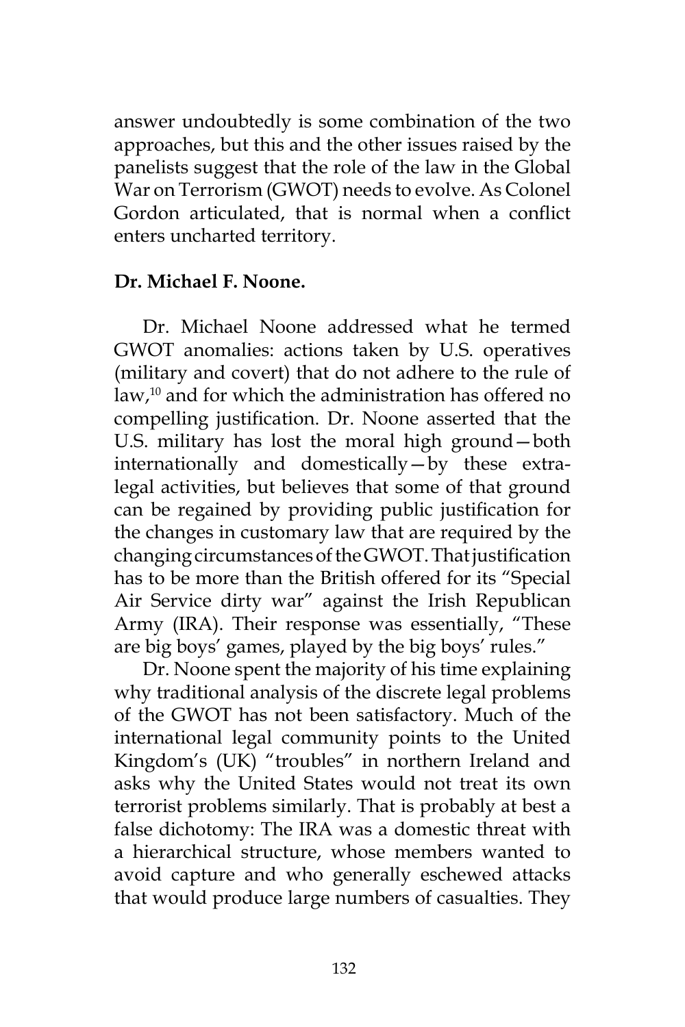answer undoubtedly is some combination of the two approaches, but this and the other issues raised by the panelists suggest that the role of the law in the Global War on Terrorism (GWOT) needs to evolve. As Colonel Gordon articulated, that is normal when a conflict enters uncharted territory.

**Dr. Michael F. Noone.**

Dr. Michael Noone addressed what he termed GWOT anomalies: actions taken by U.S. operatives (military and covert) that do not adhere to the rule of law,[10] and for which the administration has offered no compelling justification. Dr. Noone asserted that the U.S. military has lost the moral high ground—both internationally and domestically—by these extra-legal activities, but believes that some of that ground can be regained by providing public justification for the changes in customary law that are required by the changing circumstances of the GWOT. That justification has to be more than the British offered for its "Special Air Service dirty war" against the Irish Republican Army (IRA). Their response was essentially, "These are big boys' games, played by the big boys' rules."

Dr. Noone spent the majority of his time explaining why traditional analysis of the discrete legal problems of the GWOT has not been satisfactory. Much of the international legal community points to the United Kingdom's (UK) "troubles" in northern Ireland and asks why the United States would not treat its own terrorist problems similarly. That is probably at best a false dichotomy: The IRA was a domestic threat with a hierarchical structure, whose members wanted to avoid capture and who generally eschewed attacks that would produce large numbers of casualties. They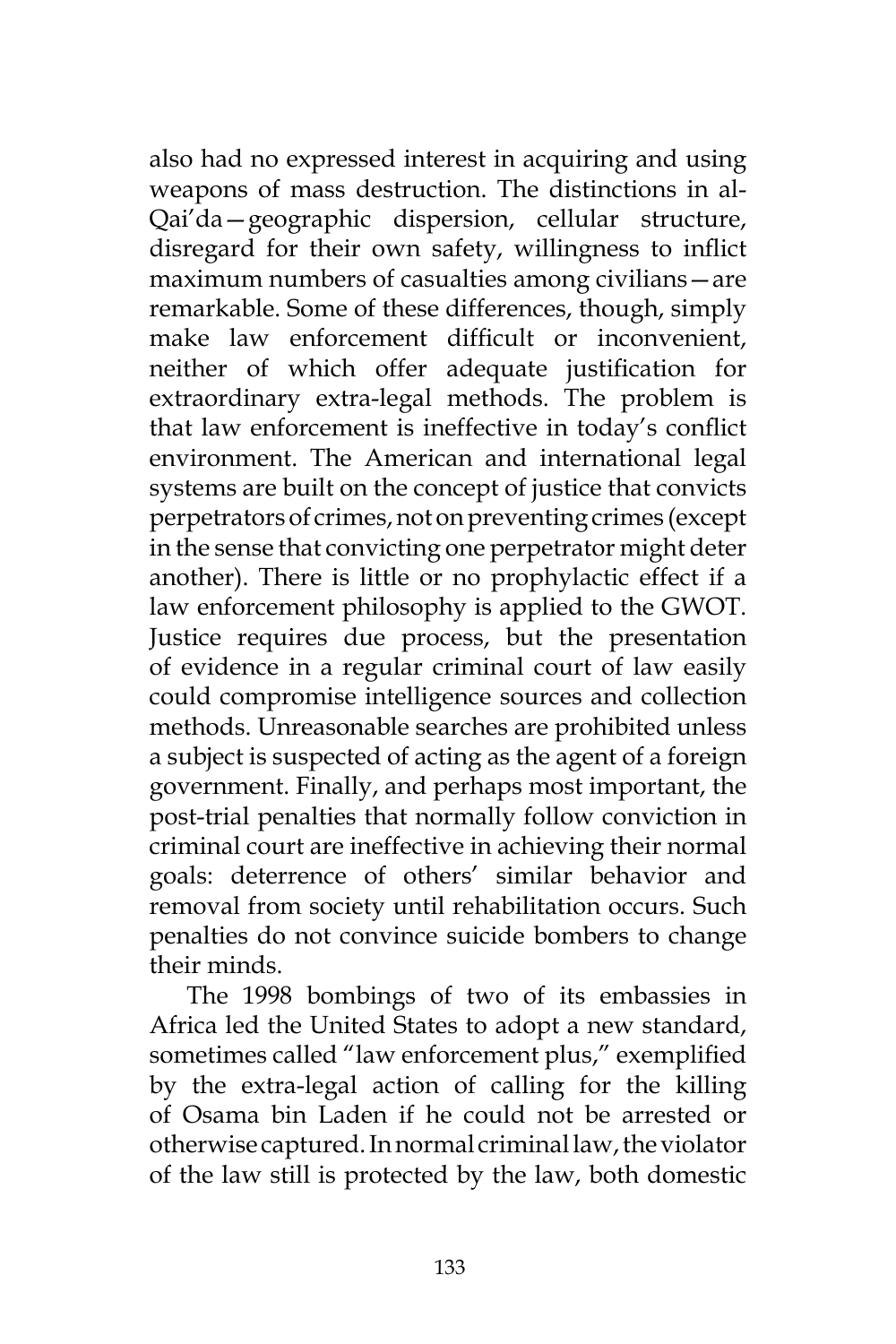also had no expressed interest in acquiring and using weapons of mass destruction. The distinctions in al-Qai'da—geographic dispersion, cellular structure, disregard for their own safety, willingness to inflict maximum numbers of casualties among civilians—are remarkable. Some of these differences, though, simply make law enforcement difficult or inconvenient, neither of which offer adequate justification for extraordinary extra-legal methods. The problem is that law enforcement is ineffective in today's conflict environment. The American and international legal systems are built on the concept of justice that convicts perpetrators of crimes, not on preventing crimes (except in the sense that convicting one perpetrator might deter another). There is little or no prophylactic effect if a law enforcement philosophy is applied to the GWOT. Justice requires due process, but the presentation of evidence in a regular criminal court of law easily could compromise intelligence sources and collection methods. Unreasonable searches are prohibited unless a subject is suspected of acting as the agent of a foreign government. Finally, and perhaps most important, the post-trial penalties that normally follow conviction in criminal court are ineffective in achieving their normal goals: deterrence of others' similar behavior and removal from society until rehabilitation occurs. Such penalties do not convince suicide bombers to change their minds.

The 1998 bombings of two of its embassies in Africa led the United States to adopt a new standard, sometimes called "law enforcement plus," exemplified by the extra-legal action of calling for the killing of Osama bin Laden if he could not be arrested or otherwise captured. In normal criminal law, the violator of the law still is protected by the law, both domestic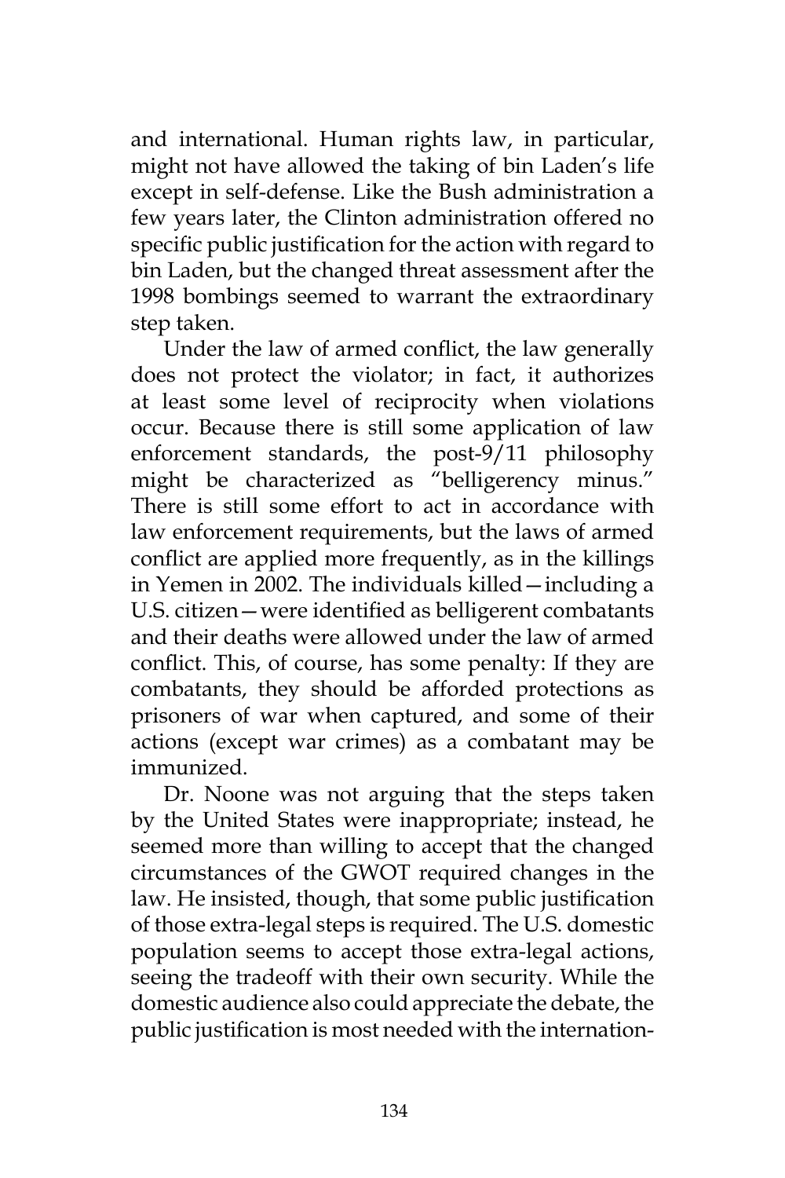and international. Human rights law, in particular, might not have allowed the taking of bin Laden's life except in self-defense. Like the Bush administration a few years later, the Clinton administration offered no specific public justification for the action with regard to bin Laden, but the changed threat assessment after the 1998 bombings seemed to warrant the extraordinary step taken.

Under the law of armed conflict, the law generally does not protect the violator; in fact, it authorizes at least some level of reciprocity when violations occur. Because there is still some application of law enforcement standards, the post-9/11 philosophy might be characterized as "belligerency minus." There is still some effort to act in accordance with law enforcement requirements, but the laws of armed conflict are applied more frequently, as in the killings in Yemen in 2002. The individuals killed—including a U.S. citizen—were identified as belligerent combatants and their deaths were allowed under the law of armed conflict. This, of course, has some penalty: If they are combatants, they should be afforded protections as prisoners of war when captured, and some of their actions (except war crimes) as a combatant may be immunized.

Dr. Noone was not arguing that the steps taken by the United States were inappropriate; instead, he seemed more than willing to accept that the changed circumstances of the GWOT required changes in the law. He insisted, though, that some public justification of those extra-legal steps is required. The U.S. domestic population seems to accept those extra-legal actions, seeing the tradeoff with their own security. While the domestic audience also could appreciate the debate, the public justification is most needed with the internation-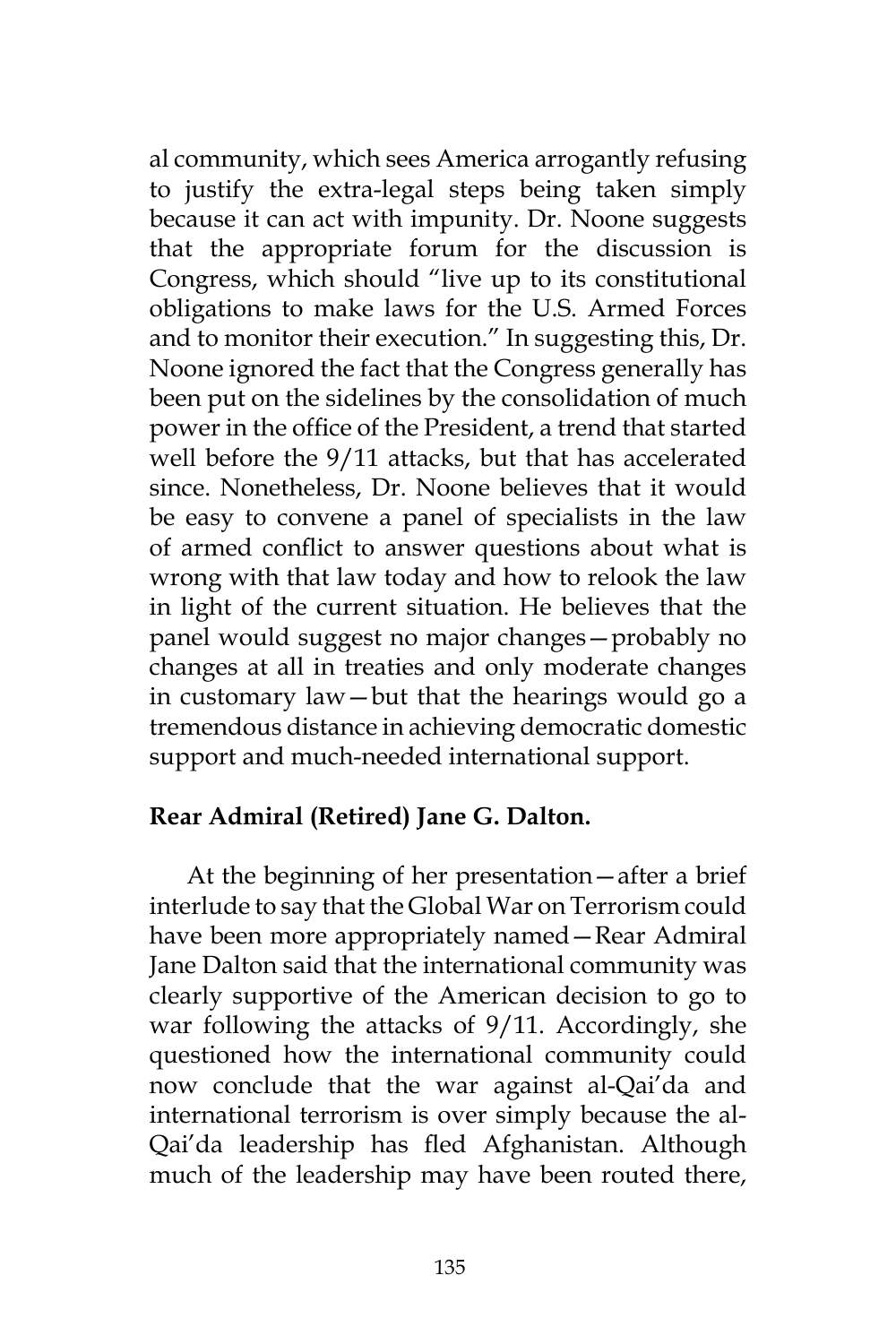al community, which sees America arrogantly refusing to justify the extra-legal steps being taken simply because it can act with impunity. Dr. Noone suggests that the appropriate forum for the discussion is Congress, which should "live up to its constitutional obligations to make laws for the U.S. Armed Forces and to monitor their execution." In suggesting this, Dr. Noone ignored the fact that the Congress generally has been put on the sidelines by the consolidation of much power in the office of the President, a trend that started well before the 9/11 attacks, but that has accelerated since. Nonetheless, Dr. Noone believes that it would be easy to convene a panel of specialists in the law of armed conflict to answer questions about what is wrong with that law today and how to relook the law in light of the current situation. He believes that the panel would suggest no major changes—probably no changes at all in treaties and only moderate changes in customary law—but that the hearings would go a tremendous distance in achieving democratic domestic support and much-needed international support.

**Rear Admiral (Retired) Jane G. Dalton.**

At the beginning of her presentation—after a brief interlude to say that the Global War on Terrorism could have been more appropriately named—Rear Admiral Jane Dalton said that the international community was clearly supportive of the American decision to go to war following the attacks of 9/11. Accordingly, she questioned how the international community could now conclude that the war against al-Qai'da and international terrorism is over simply because the al-Qai'da leadership has fled Afghanistan. Although much of the leadership may have been routed there,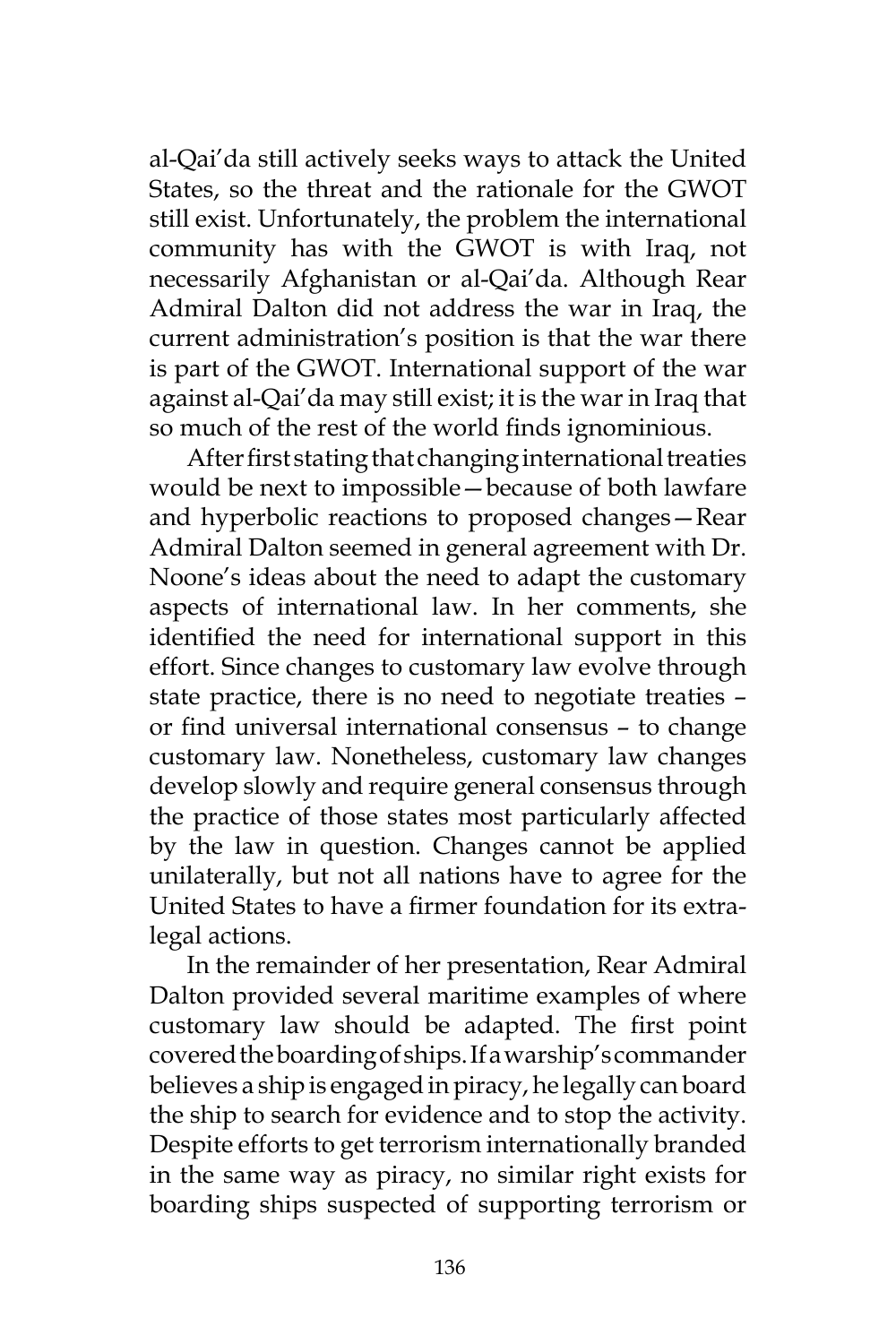al-Qai'da still actively seeks ways to attack the United States, so the threat and the rationale for the GWOT still exist. Unfortunately, the problem the international community has with the GWOT is with Iraq, not necessarily Afghanistan or al-Qai'da. Although Rear Admiral Dalton did not address the war in Iraq, the current administration's position is that the war there is part of the GWOT. International support of the war against al-Qai'da may still exist; it is the war in Iraq that so much of the rest of the world finds ignominious.

After first stating that changing international treaties would be next to impossible—because of both lawfare and hyperbolic reactions to proposed changes—Rear Admiral Dalton seemed in general agreement with Dr. Noone's ideas about the need to adapt the customary aspects of international law. In her comments, she identified the need for international support in this effort. Since changes to customary law evolve through state practice, there is no need to negotiate treaties – or find universal international consensus – to change customary law. Nonetheless, customary law changes develop slowly and require general consensus through the practice of those states most particularly affected by the law in question. Changes cannot be applied unilaterally, but not all nations have to agree for the United States to have a firmer foundation for its extra-legal actions.

In the remainder of her presentation, Rear Admiral Dalton provided several maritime examples of where customary law should be adapted. The first point covered the boarding of ships. If a warship's commander believes a ship is engaged in piracy, he legally can board the ship to search for evidence and to stop the activity. Despite efforts to get terrorism internationally branded in the same way as piracy, no similar right exists for boarding ships suspected of supporting terrorism or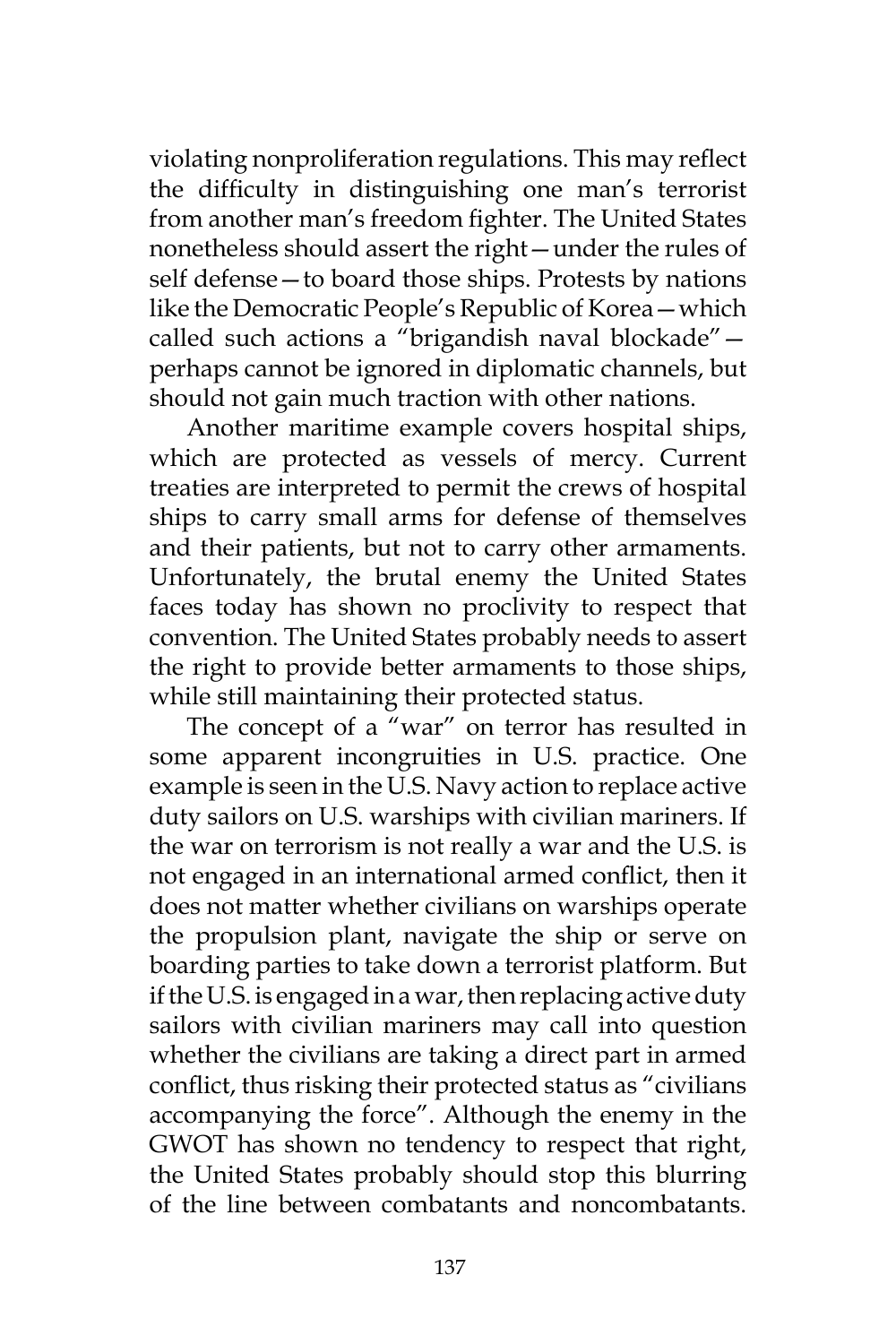violating nonproliferation regulations. This may reflect the difficulty in distinguishing one man's terrorist from another man's freedom fighter. The United States nonetheless should assert the right—under the rules of self defense—to board those ships. Protests by nations like the Democratic People's Republic of Korea—which called such actions a "brigandish naval blockade"—perhaps cannot be ignored in diplomatic channels, but should not gain much traction with other nations.

Another maritime example covers hospital ships, which are protected as vessels of mercy. Current treaties are interpreted to permit the crews of hospital ships to carry small arms for defense of themselves and their patients, but not to carry other armaments. Unfortunately, the brutal enemy the United States faces today has shown no proclivity to respect that convention. The United States probably needs to assert the right to provide better armaments to those ships, while still maintaining their protected status.

The concept of a "war" on terror has resulted in some apparent incongruities in U.S. practice. One example is seen in the U.S. Navy action to replace active duty sailors on U.S. warships with civilian mariners. If the war on terrorism is not really a war and the U.S. is not engaged in an international armed conflict, then it does not matter whether civilians on warships operate the propulsion plant, navigate the ship or serve on boarding parties to take down a terrorist platform. But if the U.S. is engaged in a war, then replacing active duty sailors with civilian mariners may call into question whether the civilians are taking a direct part in armed conflict, thus risking their protected status as "civilians accompanying the force". Although the enemy in the GWOT has shown no tendency to respect that right, the United States probably should stop this blurring of the line between combatants and noncombatants.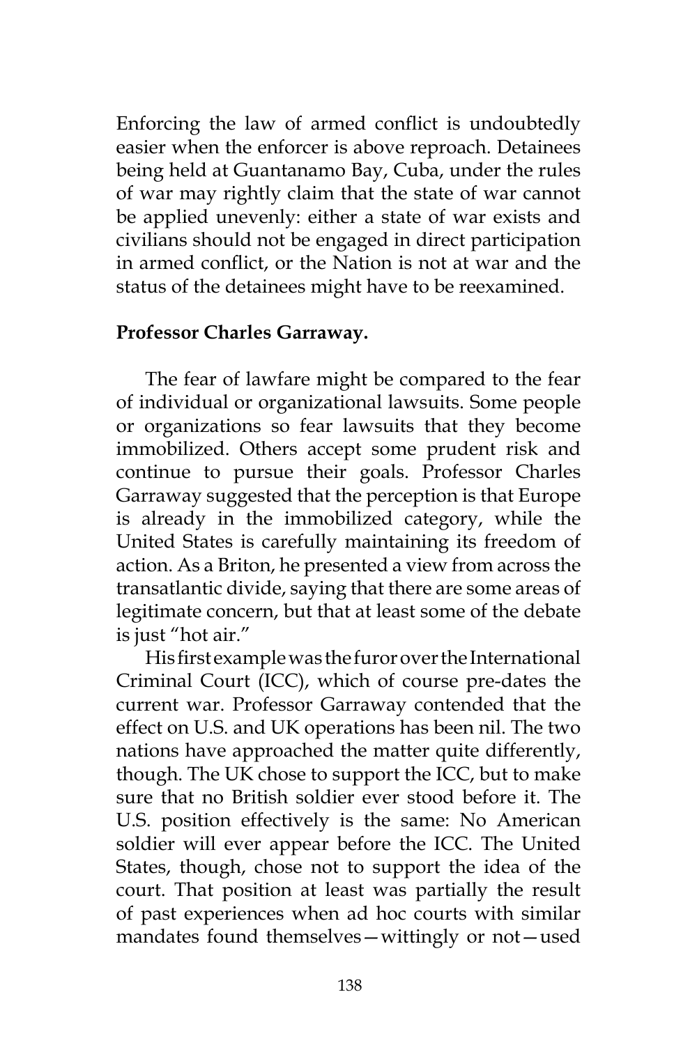Enforcing the law of armed conflict is undoubtedly easier when the enforcer is above reproach. Detainees being held at Guantanamo Bay, Cuba, under the rules of war may rightly claim that the state of war cannot be applied unevenly: either a state of war exists and civilians should not be engaged in direct participation in armed conflict, or the Nation is not at war and the status of the detainees might have to be reexamined.

**Professor Charles Garraway.**

The fear of lawfare might be compared to the fear of individual or organizational lawsuits. Some people or organizations so fear lawsuits that they become immobilized. Others accept some prudent risk and continue to pursue their goals. Professor Charles Garraway suggested that the perception is that Europe is already in the immobilized category, while the United States is carefully maintaining its freedom of action. As a Briton, he presented a view from across the transatlantic divide, saying that there are some areas of legitimate concern, but that at least some of the debate is just "hot air."

His first example was the furor over the International Criminal Court (ICC), which of course pre-dates the current war. Professor Garraway contended that the effect on U.S. and UK operations has been nil. The two nations have approached the matter quite differently, though. The UK chose to support the ICC, but to make sure that no British soldier ever stood before it. The U.S. position effectively is the same: No American soldier will ever appear before the ICC. The United States, though, chose not to support the idea of the court. That position at least was partially the result of past experiences when ad hoc courts with similar mandates found themselves—wittingly or not—used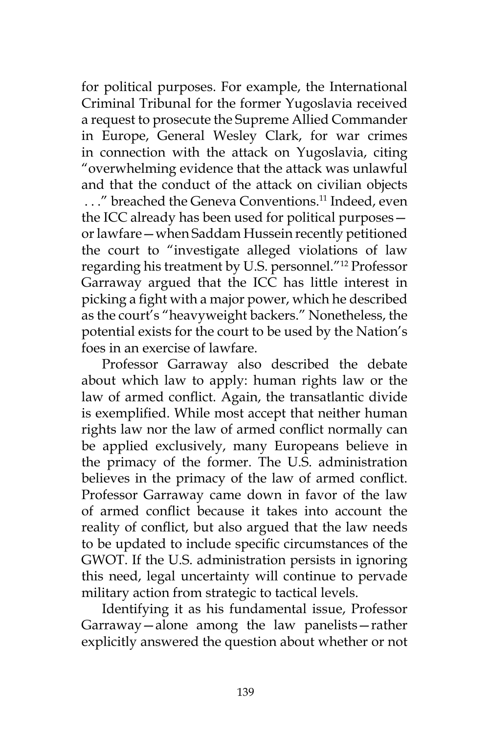for political purposes. For example, the International Criminal Tribunal for the former Yugoslavia received a request to prosecute the Supreme Allied Commander in Europe, General Wesley Clark, for war crimes in connection with the attack on Yugoslavia, citing "overwhelming evidence that the attack was unlawful and that the conduct of the attack on civilian objects . . ." breached the Geneva Conventions.[11] Indeed, even the ICC already has been used for political purposes—or lawfare—when Saddam Hussein recently petitioned the court to "investigate alleged violations of law regarding his treatment by U.S. personnel."[12] Professor Garraway argued that the ICC has little interest in picking a fight with a major power, which he described as the court's "heavyweight backers." Nonetheless, the potential exists for the court to be used by the Nation's foes in an exercise of lawfare.

Professor Garraway also described the debate about which law to apply: human rights law or the law of armed conflict. Again, the transatlantic divide is exemplified. While most accept that neither human rights law nor the law of armed conflict normally can be applied exclusively, many Europeans believe in the primacy of the former. The U.S. administration believes in the primacy of the law of armed conflict. Professor Garraway came down in favor of the law of armed conflict because it takes into account the reality of conflict, but also argued that the law needs to be updated to include specific circumstances of the GWOT. If the U.S. administration persists in ignoring this need, legal uncertainty will continue to pervade military action from strategic to tactical levels.

Identifying it as his fundamental issue, Professor Garraway—alone among the law panelists—rather explicitly answered the question about whether or not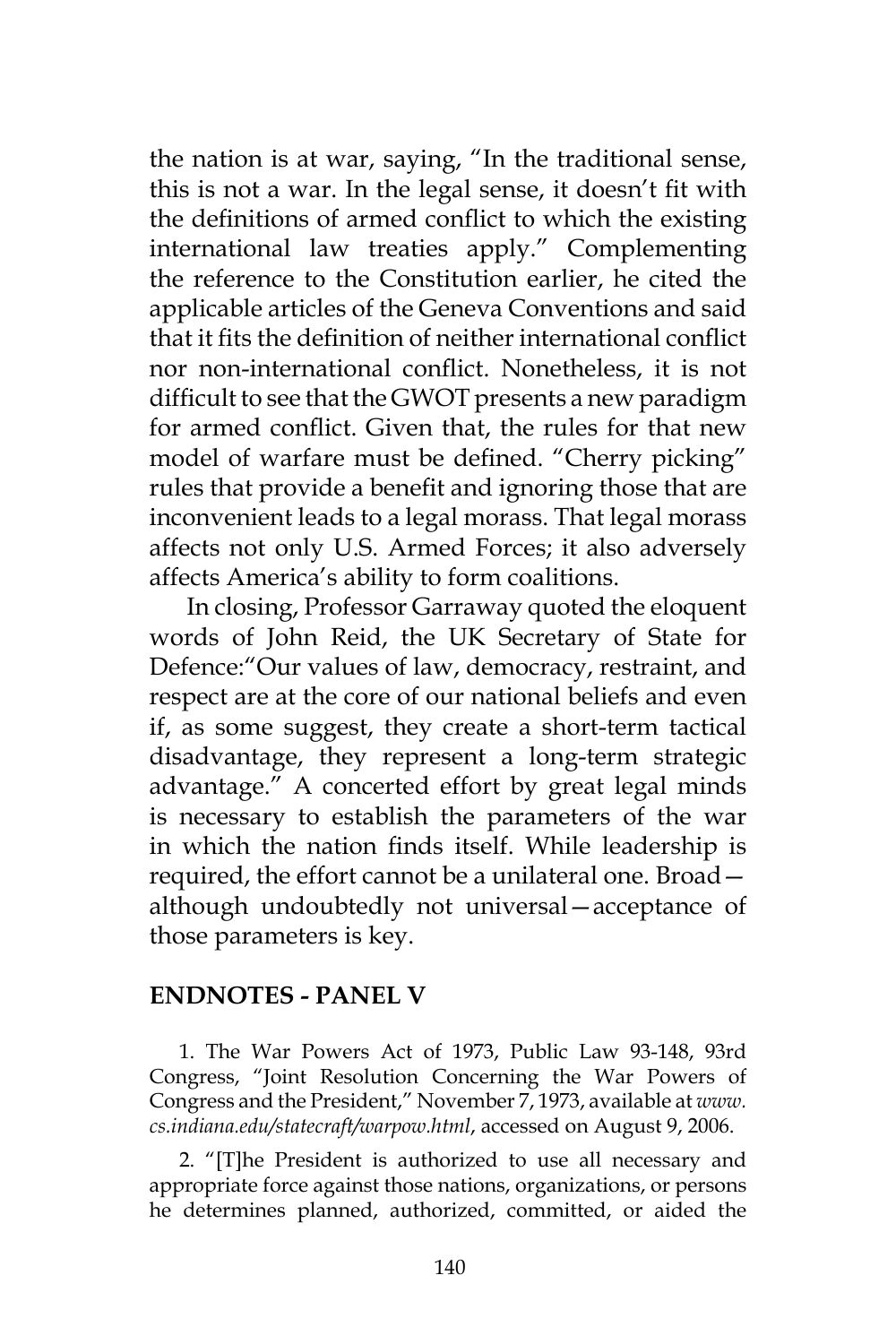the nation is at war, saying, "In the traditional sense, this is not a war. In the legal sense, it doesn't fit with the definitions of armed conflict to which the existing international law treaties apply." Complementing the reference to the Constitution earlier, he cited the applicable articles of the Geneva Conventions and said that it fits the definition of neither international conflict nor non-international conflict. Nonetheless, it is not difficult to see that the GWOT presents a new paradigm for armed conflict. Given that, the rules for that new model of warfare must be defined. "Cherry picking" rules that provide a benefit and ignoring those that are inconvenient leads to a legal morass. That legal morass affects not only U.S. Armed Forces; it also adversely affects America's ability to form coalitions.

In closing, Professor Garraway quoted the eloquent words of John Reid, the UK Secretary of State for Defence:"Our values of law, democracy, restraint, and respect are at the core of our national beliefs and even if, as some suggest, they create a short-term tactical disadvantage, they represent a long-term strategic advantage." A concerted effort by great legal minds is necessary to establish the parameters of the war in which the nation finds itself. While leadership is required, the effort cannot be a unilateral one. Broad—although undoubtedly not universal—acceptance of those parameters is key.

## ENDNOTES - PANEL V

1. The War Powers Act of 1973, Public Law 93-148, 93rd Congress, "Joint Resolution Concerning the War Powers of Congress and the President," November 7, 1973, available at *www.cs.indiana.edu/statecraft/warpow.html*, accessed on August 9, 2006.

2. "[T]he President is authorized to use all necessary and appropriate force against those nations, organizations, or persons he determines planned, authorized, committed, or aided the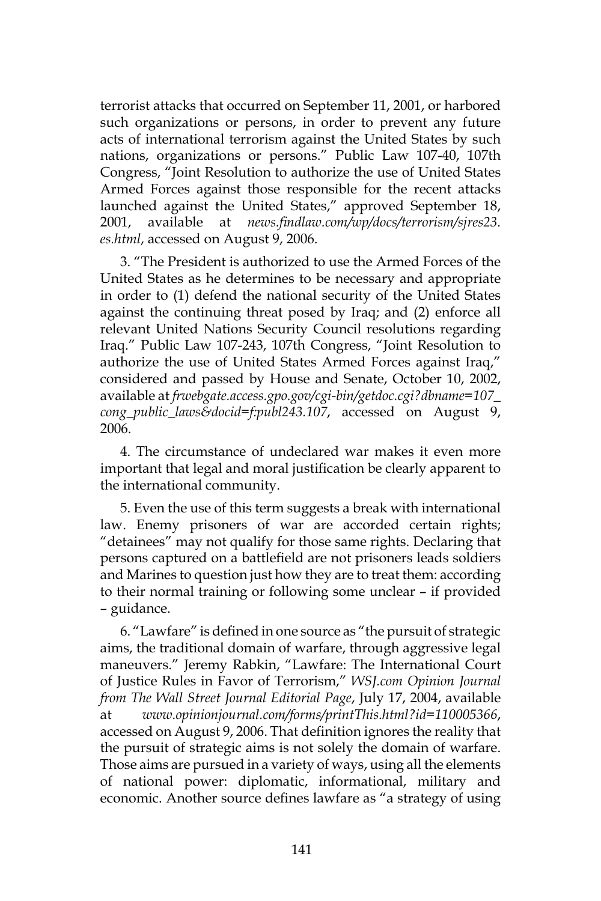terrorist attacks that occurred on September 11, 2001, or harbored such organizations or persons, in order to prevent any future acts of international terrorism against the United States by such nations, organizations or persons." Public Law 107-40, 107th Congress, "Joint Resolution to authorize the use of United States Armed Forces against those responsible for the recent attacks launched against the United States," approved September 18, 2001, available at *news.findlaw.com/wp/docs/terrorism/sjres23.es.html*, accessed on August 9, 2006.

3. "The President is authorized to use the Armed Forces of the United States as he determines to be necessary and appropriate in order to (1) defend the national security of the United States against the continuing threat posed by Iraq; and (2) enforce all relevant United Nations Security Council resolutions regarding Iraq." Public Law 107-243, 107th Congress, "Joint Resolution to authorize the use of United States Armed Forces against Iraq," considered and passed by House and Senate, October 10, 2002, available at *frwebgate.access.gpo.gov/cgi-bin/getdoc.cgi?dbname=107_cong_public_laws&docid=f:publ243.107*, accessed on August 9, 2006.

4. The circumstance of undeclared war makes it even more important that legal and moral justification be clearly apparent to the international community.

5. Even the use of this term suggests a break with international law. Enemy prisoners of war are accorded certain rights; "detainees" may not qualify for those same rights. Declaring that persons captured on a battlefield are not prisoners leads soldiers and Marines to question just how they are to treat them: according to their normal training or following some unclear – if provided – guidance.

6. "Lawfare" is defined in one source as "the pursuit of strategic aims, the traditional domain of warfare, through aggressive legal maneuvers." Jeremy Rabkin, "Lawfare: The International Court of Justice Rules in Favor of Terrorism," *WSJ.com Opinion Journal from The Wall Street Journal Editorial Page*, July 17, 2004, available at *www.opinionjournal.com/forms/printThis.html?id=110005366*, accessed on August 9, 2006. That definition ignores the reality that the pursuit of strategic aims is not solely the domain of warfare. Those aims are pursued in a variety of ways, using all the elements of national power: diplomatic, informational, military and economic. Another source defines lawfare as "a strategy of using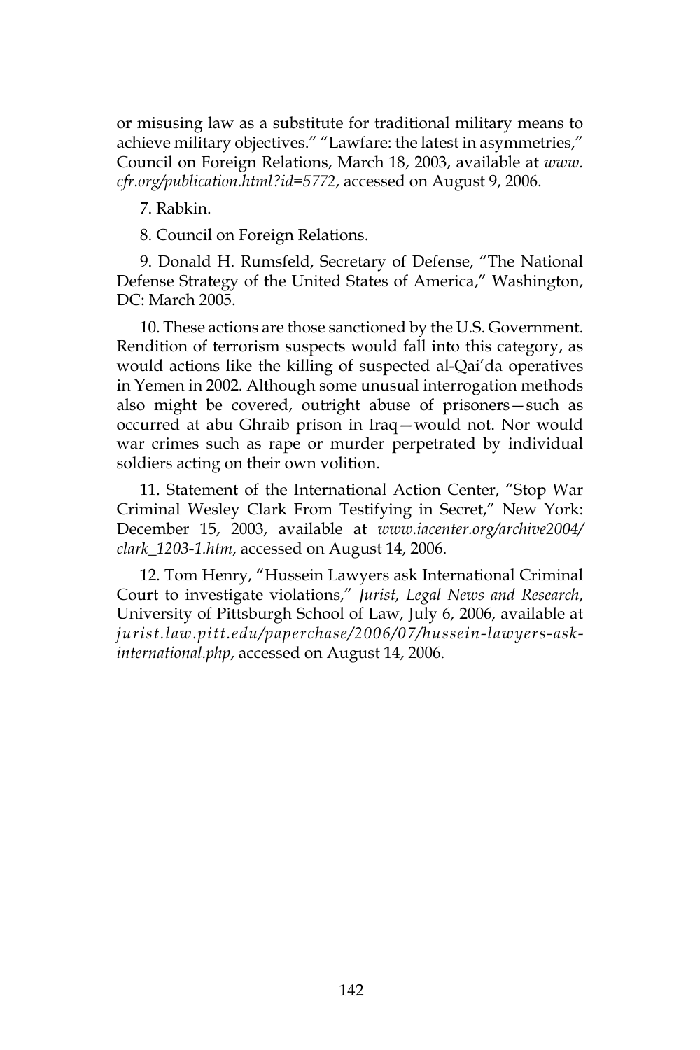or misusing law as a substitute for traditional military means to achieve military objectives." "Lawfare: the latest in asymmetries," Council on Foreign Relations, March 18, 2003, available at *www.cfr.org/publication.html?id=5772*, accessed on August 9, 2006.

7. Rabkin.

8. Council on Foreign Relations.

9. Donald H. Rumsfeld, Secretary of Defense, "The National Defense Strategy of the United States of America," Washington, DC: March 2005.

10. These actions are those sanctioned by the U.S. Government. Rendition of terrorism suspects would fall into this category, as would actions like the killing of suspected al-Qai'da operatives in Yemen in 2002. Although some unusual interrogation methods also might be covered, outright abuse of prisoners—such as occurred at abu Ghraib prison in Iraq—would not. Nor would war crimes such as rape or murder perpetrated by individual soldiers acting on their own volition.

11. Statement of the International Action Center, "Stop War Criminal Wesley Clark From Testifying in Secret," New York: December 15, 2003, available at *www.iacenter.org/archive2004/clark_1203-1.htm*, accessed on August 14, 2006.

12. Tom Henry, "Hussein Lawyers ask International Criminal Court to investigate violations," *Jurist, Legal News and Research*, University of Pittsburgh School of Law, July 6, 2006, available at *jurist.law.pitt.edu/paperchase/2006/07/hussein-lawyers-ask-international.php*, accessed on August 14, 2006.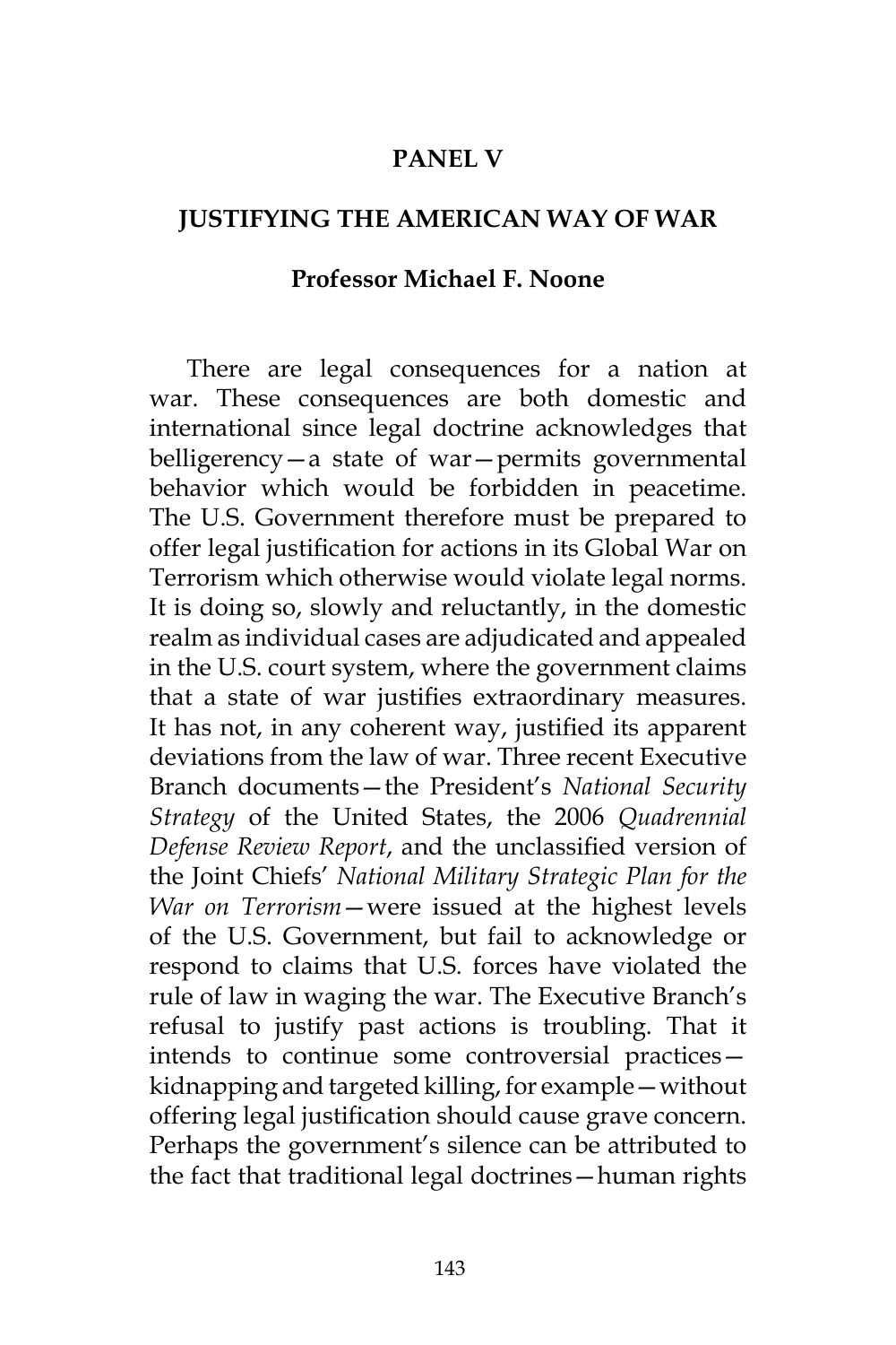# PANEL V

## JUSTIFYING THE AMERICAN WAY OF WAR

### Professor Michael F. Noone

There are legal consequences for a nation at war. These consequences are both domestic and international since legal doctrine acknowledges that belligerency—a state of war—permits governmental behavior which would be forbidden in peacetime. The U.S. Government therefore must be prepared to offer legal justification for actions in its Global War on Terrorism which otherwise would violate legal norms. It is doing so, slowly and reluctantly, in the domestic realm as individual cases are adjudicated and appealed in the U.S. court system, where the government claims that a state of war justifies extraordinary measures. It has not, in any coherent way, justified its apparent deviations from the law of war. Three recent Executive Branch documents—the President's *National Security Strategy* of the United States, the 2006 *Quadrennial Defense Review Report*, and the unclassified version of the Joint Chiefs' *National Military Strategic Plan for the War on Terrorism*—were issued at the highest levels of the U.S. Government, but fail to acknowledge or respond to claims that U.S. forces have violated the rule of law in waging the war. The Executive Branch's refusal to justify past actions is troubling. That it intends to continue some controversial practices—kidnapping and targeted killing, for example—without offering legal justification should cause grave concern. Perhaps the government's silence can be attributed to the fact that traditional legal doctrines—human rights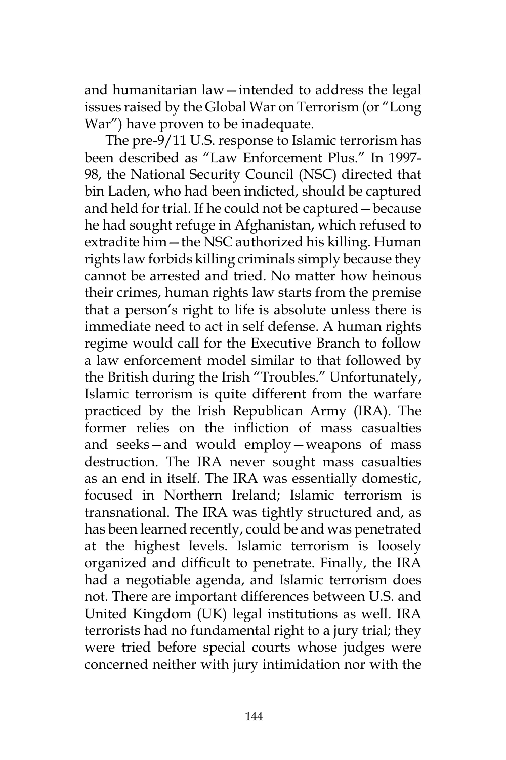and humanitarian law—intended to address the legal issues raised by the Global War on Terrorism (or "Long War") have proven to be inadequate.

The pre-9/11 U.S. response to Islamic terrorism has been described as "Law Enforcement Plus." In 1997-98, the National Security Council (NSC) directed that bin Laden, who had been indicted, should be captured and held for trial. If he could not be captured—because he had sought refuge in Afghanistan, which refused to extradite him—the NSC authorized his killing. Human rights law forbids killing criminals simply because they cannot be arrested and tried. No matter how heinous their crimes, human rights law starts from the premise that a person's right to life is absolute unless there is immediate need to act in self defense. A human rights regime would call for the Executive Branch to follow a law enforcement model similar to that followed by the British during the Irish "Troubles." Unfortunately, Islamic terrorism is quite different from the warfare practiced by the Irish Republican Army (IRA). The former relies on the infliction of mass casualties and seeks—and would employ—weapons of mass destruction. The IRA never sought mass casualties as an end in itself. The IRA was essentially domestic, focused in Northern Ireland; Islamic terrorism is transnational. The IRA was tightly structured and, as has been learned recently, could be and was penetrated at the highest levels. Islamic terrorism is loosely organized and difficult to penetrate. Finally, the IRA had a negotiable agenda, and Islamic terrorism does not. There are important differences between U.S. and United Kingdom (UK) legal institutions as well. IRA terrorists had no fundamental right to a jury trial; they were tried before special courts whose judges were concerned neither with jury intimidation nor with the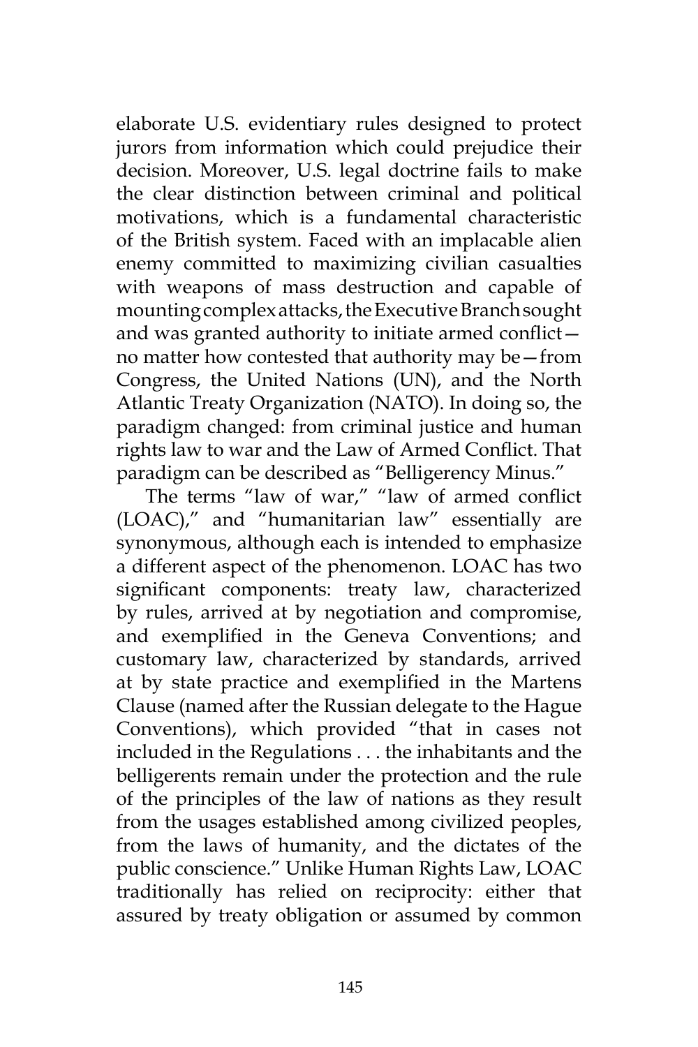elaborate U.S. evidentiary rules designed to protect jurors from information which could prejudice their decision. Moreover, U.S. legal doctrine fails to make the clear distinction between criminal and political motivations, which is a fundamental characteristic of the British system. Faced with an implacable alien enemy committed to maximizing civilian casualties with weapons of mass destruction and capable of mounting complex attacks, the Executive Branch sought and was granted authority to initiate armed conflict—no matter how contested that authority may be—from Congress, the United Nations (UN), and the North Atlantic Treaty Organization (NATO). In doing so, the paradigm changed: from criminal justice and human rights law to war and the Law of Armed Conflict. That paradigm can be described as "Belligerency Minus."

The terms "law of war," "law of armed conflict (LOAC)," and "humanitarian law" essentially are synonymous, although each is intended to emphasize a different aspect of the phenomenon. LOAC has two significant components: treaty law, characterized by rules, arrived at by negotiation and compromise, and exemplified in the Geneva Conventions; and customary law, characterized by standards, arrived at by state practice and exemplified in the Martens Clause (named after the Russian delegate to the Hague Conventions), which provided "that in cases not included in the Regulations . . . the inhabitants and the belligerents remain under the protection and the rule of the principles of the law of nations as they result from the usages established among civilized peoples, from the laws of humanity, and the dictates of the public conscience." Unlike Human Rights Law, LOAC traditionally has relied on reciprocity: either that assured by treaty obligation or assumed by common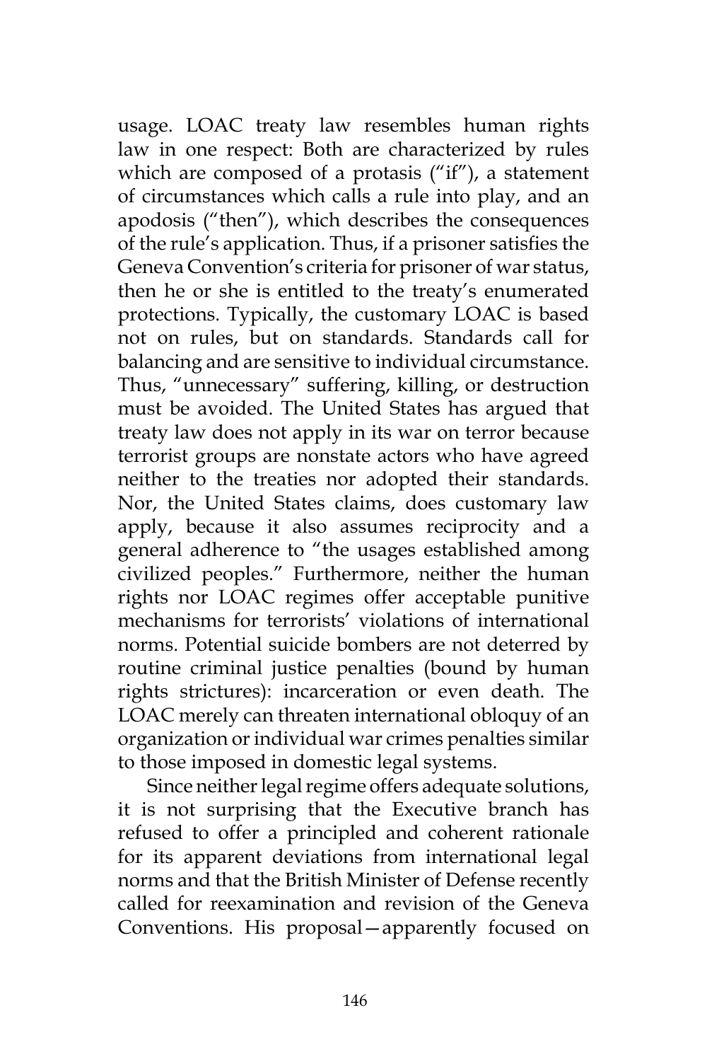usage. LOAC treaty law resembles human rights law in one respect: Both are characterized by rules which are composed of a protasis ("if"), a statement of circumstances which calls a rule into play, and an apodosis ("then"), which describes the consequences of the rule's application. Thus, if a prisoner satisfies the Geneva Convention's criteria for prisoner of war status, then he or she is entitled to the treaty's enumerated protections. Typically, the customary LOAC is based not on rules, but on standards. Standards call for balancing and are sensitive to individual circumstance. Thus, "unnecessary" suffering, killing, or destruction must be avoided. The United States has argued that treaty law does not apply in its war on terror because terrorist groups are nonstate actors who have agreed neither to the treaties nor adopted their standards. Nor, the United States claims, does customary law apply, because it also assumes reciprocity and a general adherence to "the usages established among civilized peoples." Furthermore, neither the human rights nor LOAC regimes offer acceptable punitive mechanisms for terrorists' violations of international norms. Potential suicide bombers are not deterred by routine criminal justice penalties (bound by human rights strictures): incarceration or even death. The LOAC merely can threaten international obloquy of an organization or individual war crimes penalties similar to those imposed in domestic legal systems.

Since neither legal regime offers adequate solutions, it is not surprising that the Executive branch has refused to offer a principled and coherent rationale for its apparent deviations from international legal norms and that the British Minister of Defense recently called for reexamination and revision of the Geneva Conventions. His proposal—apparently focused on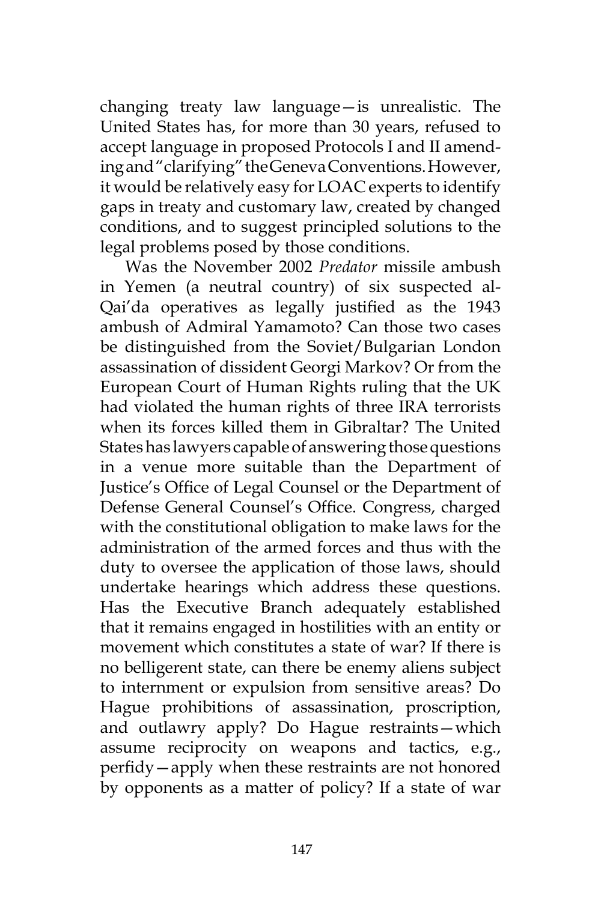changing treaty law language—is unrealistic. The United States has, for more than 30 years, refused to accept language in proposed Protocols I and II amending and "clarifying" the Geneva Conventions. However, it would be relatively easy for LOAC experts to identify gaps in treaty and customary law, created by changed conditions, and to suggest principled solutions to the legal problems posed by those conditions.

Was the November 2002 *Predator* missile ambush in Yemen (a neutral country) of six suspected al-Qai'da operatives as legally justified as the 1943 ambush of Admiral Yamamoto? Can those two cases be distinguished from the Soviet/Bulgarian London assassination of dissident Georgi Markov? Or from the European Court of Human Rights ruling that the UK had violated the human rights of three IRA terrorists when its forces killed them in Gibraltar? The United States has lawyers capable of answering those questions in a venue more suitable than the Department of Justice's Office of Legal Counsel or the Department of Defense General Counsel's Office. Congress, charged with the constitutional obligation to make laws for the administration of the armed forces and thus with the duty to oversee the application of those laws, should undertake hearings which address these questions. Has the Executive Branch adequately established that it remains engaged in hostilities with an entity or movement which constitutes a state of war? If there is no belligerent state, can there be enemy aliens subject to internment or expulsion from sensitive areas? Do Hague prohibitions of assassination, proscription, and outlawry apply? Do Hague restraints—which assume reciprocity on weapons and tactics, e.g., perfidy—apply when these restraints are not honored by opponents as a matter of policy? If a state of war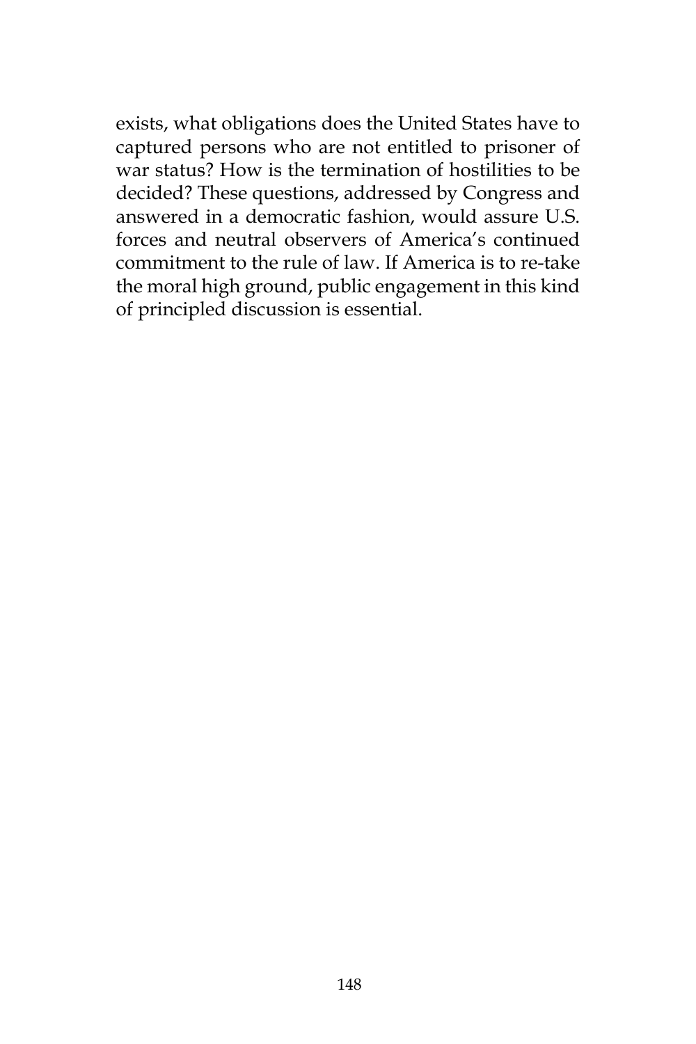exists, what obligations does the United States have to captured persons who are not entitled to prisoner of war status? How is the termination of hostilities to be decided? These questions, addressed by Congress and answered in a democratic fashion, would assure U.S. forces and neutral observers of America's continued commitment to the rule of law. If America is to re-take the moral high ground, public engagement in this kind of principled discussion is essential.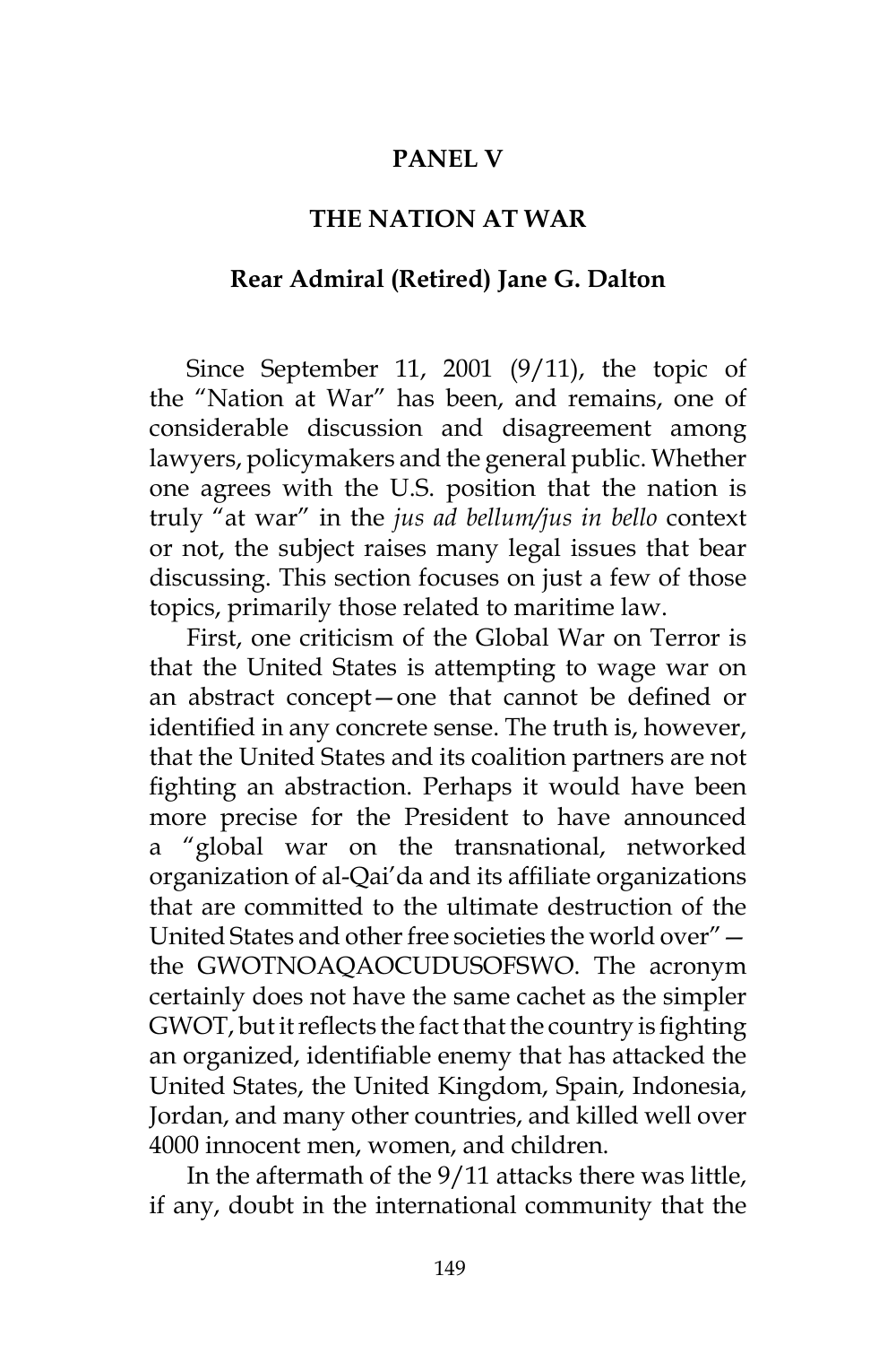# PANEL V

## THE NATION AT WAR

### Rear Admiral (Retired) Jane G. Dalton

Since September 11, 2001 (9/11), the topic of the "Nation at War" has been, and remains, one of considerable discussion and disagreement among lawyers, policymakers and the general public. Whether one agrees with the U.S. position that the nation is truly "at war" in the *jus ad bellum/jus in bello* context or not, the subject raises many legal issues that bear discussing. This section focuses on just a few of those topics, primarily those related to maritime law.

First, one criticism of the Global War on Terror is that the United States is attempting to wage war on an abstract concept—one that cannot be defined or identified in any concrete sense. The truth is, however, that the United States and its coalition partners are not fighting an abstraction. Perhaps it would have been more precise for the President to have announced a "global war on the transnational, networked organization of al-Qai'da and its affiliate organizations that are committed to the ultimate destruction of the United States and other free societies the world over"—the GWOTNOAQAOCUDUSOFSWO. The acronym certainly does not have the same cachet as the simpler GWOT, but it reflects the fact that the country is fighting an organized, identifiable enemy that has attacked the United States, the United Kingdom, Spain, Indonesia, Jordan, and many other countries, and killed well over 4000 innocent men, women, and children.

In the aftermath of the 9/11 attacks there was little, if any, doubt in the international community that the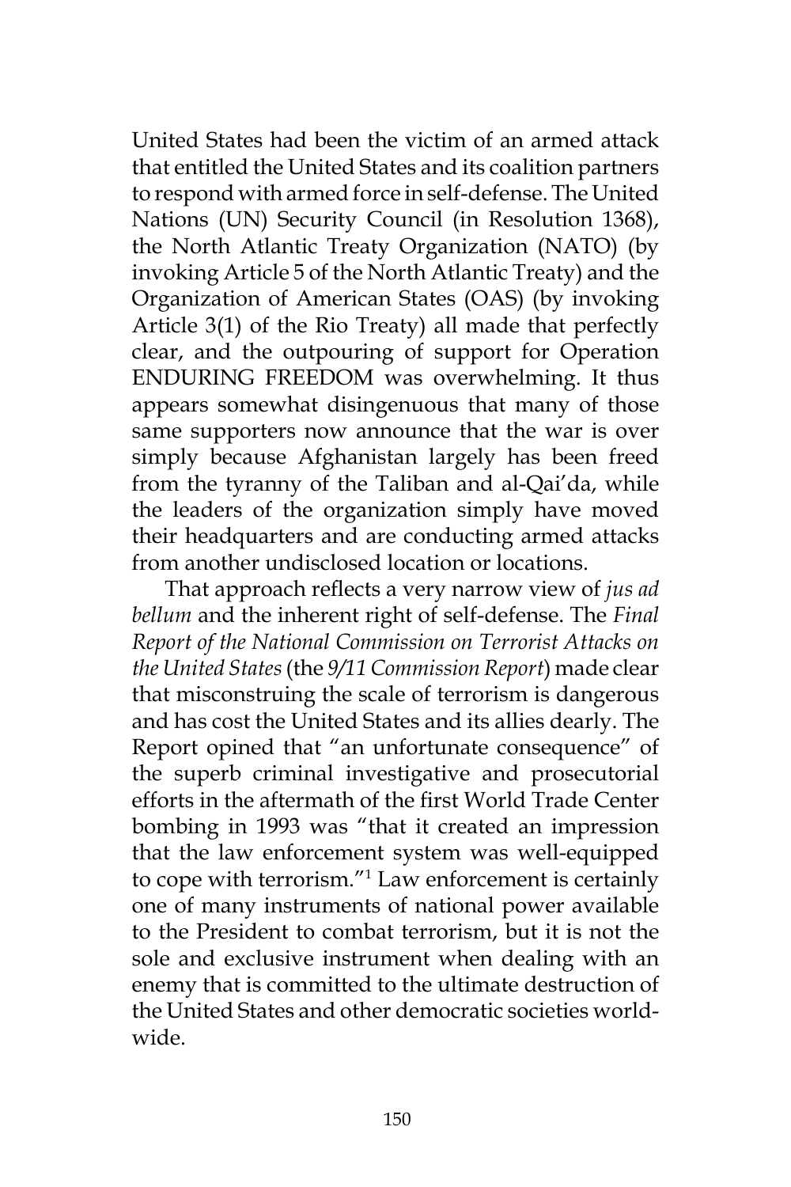United States had been the victim of an armed attack that entitled the United States and its coalition partners to respond with armed force in self-defense. The United Nations (UN) Security Council (in Resolution 1368), the North Atlantic Treaty Organization (NATO) (by invoking Article 5 of the North Atlantic Treaty) and the Organization of American States (OAS) (by invoking Article 3(1) of the Rio Treaty) all made that perfectly clear, and the outpouring of support for Operation ENDURING FREEDOM was overwhelming. It thus appears somewhat disingenuous that many of those same supporters now announce that the war is over simply because Afghanistan largely has been freed from the tyranny of the Taliban and al-Qai'da, while the leaders of the organization simply have moved their headquarters and are conducting armed attacks from another undisclosed location or locations.

That approach reflects a very narrow view of *jus ad bellum* and the inherent right of self-defense. The *Final Report of the National Commission on Terrorist Attacks on the United States* (the *9/11 Commission Report*) made clear that misconstruing the scale of terrorism is dangerous and has cost the United States and its allies dearly. The Report opined that "an unfortunate consequence" of the superb criminal investigative and prosecutorial efforts in the aftermath of the first World Trade Center bombing in 1993 was "that it created an impression that the law enforcement system was well-equipped to cope with terrorism."[1] Law enforcement is certainly one of many instruments of national power available to the President to combat terrorism, but it is not the sole and exclusive instrument when dealing with an enemy that is committed to the ultimate destruction of the United States and other democratic societies worldwide.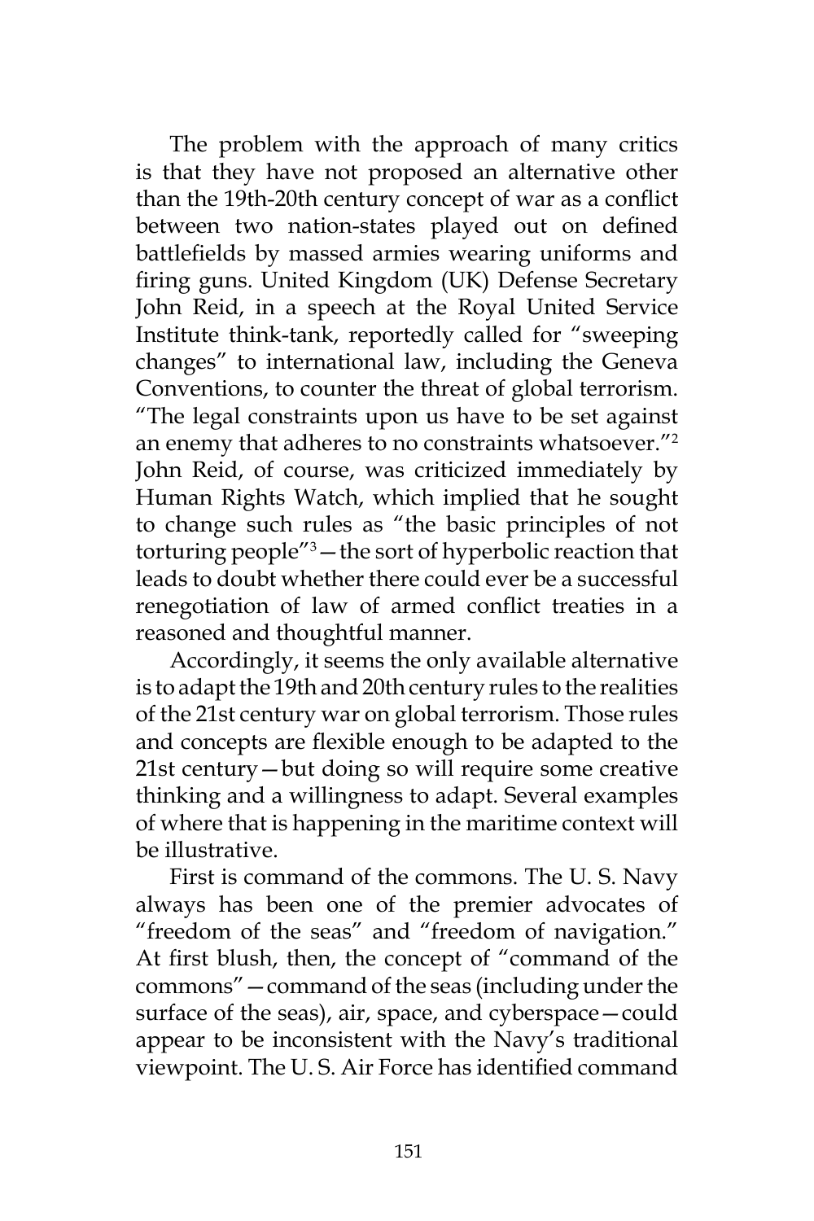The problem with the approach of many critics is that they have not proposed an alternative other than the 19th-20th century concept of war as a conflict between two nation-states played out on defined battlefields by massed armies wearing uniforms and firing guns. United Kingdom (UK) Defense Secretary John Reid, in a speech at the Royal United Service Institute think-tank, reportedly called for "sweeping changes" to international law, including the Geneva Conventions, to counter the threat of global terrorism. "The legal constraints upon us have to be set against an enemy that adheres to no constraints whatsoever."[2] John Reid, of course, was criticized immediately by Human Rights Watch, which implied that he sought to change such rules as "the basic principles of not torturing people"[3]—the sort of hyperbolic reaction that leads to doubt whether there could ever be a successful renegotiation of law of armed conflict treaties in a reasoned and thoughtful manner.

Accordingly, it seems the only available alternative is to adapt the 19th and 20th century rules to the realities of the 21st century war on global terrorism. Those rules and concepts are flexible enough to be adapted to the 21st century—but doing so will require some creative thinking and a willingness to adapt. Several examples of where that is happening in the maritime context will be illustrative.

First is command of the commons. The U. S. Navy always has been one of the premier advocates of "freedom of the seas" and "freedom of navigation." At first blush, then, the concept of "command of the commons"—command of the seas (including under the surface of the seas), air, space, and cyberspace—could appear to be inconsistent with the Navy's traditional viewpoint. The U. S. Air Force has identified command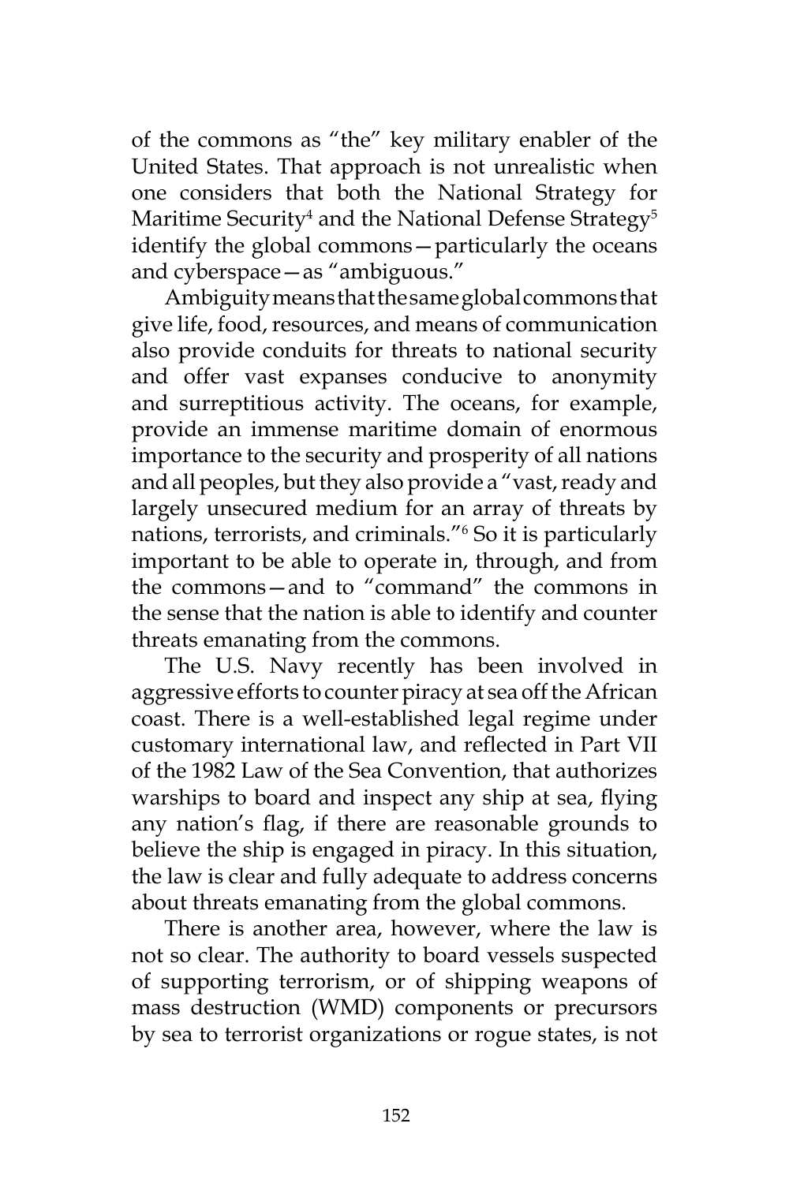of the commons as "the" key military enabler of the United States. That approach is not unrealistic when one considers that both the National Strategy for Maritime Security[4] and the National Defense Strategy[5] identify the global commons—particularly the oceans and cyberspace—as "ambiguous."

Ambiguity means that the same global commons that give life, food, resources, and means of communication also provide conduits for threats to national security and offer vast expanses conducive to anonymity and surreptitious activity. The oceans, for example, provide an immense maritime domain of enormous importance to the security and prosperity of all nations and all peoples, but they also provide a "vast, ready and largely unsecured medium for an array of threats by nations, terrorists, and criminals."[6] So it is particularly important to be able to operate in, through, and from the commons—and to "command" the commons in the sense that the nation is able to identify and counter threats emanating from the commons.

The U.S. Navy recently has been involved in aggressive efforts to counter piracy at sea off the African coast. There is a well-established legal regime under customary international law, and reflected in Part VII of the 1982 Law of the Sea Convention, that authorizes warships to board and inspect any ship at sea, flying any nation's flag, if there are reasonable grounds to believe the ship is engaged in piracy. In this situation, the law is clear and fully adequate to address concerns about threats emanating from the global commons.

There is another area, however, where the law is not so clear. The authority to board vessels suspected of supporting terrorism, or of shipping weapons of mass destruction (WMD) components or precursors by sea to terrorist organizations or rogue states, is not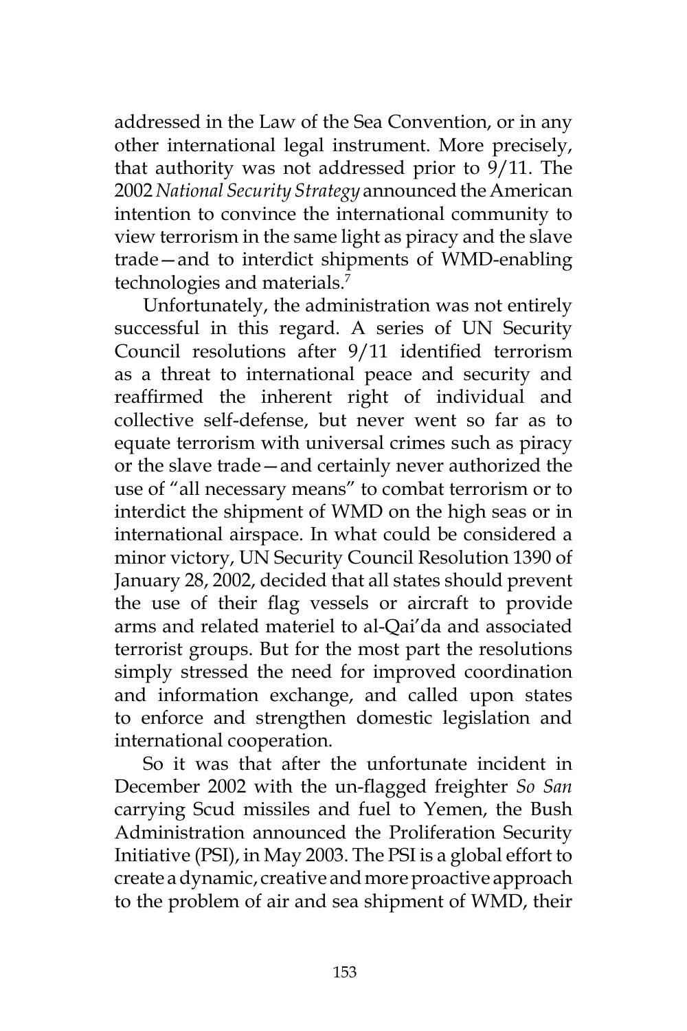addressed in the Law of the Sea Convention, or in any other international legal instrument. More precisely, that authority was not addressed prior to 9/11. The 2002 *National Security Strategy* announced the American intention to convince the international community to view terrorism in the same light as piracy and the slave trade—and to interdict shipments of WMD-enabling technologies and materials.[7]

Unfortunately, the administration was not entirely successful in this regard. A series of UN Security Council resolutions after 9/11 identified terrorism as a threat to international peace and security and reaffirmed the inherent right of individual and collective self-defense, but never went so far as to equate terrorism with universal crimes such as piracy or the slave trade—and certainly never authorized the use of "all necessary means" to combat terrorism or to interdict the shipment of WMD on the high seas or in international airspace. In what could be considered a minor victory, UN Security Council Resolution 1390 of January 28, 2002, decided that all states should prevent the use of their flag vessels or aircraft to provide arms and related materiel to al-Qai'da and associated terrorist groups. But for the most part the resolutions simply stressed the need for improved coordination and information exchange, and called upon states to enforce and strengthen domestic legislation and international cooperation.

So it was that after the unfortunate incident in December 2002 with the un-flagged freighter *So San* carrying Scud missiles and fuel to Yemen, the Bush Administration announced the Proliferation Security Initiative (PSI), in May 2003. The PSI is a global effort to create a dynamic, creative and more proactive approach to the problem of air and sea shipment of WMD, their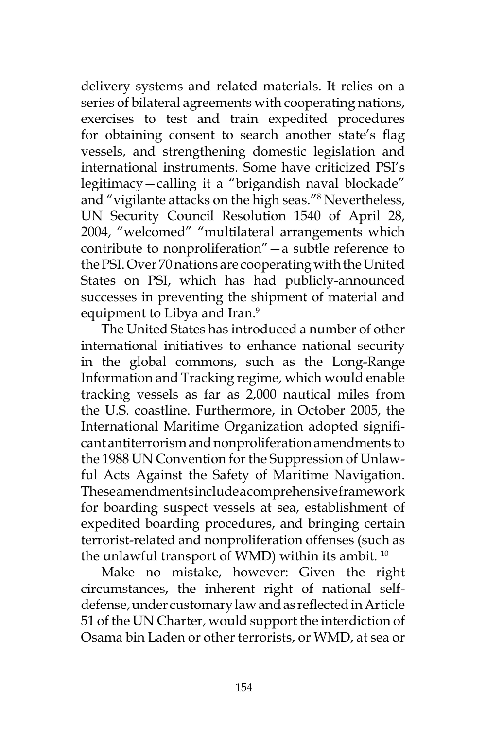delivery systems and related materials. It relies on a series of bilateral agreements with cooperating nations, exercises to test and train expedited procedures for obtaining consent to search another state's flag vessels, and strengthening domestic legislation and international instruments. Some have criticized PSI's legitimacy—calling it a "brigandish naval blockade" and "vigilante attacks on the high seas."[8] Nevertheless, UN Security Council Resolution 1540 of April 28, 2004, "welcomed" "multilateral arrangements which contribute to nonproliferation"—a subtle reference to the PSI. Over 70 nations are cooperating with the United States on PSI, which has had publicly-announced successes in preventing the shipment of material and equipment to Libya and Iran.[9]

The United States has introduced a number of other international initiatives to enhance national security in the global commons, such as the Long-Range Information and Tracking regime, which would enable tracking vessels as far as 2,000 nautical miles from the U.S. coastline. Furthermore, in October 2005, the International Maritime Organization adopted significant antiterrorism and nonproliferation amendments to the 1988 UN Convention for the Suppression of Unlawful Acts Against the Safety of Maritime Navigation. These amendments include a comprehensive framework for boarding suspect vessels at sea, establishment of expedited boarding procedures, and bringing certain terrorist-related and nonproliferation offenses (such as the unlawful transport of WMD) within its ambit.[10]

Make no mistake, however: Given the right circumstances, the inherent right of national self-defense, under customary law and as reflected in Article 51 of the UN Charter, would support the interdiction of Osama bin Laden or other terrorists, or WMD, at sea or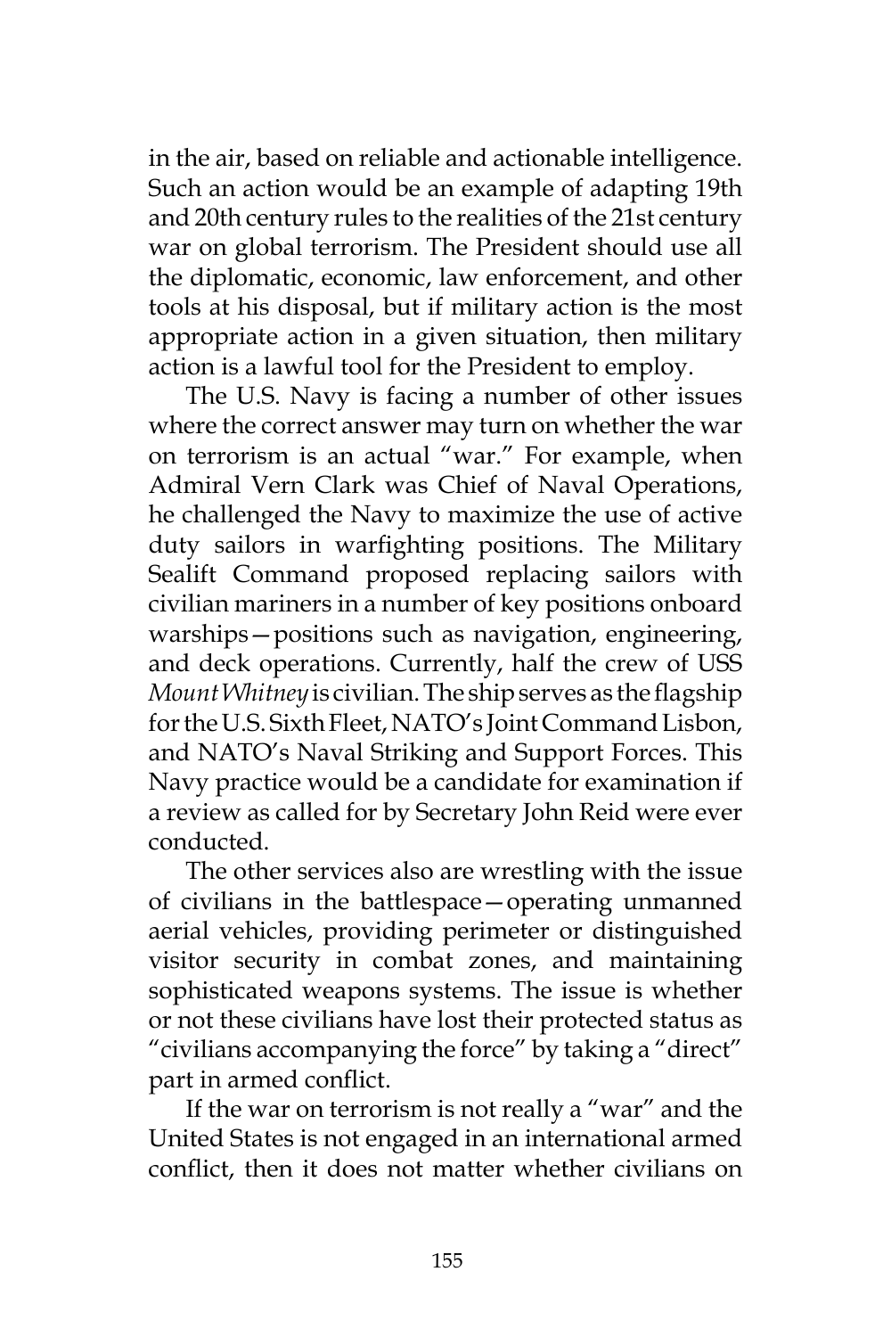in the air, based on reliable and actionable intelligence. Such an action would be an example of adapting 19th and 20th century rules to the realities of the 21st century war on global terrorism. The President should use all the diplomatic, economic, law enforcement, and other tools at his disposal, but if military action is the most appropriate action in a given situation, then military action is a lawful tool for the President to employ.

The U.S. Navy is facing a number of other issues where the correct answer may turn on whether the war on terrorism is an actual "war." For example, when Admiral Vern Clark was Chief of Naval Operations, he challenged the Navy to maximize the use of active duty sailors in warfighting positions. The Military Sealift Command proposed replacing sailors with civilian mariners in a number of key positions onboard warships—positions such as navigation, engineering, and deck operations. Currently, half the crew of USS *Mount Whitney* is civilian. The ship serves as the flagship for the U.S. Sixth Fleet, NATO's Joint Command Lisbon, and NATO's Naval Striking and Support Forces. This Navy practice would be a candidate for examination if a review as called for by Secretary John Reid were ever conducted.

The other services also are wrestling with the issue of civilians in the battlespace—operating unmanned aerial vehicles, providing perimeter or distinguished visitor security in combat zones, and maintaining sophisticated weapons systems. The issue is whether or not these civilians have lost their protected status as "civilians accompanying the force" by taking a "direct" part in armed conflict.

If the war on terrorism is not really a "war" and the United States is not engaged in an international armed conflict, then it does not matter whether civilians on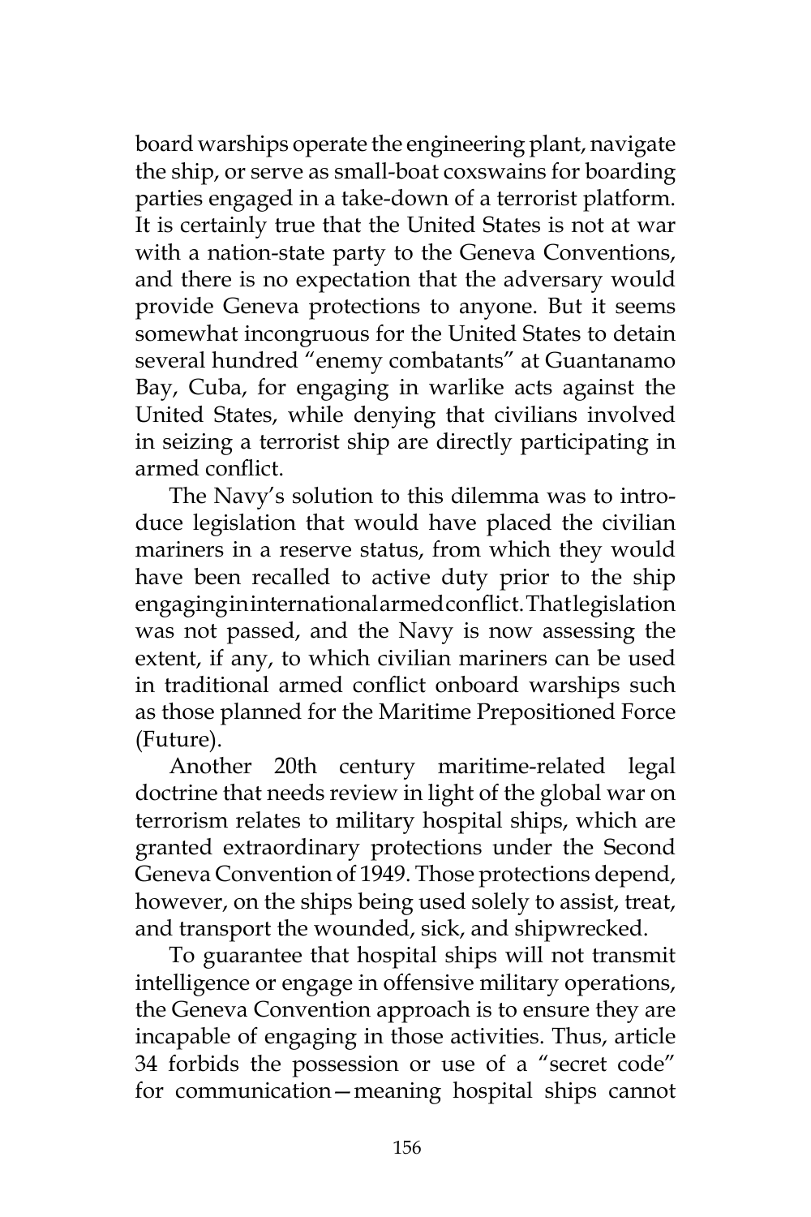board warships operate the engineering plant, navigate the ship, or serve as small-boat coxswains for boarding parties engaged in a take-down of a terrorist platform. It is certainly true that the United States is not at war with a nation-state party to the Geneva Conventions, and there is no expectation that the adversary would provide Geneva protections to anyone. But it seems somewhat incongruous for the United States to detain several hundred "enemy combatants" at Guantanamo Bay, Cuba, for engaging in warlike acts against the United States, while denying that civilians involved in seizing a terrorist ship are directly participating in armed conflict.

The Navy's solution to this dilemma was to introduce legislation that would have placed the civilian mariners in a reserve status, from which they would have been recalled to active duty prior to the ship engaging in international armed conflict. That legislation was not passed, and the Navy is now assessing the extent, if any, to which civilian mariners can be used in traditional armed conflict onboard warships such as those planned for the Maritime Prepositioned Force (Future).

Another 20th century maritime-related legal doctrine that needs review in light of the global war on terrorism relates to military hospital ships, which are granted extraordinary protections under the Second Geneva Convention of 1949. Those protections depend, however, on the ships being used solely to assist, treat, and transport the wounded, sick, and shipwrecked.

To guarantee that hospital ships will not transmit intelligence or engage in offensive military operations, the Geneva Convention approach is to ensure they are incapable of engaging in those activities. Thus, article 34 forbids the possession or use of a "secret code" for communication—meaning hospital ships cannot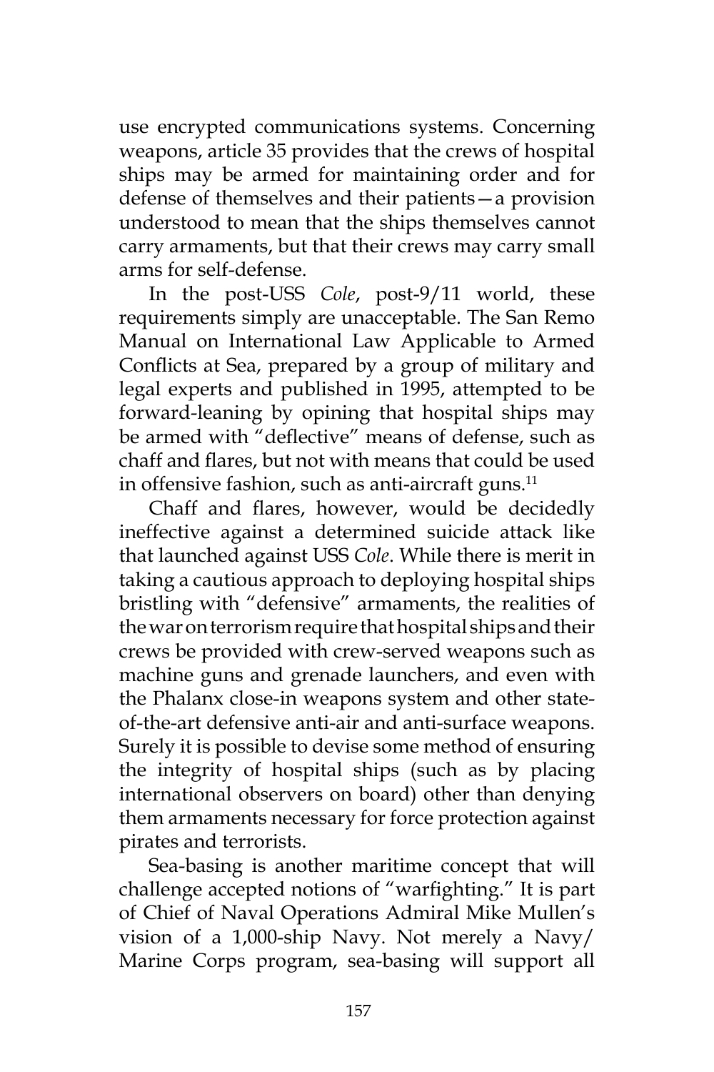use encrypted communications systems. Concerning weapons, article 35 provides that the crews of hospital ships may be armed for maintaining order and for defense of themselves and their patients—a provision understood to mean that the ships themselves cannot carry armaments, but that their crews may carry small arms for self-defense.

In the post-USS *Cole*, post-9/11 world, these requirements simply are unacceptable. The San Remo Manual on International Law Applicable to Armed Conflicts at Sea, prepared by a group of military and legal experts and published in 1995, attempted to be forward-leaning by opining that hospital ships may be armed with "deflective" means of defense, such as chaff and flares, but not with means that could be used in offensive fashion, such as anti-aircraft guns.[11]

Chaff and flares, however, would be decidedly ineffective against a determined suicide attack like that launched against USS *Cole*. While there is merit in taking a cautious approach to deploying hospital ships bristling with "defensive" armaments, the realities of the war on terrorism require that hospital ships and their crews be provided with crew-served weapons such as machine guns and grenade launchers, and even with the Phalanx close-in weapons system and other state-of-the-art defensive anti-air and anti-surface weapons. Surely it is possible to devise some method of ensuring the integrity of hospital ships (such as by placing international observers on board) other than denying them armaments necessary for force protection against pirates and terrorists.

Sea-basing is another maritime concept that will challenge accepted notions of "warfighting." It is part of Chief of Naval Operations Admiral Mike Mullen's vision of a 1,000-ship Navy. Not merely a Navy/Marine Corps program, sea-basing will support all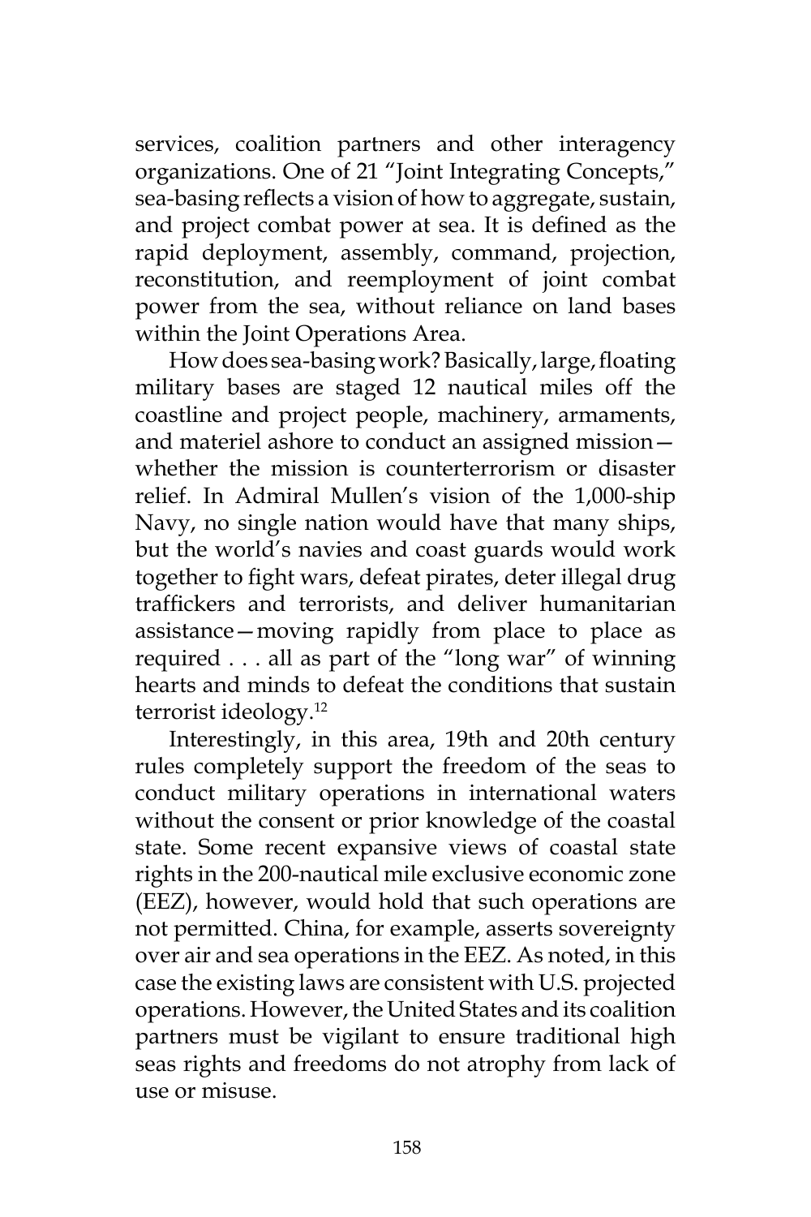services, coalition partners and other interagency organizations. One of 21 "Joint Integrating Concepts," sea-basing reflects a vision of how to aggregate, sustain, and project combat power at sea. It is defined as the rapid deployment, assembly, command, projection, reconstitution, and reemployment of joint combat power from the sea, without reliance on land bases within the Joint Operations Area.

How does sea-basing work? Basically, large, floating military bases are staged 12 nautical miles off the coastline and project people, machinery, armaments, and materiel ashore to conduct an assigned mission—whether the mission is counterterrorism or disaster relief. In Admiral Mullen's vision of the 1,000-ship Navy, no single nation would have that many ships, but the world's navies and coast guards would work together to fight wars, defeat pirates, deter illegal drug traffickers and terrorists, and deliver humanitarian assistance—moving rapidly from place to place as required . . . all as part of the "long war" of winning hearts and minds to defeat the conditions that sustain terrorist ideology.[12]

Interestingly, in this area, 19th and 20th century rules completely support the freedom of the seas to conduct military operations in international waters without the consent or prior knowledge of the coastal state. Some recent expansive views of coastal state rights in the 200-nautical mile exclusive economic zone (EEZ), however, would hold that such operations are not permitted. China, for example, asserts sovereignty over air and sea operations in the EEZ. As noted, in this case the existing laws are consistent with U.S. projected operations. However, the United States and its coalition partners must be vigilant to ensure traditional high seas rights and freedoms do not atrophy from lack of use or misuse.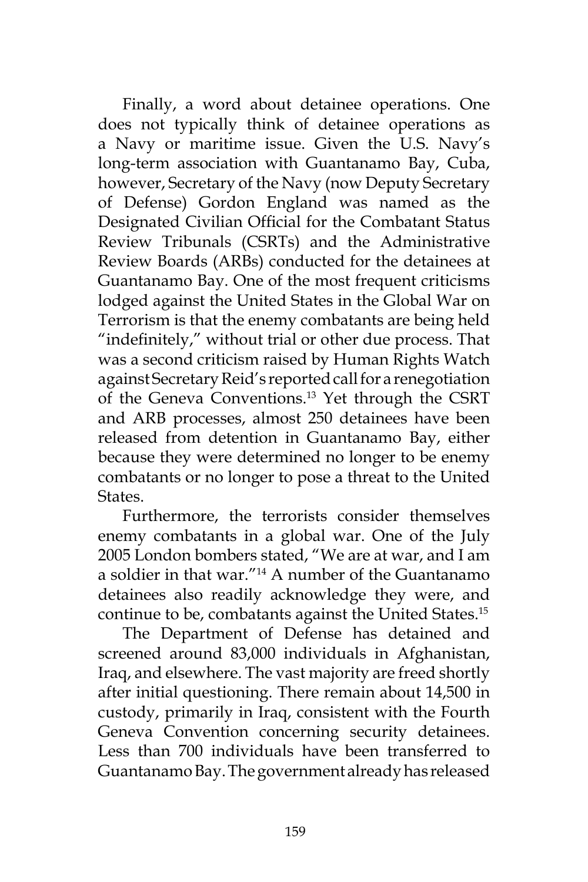Finally, a word about detainee operations. One does not typically think of detainee operations as a Navy or maritime issue. Given the U.S. Navy's long-term association with Guantanamo Bay, Cuba, however, Secretary of the Navy (now Deputy Secretary of Defense) Gordon England was named as the Designated Civilian Official for the Combatant Status Review Tribunals (CSRTs) and the Administrative Review Boards (ARBs) conducted for the detainees at Guantanamo Bay. One of the most frequent criticisms lodged against the United States in the Global War on Terrorism is that the enemy combatants are being held "indefinitely," without trial or other due process. That was a second criticism raised by Human Rights Watch against Secretary Reid's reported call for a renegotiation of the Geneva Conventions.[13] Yet through the CSRT and ARB processes, almost 250 detainees have been released from detention in Guantanamo Bay, either because they were determined no longer to be enemy combatants or no longer to pose a threat to the United States.

Furthermore, the terrorists consider themselves enemy combatants in a global war. One of the July 2005 London bombers stated, "We are at war, and I am a soldier in that war."[14] A number of the Guantanamo detainees also readily acknowledge they were, and continue to be, combatants against the United States.[15]

The Department of Defense has detained and screened around 83,000 individuals in Afghanistan, Iraq, and elsewhere. The vast majority are freed shortly after initial questioning. There remain about 14,500 in custody, primarily in Iraq, consistent with the Fourth Geneva Convention concerning security detainees. Less than 700 individuals have been transferred to Guantanamo Bay. The government already has released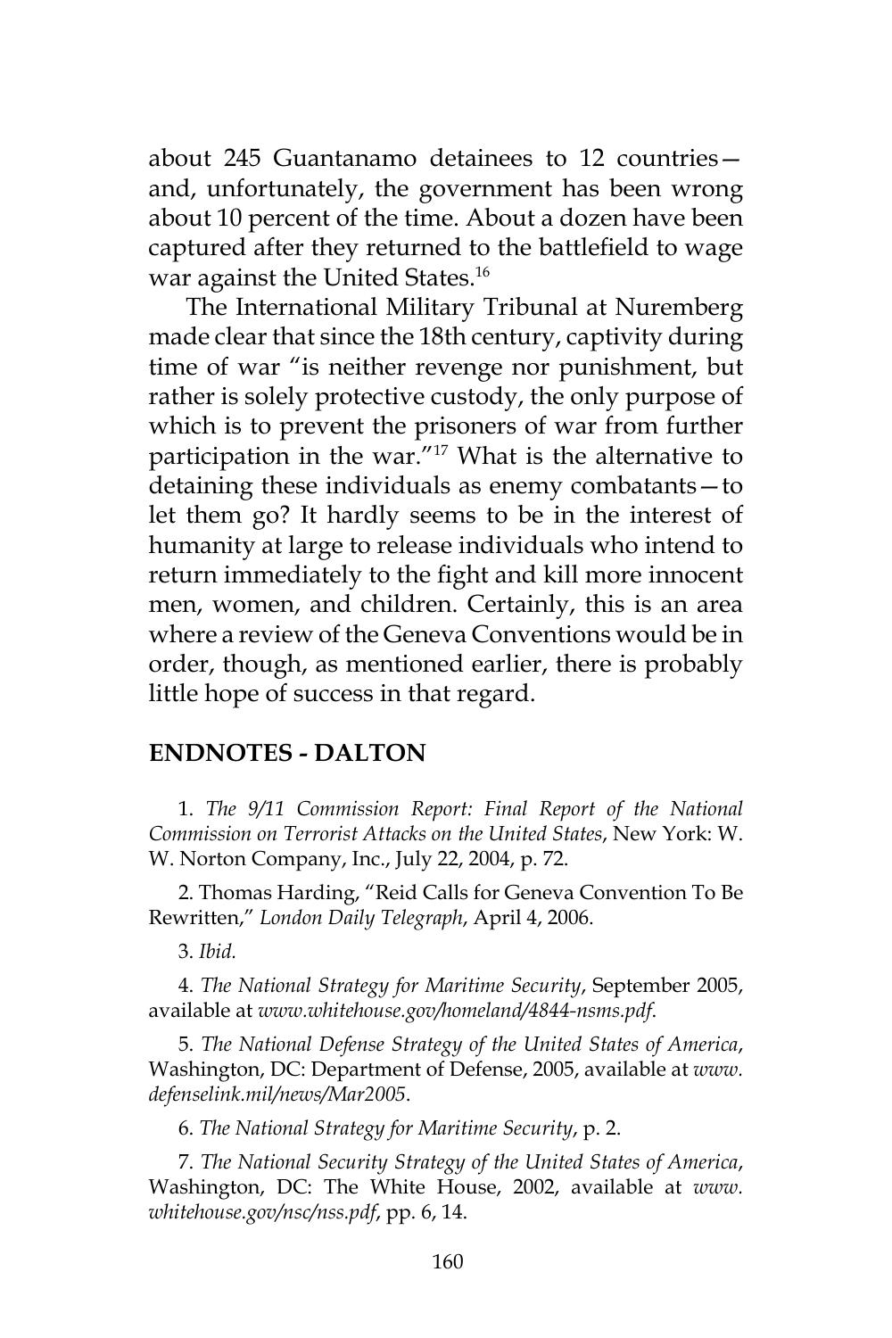about 245 Guantanamo detainees to 12 countries—and, unfortunately, the government has been wrong about 10 percent of the time. About a dozen have been captured after they returned to the battlefield to wage war against the United States.[16]

The International Military Tribunal at Nuremberg made clear that since the 18th century, captivity during time of war "is neither revenge nor punishment, but rather is solely protective custody, the only purpose of which is to prevent the prisoners of war from further participation in the war."[17] What is the alternative to detaining these individuals as enemy combatants—to let them go? It hardly seems to be in the interest of humanity at large to release individuals who intend to return immediately to the fight and kill more innocent men, women, and children. Certainly, this is an area where a review of the Geneva Conventions would be in order, though, as mentioned earlier, there is probably little hope of success in that regard.

## ENDNOTES - DALTON

1. *The 9/11 Commission Report: Final Report of the National Commission on Terrorist Attacks on the United States*, New York: W. W. Norton Company, Inc., July 22, 2004, p. 72.

2. Thomas Harding, "Reid Calls for Geneva Convention To Be Rewritten," *London Daily Telegraph*, April 4, 2006.

3. *Ibid.*

4. *The National Strategy for Maritime Security*, September 2005, available at *www.whitehouse.gov/homeland/4844-nsms.pdf*.

5. *The National Defense Strategy of the United States of America*, Washington, DC: Department of Defense, 2005, available at *www.defenselink.mil/news/Mar2005*.

6. *The National Strategy for Maritime Security*, p. 2.

7. *The National Security Strategy of the United States of America*, Washington, DC: The White House, 2002, available at *www.whitehouse.gov/nsc/nss.pdf*, pp. 6, 14.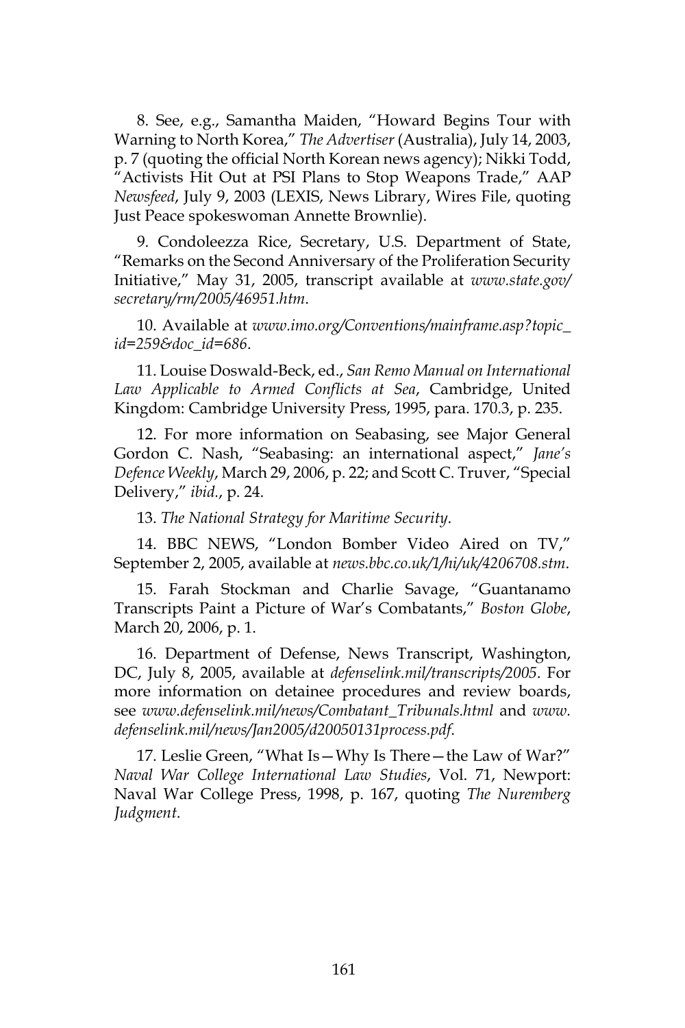8. See, e.g., Samantha Maiden, "Howard Begins Tour with Warning to North Korea," *The Advertiser* (Australia), July 14, 2003, p. 7 (quoting the official North Korean news agency); Nikki Todd, "Activists Hit Out at PSI Plans to Stop Weapons Trade," AAP *Newsfeed*, July 9, 2003 (LEXIS, News Library, Wires File, quoting Just Peace spokeswoman Annette Brownlie).

9. Condoleezza Rice, Secretary, U.S. Department of State, "Remarks on the Second Anniversary of the Proliferation Security Initiative," May 31, 2005, transcript available at *www.state.gov/secretary/rm/2005/46951.htm*.

10. Available at *www.imo.org/Conventions/mainframe.asp?topic_id=259&doc_id=686*.

11. Louise Doswald-Beck, ed., *San Remo Manual on International Law Applicable to Armed Conflicts at Sea*, Cambridge, United Kingdom: Cambridge University Press, 1995, para. 170.3, p. 235.

12. For more information on Seabasing, see Major General Gordon C. Nash, "Seabasing: an international aspect," *Jane's Defence Weekly*, March 29, 2006, p. 22; and Scott C. Truver, "Special Delivery," *ibid.*, p. 24.

13. *The National Strategy for Maritime Security*.

14. BBC NEWS, "London Bomber Video Aired on TV," September 2, 2005, available at *news.bbc.co.uk/1/hi/uk/4206708.stm*.

15. Farah Stockman and Charlie Savage, "Guantanamo Transcripts Paint a Picture of War's Combatants," *Boston Globe*, March 20, 2006, p. 1.

16. Department of Defense, News Transcript, Washington, DC, July 8, 2005, available at *defenselink.mil/transcripts/2005*. For more information on detainee procedures and review boards, see *www.defenselink.mil/news/Combatant_Tribunals.html* and *www.defenselink.mil/news/Jan2005/d20050131process.pdf*.

17. Leslie Green, "What Is—Why Is There—the Law of War?" *Naval War College International Law Studies*, Vol. 71, Newport: Naval War College Press, 1998, p. 167, quoting *The Nuremberg Judgment*.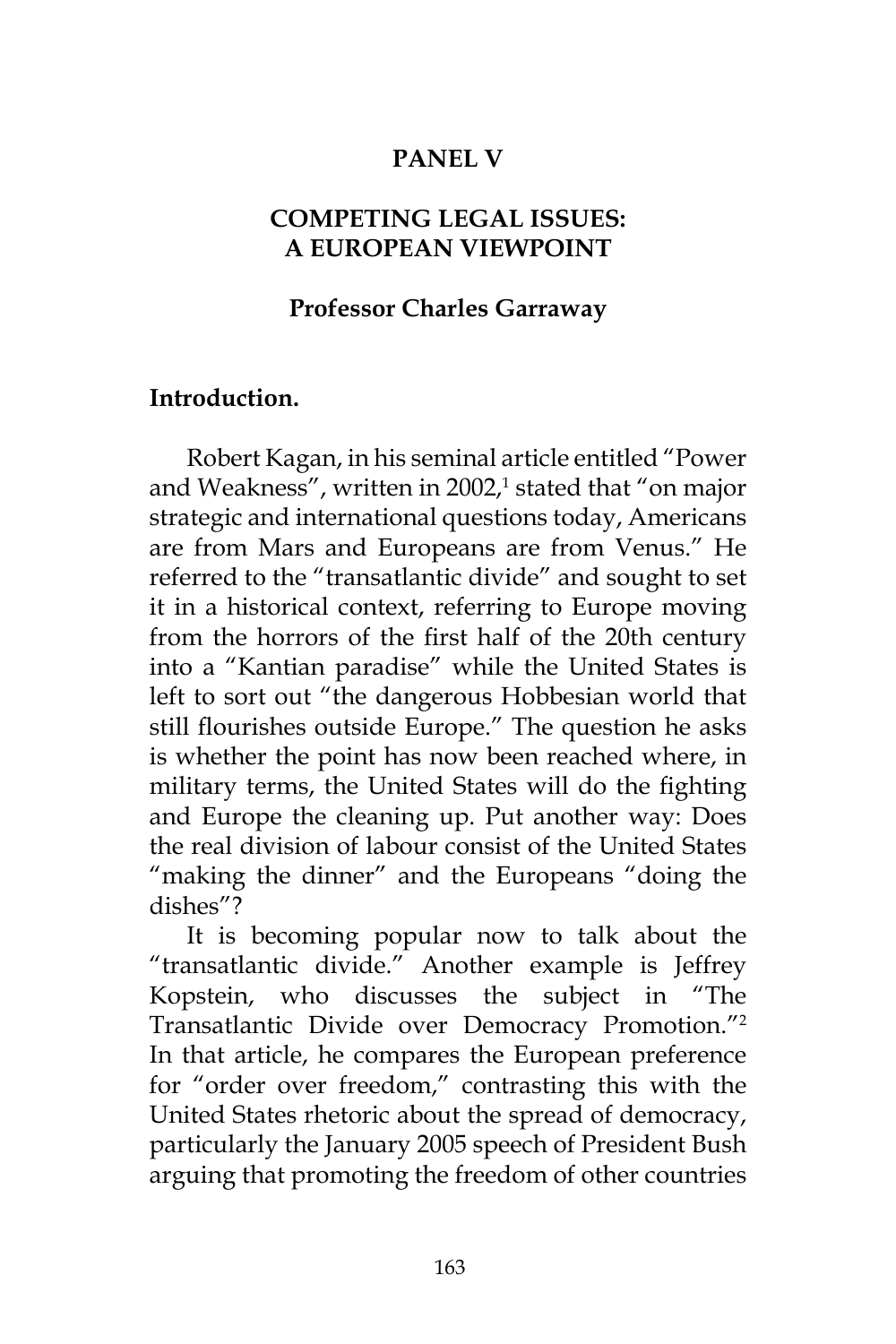# PANEL V

## COMPETING LEGAL ISSUES: A EUROPEAN VIEWPOINT

**Professor Charles Garraway**

### Introduction.

Robert Kagan, in his seminal article entitled "Power and Weakness", written in 2002,[1] stated that "on major strategic and international questions today, Americans are from Mars and Europeans are from Venus." He referred to the "transatlantic divide" and sought to set it in a historical context, referring to Europe moving from the horrors of the first half of the 20th century into a "Kantian paradise" while the United States is left to sort out "the dangerous Hobbesian world that still flourishes outside Europe." The question he asks is whether the point has now been reached where, in military terms, the United States will do the fighting and Europe the cleaning up. Put another way: Does the real division of labour consist of the United States "making the dinner" and the Europeans "doing the dishes"?

It is becoming popular now to talk about the "transatlantic divide." Another example is Jeffrey Kopstein, who discusses the subject in "The Transatlantic Divide over Democracy Promotion."[2] In that article, he compares the European preference for "order over freedom," contrasting this with the United States rhetoric about the spread of democracy, particularly the January 2005 speech of President Bush arguing that promoting the freedom of other countries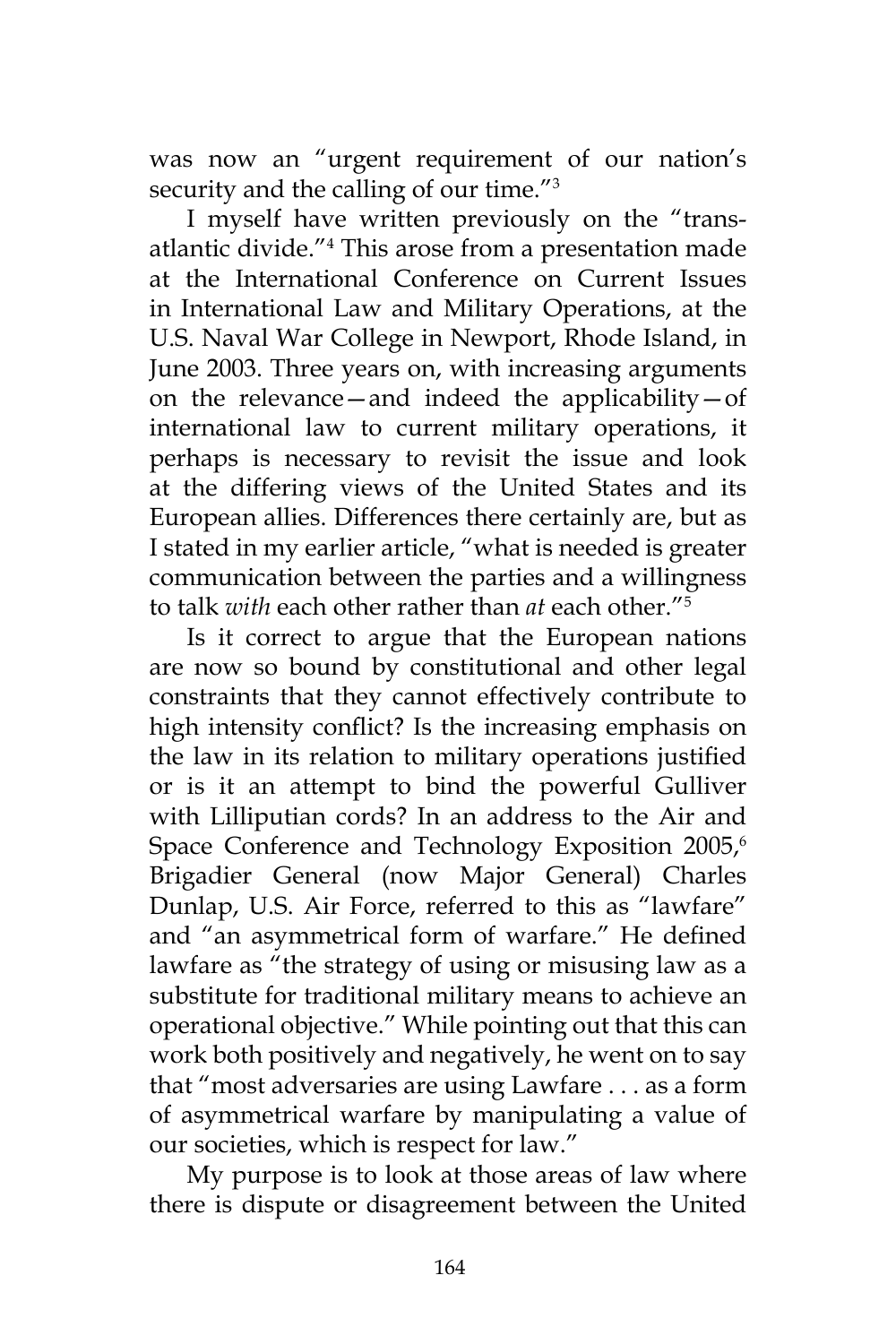was now an "urgent requirement of our nation's security and the calling of our time."[3]

I myself have written previously on the "trans-atlantic divide."[4] This arose from a presentation made at the International Conference on Current Issues in International Law and Military Operations, at the U.S. Naval War College in Newport, Rhode Island, in June 2003. Three years on, with increasing arguments on the relevance—and indeed the applicability—of international law to current military operations, it perhaps is necessary to revisit the issue and look at the differing views of the United States and its European allies. Differences there certainly are, but as I stated in my earlier article, "what is needed is greater communication between the parties and a willingness to talk *with* each other rather than *at* each other."[5]

Is it correct to argue that the European nations are now so bound by constitutional and other legal constraints that they cannot effectively contribute to high intensity conflict? Is the increasing emphasis on the law in its relation to military operations justified or is it an attempt to bind the powerful Gulliver with Lilliputian cords? In an address to the Air and Space Conference and Technology Exposition 2005,[6] Brigadier General (now Major General) Charles Dunlap, U.S. Air Force, referred to this as "lawfare" and "an asymmetrical form of warfare." He defined lawfare as "the strategy of using or misusing law as a substitute for traditional military means to achieve an operational objective." While pointing out that this can work both positively and negatively, he went on to say that "most adversaries are using Lawfare . . . as a form of asymmetrical warfare by manipulating a value of our societies, which is respect for law."

My purpose is to look at those areas of law where there is dispute or disagreement between the United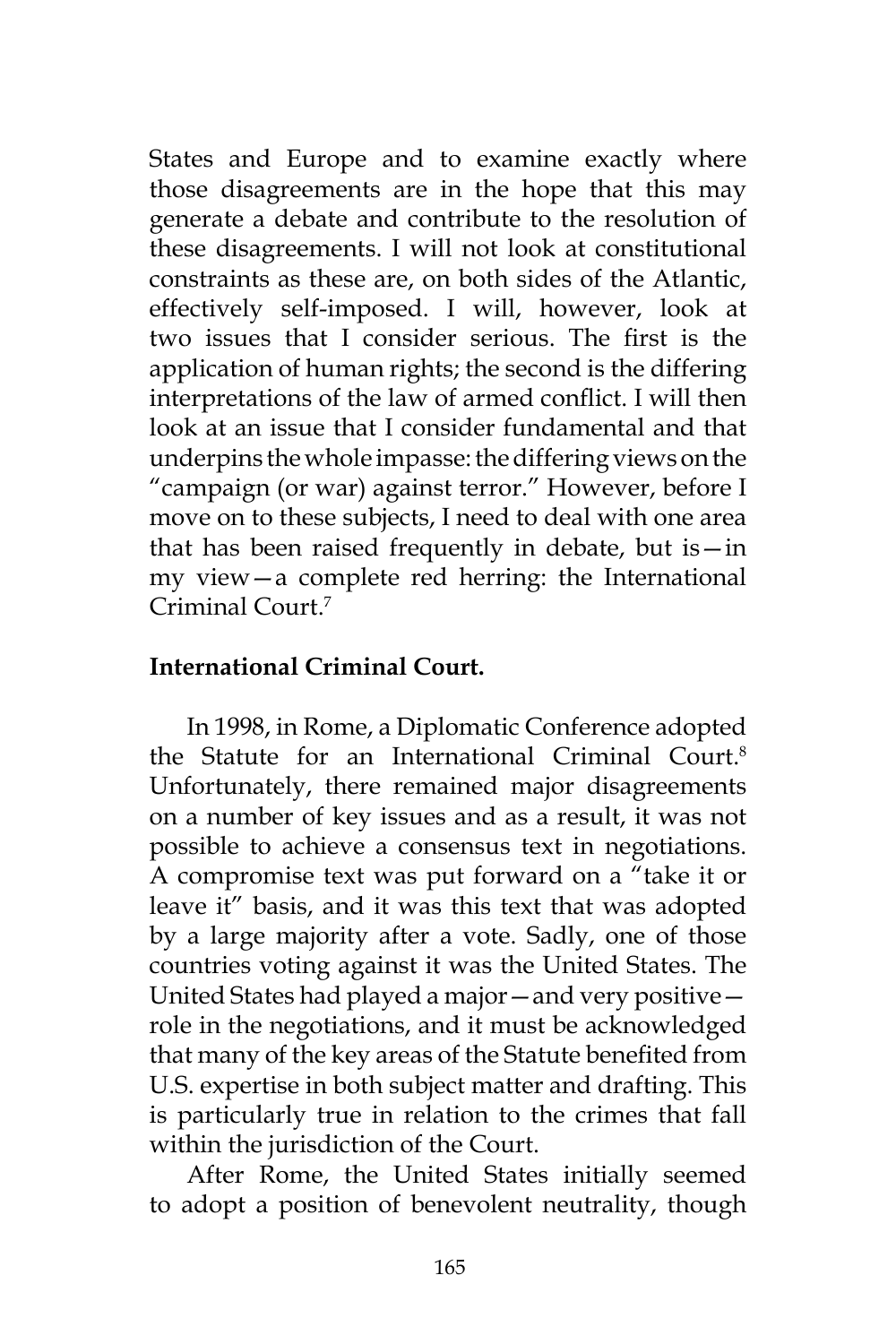States and Europe and to examine exactly where those disagreements are in the hope that this may generate a debate and contribute to the resolution of these disagreements. I will not look at constitutional constraints as these are, on both sides of the Atlantic, effectively self-imposed. I will, however, look at two issues that I consider serious. The first is the application of human rights; the second is the differing interpretations of the law of armed conflict. I will then look at an issue that I consider fundamental and that underpins the whole impasse: the differing views on the "campaign (or war) against terror." However, before I move on to these subjects, I need to deal with one area that has been raised frequently in debate, but is—in my view—a complete red herring: the International Criminal Court.[7]

**International Criminal Court.**

In 1998, in Rome, a Diplomatic Conference adopted the Statute for an International Criminal Court.[8] Unfortunately, there remained major disagreements on a number of key issues and as a result, it was not possible to achieve a consensus text in negotiations. A compromise text was put forward on a "take it or leave it" basis, and it was this text that was adopted by a large majority after a vote. Sadly, one of those countries voting against it was the United States. The United States had played a major—and very positive—role in the negotiations, and it must be acknowledged that many of the key areas of the Statute benefited from U.S. expertise in both subject matter and drafting. This is particularly true in relation to the crimes that fall within the jurisdiction of the Court.

After Rome, the United States initially seemed to adopt a position of benevolent neutrality, though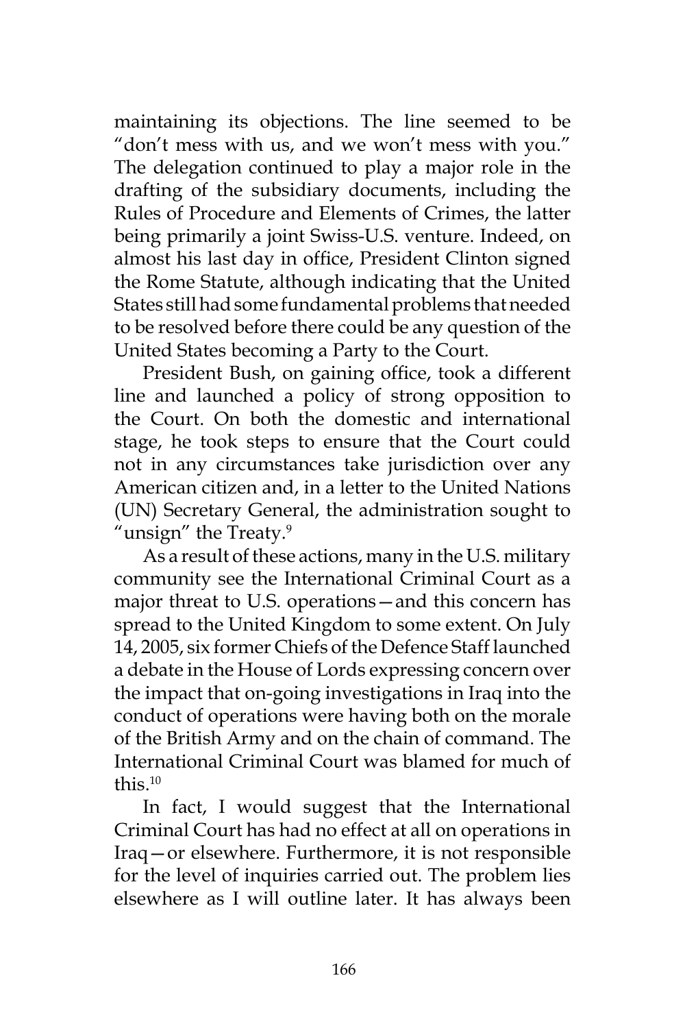maintaining its objections. The line seemed to be "don't mess with us, and we won't mess with you." The delegation continued to play a major role in the drafting of the subsidiary documents, including the Rules of Procedure and Elements of Crimes, the latter being primarily a joint Swiss-U.S. venture. Indeed, on almost his last day in office, President Clinton signed the Rome Statute, although indicating that the United States still had some fundamental problems that needed to be resolved before there could be any question of the United States becoming a Party to the Court.

President Bush, on gaining office, took a different line and launched a policy of strong opposition to the Court. On both the domestic and international stage, he took steps to ensure that the Court could not in any circumstances take jurisdiction over any American citizen and, in a letter to the United Nations (UN) Secretary General, the administration sought to "unsign" the Treaty.[9]

As a result of these actions, many in the U.S. military community see the International Criminal Court as a major threat to U.S. operations—and this concern has spread to the United Kingdom to some extent. On July 14, 2005, six former Chiefs of the Defence Staff launched a debate in the House of Lords expressing concern over the impact that on-going investigations in Iraq into the conduct of operations were having both on the morale of the British Army and on the chain of command. The International Criminal Court was blamed for much of this.[10]

In fact, I would suggest that the International Criminal Court has had no effect at all on operations in Iraq—or elsewhere. Furthermore, it is not responsible for the level of inquiries carried out. The problem lies elsewhere as I will outline later. It has always been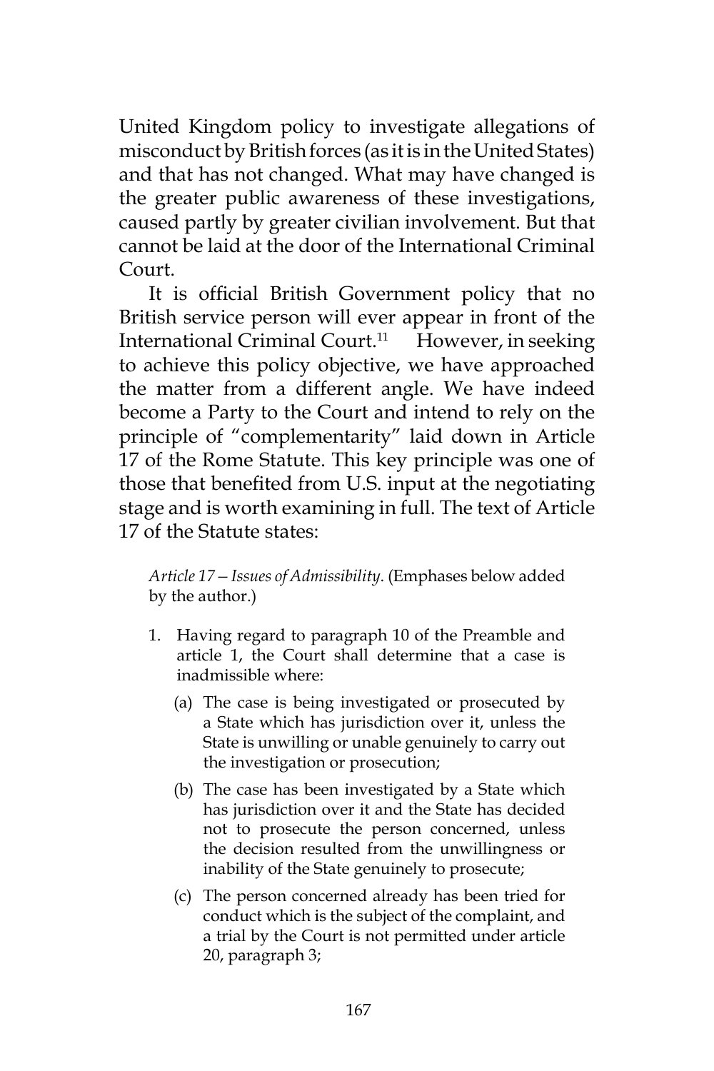United Kingdom policy to investigate allegations of misconduct by British forces (as it is in the United States) and that has not changed. What may have changed is the greater public awareness of these investigations, caused partly by greater civilian involvement. But that cannot be laid at the door of the International Criminal Court.

It is official British Government policy that no British service person will ever appear in front of the International Criminal Court.[11] However, in seeking to achieve this policy objective, we have approached the matter from a different angle. We have indeed become a Party to the Court and intend to rely on the principle of "complementarity" laid down in Article 17 of the Rome Statute. This key principle was one of those that benefited from U.S. input at the negotiating stage and is worth examining in full. The text of Article 17 of the Statute states:

> *Article 17—Issues of Admissibility.* (Emphases below added by the author.)
>
> 1. Having regard to paragraph 10 of the Preamble and article 1, the Court shall determine that a case is inadmissible where:
>    (a) The case is being investigated or prosecuted by a State which has jurisdiction over it, unless the State is unwilling or unable genuinely to carry out the investigation or prosecution;
>    (b) The case has been investigated by a State which has jurisdiction over it and the State has decided not to prosecute the person concerned, unless the decision resulted from the unwillingness or inability of the State genuinely to prosecute;
>    (c) The person concerned already has been tried for conduct which is the subject of the complaint, and a trial by the Court is not permitted under article 20, paragraph 3;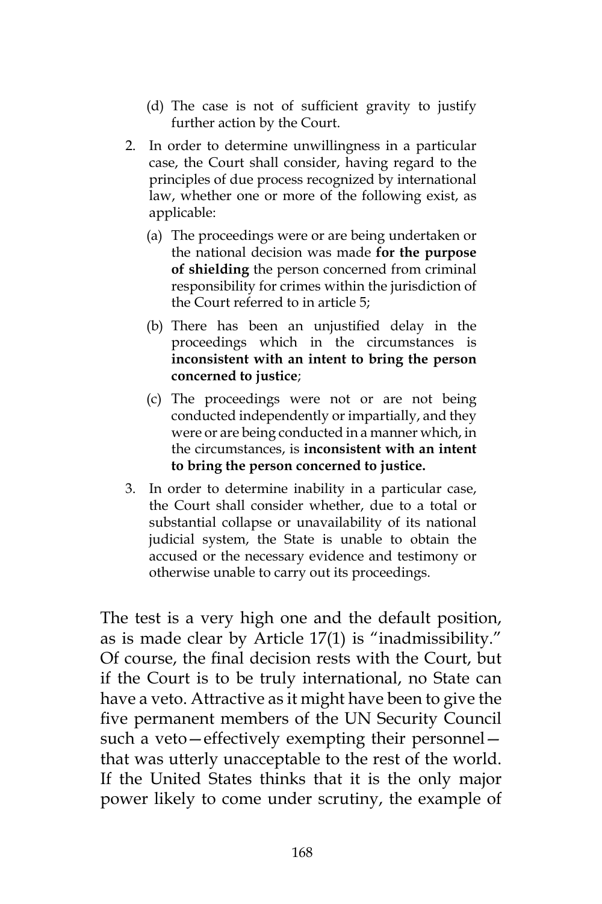(d) The case is not of sufficient gravity to justify further action by the Court.

2. In order to determine unwillingness in a particular case, the Court shall consider, having regard to the principles of due process recognized by international law, whether one or more of the following exist, as applicable:

   (a) The proceedings were or are being undertaken or the national decision was made **for the purpose of shielding** the person concerned from criminal responsibility for crimes within the jurisdiction of the Court referred to in article 5;

   (b) There has been an unjustified delay in the proceedings which in the circumstances is **inconsistent with an intent to bring the person concerned to justice**;

   (c) The proceedings were not or are not being conducted independently or impartially, and they were or are being conducted in a manner which, in the circumstances, is **inconsistent with an intent to bring the person concerned to justice.**

3. In order to determine inability in a particular case, the Court shall consider whether, due to a total or substantial collapse or unavailability of its national judicial system, the State is unable to obtain the accused or the necessary evidence and testimony or otherwise unable to carry out its proceedings.

The test is a very high one and the default position, as is made clear by Article 17(1) is "inadmissibility." Of course, the final decision rests with the Court, but if the Court is to be truly international, no State can have a veto. Attractive as it might have been to give the five permanent members of the UN Security Council such a veto—effectively exempting their personnel—that was utterly unacceptable to the rest of the world. If the United States thinks that it is the only major power likely to come under scrutiny, the example of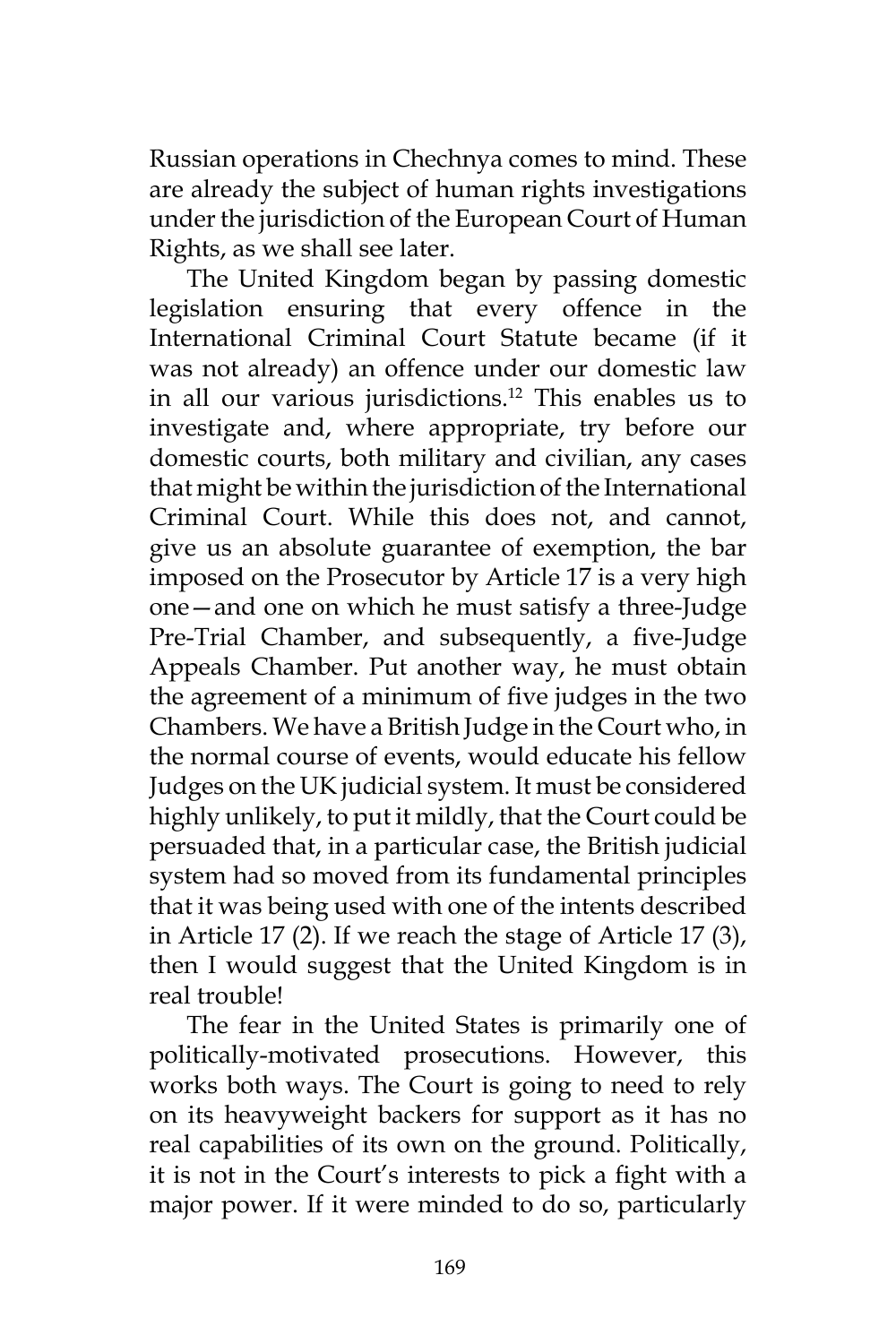Russian operations in Chechnya comes to mind. These are already the subject of human rights investigations under the jurisdiction of the European Court of Human Rights, as we shall see later.

The United Kingdom began by passing domestic legislation ensuring that every offence in the International Criminal Court Statute became (if it was not already) an offence under our domestic law in all our various jurisdictions.[12] This enables us to investigate and, where appropriate, try before our domestic courts, both military and civilian, any cases that might be within the jurisdiction of the International Criminal Court. While this does not, and cannot, give us an absolute guarantee of exemption, the bar imposed on the Prosecutor by Article 17 is a very high one—and one on which he must satisfy a three-Judge Pre-Trial Chamber, and subsequently, a five-Judge Appeals Chamber. Put another way, he must obtain the agreement of a minimum of five judges in the two Chambers. We have a British Judge in the Court who, in the normal course of events, would educate his fellow Judges on the UK judicial system. It must be considered highly unlikely, to put it mildly, that the Court could be persuaded that, in a particular case, the British judicial system had so moved from its fundamental principles that it was being used with one of the intents described in Article 17 (2). If we reach the stage of Article 17 (3), then I would suggest that the United Kingdom is in real trouble!

The fear in the United States is primarily one of politically-motivated prosecutions. However, this works both ways. The Court is going to need to rely on its heavyweight backers for support as it has no real capabilities of its own on the ground. Politically, it is not in the Court's interests to pick a fight with a major power. If it were minded to do so, particularly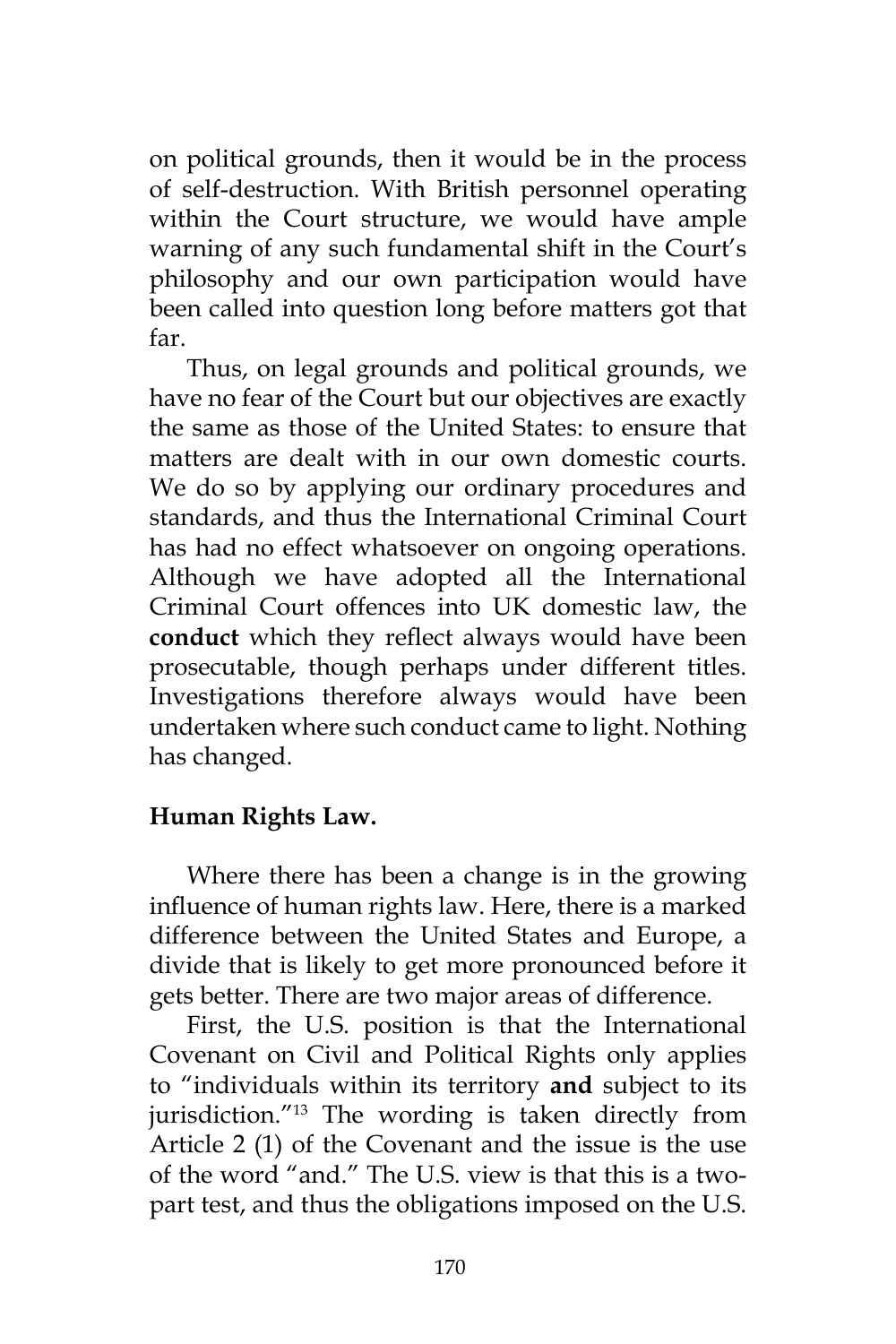on political grounds, then it would be in the process of self-destruction. With British personnel operating within the Court structure, we would have ample warning of any such fundamental shift in the Court's philosophy and our own participation would have been called into question long before matters got that far.

Thus, on legal grounds and political grounds, we have no fear of the Court but our objectives are exactly the same as those of the United States: to ensure that matters are dealt with in our own domestic courts. We do so by applying our ordinary procedures and standards, and thus the International Criminal Court has had no effect whatsoever on ongoing operations. Although we have adopted all the International Criminal Court offences into UK domestic law, the **conduct** which they reflect always would have been prosecutable, though perhaps under different titles. Investigations therefore always would have been undertaken where such conduct came to light. Nothing has changed.

**Human Rights Law.**

Where there has been a change is in the growing influence of human rights law. Here, there is a marked difference between the United States and Europe, a divide that is likely to get more pronounced before it gets better. There are two major areas of difference.

First, the U.S. position is that the International Covenant on Civil and Political Rights only applies to "individuals within its territory **and** subject to its jurisdiction."[13] The wording is taken directly from Article 2 (1) of the Covenant and the issue is the use of the word "and." The U.S. view is that this is a two-part test, and thus the obligations imposed on the U.S.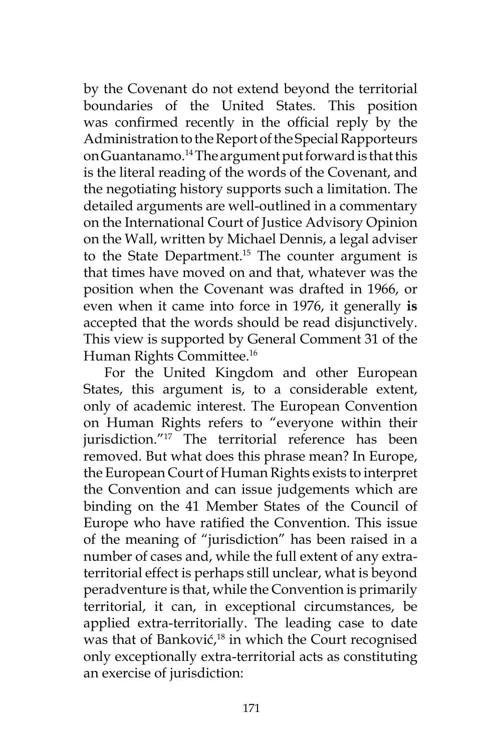by the Covenant do not extend beyond the territorial boundaries of the United States. This position was confirmed recently in the official reply by the Administration to the Report of the Special Rapporteurs on Guantanamo.[14] The argument put forward is that this is the literal reading of the words of the Covenant, and the negotiating history supports such a limitation. The detailed arguments are well-outlined in a commentary on the International Court of Justice Advisory Opinion on the Wall, written by Michael Dennis, a legal adviser to the State Department.[15] The counter argument is that times have moved on and that, whatever was the position when the Covenant was drafted in 1966, or even when it came into force in 1976, it generally **is** accepted that the words should be read disjunctively. This view is supported by General Comment 31 of the Human Rights Committee.[16]

For the United Kingdom and other European States, this argument is, to a considerable extent, only of academic interest. The European Convention on Human Rights refers to "everyone within their jurisdiction."[17] The territorial reference has been removed. But what does this phrase mean? In Europe, the European Court of Human Rights exists to interpret the Convention and can issue judgements which are binding on the 41 Member States of the Council of Europe who have ratified the Convention. This issue of the meaning of "jurisdiction" has been raised in a number of cases and, while the full extent of any extra-territorial effect is perhaps still unclear, what is beyond peradventure is that, while the Convention is primarily territorial, it can, in exceptional circumstances, be applied extra-territorially. The leading case to date was that of Banković,[18] in which the Court recognised only exceptionally extra-territorial acts as constituting an exercise of jurisdiction: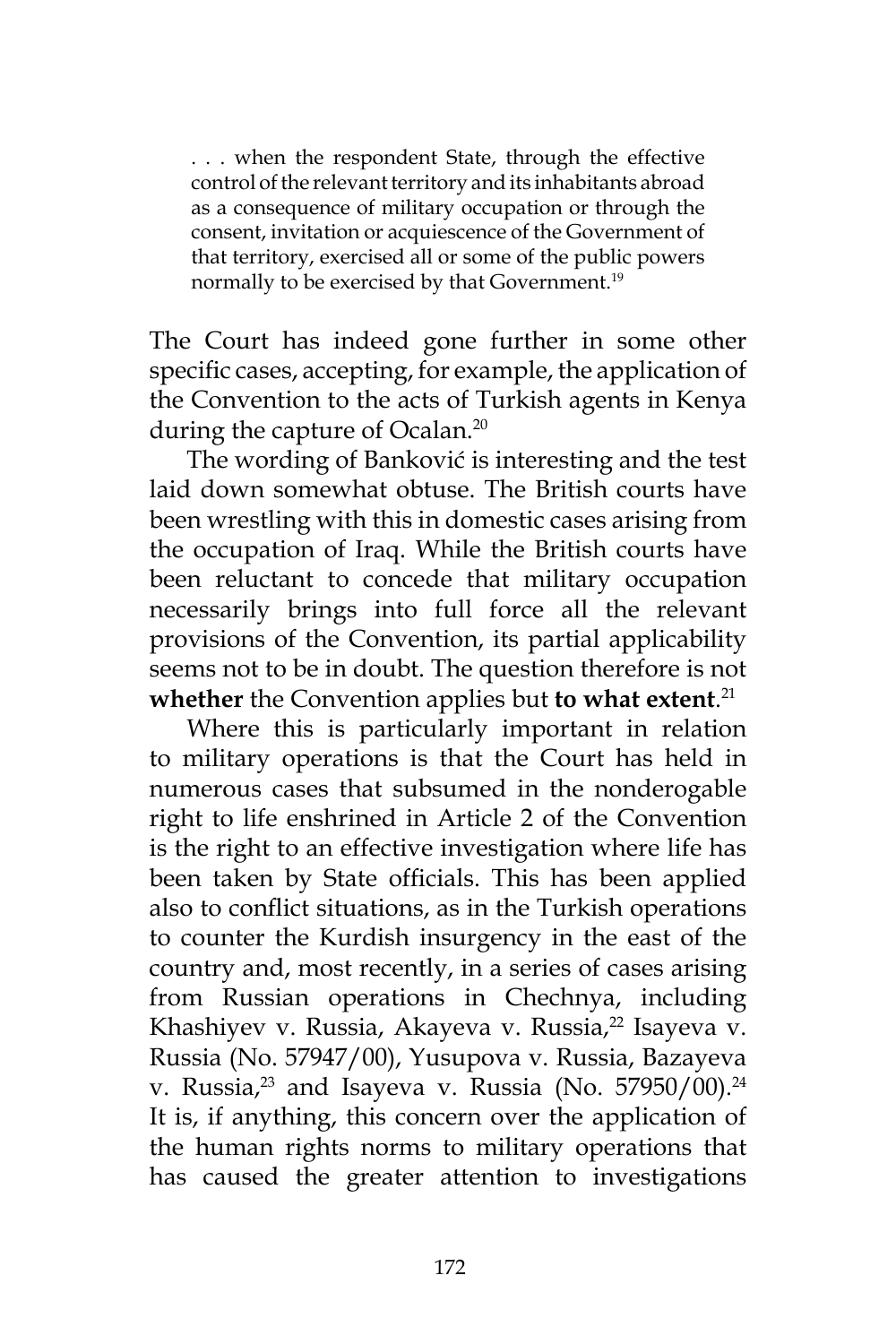> . . . when the respondent State, through the effective control of the relevant territory and its inhabitants abroad as a consequence of military occupation or through the consent, invitation or acquiescence of the Government of that territory, exercised all or some of the public powers normally to be exercised by that Government.[19]

The Court has indeed gone further in some other specific cases, accepting, for example, the application of the Convention to the acts of Turkish agents in Kenya during the capture of Ocalan.[20]

The wording of Banković is interesting and the test laid down somewhat obtuse. The British courts have been wrestling with this in domestic cases arising from the occupation of Iraq. While the British courts have been reluctant to concede that military occupation necessarily brings into full force all the relevant provisions of the Convention, its partial applicability seems not to be in doubt. The question therefore is not **whether** the Convention applies but **to what extent**.[21]

Where this is particularly important in relation to military operations is that the Court has held in numerous cases that subsumed in the nonderogable right to life enshrined in Article 2 of the Convention is the right to an effective investigation where life has been taken by State officials. This has been applied also to conflict situations, as in the Turkish operations to counter the Kurdish insurgency in the east of the country and, most recently, in a series of cases arising from Russian operations in Chechnya, including Khashiyev v. Russia, Akayeva v. Russia,[22] Isayeva v. Russia (No. 57947/00), Yusupova v. Russia, Bazayeva v. Russia,[23] and Isayeva v. Russia (No. 57950/00).[24] It is, if anything, this concern over the application of the human rights norms to military operations that has caused the greater attention to investigations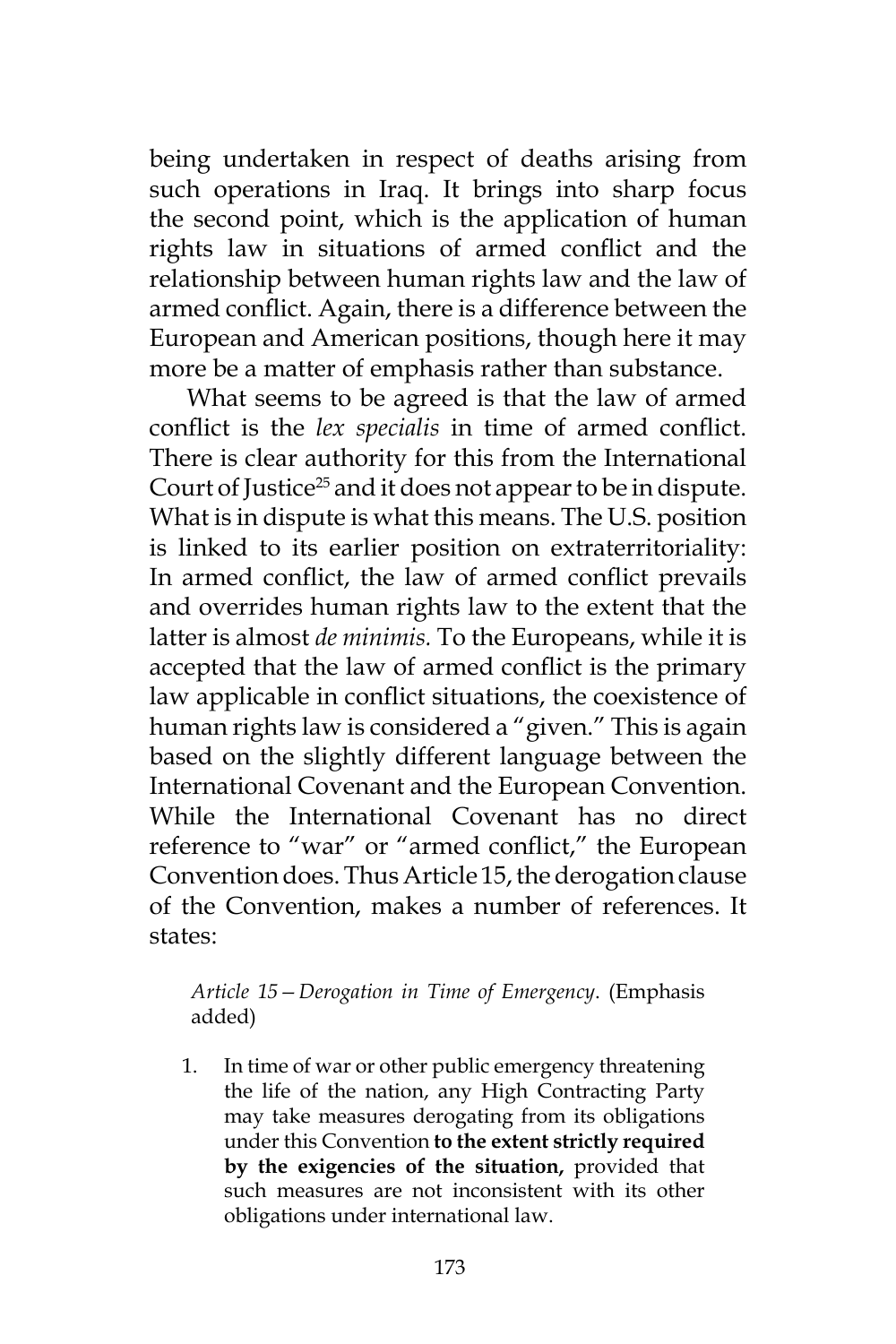being undertaken in respect of deaths arising from such operations in Iraq. It brings into sharp focus the second point, which is the application of human rights law in situations of armed conflict and the relationship between human rights law and the law of armed conflict. Again, there is a difference between the European and American positions, though here it may more be a matter of emphasis rather than substance.

What seems to be agreed is that the law of armed conflict is the *lex specialis* in time of armed conflict. There is clear authority for this from the International Court of Justice[25] and it does not appear to be in dispute. What is in dispute is what this means. The U.S. position is linked to its earlier position on extraterritoriality: In armed conflict, the law of armed conflict prevails and overrides human rights law to the extent that the latter is almost *de minimis.* To the Europeans, while it is accepted that the law of armed conflict is the primary law applicable in conflict situations, the coexistence of human rights law is considered a "given." This is again based on the slightly different language between the International Covenant and the European Convention. While the International Covenant has no direct reference to "war" or "armed conflict," the European Convention does. Thus Article 15, the derogation clause of the Convention, makes a number of references. It states:

> *Article 15—Derogation in Time of Emergency*. (Emphasis added)
>
> 1. In time of war or other public emergency threatening the life of the nation, any High Contracting Party may take measures derogating from its obligations under this Convention **to the extent strictly required by the exigencies of the situation,** provided that such measures are not inconsistent with its other obligations under international law.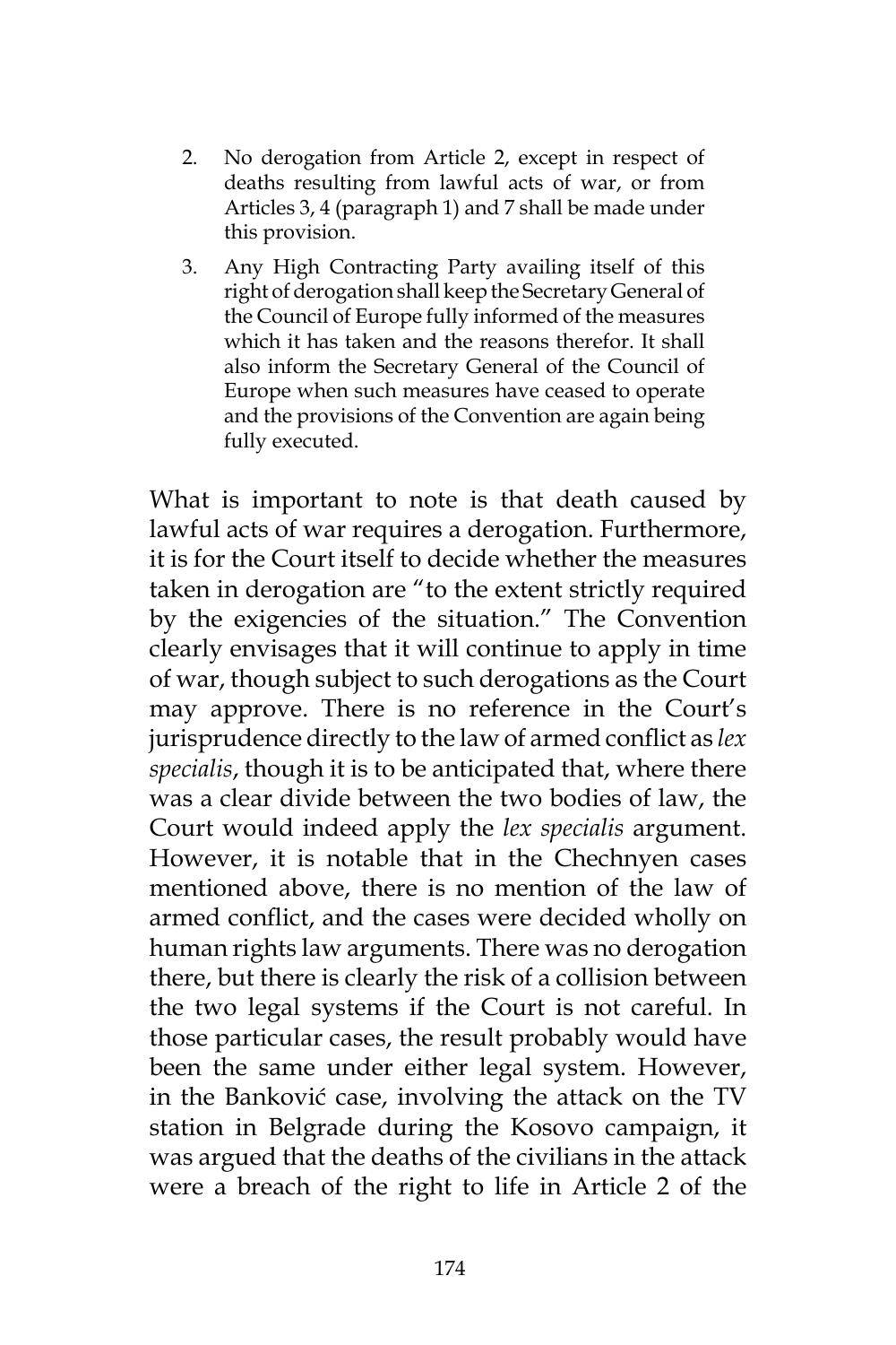2. No derogation from Article 2, except in respect of deaths resulting from lawful acts of war, or from Articles 3, 4 (paragraph 1) and 7 shall be made under this provision.

3. Any High Contracting Party availing itself of this right of derogation shall keep the Secretary General of the Council of Europe fully informed of the measures which it has taken and the reasons therefor. It shall also inform the Secretary General of the Council of Europe when such measures have ceased to operate and the provisions of the Convention are again being fully executed.

What is important to note is that death caused by lawful acts of war requires a derogation. Furthermore, it is for the Court itself to decide whether the measures taken in derogation are "to the extent strictly required by the exigencies of the situation." The Convention clearly envisages that it will continue to apply in time of war, though subject to such derogations as the Court may approve. There is no reference in the Court's jurisprudence directly to the law of armed conflict as *lex specialis*, though it is to be anticipated that, where there was a clear divide between the two bodies of law, the Court would indeed apply the *lex specialis* argument. However, it is notable that in the Chechnyen cases mentioned above, there is no mention of the law of armed conflict, and the cases were decided wholly on human rights law arguments. There was no derogation there, but there is clearly the risk of a collision between the two legal systems if the Court is not careful. In those particular cases, the result probably would have been the same under either legal system. However, in the Banković case, involving the attack on the TV station in Belgrade during the Kosovo campaign, it was argued that the deaths of the civilians in the attack were a breach of the right to life in Article 2 of the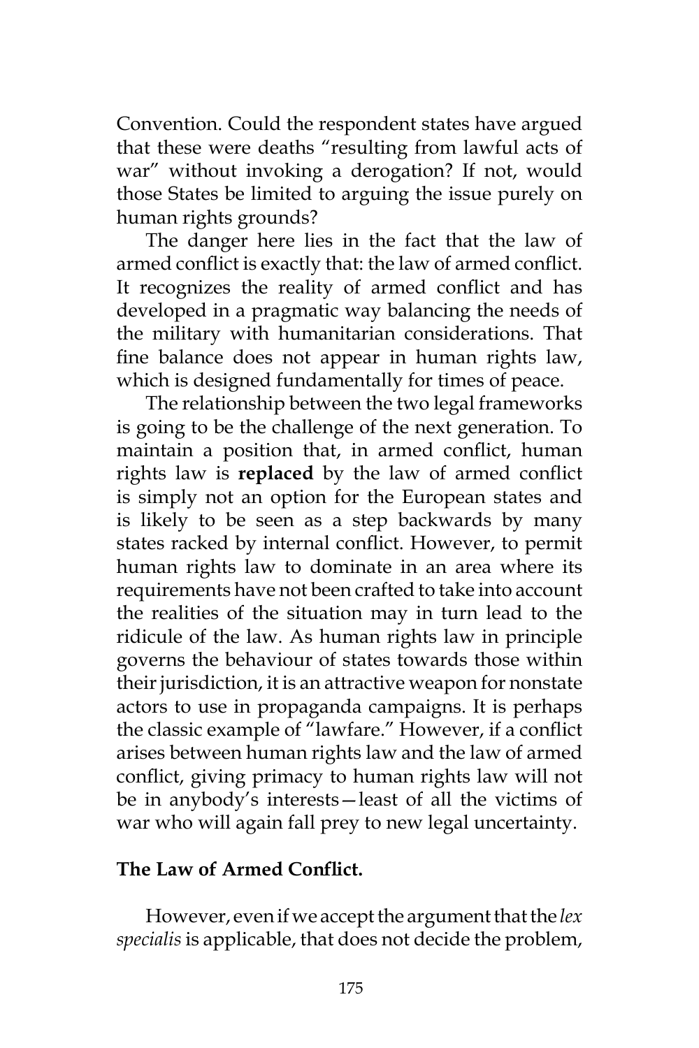Convention. Could the respondent states have argued that these were deaths "resulting from lawful acts of war" without invoking a derogation? If not, would those States be limited to arguing the issue purely on human rights grounds?

The danger here lies in the fact that the law of armed conflict is exactly that: the law of armed conflict. It recognizes the reality of armed conflict and has developed in a pragmatic way balancing the needs of the military with humanitarian considerations. That fine balance does not appear in human rights law, which is designed fundamentally for times of peace.

The relationship between the two legal frameworks is going to be the challenge of the next generation. To maintain a position that, in armed conflict, human rights law is **replaced** by the law of armed conflict is simply not an option for the European states and is likely to be seen as a step backwards by many states racked by internal conflict. However, to permit human rights law to dominate in an area where its requirements have not been crafted to take into account the realities of the situation may in turn lead to the ridicule of the law. As human rights law in principle governs the behaviour of states towards those within their jurisdiction, it is an attractive weapon for nonstate actors to use in propaganda campaigns. It is perhaps the classic example of "lawfare." However, if a conflict arises between human rights law and the law of armed conflict, giving primacy to human rights law will not be in anybody's interests—least of all the victims of war who will again fall prey to new legal uncertainty.

**The Law of Armed Conflict.**

However, even if we accept the argument that the *lex specialis* is applicable, that does not decide the problem,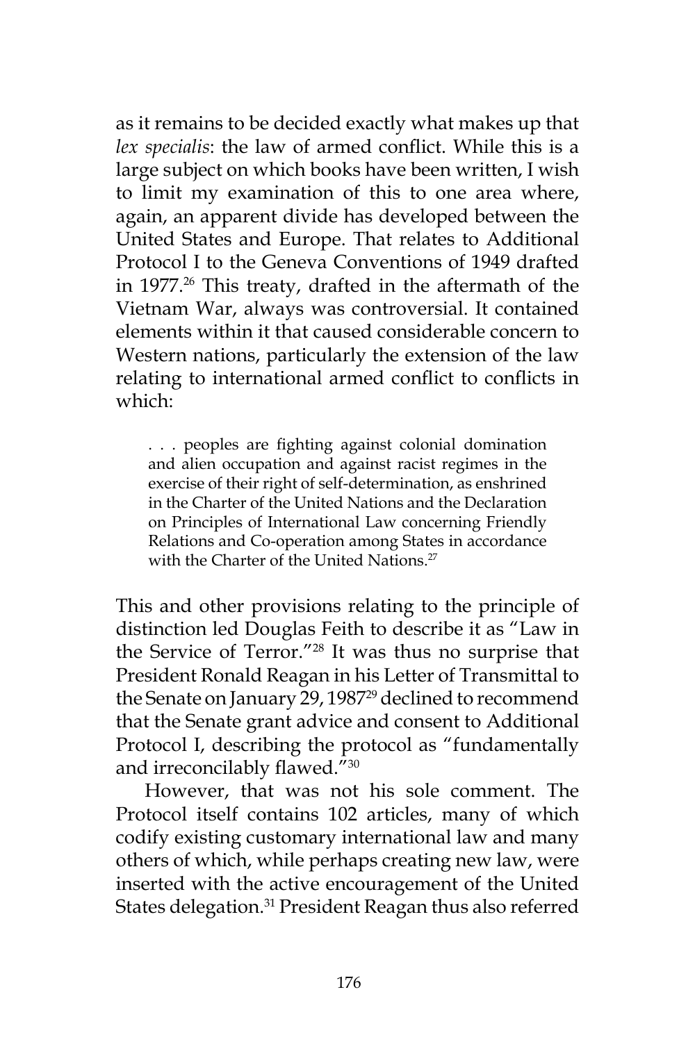as it remains to be decided exactly what makes up that *lex specialis*: the law of armed conflict. While this is a large subject on which books have been written, I wish to limit my examination of this to one area where, again, an apparent divide has developed between the United States and Europe. That relates to Additional Protocol I to the Geneva Conventions of 1949 drafted in 1977.[26] This treaty, drafted in the aftermath of the Vietnam War, always was controversial. It contained elements within it that caused considerable concern to Western nations, particularly the extension of the law relating to international armed conflict to conflicts in which:

> . . . peoples are fighting against colonial domination and alien occupation and against racist regimes in the exercise of their right of self-determination, as enshrined in the Charter of the United Nations and the Declaration on Principles of International Law concerning Friendly Relations and Co-operation among States in accordance with the Charter of the United Nations.[27]

This and other provisions relating to the principle of distinction led Douglas Feith to describe it as "Law in the Service of Terror."[28] It was thus no surprise that President Ronald Reagan in his Letter of Transmittal to the Senate on January 29, 1987[29] declined to recommend that the Senate grant advice and consent to Additional Protocol I, describing the protocol as "fundamentally and irreconcilably flawed."[30]

However, that was not his sole comment. The Protocol itself contains 102 articles, many of which codify existing customary international law and many others of which, while perhaps creating new law, were inserted with the active encouragement of the United States delegation.[31] President Reagan thus also referred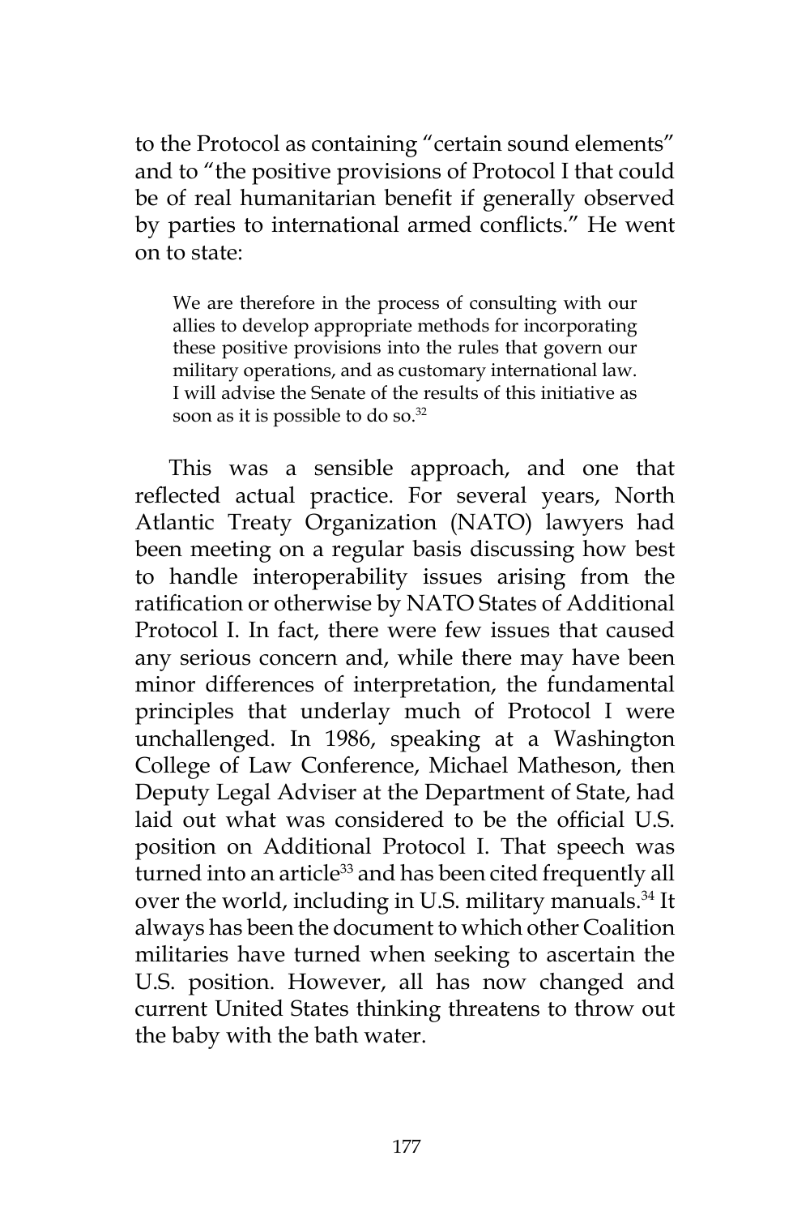to the Protocol as containing "certain sound elements" and to "the positive provisions of Protocol I that could be of real humanitarian benefit if generally observed by parties to international armed conflicts." He went on to state:

> We are therefore in the process of consulting with our allies to develop appropriate methods for incorporating these positive provisions into the rules that govern our military operations, and as customary international law. I will advise the Senate of the results of this initiative as soon as it is possible to do so.[32]

This was a sensible approach, and one that reflected actual practice. For several years, North Atlantic Treaty Organization (NATO) lawyers had been meeting on a regular basis discussing how best to handle interoperability issues arising from the ratification or otherwise by NATO States of Additional Protocol I. In fact, there were few issues that caused any serious concern and, while there may have been minor differences of interpretation, the fundamental principles that underlay much of Protocol I were unchallenged. In 1986, speaking at a Washington College of Law Conference, Michael Matheson, then Deputy Legal Adviser at the Department of State, had laid out what was considered to be the official U.S. position on Additional Protocol I. That speech was turned into an article[33] and has been cited frequently all over the world, including in U.S. military manuals.[34] It always has been the document to which other Coalition militaries have turned when seeking to ascertain the U.S. position. However, all has now changed and current United States thinking threatens to throw out the baby with the bath water.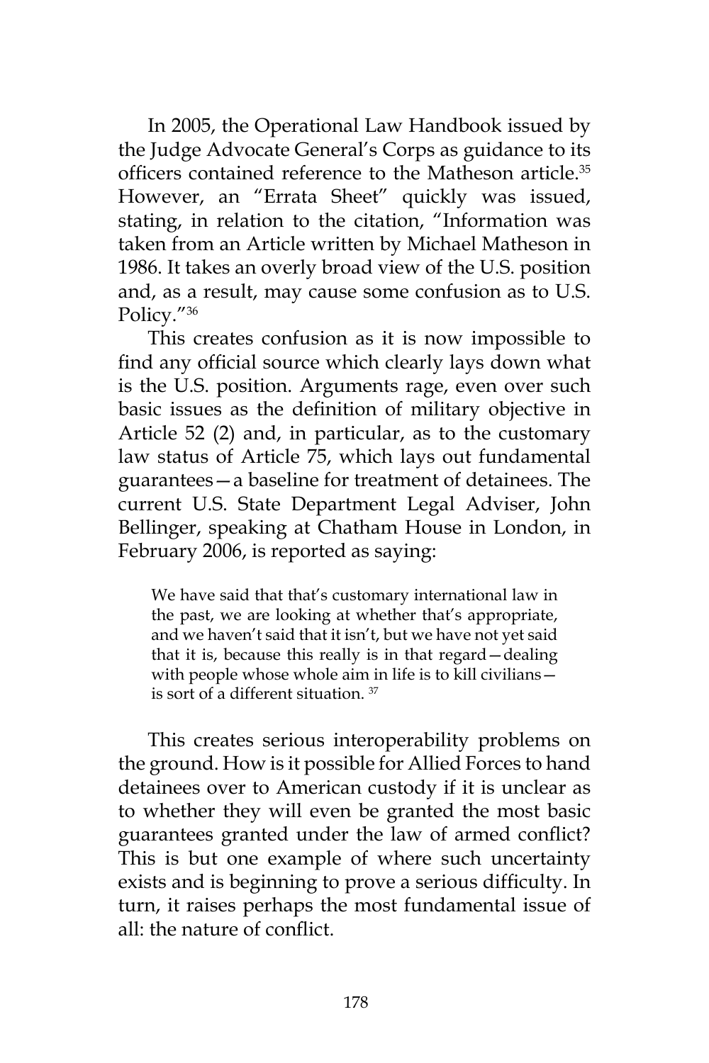In 2005, the Operational Law Handbook issued by the Judge Advocate General's Corps as guidance to its officers contained reference to the Matheson article.[35] However, an "Errata Sheet" quickly was issued, stating, in relation to the citation, "Information was taken from an Article written by Michael Matheson in 1986. It takes an overly broad view of the U.S. position and, as a result, may cause some confusion as to U.S. Policy."[36]

This creates confusion as it is now impossible to find any official source which clearly lays down what is the U.S. position. Arguments rage, even over such basic issues as the definition of military objective in Article 52 (2) and, in particular, as to the customary law status of Article 75, which lays out fundamental guarantees—a baseline for treatment of detainees. The current U.S. State Department Legal Adviser, John Bellinger, speaking at Chatham House in London, in February 2006, is reported as saying:

> We have said that that's customary international law in the past, we are looking at whether that's appropriate, and we haven't said that it isn't, but we have not yet said that it is, because this really is in that regard—dealing with people whose whole aim in life is to kill civilians—is sort of a different situation.[37]

This creates serious interoperability problems on the ground. How is it possible for Allied Forces to hand detainees over to American custody if it is unclear as to whether they will even be granted the most basic guarantees granted under the law of armed conflict? This is but one example of where such uncertainty exists and is beginning to prove a serious difficulty. In turn, it raises perhaps the most fundamental issue of all: the nature of conflict.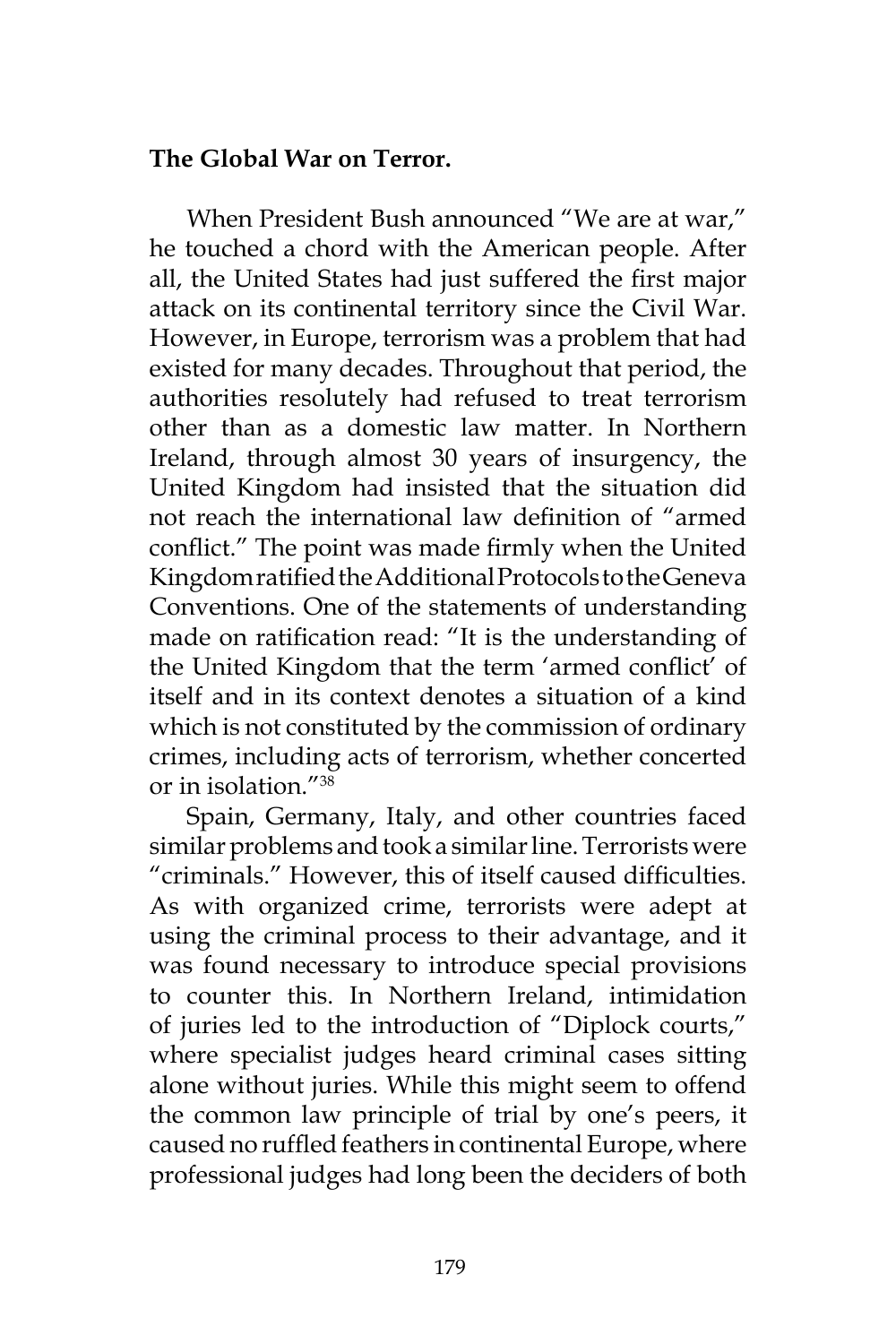**The Global War on Terror.**

When President Bush announced "We are at war," he touched a chord with the American people. After all, the United States had just suffered the first major attack on its continental territory since the Civil War. However, in Europe, terrorism was a problem that had existed for many decades. Throughout that period, the authorities resolutely had refused to treat terrorism other than as a domestic law matter. In Northern Ireland, through almost 30 years of insurgency, the United Kingdom had insisted that the situation did not reach the international law definition of "armed conflict." The point was made firmly when the United Kingdom ratified the Additional Protocols to the Geneva Conventions. One of the statements of understanding made on ratification read: "It is the understanding of the United Kingdom that the term 'armed conflict' of itself and in its context denotes a situation of a kind which is not constituted by the commission of ordinary crimes, including acts of terrorism, whether concerted or in isolation."[38]

Spain, Germany, Italy, and other countries faced similar problems and took a similar line. Terrorists were "criminals." However, this of itself caused difficulties. As with organized crime, terrorists were adept at using the criminal process to their advantage, and it was found necessary to introduce special provisions to counter this. In Northern Ireland, intimidation of juries led to the introduction of "Diplock courts," where specialist judges heard criminal cases sitting alone without juries. While this might seem to offend the common law principle of trial by one's peers, it caused no ruffled feathers in continental Europe, where professional judges had long been the deciders of both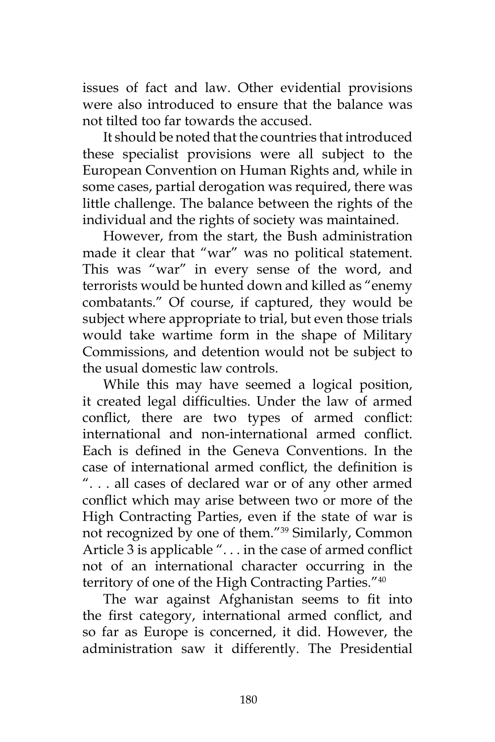issues of fact and law. Other evidential provisions were also introduced to ensure that the balance was not tilted too far towards the accused.

It should be noted that the countries that introduced these specialist provisions were all subject to the European Convention on Human Rights and, while in some cases, partial derogation was required, there was little challenge. The balance between the rights of the individual and the rights of society was maintained.

However, from the start, the Bush administration made it clear that "war" was no political statement. This was "war" in every sense of the word, and terrorists would be hunted down and killed as "enemy combatants." Of course, if captured, they would be subject where appropriate to trial, but even those trials would take wartime form in the shape of Military Commissions, and detention would not be subject to the usual domestic law controls.

While this may have seemed a logical position, it created legal difficulties. Under the law of armed conflict, there are two types of armed conflict: international and non-international armed conflict. Each is defined in the Geneva Conventions. In the case of international armed conflict, the definition is ". . . all cases of declared war or of any other armed conflict which may arise between two or more of the High Contracting Parties, even if the state of war is not recognized by one of them."[39] Similarly, Common Article 3 is applicable ". . . in the case of armed conflict not of an international character occurring in the territory of one of the High Contracting Parties."[40]

The war against Afghanistan seems to fit into the first category, international armed conflict, and so far as Europe is concerned, it did. However, the administration saw it differently. The Presidential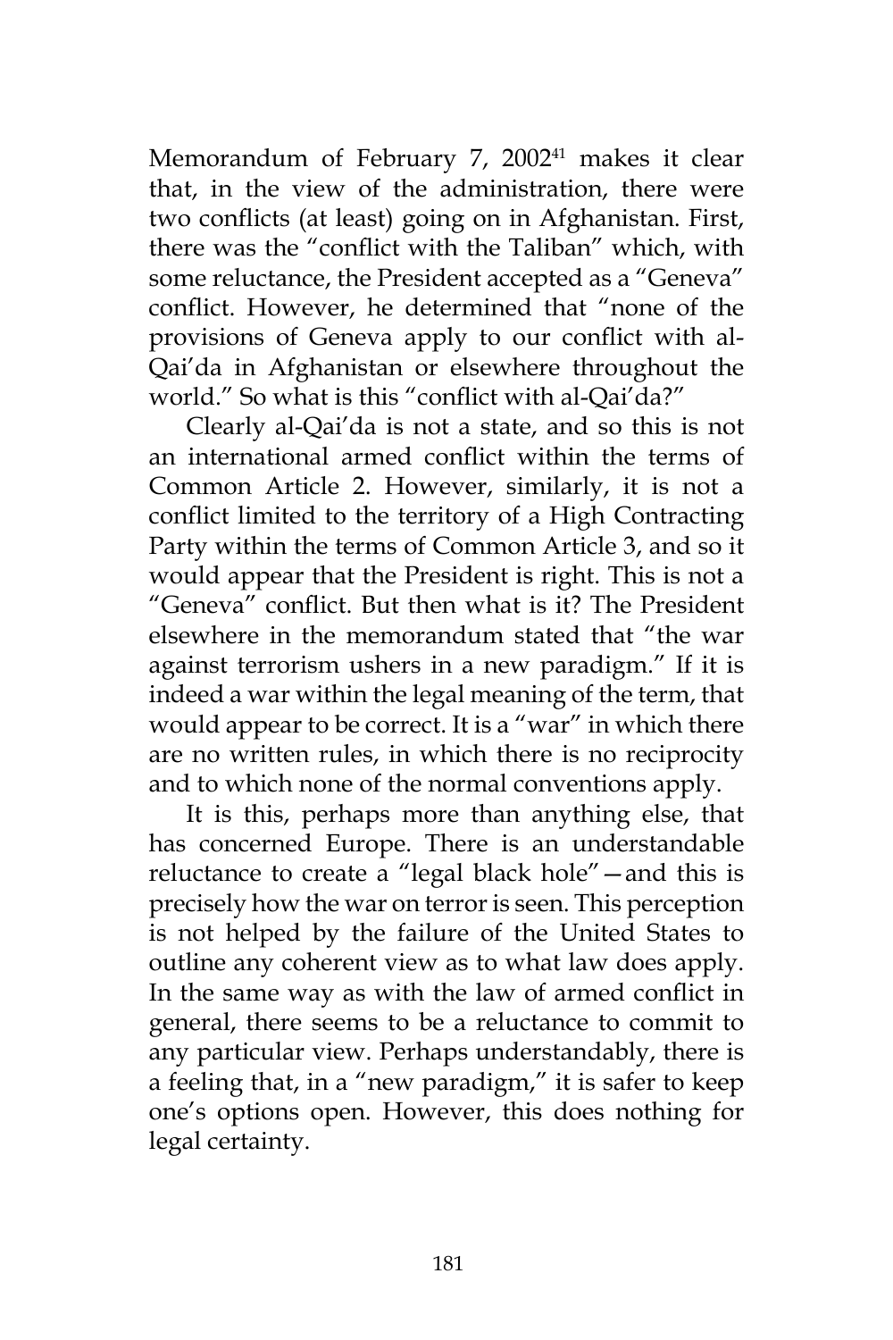Memorandum of February 7, 2002[41] makes it clear that, in the view of the administration, there were two conflicts (at least) going on in Afghanistan. First, there was the "conflict with the Taliban" which, with some reluctance, the President accepted as a "Geneva" conflict. However, he determined that "none of the provisions of Geneva apply to our conflict with al-Qai'da in Afghanistan or elsewhere throughout the world." So what is this "conflict with al-Qai'da?"

Clearly al-Qai'da is not a state, and so this is not an international armed conflict within the terms of Common Article 2. However, similarly, it is not a conflict limited to the territory of a High Contracting Party within the terms of Common Article 3, and so it would appear that the President is right. This is not a "Geneva" conflict. But then what is it? The President elsewhere in the memorandum stated that "the war against terrorism ushers in a new paradigm." If it is indeed a war within the legal meaning of the term, that would appear to be correct. It is a "war" in which there are no written rules, in which there is no reciprocity and to which none of the normal conventions apply.

It is this, perhaps more than anything else, that has concerned Europe. There is an understandable reluctance to create a "legal black hole"—and this is precisely how the war on terror is seen. This perception is not helped by the failure of the United States to outline any coherent view as to what law does apply. In the same way as with the law of armed conflict in general, there seems to be a reluctance to commit to any particular view. Perhaps understandably, there is a feeling that, in a "new paradigm," it is safer to keep one's options open. However, this does nothing for legal certainty.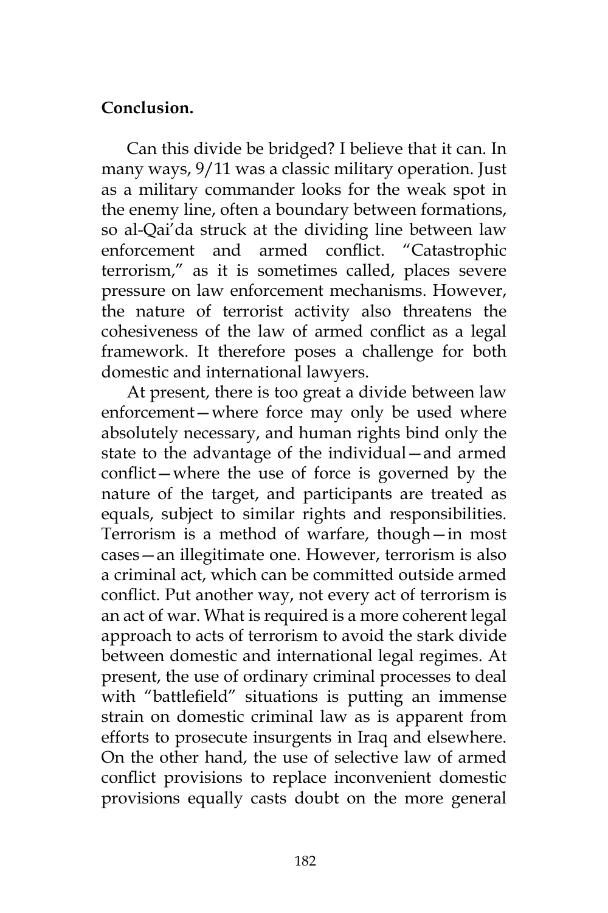**Conclusion.**

Can this divide be bridged? I believe that it can. In many ways, 9/11 was a classic military operation. Just as a military commander looks for the weak spot in the enemy line, often a boundary between formations, so al-Qai'da struck at the dividing line between law enforcement and armed conflict. "Catastrophic terrorism," as it is sometimes called, places severe pressure on law enforcement mechanisms. However, the nature of terrorist activity also threatens the cohesiveness of the law of armed conflict as a legal framework. It therefore poses a challenge for both domestic and international lawyers.

At present, there is too great a divide between law enforcement—where force may only be used where absolutely necessary, and human rights bind only the state to the advantage of the individual—and armed conflict—where the use of force is governed by the nature of the target, and participants are treated as equals, subject to similar rights and responsibilities. Terrorism is a method of warfare, though—in most cases—an illegitimate one. However, terrorism is also a criminal act, which can be committed outside armed conflict. Put another way, not every act of terrorism is an act of war. What is required is a more coherent legal approach to acts of terrorism to avoid the stark divide between domestic and international legal regimes. At present, the use of ordinary criminal processes to deal with "battlefield" situations is putting an immense strain on domestic criminal law as is apparent from efforts to prosecute insurgents in Iraq and elsewhere. On the other hand, the use of selective law of armed conflict provisions to replace inconvenient domestic provisions equally casts doubt on the more general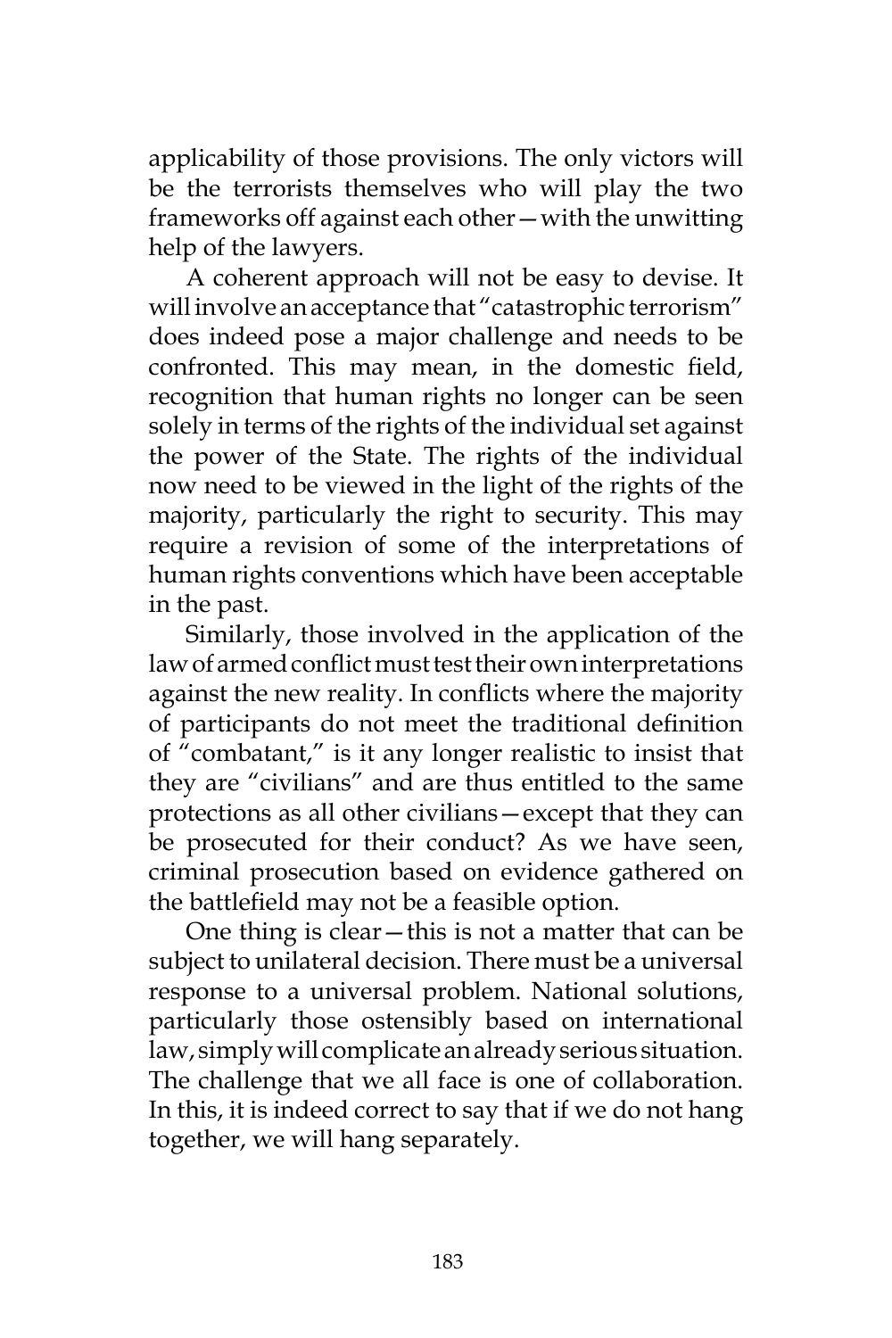applicability of those provisions. The only victors will be the terrorists themselves who will play the two frameworks off against each other—with the unwitting help of the lawyers.

A coherent approach will not be easy to devise. It will involve an acceptance that "catastrophic terrorism" does indeed pose a major challenge and needs to be confronted. This may mean, in the domestic field, recognition that human rights no longer can be seen solely in terms of the rights of the individual set against the power of the State. The rights of the individual now need to be viewed in the light of the rights of the majority, particularly the right to security. This may require a revision of some of the interpretations of human rights conventions which have been acceptable in the past.

Similarly, those involved in the application of the law of armed conflict must test their own interpretations against the new reality. In conflicts where the majority of participants do not meet the traditional definition of "combatant," is it any longer realistic to insist that they are "civilians" and are thus entitled to the same protections as all other civilians—except that they can be prosecuted for their conduct? As we have seen, criminal prosecution based on evidence gathered on the battlefield may not be a feasible option.

One thing is clear—this is not a matter that can be subject to unilateral decision. There must be a universal response to a universal problem. National solutions, particularly those ostensibly based on international law, simply will complicate an already serious situation. The challenge that we all face is one of collaboration. In this, it is indeed correct to say that if we do not hang together, we will hang separately.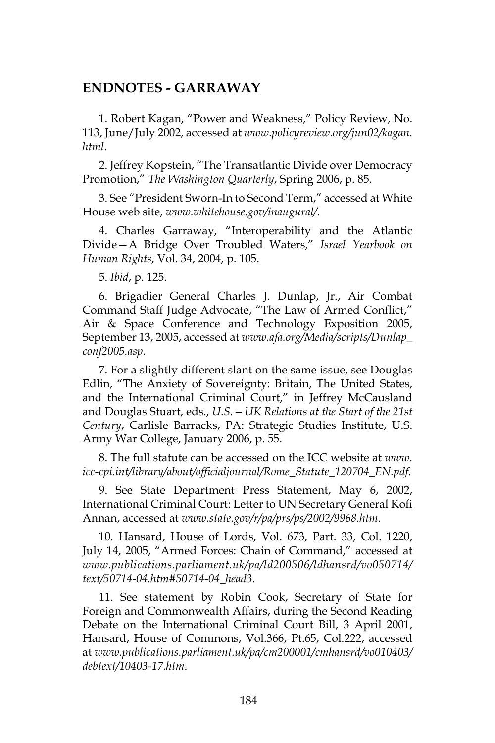## ENDNOTES - GARRAWAY

1. Robert Kagan, "Power and Weakness," Policy Review, No. 113, June/July 2002, accessed at *www.policyreview.org/jun02/kagan.html*.

2. Jeffrey Kopstein, "The Transatlantic Divide over Democracy Promotion," *The Washington Quarterly*, Spring 2006, p. 85.

3. See "President Sworn-In to Second Term," accessed at White House web site, *www.whitehouse.gov/inaugural/*.

4. Charles Garraway, "Interoperability and the Atlantic Divide—A Bridge Over Troubled Waters," *Israel Yearbook on Human Rights*, Vol. 34, 2004, p. 105.

5. *Ibid*, p. 125.

6. Brigadier General Charles J. Dunlap, Jr., Air Combat Command Staff Judge Advocate, "The Law of Armed Conflict," Air & Space Conference and Technology Exposition 2005, September 13, 2005, accessed at *www.afa.org/Media/scripts/Dunlap_conf2005.asp*.

7. For a slightly different slant on the same issue, see Douglas Edlin, "The Anxiety of Sovereignty: Britain, The United States, and the International Criminal Court," in Jeffrey McCausland and Douglas Stuart, eds., *U.S.—UK Relations at the Start of the 21st Century*, Carlisle Barracks, PA: Strategic Studies Institute, U.S. Army War College, January 2006, p. 55.

8. The full statute can be accessed on the ICC website at *www.icc-cpi.int/library/about/officialjournal/Rome_Statute_120704_EN.pdf*.

9. See State Department Press Statement, May 6, 2002, International Criminal Court: Letter to UN Secretary General Kofi Annan, accessed at *www.state.gov/r/pa/prs/ps/2002/9968.htm*.

10. Hansard, House of Lords, Vol. 673, Part. 33, Col. 1220, July 14, 2005, "Armed Forces: Chain of Command," accessed at *www.publications.parliament.uk/pa/ld200506/ldhansrd/vo050714/text/50714-04.htm#50714-04_head3*.

11. See statement by Robin Cook, Secretary of State for Foreign and Commonwealth Affairs, during the Second Reading Debate on the International Criminal Court Bill, 3 April 2001, Hansard, House of Commons, Vol.366, Pt.65, Col.222, accessed at *www.publications.parliament.uk/pa/cm200001/cmhansrd/vo010403/debtext/10403-17.htm*.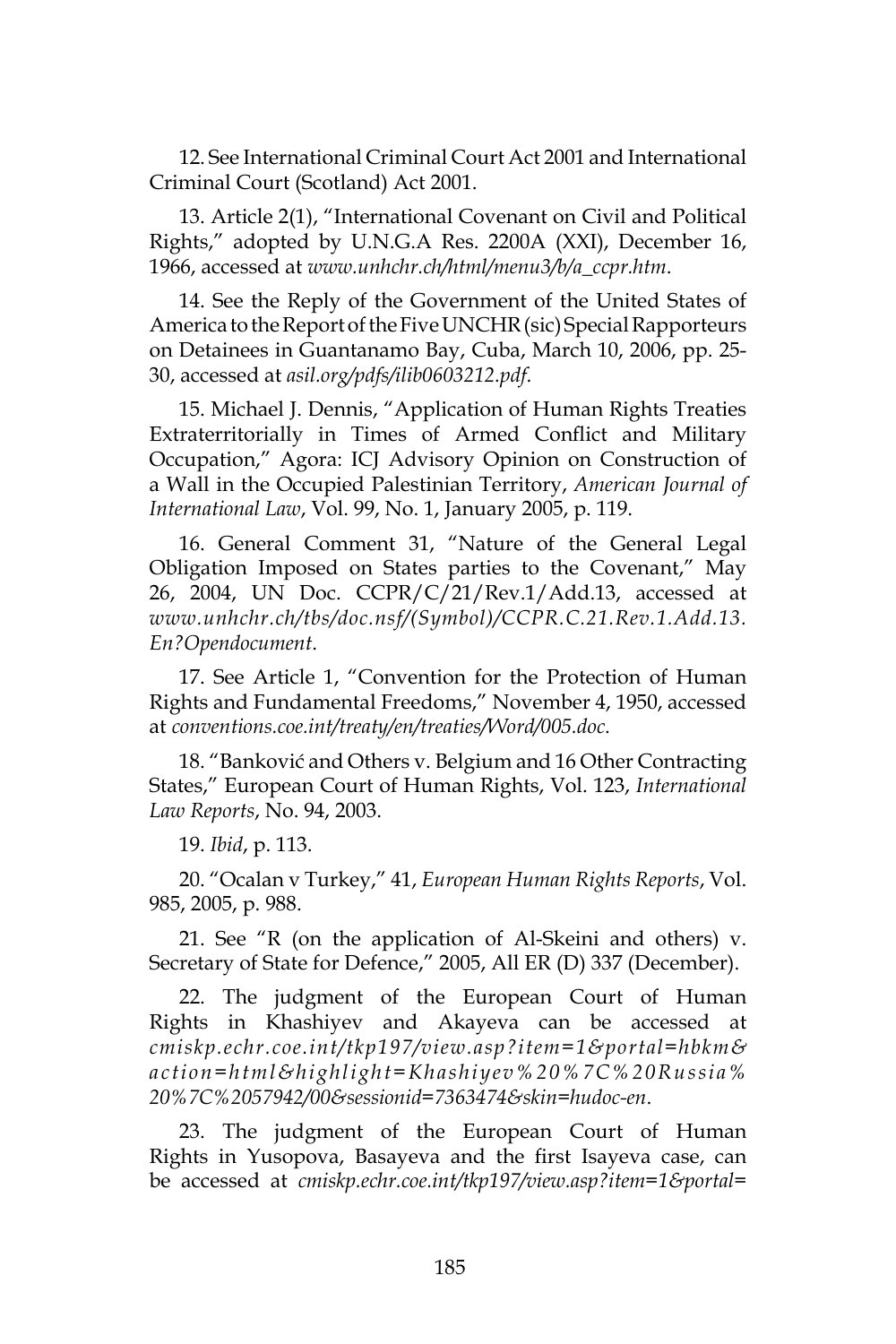12. See International Criminal Court Act 2001 and International Criminal Court (Scotland) Act 2001.

13. Article 2(1), "International Covenant on Civil and Political Rights," adopted by U.N.G.A Res. 2200A (XXI), December 16, 1966, accessed at *www.unhchr.ch/html/menu3/b/a_ccpr.htm*.

14. See the Reply of the Government of the United States of America to the Report of the Five UNCHR (sic) Special Rapporteurs on Detainees in Guantanamo Bay, Cuba, March 10, 2006, pp. 25-30, accessed at *asil.org/pdfs/ilib0603212.pdf*.

15. Michael J. Dennis, "Application of Human Rights Treaties Extraterritorially in Times of Armed Conflict and Military Occupation," Agora: ICJ Advisory Opinion on Construction of a Wall in the Occupied Palestinian Territory, *American Journal of International Law*, Vol. 99, No. 1, January 2005, p. 119.

16. General Comment 31, "Nature of the General Legal Obligation Imposed on States parties to the Covenant," May 26, 2004, UN Doc. CCPR/C/21/Rev.1/Add.13, accessed at *www.unhchr.ch/tbs/doc.nsf/(Symbol)/CCPR.C.21.Rev.1.Add.13.En?Opendocument*.

17. See Article 1, "Convention for the Protection of Human Rights and Fundamental Freedoms," November 4, 1950, accessed at *conventions.coe.int/treaty/en/treaties/Word/005.doc*.

18. "Banković and Others v. Belgium and 16 Other Contracting States," European Court of Human Rights, Vol. 123, *International Law Reports*, No. 94, 2003.

19. *Ibid*, p. 113.

20. "Ocalan v Turkey," 41, *European Human Rights Reports*, Vol. 985, 2005, p. 988.

21. See "R (on the application of Al-Skeini and others) v. Secretary of State for Defence," 2005, All ER (D) 337 (December).

22. The judgment of the European Court of Human Rights in Khashiyev and Akayeva can be accessed at *cmiskp.echr.coe.int/tkp197/view.asp?item=1&portal=hbkm&action=html&highlight=Khashiyev%20%7C%20Russia%20%7C%2057942/00&sessionid=7363474&skin=hudoc-en*.

23. The judgment of the European Court of Human Rights in Yusopova, Basayeva and the first Isayeva case, can be accessed at *cmiskp.echr.coe.int/tkp197/view.asp?item=1&portal=*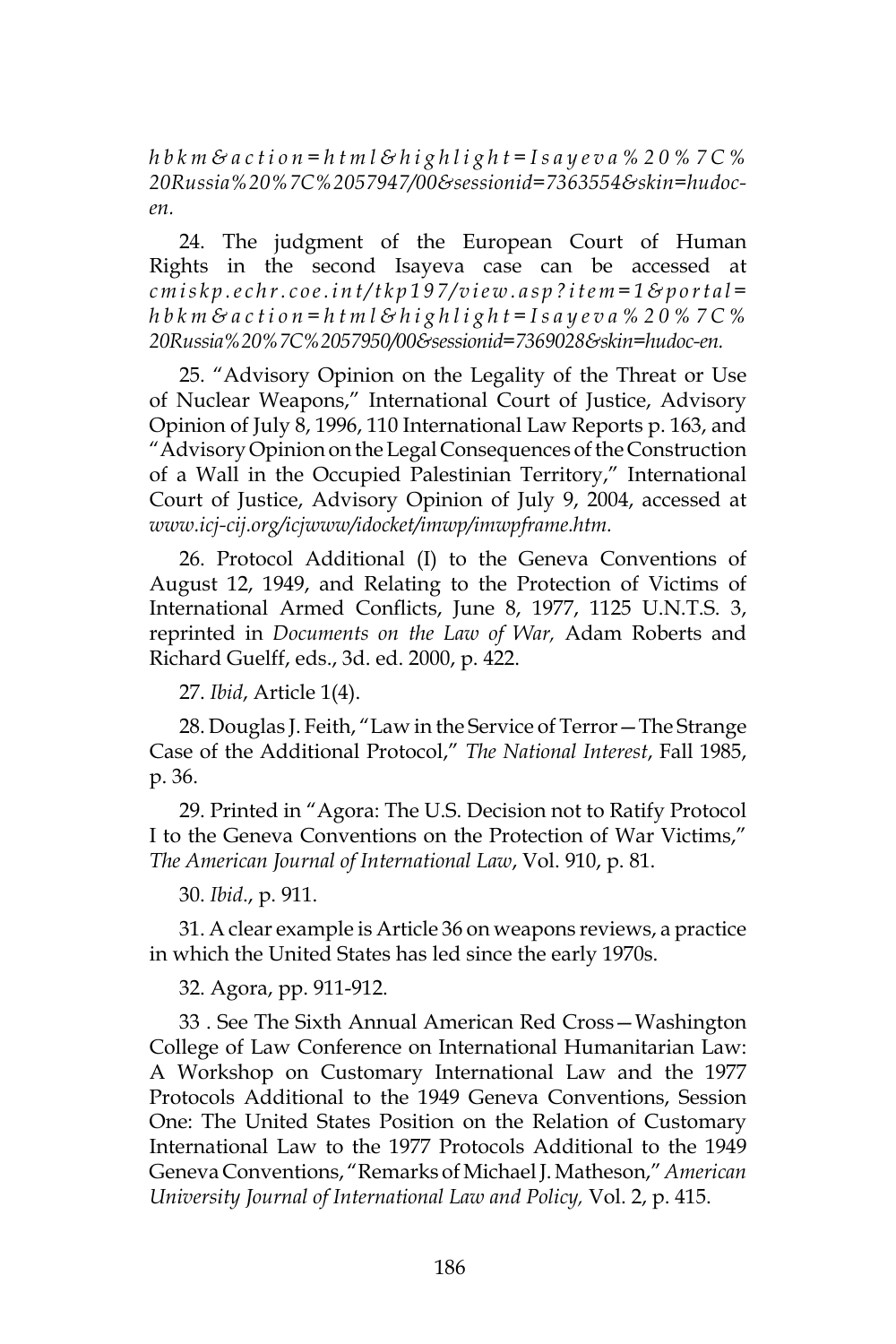*hbkm&action=html&highlight=Isayeva%20%7C%20Russia%20%7C%2057947/00&sessionid=7363554&skin=hudoc-en.*

24. The judgment of the European Court of Human Rights in the second Isayeva case can be accessed at *cmiskp.echr.coe.int/tkp197/view.asp?item=1&portal=hbkm&action=html&highlight=Isayeva%20%7C%20Russia%20%7C%2057950/00&sessionid=7369028&skin=hudoc-en.*

25. "Advisory Opinion on the Legality of the Threat or Use of Nuclear Weapons," International Court of Justice, Advisory Opinion of July 8, 1996, 110 International Law Reports p. 163, and "Advisory Opinion on the Legal Consequences of the Construction of a Wall in the Occupied Palestinian Territory," International Court of Justice, Advisory Opinion of July 9, 2004, accessed at *www.icj-cij.org/icjwww/idocket/imwp/imwpframe.htm.*

26. Protocol Additional (I) to the Geneva Conventions of August 12, 1949, and Relating to the Protection of Victims of International Armed Conflicts, June 8, 1977, 1125 U.N.T.S. 3, reprinted in *Documents on the Law of War,* Adam Roberts and Richard Guelff, eds., 3d. ed. 2000, p. 422.

27. *Ibid*, Article 1(4).

28. Douglas J. Feith, "Law in the Service of Terror—The Strange Case of the Additional Protocol," *The National Interest*, Fall 1985, p. 36.

29. Printed in "Agora: The U.S. Decision not to Ratify Protocol I to the Geneva Conventions on the Protection of War Victims," *The American Journal of International Law*, Vol. 910, p. 81.

30. *Ibid*., p. 911.

31. A clear example is Article 36 on weapons reviews, a practice in which the United States has led since the early 1970s.

32. Agora, pp. 911-912.

33 . See The Sixth Annual American Red Cross—Washington College of Law Conference on International Humanitarian Law: A Workshop on Customary International Law and the 1977 Protocols Additional to the 1949 Geneva Conventions, Session One: The United States Position on the Relation of Customary International Law to the 1977 Protocols Additional to the 1949 Geneva Conventions, "Remarks of Michael J. Matheson," *American University Journal of International Law and Policy,* Vol. 2, p. 415.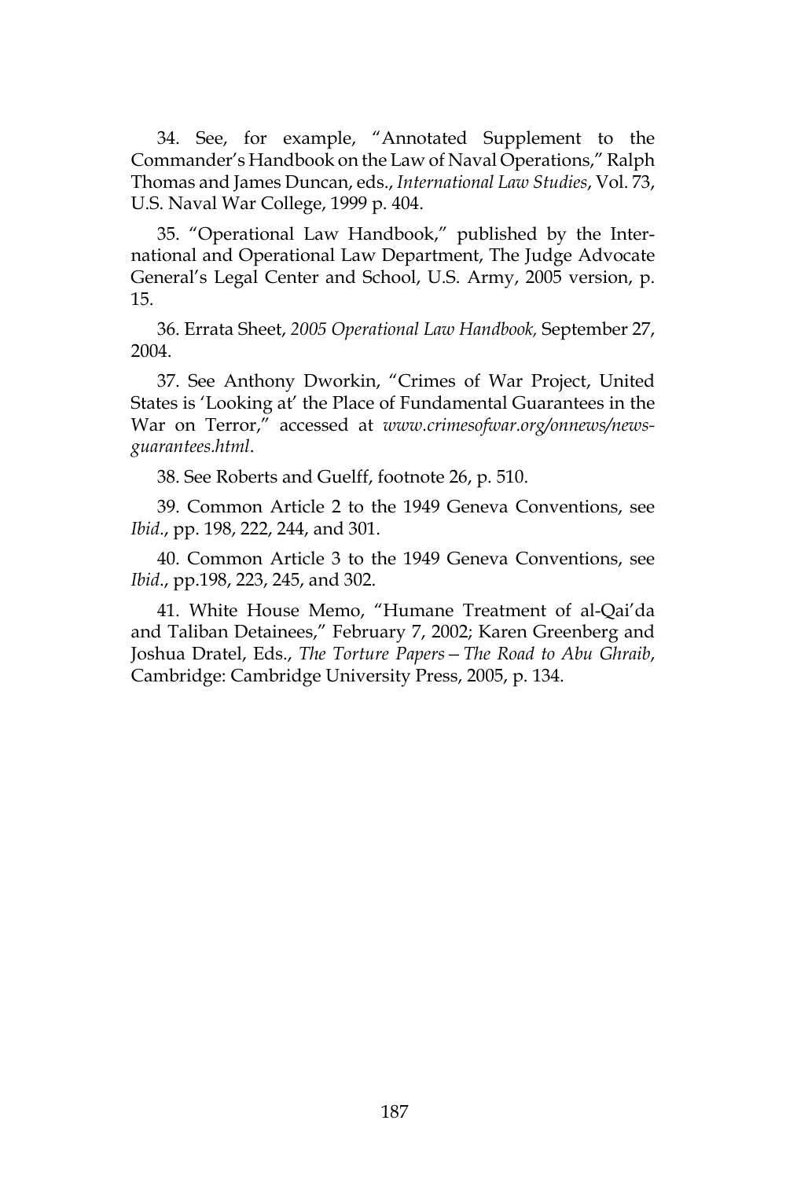34. See, for example, "Annotated Supplement to the Commander's Handbook on the Law of Naval Operations," Ralph Thomas and James Duncan, eds., *International Law Studies*, Vol. 73, U.S. Naval War College, 1999 p. 404.

35. "Operational Law Handbook," published by the International and Operational Law Department, The Judge Advocate General's Legal Center and School, U.S. Army, 2005 version, p. 15.

36. Errata Sheet, *2005 Operational Law Handbook,* September 27, 2004.

37. See Anthony Dworkin, "Crimes of War Project, United States is 'Looking at' the Place of Fundamental Guarantees in the War on Terror," accessed at *www.crimesofwar.org/onnews/news-guarantees.html*.

38. See Roberts and Guelff, footnote 26, p. 510.

39. Common Article 2 to the 1949 Geneva Conventions, see *Ibid*., pp. 198, 222, 244, and 301.

40. Common Article 3 to the 1949 Geneva Conventions, see *Ibid*., pp.198, 223, 245, and 302.

41. White House Memo, "Humane Treatment of al-Qai'da and Taliban Detainees," February 7, 2002; Karen Greenberg and Joshua Dratel, Eds., *The Torture Papers—The Road to Abu Ghraib*, Cambridge: Cambridge University Press, 2005, p. 134.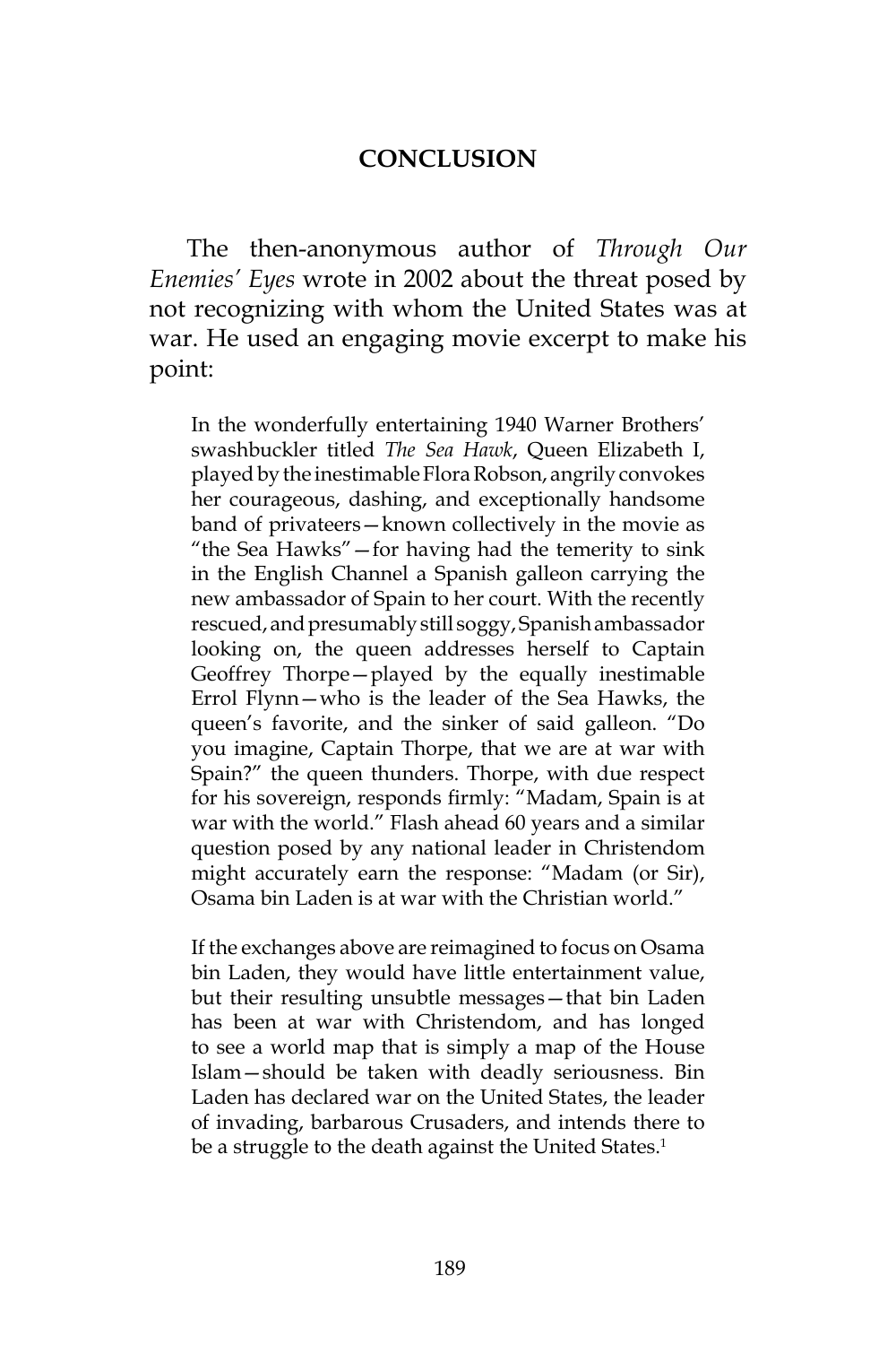# CONCLUSION

The then-anonymous author of *Through Our Enemies' Eyes* wrote in 2002 about the threat posed by not recognizing with whom the United States was at war. He used an engaging movie excerpt to make his point:

> In the wonderfully entertaining 1940 Warner Brothers' swashbuckler titled *The Sea Hawk*, Queen Elizabeth I, played by the inestimable Flora Robson, angrily convokes her courageous, dashing, and exceptionally handsome band of privateers—known collectively in the movie as "the Sea Hawks"—for having had the temerity to sink in the English Channel a Spanish galleon carrying the new ambassador of Spain to her court. With the recently rescued, and presumably still soggy, Spanish ambassador looking on, the queen addresses herself to Captain Geoffrey Thorpe—played by the equally inestimable Errol Flynn—who is the leader of the Sea Hawks, the queen's favorite, and the sinker of said galleon. "Do you imagine, Captain Thorpe, that we are at war with Spain?" the queen thunders. Thorpe, with due respect for his sovereign, responds firmly: "Madam, Spain is at war with the world." Flash ahead 60 years and a similar question posed by any national leader in Christendom might accurately earn the response: "Madam (or Sir), Osama bin Laden is at war with the Christian world."
>
> If the exchanges above are reimagined to focus on Osama bin Laden, they would have little entertainment value, but their resulting unsubtle messages—that bin Laden has been at war with Christendom, and has longed to see a world map that is simply a map of the House Islam—should be taken with deadly seriousness. Bin Laden has declared war on the United States, the leader of invading, barbarous Crusaders, and intends there to be a struggle to the death against the United States.[1]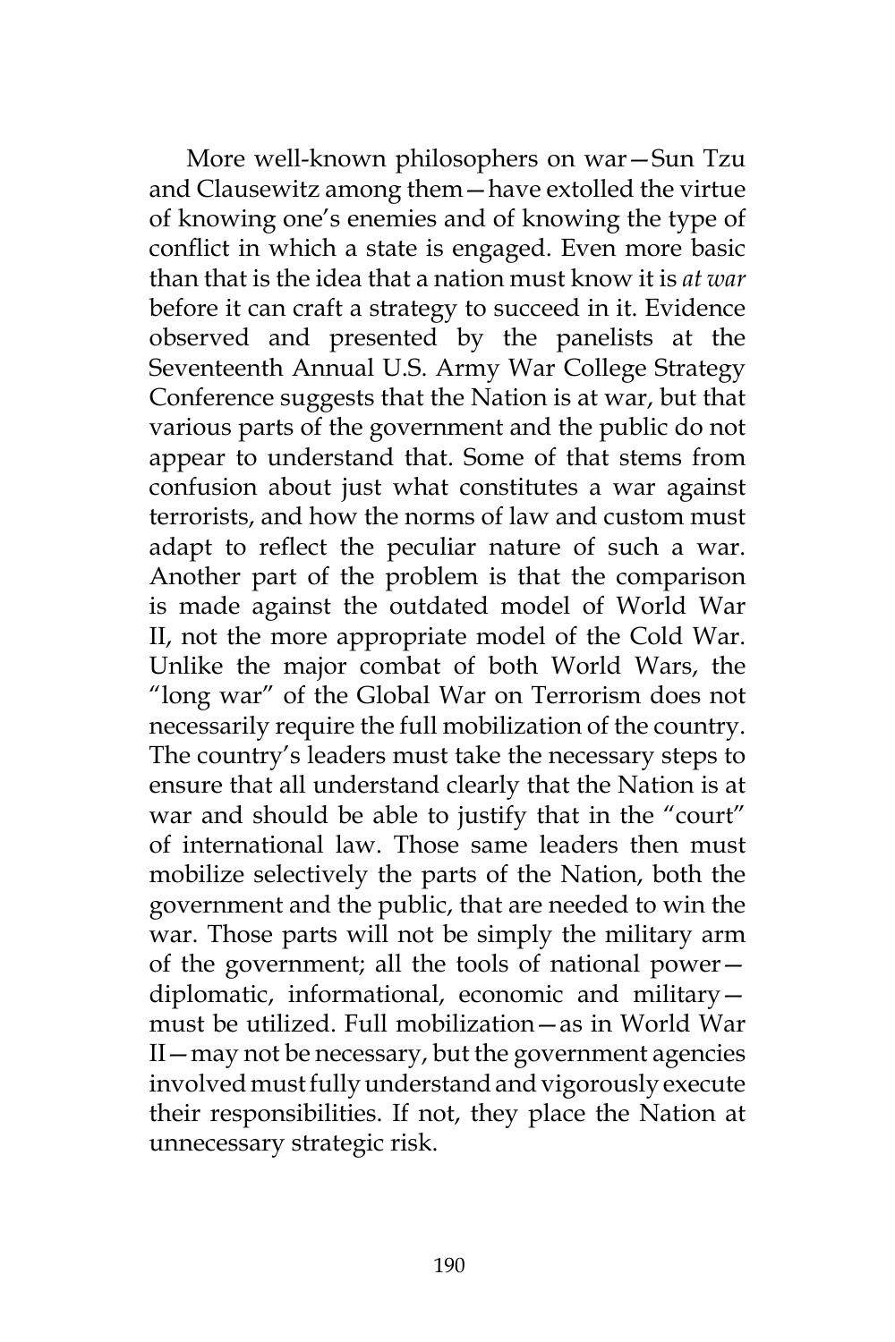More well-known philosophers on war—Sun Tzu and Clausewitz among them—have extolled the virtue of knowing one's enemies and of knowing the type of conflict in which a state is engaged. Even more basic than that is the idea that a nation must know it is *at war* before it can craft a strategy to succeed in it. Evidence observed and presented by the panelists at the Seventeenth Annual U.S. Army War College Strategy Conference suggests that the Nation is at war, but that various parts of the government and the public do not appear to understand that. Some of that stems from confusion about just what constitutes a war against terrorists, and how the norms of law and custom must adapt to reflect the peculiar nature of such a war. Another part of the problem is that the comparison is made against the outdated model of World War II, not the more appropriate model of the Cold War. Unlike the major combat of both World Wars, the "long war" of the Global War on Terrorism does not necessarily require the full mobilization of the country. The country's leaders must take the necessary steps to ensure that all understand clearly that the Nation is at war and should be able to justify that in the "court" of international law. Those same leaders then must mobilize selectively the parts of the Nation, both the government and the public, that are needed to win the war. Those parts will not be simply the military arm of the government; all the tools of national power—diplomatic, informational, economic and military—must be utilized. Full mobilization—as in World War II—may not be necessary, but the government agencies involved must fully understand and vigorously execute their responsibilities. If not, they place the Nation at unnecessary strategic risk.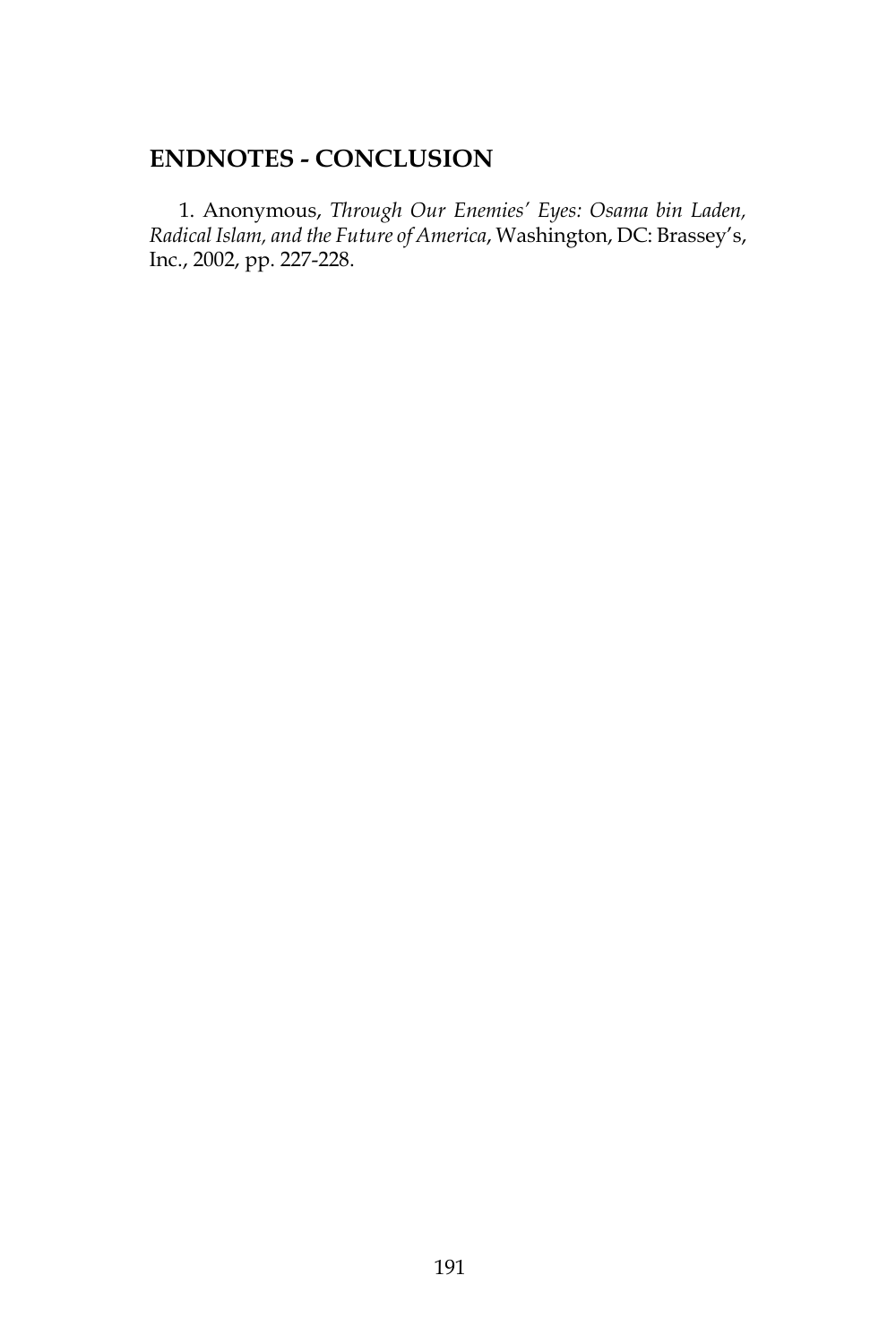## ENDNOTES - CONCLUSION

1. Anonymous, *Through Our Enemies' Eyes: Osama bin Laden, Radical Islam, and the Future of America*, Washington, DC: Brassey's, Inc., 2002, pp. 227-228.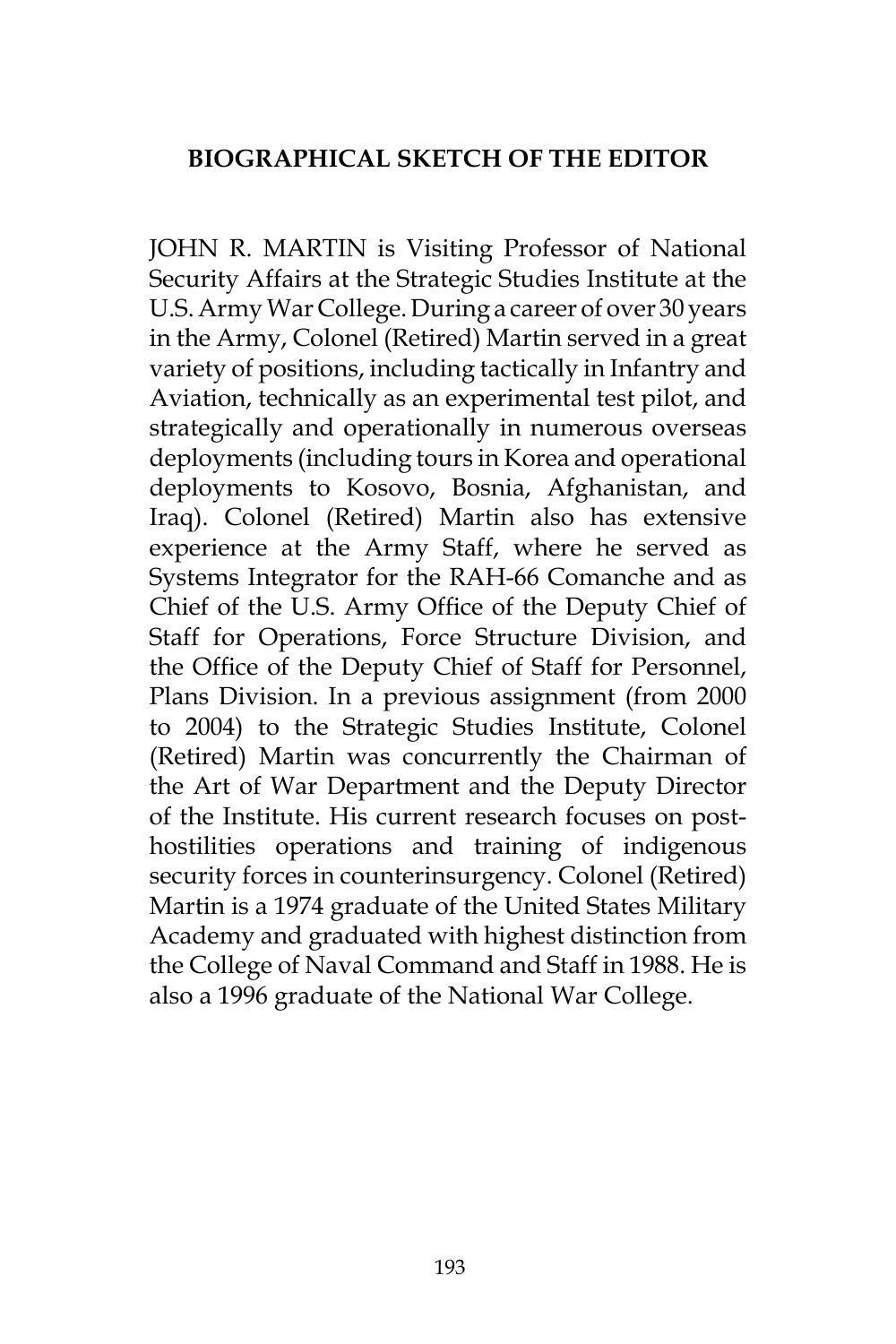## BIOGRAPHICAL SKETCH OF THE EDITOR

JOHN R. MARTIN is Visiting Professor of National Security Affairs at the Strategic Studies Institute at the U.S. Army War College. During a career of over 30 years in the Army, Colonel (Retired) Martin served in a great variety of positions, including tactically in Infantry and Aviation, technically as an experimental test pilot, and strategically and operationally in numerous overseas deployments (including tours in Korea and operational deployments to Kosovo, Bosnia, Afghanistan, and Iraq). Colonel (Retired) Martin also has extensive experience at the Army Staff, where he served as Systems Integrator for the RAH-66 Comanche and as Chief of the U.S. Army Office of the Deputy Chief of Staff for Operations, Force Structure Division, and the Office of the Deputy Chief of Staff for Personnel, Plans Division. In a previous assignment (from 2000 to 2004) to the Strategic Studies Institute, Colonel (Retired) Martin was concurrently the Chairman of the Art of War Department and the Deputy Director of the Institute. His current research focuses on post-hostilities operations and training of indigenous security forces in counterinsurgency. Colonel (Retired) Martin is a 1974 graduate of the United States Military Academy and graduated with highest distinction from the College of Naval Command and Staff in 1988. He is also a 1996 graduate of the National War College.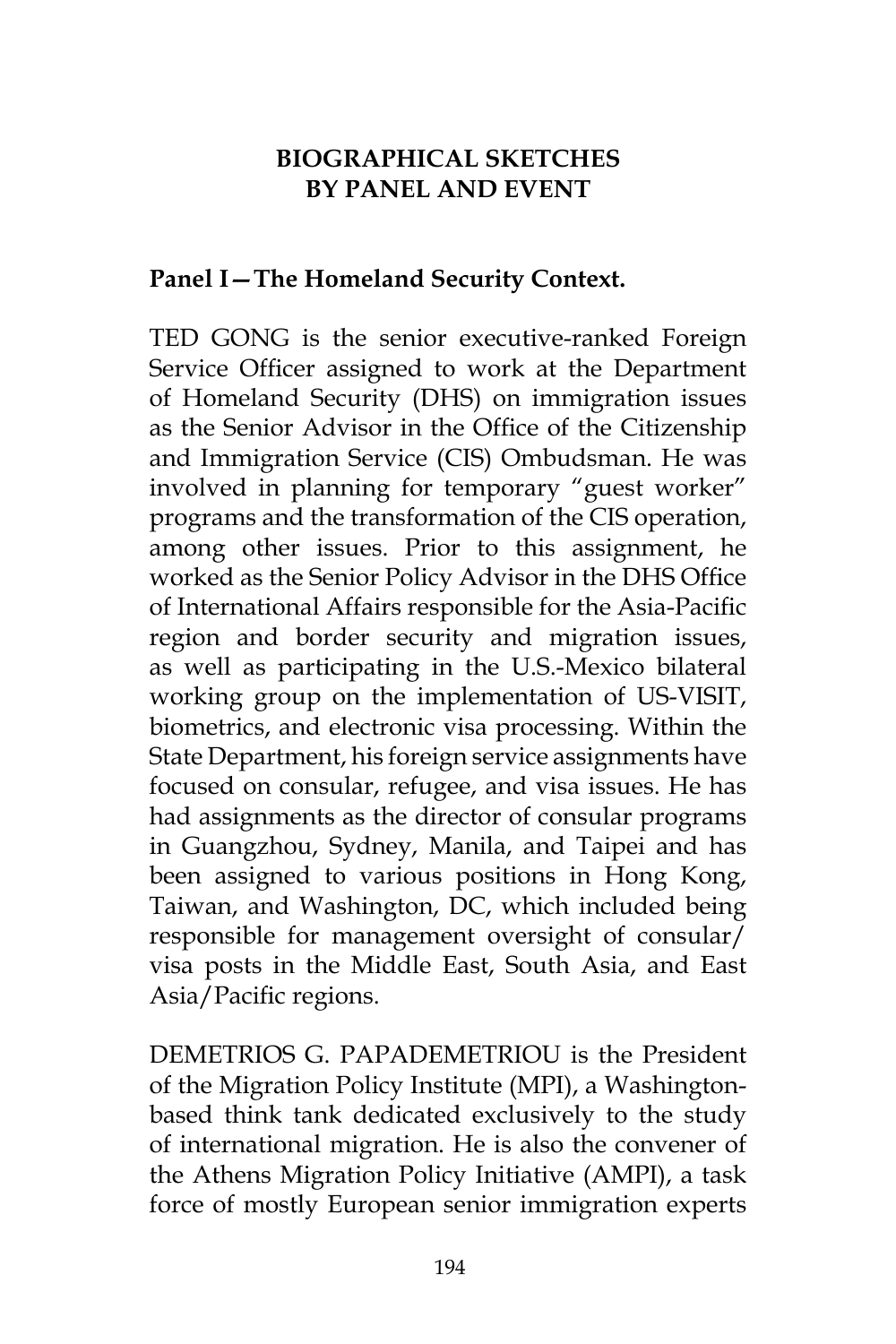## BIOGRAPHICAL SKETCHES BY PANEL AND EVENT

### Panel I—The Homeland Security Context.

TED GONG is the senior executive-ranked Foreign Service Officer assigned to work at the Department of Homeland Security (DHS) on immigration issues as the Senior Advisor in the Office of the Citizenship and Immigration Service (CIS) Ombudsman. He was involved in planning for temporary "guest worker" programs and the transformation of the CIS operation, among other issues. Prior to this assignment, he worked as the Senior Policy Advisor in the DHS Office of International Affairs responsible for the Asia-Pacific region and border security and migration issues, as well as participating in the U.S.-Mexico bilateral working group on the implementation of US-VISIT, biometrics, and electronic visa processing. Within the State Department, his foreign service assignments have focused on consular, refugee, and visa issues. He has had assignments as the director of consular programs in Guangzhou, Sydney, Manila, and Taipei and has been assigned to various positions in Hong Kong, Taiwan, and Washington, DC, which included being responsible for management oversight of consular/visa posts in the Middle East, South Asia, and East Asia/Pacific regions.

DEMETRIOS G. PAPADEMETRIOU is the President of the Migration Policy Institute (MPI), a Washington-based think tank dedicated exclusively to the study of international migration. He is also the convener of the Athens Migration Policy Initiative (AMPI), a task force of mostly European senior immigration experts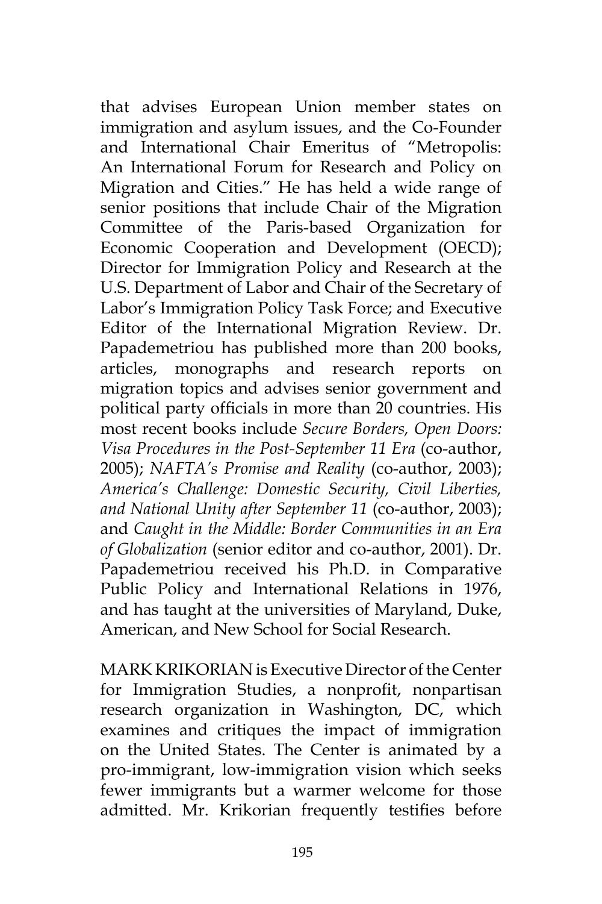that advises European Union member states on immigration and asylum issues, and the Co-Founder and International Chair Emeritus of "Metropolis: An International Forum for Research and Policy on Migration and Cities." He has held a wide range of senior positions that include Chair of the Migration Committee of the Paris-based Organization for Economic Cooperation and Development (OECD); Director for Immigration Policy and Research at the U.S. Department of Labor and Chair of the Secretary of Labor's Immigration Policy Task Force; and Executive Editor of the International Migration Review. Dr. Papademetriou has published more than 200 books, articles, monographs and research reports on migration topics and advises senior government and political party officials in more than 20 countries. His most recent books include *Secure Borders, Open Doors: Visa Procedures in the Post-September 11 Era* (co-author, 2005); *NAFTA's Promise and Reality* (co-author, 2003); *America's Challenge: Domestic Security, Civil Liberties, and National Unity after September 11* (co-author, 2003); and *Caught in the Middle: Border Communities in an Era of Globalization* (senior editor and co-author, 2001). Dr. Papademetriou received his Ph.D. in Comparative Public Policy and International Relations in 1976, and has taught at the universities of Maryland, Duke, American, and New School for Social Research.

MARK KRIKORIAN is Executive Director of the Center for Immigration Studies, a nonprofit, nonpartisan research organization in Washington, DC, which examines and critiques the impact of immigration on the United States. The Center is animated by a pro-immigrant, low-immigration vision which seeks fewer immigrants but a warmer welcome for those admitted. Mr. Krikorian frequently testifies before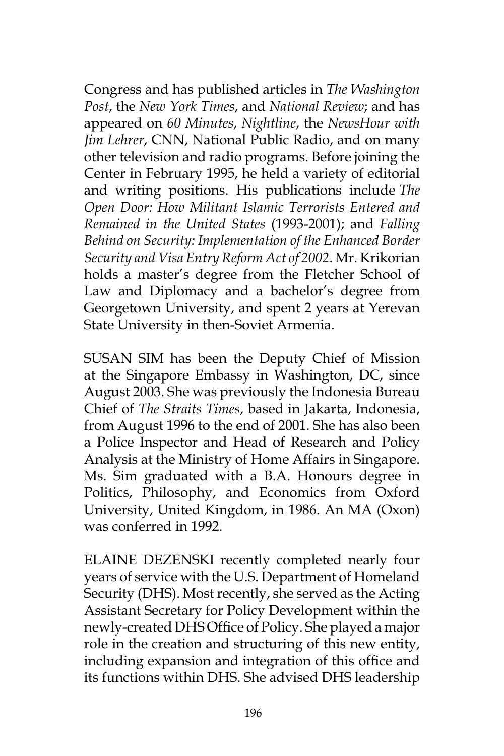Congress and has published articles in *The Washington Post*, the *New York Times*, and *National Review*; and has appeared on *60 Minutes*, *Nightline*, the *NewsHour with Jim Lehrer*, CNN, National Public Radio, and on many other television and radio programs. Before joining the Center in February 1995, he held a variety of editorial and writing positions. His publications include *The Open Door: How Militant Islamic Terrorists Entered and Remained in the United States* (1993-2001); and *Falling Behind on Security: Implementation of the Enhanced Border Security and Visa Entry Reform Act of 2002*. Mr. Krikorian holds a master's degree from the Fletcher School of Law and Diplomacy and a bachelor's degree from Georgetown University, and spent 2 years at Yerevan State University in then-Soviet Armenia.

SUSAN SIM has been the Deputy Chief of Mission at the Singapore Embassy in Washington, DC, since August 2003. She was previously the Indonesia Bureau Chief of *The Straits Times*, based in Jakarta, Indonesia, from August 1996 to the end of 2001. She has also been a Police Inspector and Head of Research and Policy Analysis at the Ministry of Home Affairs in Singapore. Ms. Sim graduated with a B.A. Honours degree in Politics, Philosophy, and Economics from Oxford University, United Kingdom, in 1986. An MA (Oxon) was conferred in 1992.

ELAINE DEZENSKI recently completed nearly four years of service with the U.S. Department of Homeland Security (DHS). Most recently, she served as the Acting Assistant Secretary for Policy Development within the newly-created DHS Office of Policy. She played a major role in the creation and structuring of this new entity, including expansion and integration of this office and its functions within DHS. She advised DHS leadership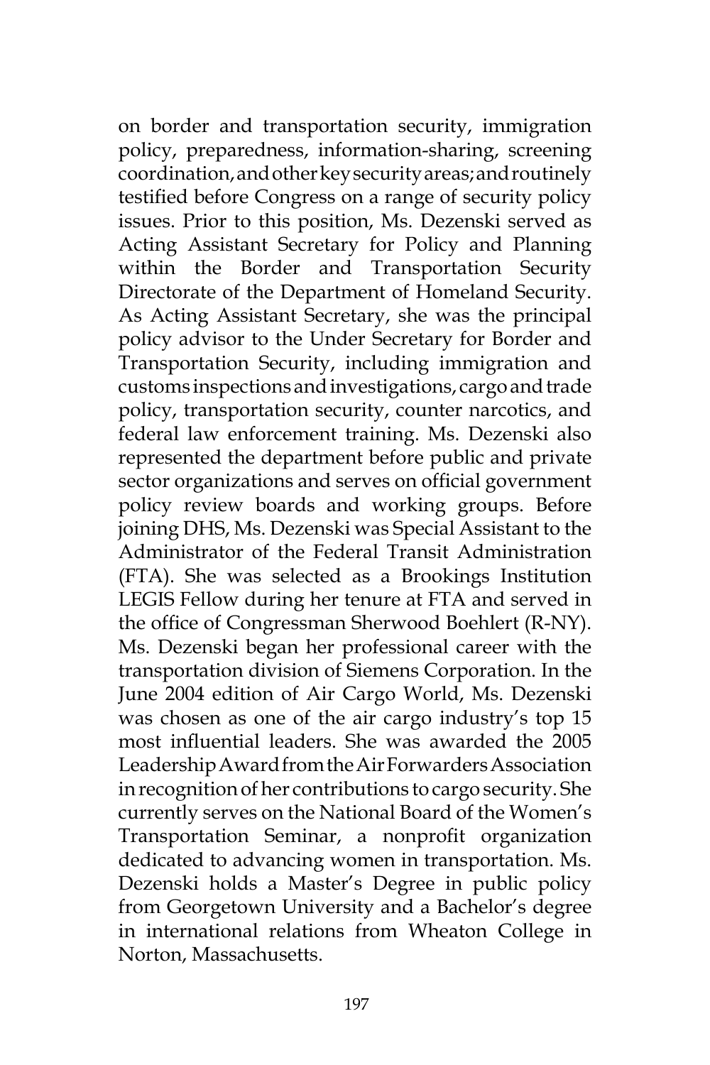on border and transportation security, immigration policy, preparedness, information-sharing, screening coordination, and other key security areas; and routinely testified before Congress on a range of security policy issues. Prior to this position, Ms. Dezenski served as Acting Assistant Secretary for Policy and Planning within the Border and Transportation Security Directorate of the Department of Homeland Security. As Acting Assistant Secretary, she was the principal policy advisor to the Under Secretary for Border and Transportation Security, including immigration and customs inspections and investigations, cargo and trade policy, transportation security, counter narcotics, and federal law enforcement training. Ms. Dezenski also represented the department before public and private sector organizations and serves on official government policy review boards and working groups. Before joining DHS, Ms. Dezenski was Special Assistant to the Administrator of the Federal Transit Administration (FTA). She was selected as a Brookings Institution LEGIS Fellow during her tenure at FTA and served in the office of Congressman Sherwood Boehlert (R-NY). Ms. Dezenski began her professional career with the transportation division of Siemens Corporation. In the June 2004 edition of Air Cargo World, Ms. Dezenski was chosen as one of the air cargo industry's top 15 most influential leaders. She was awarded the 2005 Leadership Award from the Air Forwarders Association in recognition of her contributions to cargo security. She currently serves on the National Board of the Women's Transportation Seminar, a nonprofit organization dedicated to advancing women in transportation. Ms. Dezenski holds a Master's Degree in public policy from Georgetown University and a Bachelor's degree in international relations from Wheaton College in Norton, Massachusetts.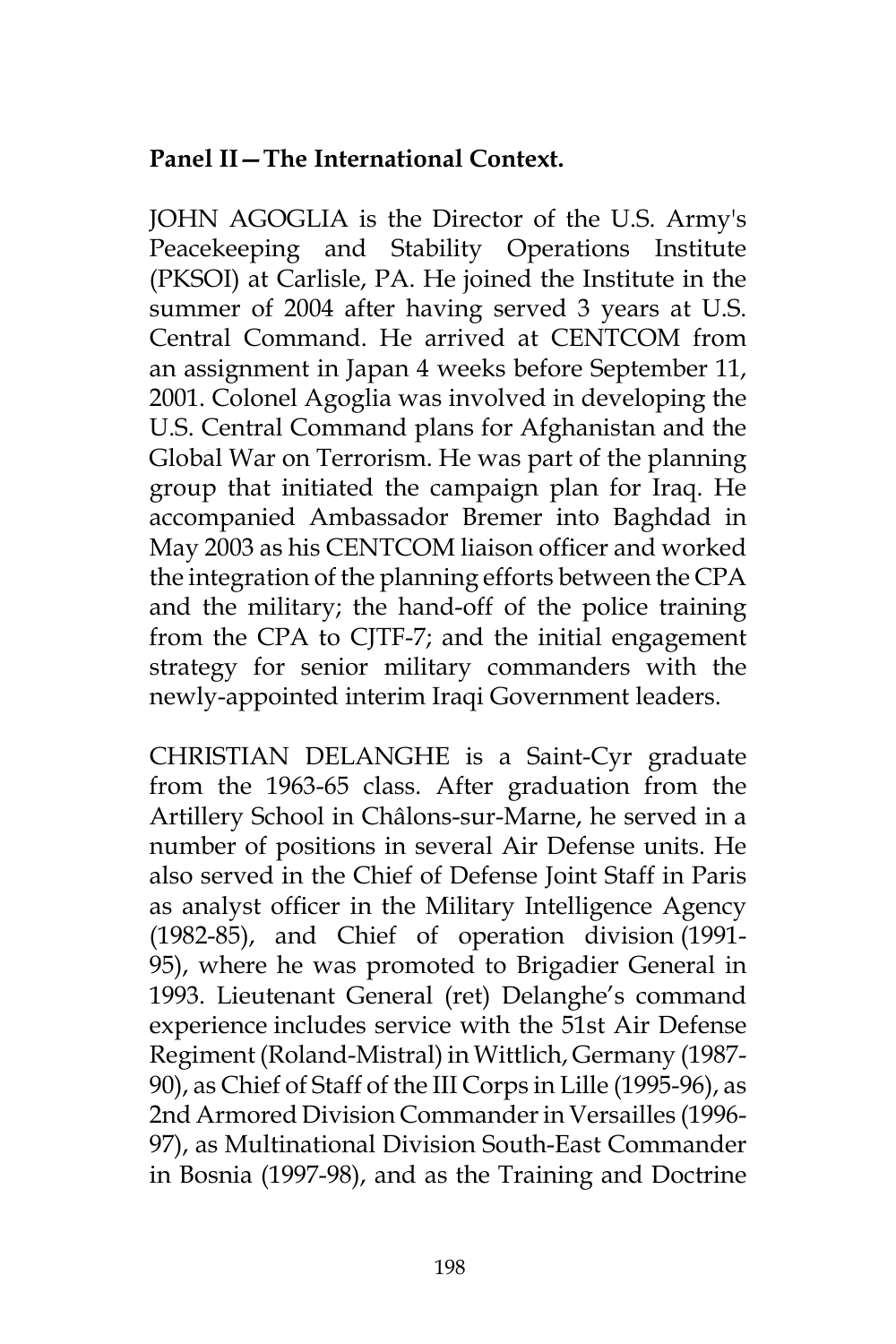**Panel II—The International Context.**

JOHN AGOGLIA is the Director of the U.S. Army's Peacekeeping and Stability Operations Institute (PKSOI) at Carlisle, PA. He joined the Institute in the summer of 2004 after having served 3 years at U.S. Central Command. He arrived at CENTCOM from an assignment in Japan 4 weeks before September 11, 2001. Colonel Agoglia was involved in developing the U.S. Central Command plans for Afghanistan and the Global War on Terrorism. He was part of the planning group that initiated the campaign plan for Iraq. He accompanied Ambassador Bremer into Baghdad in May 2003 as his CENTCOM liaison officer and worked the integration of the planning efforts between the CPA and the military; the hand-off of the police training from the CPA to CJTF-7; and the initial engagement strategy for senior military commanders with the newly-appointed interim Iraqi Government leaders.

CHRISTIAN DELANGHE is a Saint-Cyr graduate from the 1963-65 class. After graduation from the Artillery School in Châlons-sur-Marne, he served in a number of positions in several Air Defense units. He also served in the Chief of Defense Joint Staff in Paris as analyst officer in the Military Intelligence Agency (1982-85), and Chief of operation division (1991-95), where he was promoted to Brigadier General in 1993. Lieutenant General (ret) Delanghe's command experience includes service with the 51st Air Defense Regiment (Roland-Mistral) in Wittlich, Germany (1987-90), as Chief of Staff of the III Corps in Lille (1995-96), as 2nd Armored Division Commander in Versailles (1996-97), as Multinational Division South-East Commander in Bosnia (1997-98), and as the Training and Doctrine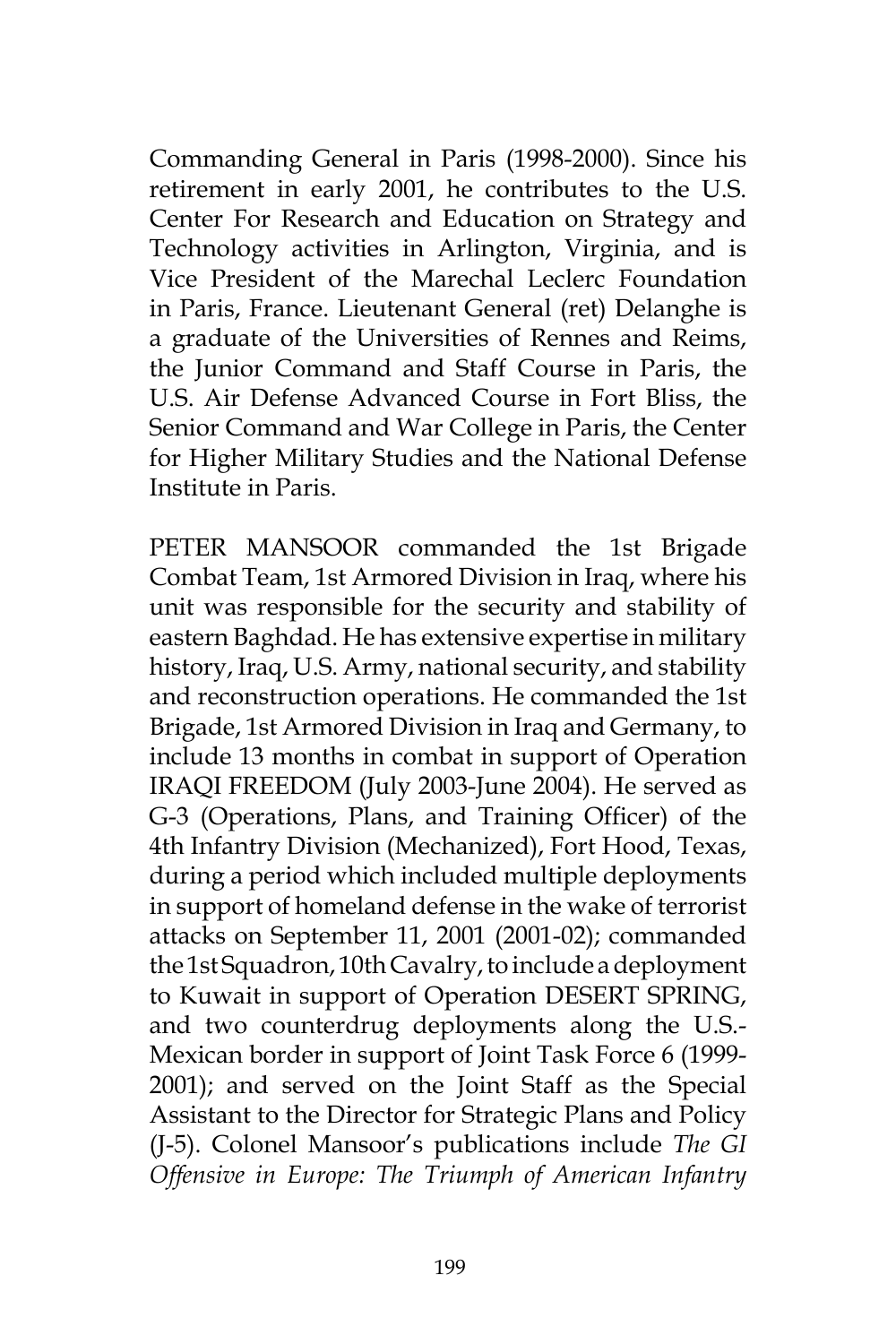Commanding General in Paris (1998-2000). Since his retirement in early 2001, he contributes to the U.S. Center For Research and Education on Strategy and Technology activities in Arlington, Virginia, and is Vice President of the Marechal Leclerc Foundation in Paris, France. Lieutenant General (ret) Delanghe is a graduate of the Universities of Rennes and Reims, the Junior Command and Staff Course in Paris, the U.S. Air Defense Advanced Course in Fort Bliss, the Senior Command and War College in Paris, the Center for Higher Military Studies and the National Defense Institute in Paris.

PETER MANSOOR commanded the 1st Brigade Combat Team, 1st Armored Division in Iraq, where his unit was responsible for the security and stability of eastern Baghdad. He has extensive expertise in military history, Iraq, U.S. Army, national security, and stability and reconstruction operations. He commanded the 1st Brigade, 1st Armored Division in Iraq and Germany, to include 13 months in combat in support of Operation IRAQI FREEDOM (July 2003-June 2004). He served as G-3 (Operations, Plans, and Training Officer) of the 4th Infantry Division (Mechanized), Fort Hood, Texas, during a period which included multiple deployments in support of homeland defense in the wake of terrorist attacks on September 11, 2001 (2001-02); commanded the 1st Squadron, 10th Cavalry, to include a deployment to Kuwait in support of Operation DESERT SPRING, and two counterdrug deployments along the U.S.-Mexican border in support of Joint Task Force 6 (1999-2001); and served on the Joint Staff as the Special Assistant to the Director for Strategic Plans and Policy (J-5). Colonel Mansoor's publications include *The GI Offensive in Europe: The Triumph of American Infantry*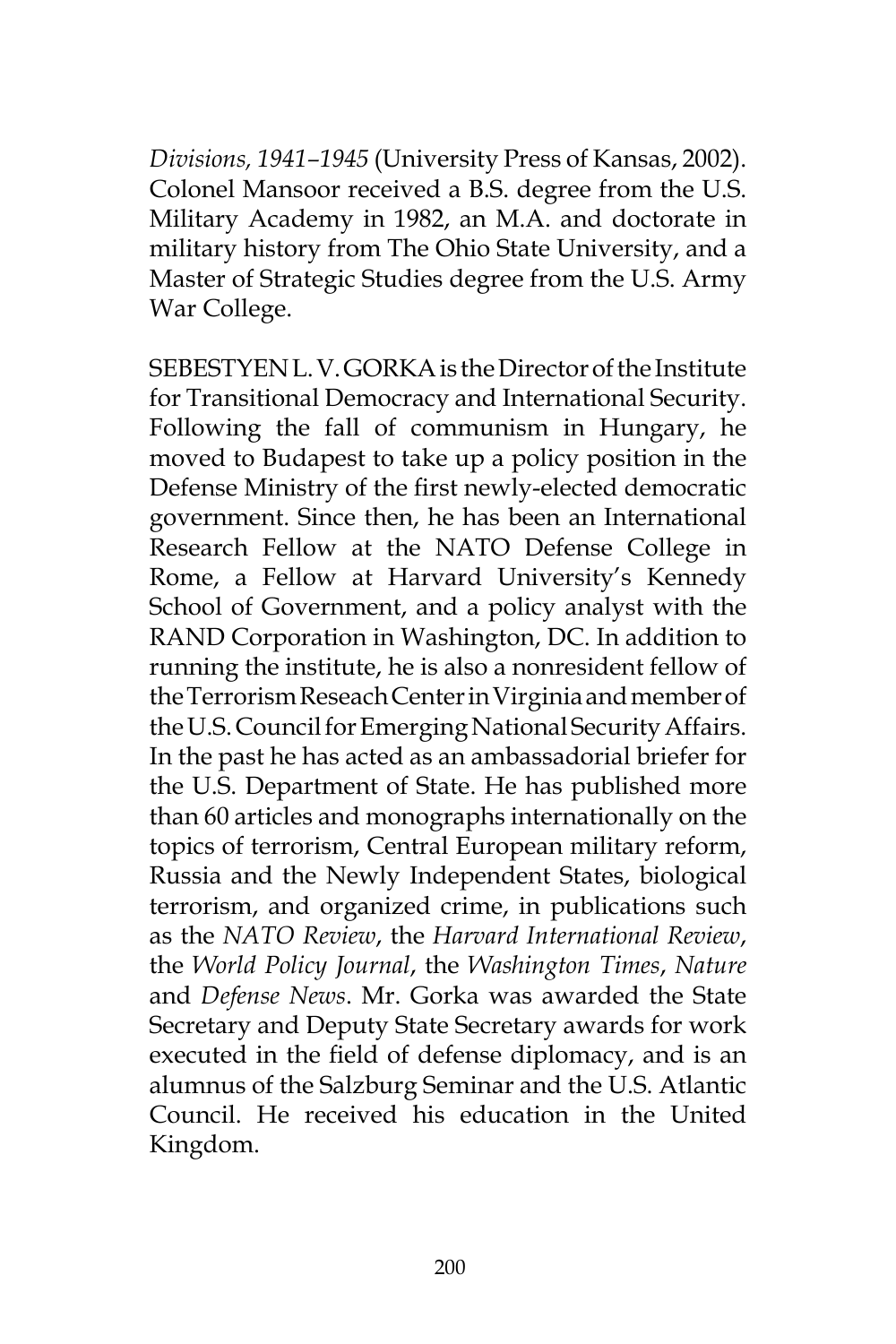*Divisions, 1941–1945* (University Press of Kansas, 2002). Colonel Mansoor received a B.S. degree from the U.S. Military Academy in 1982, an M.A. and doctorate in military history from The Ohio State University, and a Master of Strategic Studies degree from the U.S. Army War College.

SEBESTYEN L. V. GORKA is the Director of the Institute for Transitional Democracy and International Security. Following the fall of communism in Hungary, he moved to Budapest to take up a policy position in the Defense Ministry of the first newly-elected democratic government. Since then, he has been an International Research Fellow at the NATO Defense College in Rome, a Fellow at Harvard University's Kennedy School of Government, and a policy analyst with the RAND Corporation in Washington, DC. In addition to running the institute, he is also a nonresident fellow of the Terrorism Reseach Center in Virginia and member of the U.S. Council for Emerging National Security Affairs. In the past he has acted as an ambassadorial briefer for the U.S. Department of State. He has published more than 60 articles and monographs internationally on the topics of terrorism, Central European military reform, Russia and the Newly Independent States, biological terrorism, and organized crime, in publications such as the *NATO Review*, the *Harvard International Review*, the *World Policy Journal*, the *Washington Times*, *Nature* and *Defense News*. Mr. Gorka was awarded the State Secretary and Deputy State Secretary awards for work executed in the field of defense diplomacy, and is an alumnus of the Salzburg Seminar and the U.S. Atlantic Council. He received his education in the United Kingdom.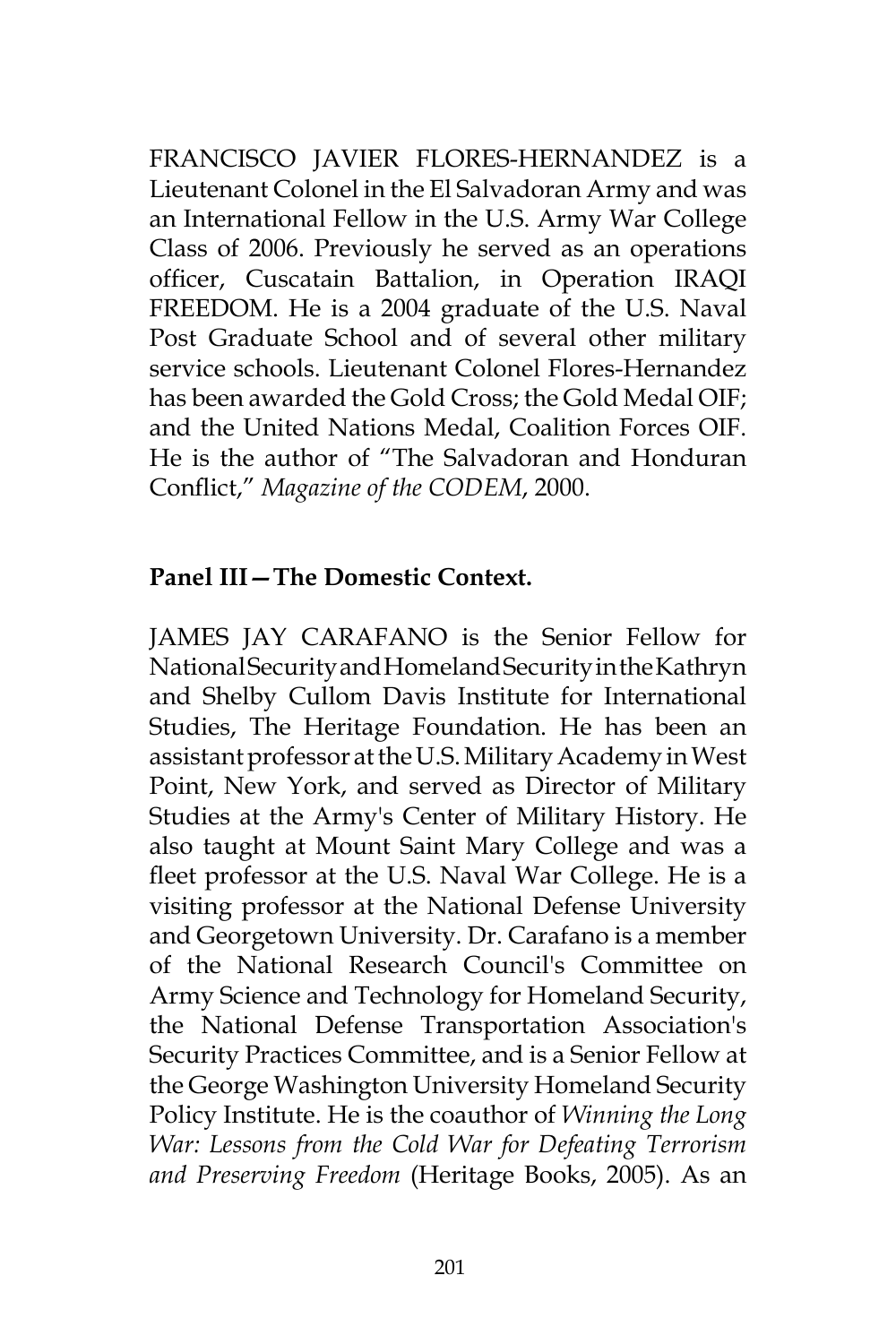FRANCISCO JAVIER FLORES-HERNANDEZ is a Lieutenant Colonel in the El Salvadoran Army and was an International Fellow in the U.S. Army War College Class of 2006. Previously he served as an operations officer, Cuscatain Battalion, in Operation IRAQI FREEDOM. He is a 2004 graduate of the U.S. Naval Post Graduate School and of several other military service schools. Lieutenant Colonel Flores-Hernandez has been awarded the Gold Cross; the Gold Medal OIF; and the United Nations Medal, Coalition Forces OIF. He is the author of "The Salvadoran and Honduran Conflict," *Magazine of the CODEM*, 2000.

**Panel III—The Domestic Context.**

JAMES JAY CARAFANO is the Senior Fellow for National Security and Homeland Security in the Kathryn and Shelby Cullom Davis Institute for International Studies, The Heritage Foundation. He has been an assistant professor at the U.S. Military Academy in West Point, New York, and served as Director of Military Studies at the Army's Center of Military History. He also taught at Mount Saint Mary College and was a fleet professor at the U.S. Naval War College. He is a visiting professor at the National Defense University and Georgetown University. Dr. Carafano is a member of the National Research Council's Committee on Army Science and Technology for Homeland Security, the National Defense Transportation Association's Security Practices Committee, and is a Senior Fellow at the George Washington University Homeland Security Policy Institute. He is the coauthor of *Winning the Long War: Lessons from the Cold War for Defeating Terrorism and Preserving Freedom* (Heritage Books, 2005). As an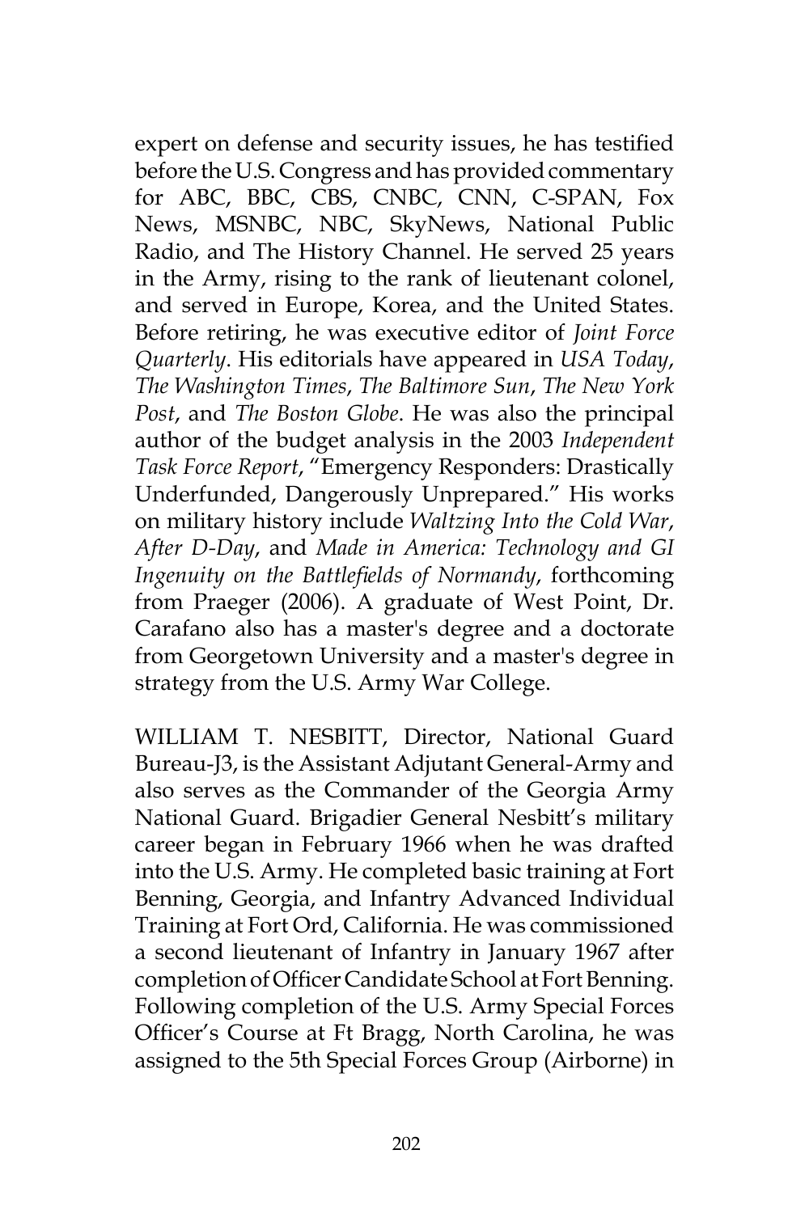expert on defense and security issues, he has testified before the U.S. Congress and has provided commentary for ABC, BBC, CBS, CNBC, CNN, C-SPAN, Fox News, MSNBC, NBC, SkyNews, National Public Radio, and The History Channel. He served 25 years in the Army, rising to the rank of lieutenant colonel, and served in Europe, Korea, and the United States. Before retiring, he was executive editor of *Joint Force Quarterly*. His editorials have appeared in *USA Today*, *The Washington Times*, *The Baltimore Sun*, *The New York Post*, and *The Boston Globe*. He was also the principal author of the budget analysis in the 2003 *Independent Task Force Report*, "Emergency Responders: Drastically Underfunded, Dangerously Unprepared." His works on military history include *Waltzing Into the Cold War*, *After D-Day*, and *Made in America: Technology and GI Ingenuity on the Battlefields of Normandy*, forthcoming from Praeger (2006). A graduate of West Point, Dr. Carafano also has a master's degree and a doctorate from Georgetown University and a master's degree in strategy from the U.S. Army War College.

WILLIAM T. NESBITT, Director, National Guard Bureau-J3, is the Assistant Adjutant General-Army and also serves as the Commander of the Georgia Army National Guard. Brigadier General Nesbitt's military career began in February 1966 when he was drafted into the U.S. Army. He completed basic training at Fort Benning, Georgia, and Infantry Advanced Individual Training at Fort Ord, California. He was commissioned a second lieutenant of Infantry in January 1967 after completion of Officer Candidate School at Fort Benning. Following completion of the U.S. Army Special Forces Officer's Course at Ft Bragg, North Carolina, he was assigned to the 5th Special Forces Group (Airborne) in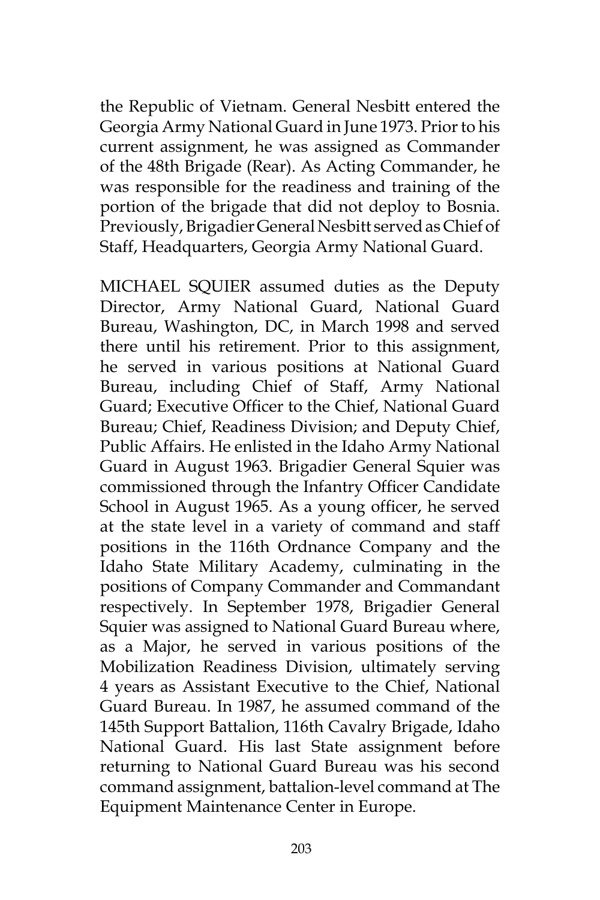the Republic of Vietnam. General Nesbitt entered the Georgia Army National Guard in June 1973. Prior to his current assignment, he was assigned as Commander of the 48th Brigade (Rear). As Acting Commander, he was responsible for the readiness and training of the portion of the brigade that did not deploy to Bosnia. Previously, Brigadier General Nesbitt served as Chief of Staff, Headquarters, Georgia Army National Guard.

MICHAEL SQUIER assumed duties as the Deputy Director, Army National Guard, National Guard Bureau, Washington, DC, in March 1998 and served there until his retirement. Prior to this assignment, he served in various positions at National Guard Bureau, including Chief of Staff, Army National Guard; Executive Officer to the Chief, National Guard Bureau; Chief, Readiness Division; and Deputy Chief, Public Affairs. He enlisted in the Idaho Army National Guard in August 1963. Brigadier General Squier was commissioned through the Infantry Officer Candidate School in August 1965. As a young officer, he served at the state level in a variety of command and staff positions in the 116th Ordnance Company and the Idaho State Military Academy, culminating in the positions of Company Commander and Commandant respectively. In September 1978, Brigadier General Squier was assigned to National Guard Bureau where, as a Major, he served in various positions of the Mobilization Readiness Division, ultimately serving 4 years as Assistant Executive to the Chief, National Guard Bureau. In 1987, he assumed command of the 145th Support Battalion, 116th Cavalry Brigade, Idaho National Guard. His last State assignment before returning to National Guard Bureau was his second command assignment, battalion-level command at The Equipment Maintenance Center in Europe.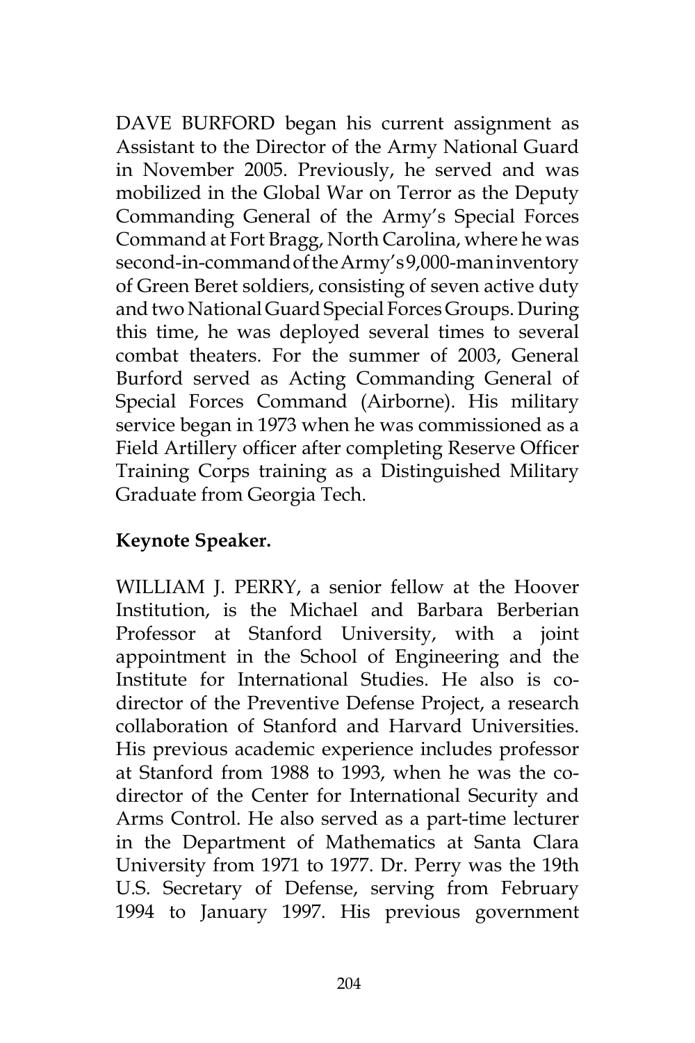DAVE BURFORD began his current assignment as Assistant to the Director of the Army National Guard in November 2005. Previously, he served and was mobilized in the Global War on Terror as the Deputy Commanding General of the Army's Special Forces Command at Fort Bragg, North Carolina, where he was second-in-command of the Army's 9,000-man inventory of Green Beret soldiers, consisting of seven active duty and two National Guard Special Forces Groups. During this time, he was deployed several times to several combat theaters. For the summer of 2003, General Burford served as Acting Commanding General of Special Forces Command (Airborne). His military service began in 1973 when he was commissioned as a Field Artillery officer after completing Reserve Officer Training Corps training as a Distinguished Military Graduate from Georgia Tech.

**Keynote Speaker.**

WILLIAM J. PERRY, a senior fellow at the Hoover Institution, is the Michael and Barbara Berberian Professor at Stanford University, with a joint appointment in the School of Engineering and the Institute for International Studies. He also is co-director of the Preventive Defense Project, a research collaboration of Stanford and Harvard Universities. His previous academic experience includes professor at Stanford from 1988 to 1993, when he was the co-director of the Center for International Security and Arms Control. He also served as a part-time lecturer in the Department of Mathematics at Santa Clara University from 1971 to 1977. Dr. Perry was the 19th U.S. Secretary of Defense, serving from February 1994 to January 1997. His previous government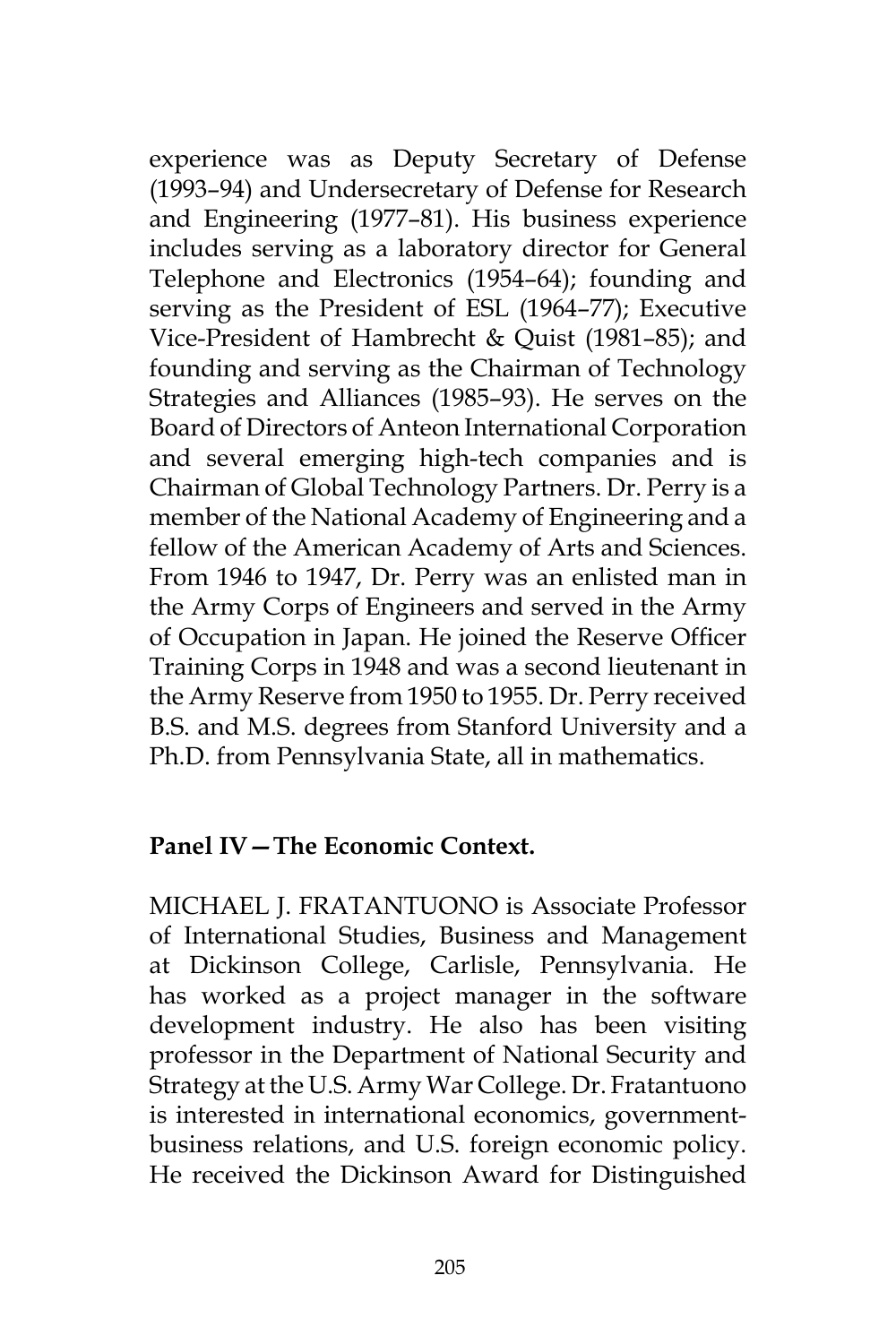experience was as Deputy Secretary of Defense (1993–94) and Undersecretary of Defense for Research and Engineering (1977–81). His business experience includes serving as a laboratory director for General Telephone and Electronics (1954–64); founding and serving as the President of ESL (1964–77); Executive Vice-President of Hambrecht & Quist (1981–85); and founding and serving as the Chairman of Technology Strategies and Alliances (1985–93). He serves on the Board of Directors of Anteon International Corporation and several emerging high-tech companies and is Chairman of Global Technology Partners. Dr. Perry is a member of the National Academy of Engineering and a fellow of the American Academy of Arts and Sciences. From 1946 to 1947, Dr. Perry was an enlisted man in the Army Corps of Engineers and served in the Army of Occupation in Japan. He joined the Reserve Officer Training Corps in 1948 and was a second lieutenant in the Army Reserve from 1950 to 1955. Dr. Perry received B.S. and M.S. degrees from Stanford University and a Ph.D. from Pennsylvania State, all in mathematics.

**Panel IV—The Economic Context.**

MICHAEL J. FRATANTUONO is Associate Professor of International Studies, Business and Management at Dickinson College, Carlisle, Pennsylvania. He has worked as a project manager in the software development industry. He also has been visiting professor in the Department of National Security and Strategy at the U.S. Army War College. Dr. Fratantuono is interested in international economics, government-business relations, and U.S. foreign economic policy. He received the Dickinson Award for Distinguished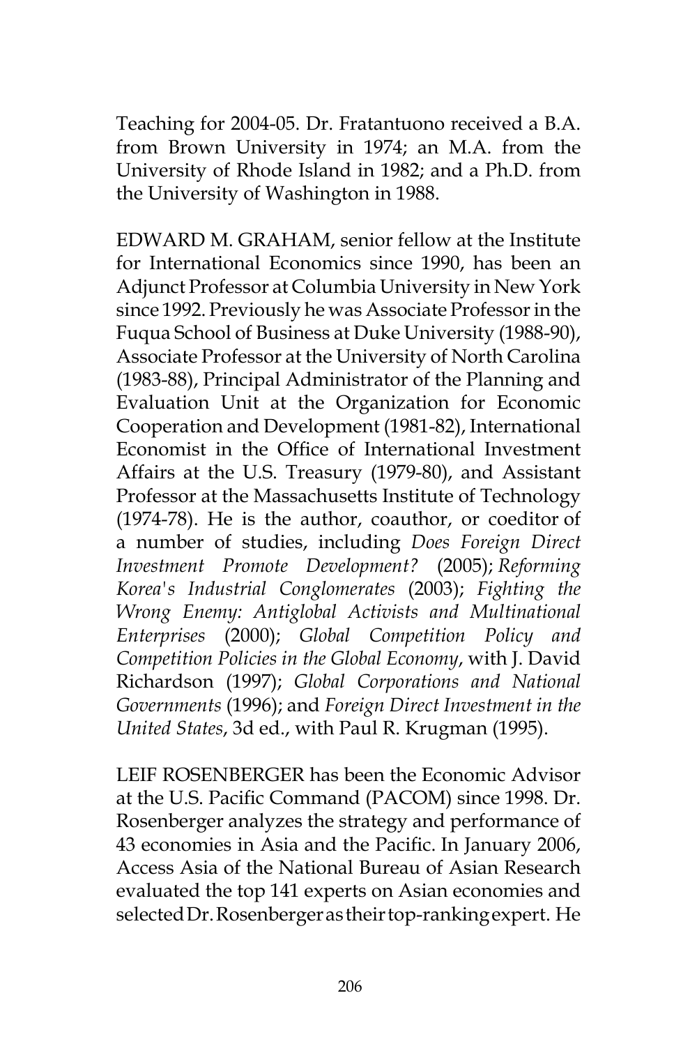Teaching for 2004-05. Dr. Fratantuono received a B.A. from Brown University in 1974; an M.A. from the University of Rhode Island in 1982; and a Ph.D. from the University of Washington in 1988.

EDWARD M. GRAHAM, senior fellow at the Institute for International Economics since 1990, has been an Adjunct Professor at Columbia University in New York since 1992. Previously he was Associate Professor in the Fuqua School of Business at Duke University (1988-90), Associate Professor at the University of North Carolina (1983-88), Principal Administrator of the Planning and Evaluation Unit at the Organization for Economic Cooperation and Development (1981-82), International Economist in the Office of International Investment Affairs at the U.S. Treasury (1979-80), and Assistant Professor at the Massachusetts Institute of Technology (1974-78). He is the author, coauthor, or coeditor of a number of studies, including *Does Foreign Direct Investment Promote Development?* (2005); *Reforming Korea's Industrial Conglomerates* (2003); *Fighting the Wrong Enemy: Antiglobal Activists and Multinational Enterprises* (2000); *Global Competition Policy and Competition Policies in the Global Economy*, with J. David Richardson (1997); *Global Corporations and National Governments* (1996); and *Foreign Direct Investment in the United States*, 3d ed., with Paul R. Krugman (1995).

LEIF ROSENBERGER has been the Economic Advisor at the U.S. Pacific Command (PACOM) since 1998. Dr. Rosenberger analyzes the strategy and performance of 43 economies in Asia and the Pacific. In January 2006, Access Asia of the National Bureau of Asian Research evaluated the top 141 experts on Asian economies and selected Dr. Rosenberger as their top-ranking expert. He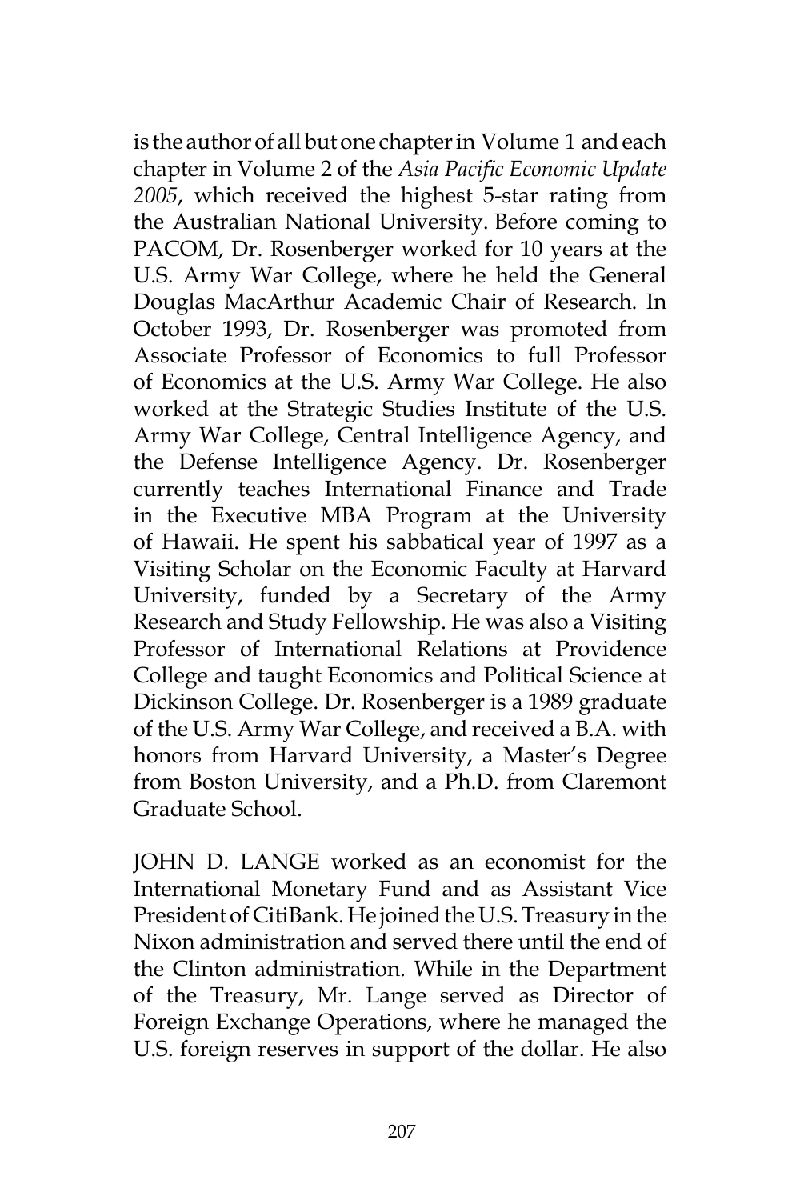is the author of all but one chapter in Volume 1 and each chapter in Volume 2 of the *Asia Pacific Economic Update 2005*, which received the highest 5-star rating from the Australian National University. Before coming to PACOM, Dr. Rosenberger worked for 10 years at the U.S. Army War College, where he held the General Douglas MacArthur Academic Chair of Research. In October 1993, Dr. Rosenberger was promoted from Associate Professor of Economics to full Professor of Economics at the U.S. Army War College. He also worked at the Strategic Studies Institute of the U.S. Army War College, Central Intelligence Agency, and the Defense Intelligence Agency. Dr. Rosenberger currently teaches International Finance and Trade in the Executive MBA Program at the University of Hawaii. He spent his sabbatical year of 1997 as a Visiting Scholar on the Economic Faculty at Harvard University, funded by a Secretary of the Army Research and Study Fellowship. He was also a Visiting Professor of International Relations at Providence College and taught Economics and Political Science at Dickinson College. Dr. Rosenberger is a 1989 graduate of the U.S. Army War College, and received a B.A. with honors from Harvard University, a Master's Degree from Boston University, and a Ph.D. from Claremont Graduate School.

JOHN D. LANGE worked as an economist for the International Monetary Fund and as Assistant Vice President of CitiBank. He joined the U.S. Treasury in the Nixon administration and served there until the end of the Clinton administration. While in the Department of the Treasury, Mr. Lange served as Director of Foreign Exchange Operations, where he managed the U.S. foreign reserves in support of the dollar. He also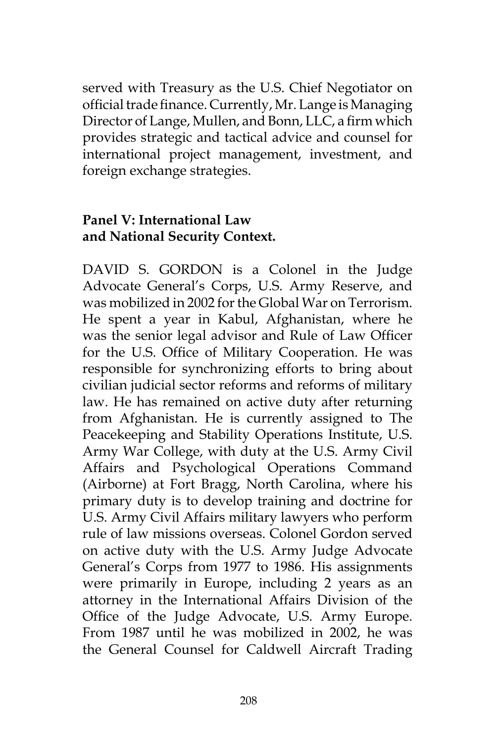served with Treasury as the U.S. Chief Negotiator on official trade finance. Currently, Mr. Lange is Managing Director of Lange, Mullen, and Bonn, LLC, a firm which provides strategic and tactical advice and counsel for international project management, investment, and foreign exchange strategies.

**Panel V: International Law and National Security Context.**

DAVID S. GORDON is a Colonel in the Judge Advocate General's Corps, U.S. Army Reserve, and was mobilized in 2002 for the Global War on Terrorism. He spent a year in Kabul, Afghanistan, where he was the senior legal advisor and Rule of Law Officer for the U.S. Office of Military Cooperation. He was responsible for synchronizing efforts to bring about civilian judicial sector reforms and reforms of military law. He has remained on active duty after returning from Afghanistan. He is currently assigned to The Peacekeeping and Stability Operations Institute, U.S. Army War College, with duty at the U.S. Army Civil Affairs and Psychological Operations Command (Airborne) at Fort Bragg, North Carolina, where his primary duty is to develop training and doctrine for U.S. Army Civil Affairs military lawyers who perform rule of law missions overseas. Colonel Gordon served on active duty with the U.S. Army Judge Advocate General's Corps from 1977 to 1986. His assignments were primarily in Europe, including 2 years as an attorney in the International Affairs Division of the Office of the Judge Advocate, U.S. Army Europe. From 1987 until he was mobilized in 2002, he was the General Counsel for Caldwell Aircraft Trading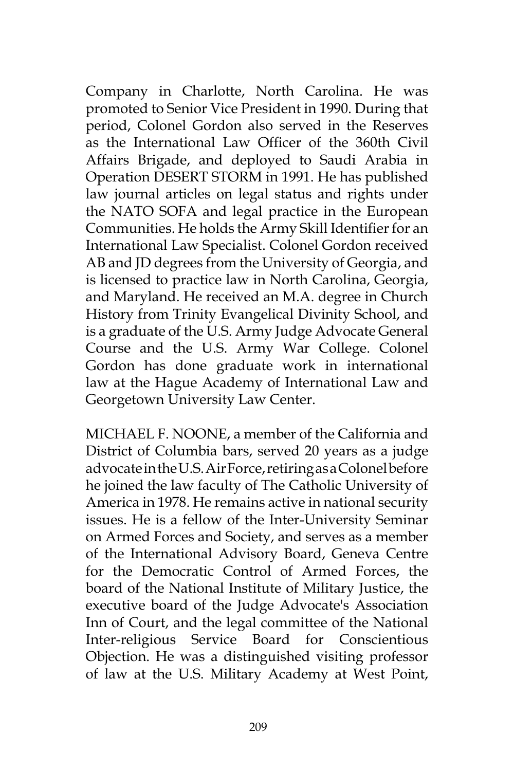Company in Charlotte, North Carolina. He was promoted to Senior Vice President in 1990. During that period, Colonel Gordon also served in the Reserves as the International Law Officer of the 360th Civil Affairs Brigade, and deployed to Saudi Arabia in Operation DESERT STORM in 1991. He has published law journal articles on legal status and rights under the NATO SOFA and legal practice in the European Communities. He holds the Army Skill Identifier for an International Law Specialist. Colonel Gordon received AB and JD degrees from the University of Georgia, and is licensed to practice law in North Carolina, Georgia, and Maryland. He received an M.A. degree in Church History from Trinity Evangelical Divinity School, and is a graduate of the U.S. Army Judge Advocate General Course and the U.S. Army War College. Colonel Gordon has done graduate work in international law at the Hague Academy of International Law and Georgetown University Law Center.

MICHAEL F. NOONE, a member of the California and District of Columbia bars, served 20 years as a judge advocate in the U.S. Air Force, retiring as a Colonel before he joined the law faculty of The Catholic University of America in 1978. He remains active in national security issues. He is a fellow of the Inter-University Seminar on Armed Forces and Society, and serves as a member of the International Advisory Board, Geneva Centre for the Democratic Control of Armed Forces, the board of the National Institute of Military Justice, the executive board of the Judge Advocate's Association Inn of Court, and the legal committee of the National Inter-religious Service Board for Conscientious Objection. He was a distinguished visiting professor of law at the U.S. Military Academy at West Point,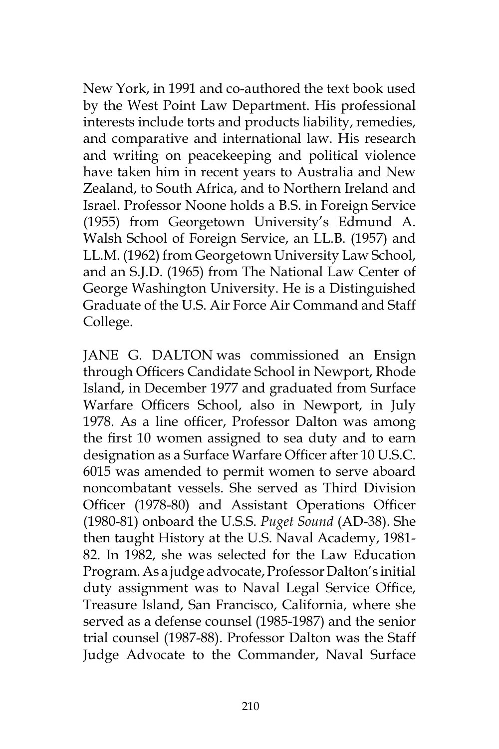New York, in 1991 and co-authored the text book used by the West Point Law Department. His professional interests include torts and products liability, remedies, and comparative and international law. His research and writing on peacekeeping and political violence have taken him in recent years to Australia and New Zealand, to South Africa, and to Northern Ireland and Israel. Professor Noone holds a B.S. in Foreign Service (1955) from Georgetown University's Edmund A. Walsh School of Foreign Service, an LL.B. (1957) and LL.M. (1962) from Georgetown University Law School, and an S.J.D. (1965) from The National Law Center of George Washington University. He is a Distinguished Graduate of the U.S. Air Force Air Command and Staff College.

JANE G. DALTON was commissioned an Ensign through Officers Candidate School in Newport, Rhode Island, in December 1977 and graduated from Surface Warfare Officers School, also in Newport, in July 1978. As a line officer, Professor Dalton was among the first 10 women assigned to sea duty and to earn designation as a Surface Warfare Officer after 10 U.S.C. 6015 was amended to permit women to serve aboard noncombatant vessels. She served as Third Division Officer (1978-80) and Assistant Operations Officer (1980-81) onboard the U.S.S. *Puget Sound* (AD-38). She then taught History at the U.S. Naval Academy, 1981-82. In 1982, she was selected for the Law Education Program. As a judge advocate, Professor Dalton's initial duty assignment was to Naval Legal Service Office, Treasure Island, San Francisco, California, where she served as a defense counsel (1985-1987) and the senior trial counsel (1987-88). Professor Dalton was the Staff Judge Advocate to the Commander, Naval Surface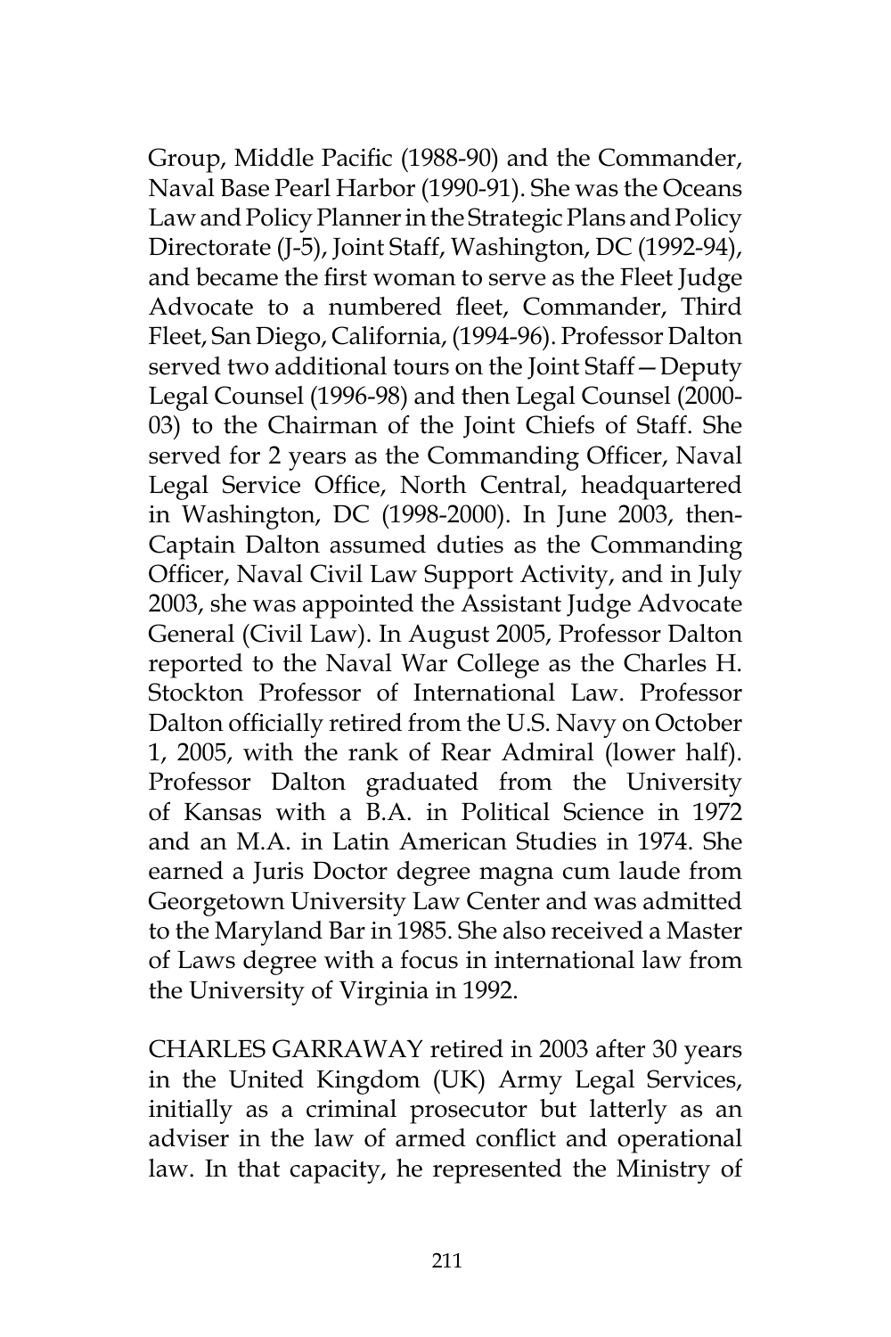Group, Middle Pacific (1988-90) and the Commander, Naval Base Pearl Harbor (1990-91). She was the Oceans Law and Policy Planner in the Strategic Plans and Policy Directorate (J-5), Joint Staff, Washington, DC (1992-94), and became the first woman to serve as the Fleet Judge Advocate to a numbered fleet, Commander, Third Fleet, San Diego, California, (1994-96). Professor Dalton served two additional tours on the Joint Staff—Deputy Legal Counsel (1996-98) and then Legal Counsel (2000-03) to the Chairman of the Joint Chiefs of Staff. She served for 2 years as the Commanding Officer, Naval Legal Service Office, North Central, headquartered in Washington, DC (1998-2000). In June 2003, then-Captain Dalton assumed duties as the Commanding Officer, Naval Civil Law Support Activity, and in July 2003, she was appointed the Assistant Judge Advocate General (Civil Law). In August 2005, Professor Dalton reported to the Naval War College as the Charles H. Stockton Professor of International Law. Professor Dalton officially retired from the U.S. Navy on October 1, 2005, with the rank of Rear Admiral (lower half). Professor Dalton graduated from the University of Kansas with a B.A. in Political Science in 1972 and an M.A. in Latin American Studies in 1974. She earned a Juris Doctor degree magna cum laude from Georgetown University Law Center and was admitted to the Maryland Bar in 1985. She also received a Master of Laws degree with a focus in international law from the University of Virginia in 1992.

CHARLES GARRAWAY retired in 2003 after 30 years in the United Kingdom (UK) Army Legal Services, initially as a criminal prosecutor but latterly as an adviser in the law of armed conflict and operational law. In that capacity, he represented the Ministry of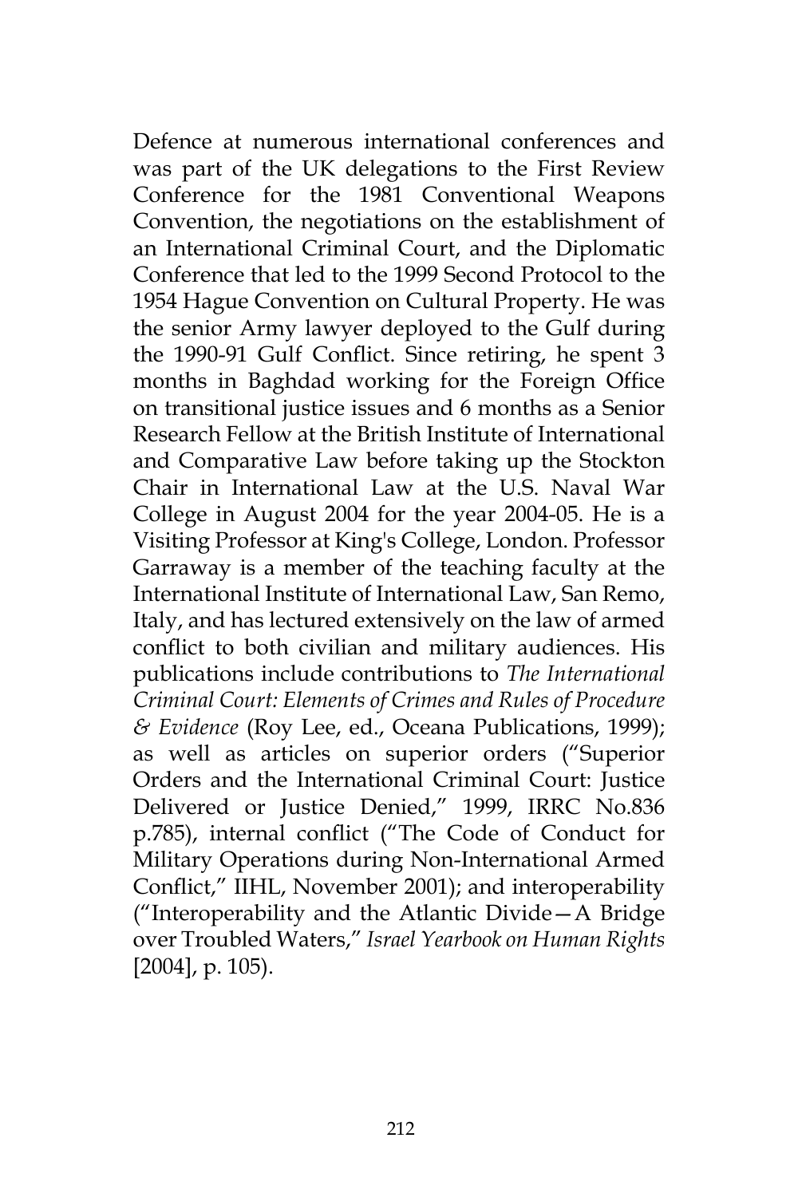Defence at numerous international conferences and was part of the UK delegations to the First Review Conference for the 1981 Conventional Weapons Convention, the negotiations on the establishment of an International Criminal Court, and the Diplomatic Conference that led to the 1999 Second Protocol to the 1954 Hague Convention on Cultural Property. He was the senior Army lawyer deployed to the Gulf during the 1990-91 Gulf Conflict. Since retiring, he spent 3 months in Baghdad working for the Foreign Office on transitional justice issues and 6 months as a Senior Research Fellow at the British Institute of International and Comparative Law before taking up the Stockton Chair in International Law at the U.S. Naval War College in August 2004 for the year 2004-05. He is a Visiting Professor at King's College, London. Professor Garraway is a member of the teaching faculty at the International Institute of International Law, San Remo, Italy, and has lectured extensively on the law of armed conflict to both civilian and military audiences. His publications include contributions to *The International Criminal Court: Elements of Crimes and Rules of Procedure & Evidence* (Roy Lee, ed., Oceana Publications, 1999); as well as articles on superior orders ("Superior Orders and the International Criminal Court: Justice Delivered or Justice Denied," 1999, IRRC No.836 p.785), internal conflict ("The Code of Conduct for Military Operations during Non-International Armed Conflict," IIHL, November 2001); and interoperability ("Interoperability and the Atlantic Divide—A Bridge over Troubled Waters," *Israel Yearbook on Human Rights* [2004], p. 105).